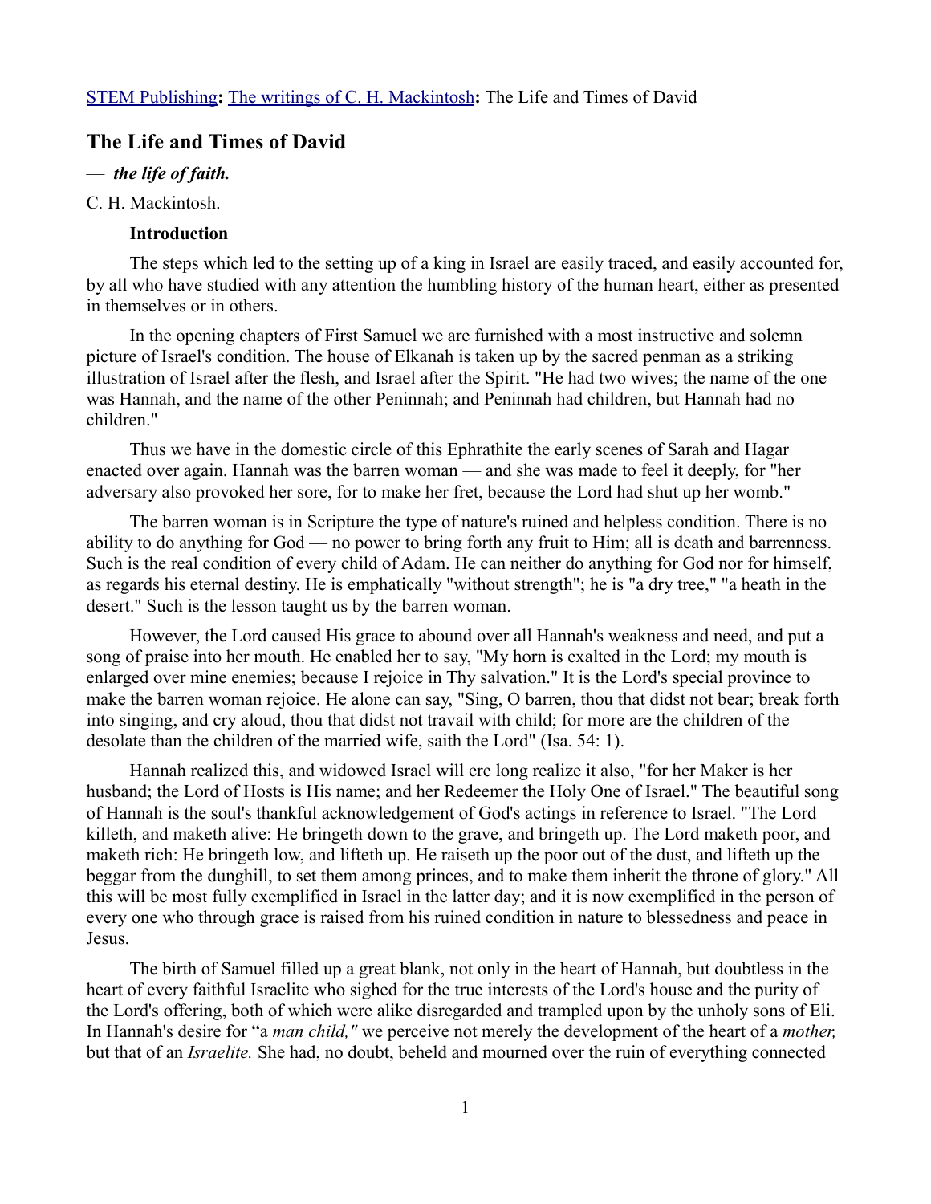STEM Publishing**:** The writings of C. H. Mackintosh**:** The Life and Times of David

## The Life and Times of David

— ***the life of faith.***

C. H. Mackintosh.

### Introduction

The steps which led to the setting up of a king in Israel are easily traced, and easily accounted for, by all who have studied with any attention the humbling history of the human heart, either as presented in themselves or in others.

In the opening chapters of First Samuel we are furnished with a most instructive and solemn picture of Israel's condition. The house of Elkanah is taken up by the sacred penman as a striking illustration of Israel after the flesh, and Israel after the Spirit. "He had two wives; the name of the one was Hannah, and the name of the other Peninnah; and Peninnah had children, but Hannah had no children."

Thus we have in the domestic circle of this Ephrathite the early scenes of Sarah and Hagar enacted over again. Hannah was the barren woman — and she was made to feel it deeply, for "her adversary also provoked her sore, for to make her fret, because the Lord had shut up her womb."

The barren woman is in Scripture the type of nature's ruined and helpless condition. There is no ability to do anything for God — no power to bring forth any fruit to Him; all is death and barrenness. Such is the real condition of every child of Adam. He can neither do anything for God nor for himself, as regards his eternal destiny. He is emphatically "without strength"; he is "a dry tree," "a heath in the desert." Such is the lesson taught us by the barren woman.

However, the Lord caused His grace to abound over all Hannah's weakness and need, and put a song of praise into her mouth. He enabled her to say, "My horn is exalted in the Lord; my mouth is enlarged over mine enemies; because I rejoice in Thy salvation." It is the Lord's special province to make the barren woman rejoice. He alone can say, "Sing, O barren, thou that didst not bear; break forth into singing, and cry aloud, thou that didst not travail with child; for more are the children of the desolate than the children of the married wife, saith the Lord" (Isa. 54: 1).

Hannah realized this, and widowed Israel will ere long realize it also, "for her Maker is her husband; the Lord of Hosts is His name; and her Redeemer the Holy One of Israel." The beautiful song of Hannah is the soul's thankful acknowledgement of God's actings in reference to Israel. "The Lord killeth, and maketh alive: He bringeth down to the grave, and bringeth up. The Lord maketh poor, and maketh rich: He bringeth low, and lifteth up. He raiseth up the poor out of the dust, and lifteth up the beggar from the dunghill, to set them among princes, and to make them inherit the throne of glory." All this will be most fully exemplified in Israel in the latter day; and it is now exemplified in the person of every one who through grace is raised from his ruined condition in nature to blessedness and peace in Jesus.

The birth of Samuel filled up a great blank, not only in the heart of Hannah, but doubtless in the heart of every faithful Israelite who sighed for the true interests of the Lord's house and the purity of the Lord's offering, both of which were alike disregarded and trampled upon by the unholy sons of Eli. In Hannah's desire for "a *man child,"* we perceive not merely the development of the heart of a *mother,* but that of an *Israelite.* She had, no doubt, beheld and mourned over the ruin of everything connected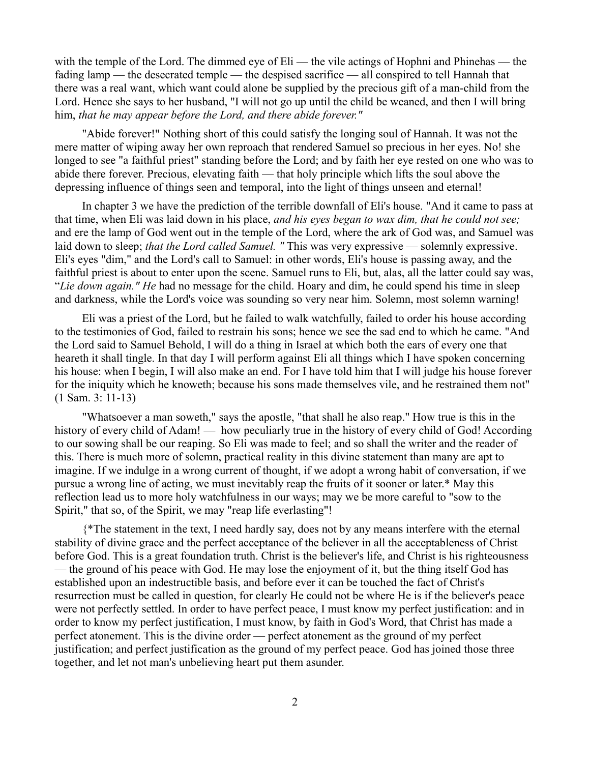with the temple of the Lord. The dimmed eye of Eli — the vile actings of Hophni and Phinehas — the fading lamp — the desecrated temple — the despised sacrifice — all conspired to tell Hannah that there was a real want, which want could alone be supplied by the precious gift of a man-child from the Lord. Hence she says to her husband, "I will not go up until the child be weaned, and then I will bring him, *that he may appear before the Lord, and there abide forever."*

"Abide forever!" Nothing short of this could satisfy the longing soul of Hannah. It was not the mere matter of wiping away her own reproach that rendered Samuel so precious in her eyes. No! she longed to see "a faithful priest" standing before the Lord; and by faith her eye rested on one who was to abide there forever. Precious, elevating faith — that holy principle which lifts the soul above the depressing influence of things seen and temporal, into the light of things unseen and eternal!

In chapter 3 we have the prediction of the terrible downfall of Eli's house. "And it came to pass at that time, when Eli was laid down in his place, *and his eyes began to wax dim, that he could not see;* and ere the lamp of God went out in the temple of the Lord, where the ark of God was, and Samuel was laid down to sleep; *that the Lord called Samuel. "* This was very expressive — solemnly expressive. Eli's eyes "dim," and the Lord's call to Samuel: in other words, Eli's house is passing away, and the faithful priest is about to enter upon the scene. Samuel runs to Eli, but, alas, all the latter could say was, "*Lie down again." He* had no message for the child. Hoary and dim, he could spend his time in sleep and darkness, while the Lord's voice was sounding so very near him. Solemn, most solemn warning!

Eli was a priest of the Lord, but he failed to walk watchfully, failed to order his house according to the testimonies of God, failed to restrain his sons; hence we see the sad end to which he came. "And the Lord said to Samuel Behold, I will do a thing in Israel at which both the ears of every one that heareth it shall tingle. In that day I will perform against Eli all things which I have spoken concerning his house: when I begin, I will also make an end. For I have told him that I will judge his house forever for the iniquity which he knoweth; because his sons made themselves vile, and he restrained them not" (1 Sam. 3: 11-13)

"Whatsoever a man soweth," says the apostle, "that shall he also reap." How true is this in the history of every child of Adam! — how peculiarly true in the history of every child of God! According to our sowing shall be our reaping. So Eli was made to feel; and so shall the writer and the reader of this. There is much more of solemn, practical reality in this divine statement than many are apt to imagine. If we indulge in a wrong current of thought, if we adopt a wrong habit of conversation, if we pursue a wrong line of acting, we must inevitably reap the fruits of it sooner or later.* May this reflection lead us to more holy watchfulness in our ways; may we be more careful to "sow to the Spirit," that so, of the Spirit, we may "reap life everlasting"!

{*The statement in the text, I need hardly say, does not by any means interfere with the eternal stability of divine grace and the perfect acceptance of the believer in all the acceptableness of Christ before God. This is a great foundation truth. Christ is the believer's life, and Christ is his righteousness — the ground of his peace with God. He may lose the enjoyment of it, but the thing itself God has established upon an indestructible basis, and before ever it can be touched the fact of Christ's resurrection must be called in question, for clearly He could not be where He is if the believer's peace were not perfectly settled. In order to have perfect peace, I must know my perfect justification: and in order to know my perfect justification, I must know, by faith in God's Word, that Christ has made a perfect atonement. This is the divine order — perfect atonement as the ground of my perfect justification; and perfect justification as the ground of my perfect peace. God has joined those three together, and let not man's unbelieving heart put them asunder.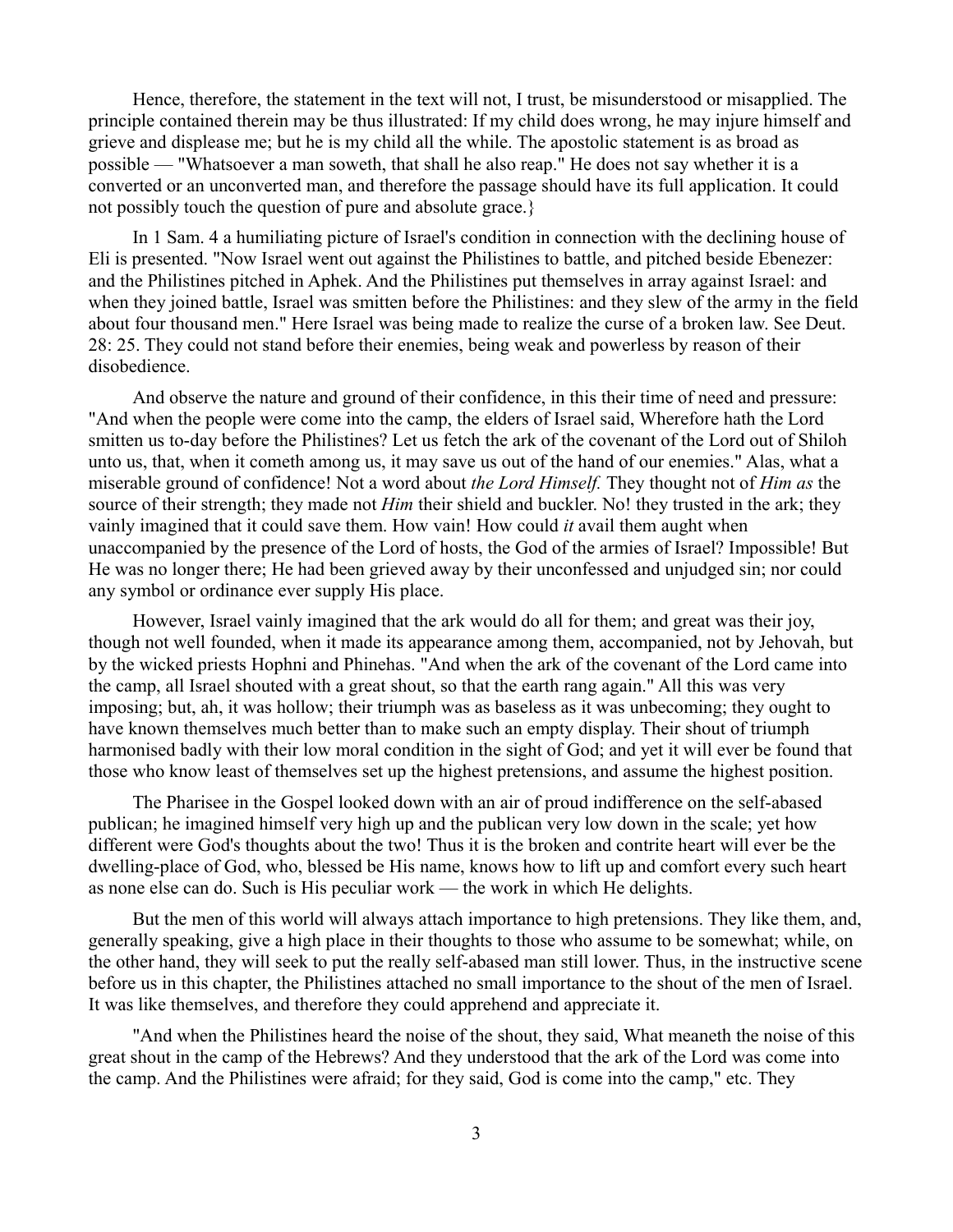Hence, therefore, the statement in the text will not, I trust, be misunderstood or misapplied. The principle contained therein may be thus illustrated: If my child does wrong, he may injure himself and grieve and displease me; but he is my child all the while. The apostolic statement is as broad as possible — "Whatsoever a man soweth, that shall he also reap." He does not say whether it is a converted or an unconverted man, and therefore the passage should have its full application. It could not possibly touch the question of pure and absolute grace.}

In 1 Sam. 4 a humiliating picture of Israel's condition in connection with the declining house of Eli is presented. "Now Israel went out against the Philistines to battle, and pitched beside Ebenezer: and the Philistines pitched in Aphek. And the Philistines put themselves in array against Israel: and when they joined battle, Israel was smitten before the Philistines: and they slew of the army in the field about four thousand men." Here Israel was being made to realize the curse of a broken law. See Deut. 28: 25. They could not stand before their enemies, being weak and powerless by reason of their disobedience.

And observe the nature and ground of their confidence, in this their time of need and pressure: "And when the people were come into the camp, the elders of Israel said, Wherefore hath the Lord smitten us to-day before the Philistines? Let us fetch the ark of the covenant of the Lord out of Shiloh unto us, that, when it cometh among us, it may save us out of the hand of our enemies." Alas, what a miserable ground of confidence! Not a word about *the Lord Himself.* They thought not of *Him as* the source of their strength; they made not *Him* their shield and buckler. No! they trusted in the ark; they vainly imagined that it could save them. How vain! How could *it* avail them aught when unaccompanied by the presence of the Lord of hosts, the God of the armies of Israel? Impossible! But He was no longer there; He had been grieved away by their unconfessed and unjudged sin; nor could any symbol or ordinance ever supply His place.

However, Israel vainly imagined that the ark would do all for them; and great was their joy, though not well founded, when it made its appearance among them, accompanied, not by Jehovah, but by the wicked priests Hophni and Phinehas. "And when the ark of the covenant of the Lord came into the camp, all Israel shouted with a great shout, so that the earth rang again." All this was very imposing; but, ah, it was hollow; their triumph was as baseless as it was unbecoming; they ought to have known themselves much better than to make such an empty display. Their shout of triumph harmonised badly with their low moral condition in the sight of God; and yet it will ever be found that those who know least of themselves set up the highest pretensions, and assume the highest position.

The Pharisee in the Gospel looked down with an air of proud indifference on the self-abased publican; he imagined himself very high up and the publican very low down in the scale; yet how different were God's thoughts about the two! Thus it is the broken and contrite heart will ever be the dwelling-place of God, who, blessed be His name, knows how to lift up and comfort every such heart as none else can do. Such is His peculiar work — the work in which He delights.

But the men of this world will always attach importance to high pretensions. They like them, and, generally speaking, give a high place in their thoughts to those who assume to be somewhat; while, on the other hand, they will seek to put the really self-abased man still lower. Thus, in the instructive scene before us in this chapter, the Philistines attached no small importance to the shout of the men of Israel. It was like themselves, and therefore they could apprehend and appreciate it.

"And when the Philistines heard the noise of the shout, they said, What meaneth the noise of this great shout in the camp of the Hebrews? And they understood that the ark of the Lord was come into the camp. And the Philistines were afraid; for they said, God is come into the camp," etc. They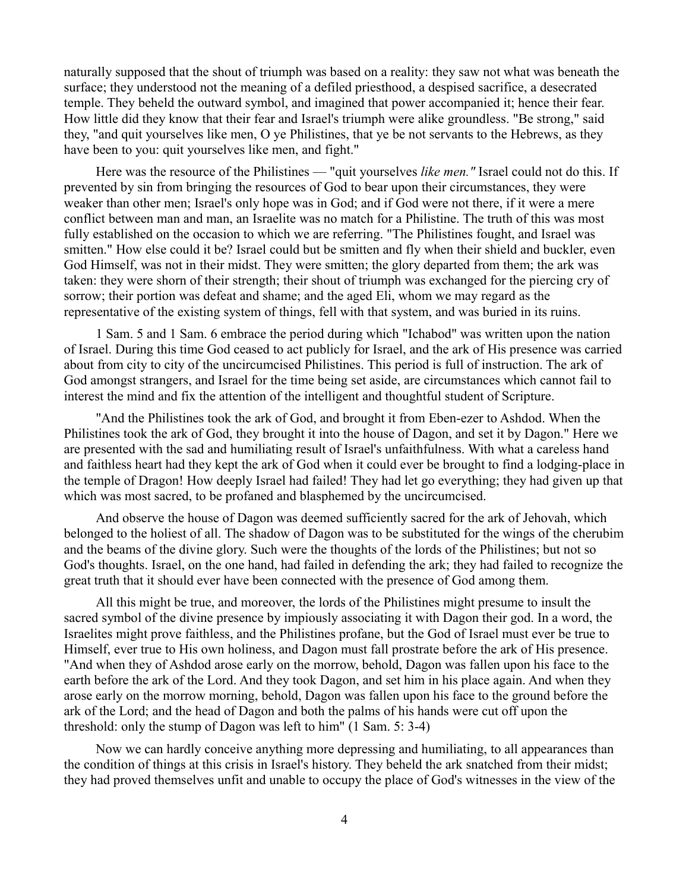naturally supposed that the shout of triumph was based on a reality: they saw not what was beneath the surface; they understood not the meaning of a defiled priesthood, a despised sacrifice, a desecrated temple. They beheld the outward symbol, and imagined that power accompanied it; hence their fear. How little did they know that their fear and Israel's triumph were alike groundless. "Be strong," said they, "and quit yourselves like men, O ye Philistines, that ye be not servants to the Hebrews, as they have been to you: quit yourselves like men, and fight."

Here was the resource of the Philistines — "quit yourselves *like men."* Israel could not do this. If prevented by sin from bringing the resources of God to bear upon their circumstances, they were weaker than other men; Israel's only hope was in God; and if God were not there, if it were a mere conflict between man and man, an Israelite was no match for a Philistine. The truth of this was most fully established on the occasion to which we are referring. "The Philistines fought, and Israel was smitten." How else could it be? Israel could but be smitten and fly when their shield and buckler, even God Himself, was not in their midst. They were smitten; the glory departed from them; the ark was taken: they were shorn of their strength; their shout of triumph was exchanged for the piercing cry of sorrow; their portion was defeat and shame; and the aged Eli, whom we may regard as the representative of the existing system of things, fell with that system, and was buried in its ruins.

1 Sam. 5 and 1 Sam. 6 embrace the period during which "Ichabod" was written upon the nation of Israel. During this time God ceased to act publicly for Israel, and the ark of His presence was carried about from city to city of the uncircumcised Philistines. This period is full of instruction. The ark of God amongst strangers, and Israel for the time being set aside, are circumstances which cannot fail to interest the mind and fix the attention of the intelligent and thoughtful student of Scripture.

"And the Philistines took the ark of God, and brought it from Eben-ezer to Ashdod. When the Philistines took the ark of God, they brought it into the house of Dagon, and set it by Dagon." Here we are presented with the sad and humiliating result of Israel's unfaithfulness. With what a careless hand and faithless heart had they kept the ark of God when it could ever be brought to find a lodging-place in the temple of Dragon! How deeply Israel had failed! They had let go everything; they had given up that which was most sacred, to be profaned and blasphemed by the uncircumcised.

And observe the house of Dagon was deemed sufficiently sacred for the ark of Jehovah, which belonged to the holiest of all. The shadow of Dagon was to be substituted for the wings of the cherubim and the beams of the divine glory. Such were the thoughts of the lords of the Philistines; but not so God's thoughts. Israel, on the one hand, had failed in defending the ark; they had failed to recognize the great truth that it should ever have been connected with the presence of God among them.

All this might be true, and moreover, the lords of the Philistines might presume to insult the sacred symbol of the divine presence by impiously associating it with Dagon their god. In a word, the Israelites might prove faithless, and the Philistines profane, but the God of Israel must ever be true to Himself, ever true to His own holiness, and Dagon must fall prostrate before the ark of His presence. "And when they of Ashdod arose early on the morrow, behold, Dagon was fallen upon his face to the earth before the ark of the Lord. And they took Dagon, and set him in his place again. And when they arose early on the morrow morning, behold, Dagon was fallen upon his face to the ground before the ark of the Lord; and the head of Dagon and both the palms of his hands were cut off upon the threshold: only the stump of Dagon was left to him" (1 Sam. 5: 3-4)

Now we can hardly conceive anything more depressing and humiliating, to all appearances than the condition of things at this crisis in Israel's history. They beheld the ark snatched from their midst; they had proved themselves unfit and unable to occupy the place of God's witnesses in the view of the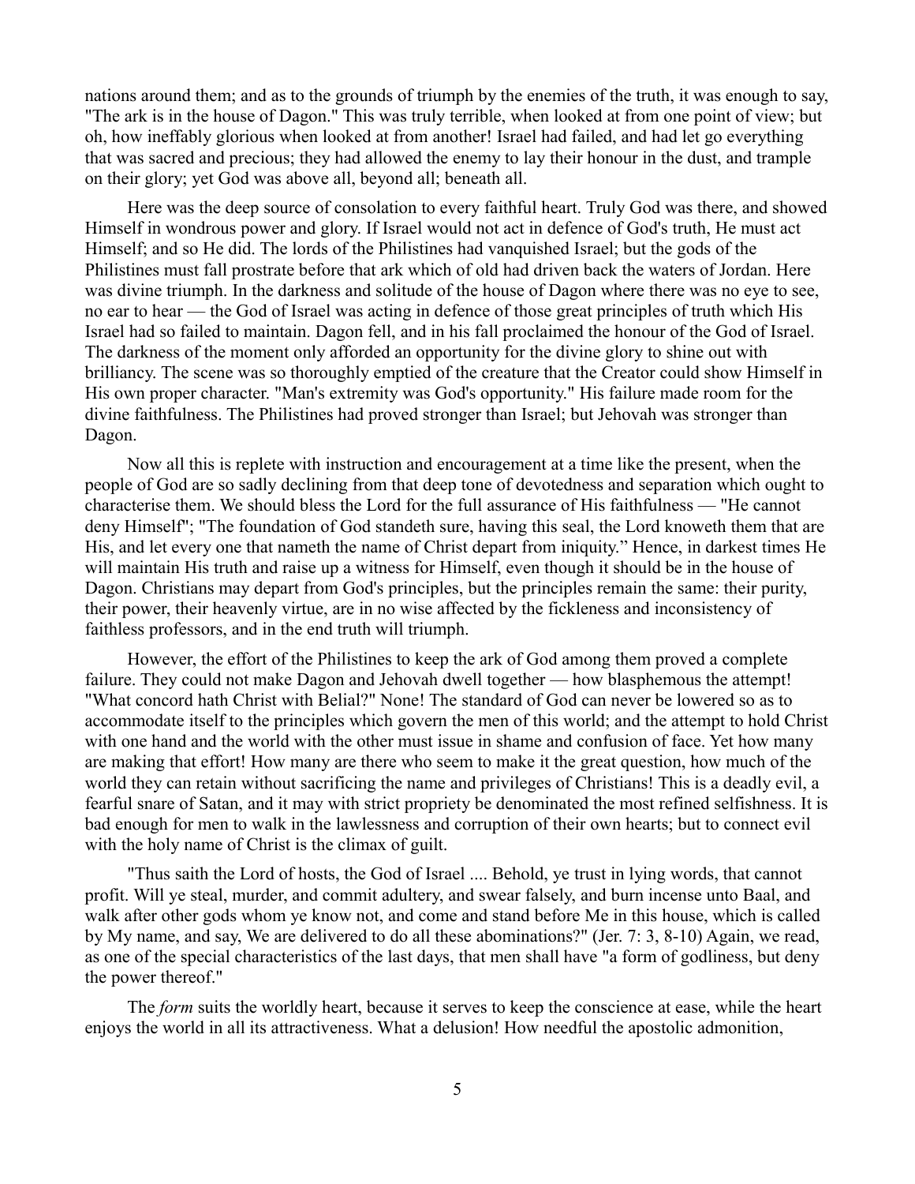nations around them; and as to the grounds of triumph by the enemies of the truth, it was enough to say, "The ark is in the house of Dagon." This was truly terrible, when looked at from one point of view; but oh, how ineffably glorious when looked at from another! Israel had failed, and had let go everything that was sacred and precious; they had allowed the enemy to lay their honour in the dust, and trample on their glory; yet God was above all, beyond all; beneath all.

Here was the deep source of consolation to every faithful heart. Truly God was there, and showed Himself in wondrous power and glory. If Israel would not act in defence of God's truth, He must act Himself; and so He did. The lords of the Philistines had vanquished Israel; but the gods of the Philistines must fall prostrate before that ark which of old had driven back the waters of Jordan. Here was divine triumph. In the darkness and solitude of the house of Dagon where there was no eye to see, no ear to hear — the God of Israel was acting in defence of those great principles of truth which His Israel had so failed to maintain. Dagon fell, and in his fall proclaimed the honour of the God of Israel. The darkness of the moment only afforded an opportunity for the divine glory to shine out with brilliancy. The scene was so thoroughly emptied of the creature that the Creator could show Himself in His own proper character. "Man's extremity was God's opportunity." His failure made room for the divine faithfulness. The Philistines had proved stronger than Israel; but Jehovah was stronger than Dagon.

Now all this is replete with instruction and encouragement at a time like the present, when the people of God are so sadly declining from that deep tone of devotedness and separation which ought to characterise them. We should bless the Lord for the full assurance of His faithfulness — "He cannot deny Himself"; "The foundation of God standeth sure, having this seal, the Lord knoweth them that are His, and let every one that nameth the name of Christ depart from iniquity." Hence, in darkest times He will maintain His truth and raise up a witness for Himself, even though it should be in the house of Dagon. Christians may depart from God's principles, but the principles remain the same: their purity, their power, their heavenly virtue, are in no wise affected by the fickleness and inconsistency of faithless professors, and in the end truth will triumph.

However, the effort of the Philistines to keep the ark of God among them proved a complete failure. They could not make Dagon and Jehovah dwell together — how blasphemous the attempt! "What concord hath Christ with Belial?" None! The standard of God can never be lowered so as to accommodate itself to the principles which govern the men of this world; and the attempt to hold Christ with one hand and the world with the other must issue in shame and confusion of face. Yet how many are making that effort! How many are there who seem to make it the great question, how much of the world they can retain without sacrificing the name and privileges of Christians! This is a deadly evil, a fearful snare of Satan, and it may with strict propriety be denominated the most refined selfishness. It is bad enough for men to walk in the lawlessness and corruption of their own hearts; but to connect evil with the holy name of Christ is the climax of guilt.

"Thus saith the Lord of hosts, the God of Israel .... Behold, ye trust in lying words, that cannot profit. Will ye steal, murder, and commit adultery, and swear falsely, and burn incense unto Baal, and walk after other gods whom ye know not, and come and stand before Me in this house, which is called by My name, and say, We are delivered to do all these abominations?" (Jer. 7: 3, 8-10) Again, we read, as one of the special characteristics of the last days, that men shall have "a form of godliness, but deny the power thereof."

The *form* suits the worldly heart, because it serves to keep the conscience at ease, while the heart enjoys the world in all its attractiveness. What a delusion! How needful the apostolic admonition,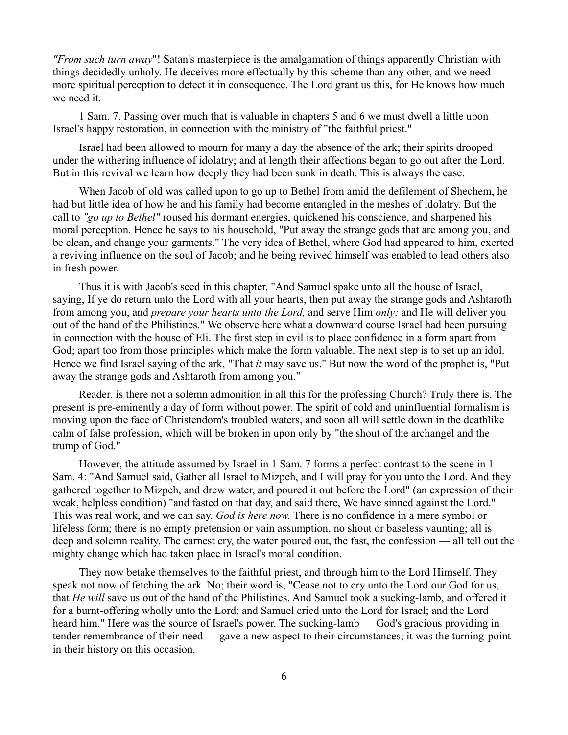*"From such turn away*"! Satan's masterpiece is the amalgamation of things apparently Christian with things decidedly unholy. He deceives more effectually by this scheme than any other, and we need more spiritual perception to detect it in consequence. The Lord grant us this, for He knows how much we need it.

1 Sam. 7. Passing over much that is valuable in chapters 5 and 6 we must dwell a little upon Israel's happy restoration, in connection with the ministry of "the faithful priest."

Israel had been allowed to mourn for many a day the absence of the ark; their spirits drooped under the withering influence of idolatry; and at length their affections began to go out after the Lord. But in this revival we learn how deeply they had been sunk in death. This is always the case.

When Jacob of old was called upon to go up to Bethel from amid the defilement of Shechem, he had but little idea of how he and his family had become entangled in the meshes of idolatry. But the call to *"go up to Bethel"* roused his dormant energies, quickened his conscience, and sharpened his moral perception. Hence he says to his household, "Put away the strange gods that are among you, and be clean, and change your garments." The very idea of Bethel, where God had appeared to him, exerted a reviving influence on the soul of Jacob; and he being revived himself was enabled to lead others also in fresh power.

Thus it is with Jacob's seed in this chapter. "And Samuel spake unto all the house of Israel, saying, If ye do return unto the Lord with all your hearts, then put away the strange gods and Ashtaroth from among you, and *prepare your hearts unto the Lord,* and serve Him *only;* and He will deliver you out of the hand of the Philistines." We observe here what a downward course Israel had been pursuing in connection with the house of Eli. The first step in evil is to place confidence in a form apart from God; apart too from those principles which make the form valuable. The next step is to set up an idol. Hence we find Israel saying of the ark, "That *it* may save us." But now the word of the prophet is, "Put away the strange gods and Ashtaroth from among you."

Reader, is there not a solemn admonition in all this for the professing Church? Truly there is. The present is pre-eminently a day of form without power. The spirit of cold and uninfluential formalism is moving upon the face of Christendom's troubled waters, and soon all will settle down in the deathlike calm of false profession, which will be broken in upon only by "the shout of the archangel and the trump of God."

However, the attitude assumed by Israel in 1 Sam. 7 forms a perfect contrast to the scene in 1 Sam. 4: "And Samuel said, Gather all Israel to Mizpeh, and I will pray for you unto the Lord. And they gathered together to Mizpeh, and drew water, and poured it out before the Lord" (an expression of their weak, helpless condition) "and fasted on that day, and said there, We have sinned against the Lord." This was real work, and we can say, *God is here now.* There is no confidence in a mere symbol or lifeless form; there is no empty pretension or vain assumption, no shout or baseless vaunting; all is deep and solemn reality. The earnest cry, the water poured out, the fast, the confession — all tell out the mighty change which had taken place in Israel's moral condition.

They now betake themselves to the faithful priest, and through him to the Lord Himself. They speak not now of fetching the ark. No; their word is, "Cease not to cry unto the Lord our God for us, that *He will* save us out of the hand of the Philistines. And Samuel took a sucking-lamb, and offered it for a burnt-offering wholly unto the Lord; and Samuel cried unto the Lord for Israel; and the Lord heard him." Here was the source of Israel's power. The sucking-lamb — God's gracious providing in tender remembrance of their need — gave a new aspect to their circumstances; it was the turning-point in their history on this occasion.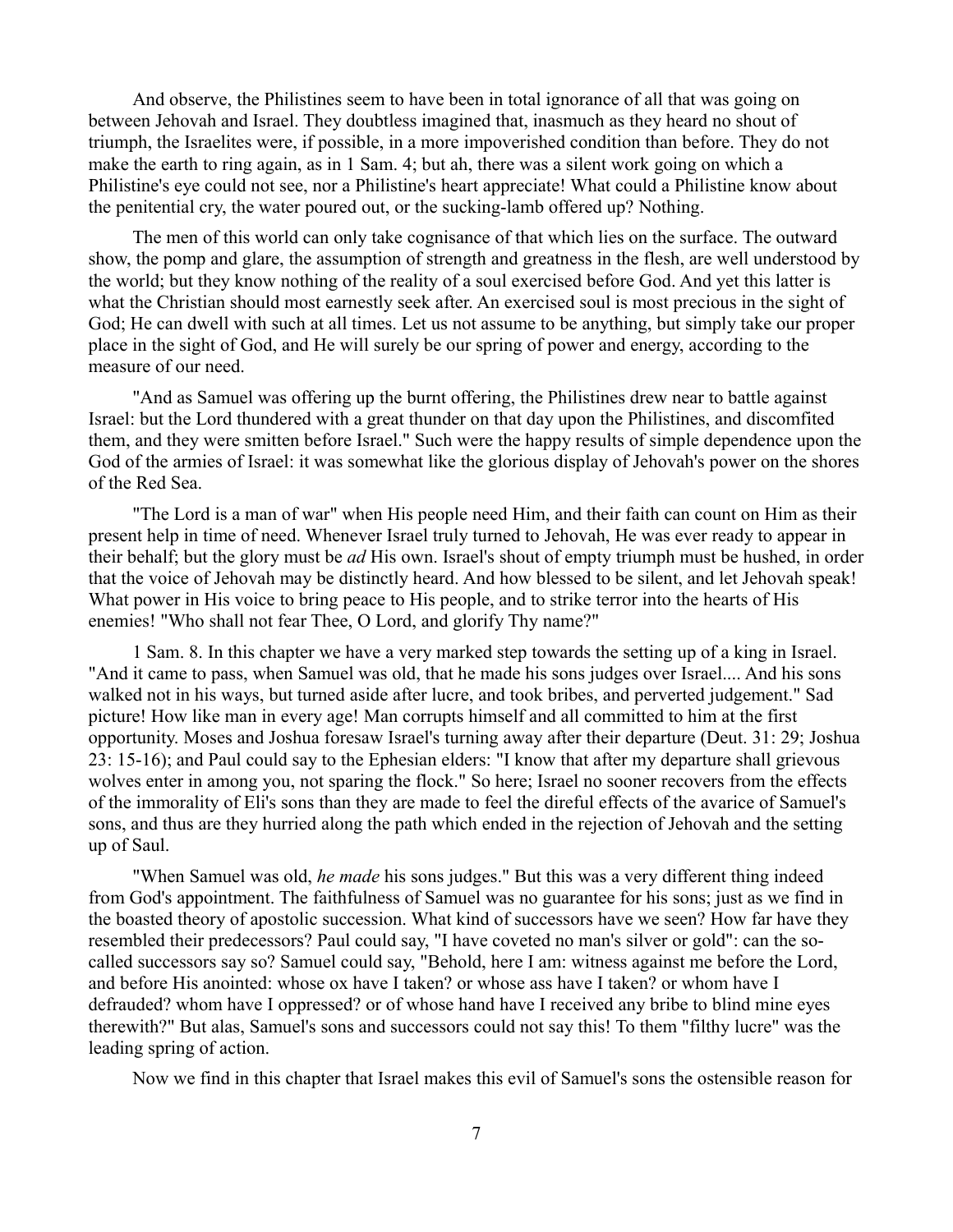And observe, the Philistines seem to have been in total ignorance of all that was going on between Jehovah and Israel. They doubtless imagined that, inasmuch as they heard no shout of triumph, the Israelites were, if possible, in a more impoverished condition than before. They do not make the earth to ring again, as in 1 Sam. 4; but ah, there was a silent work going on which a Philistine's eye could not see, nor a Philistine's heart appreciate! What could a Philistine know about the penitential cry, the water poured out, or the sucking-lamb offered up? Nothing.

The men of this world can only take cognisance of that which lies on the surface. The outward show, the pomp and glare, the assumption of strength and greatness in the flesh, are well understood by the world; but they know nothing of the reality of a soul exercised before God. And yet this latter is what the Christian should most earnestly seek after. An exercised soul is most precious in the sight of God; He can dwell with such at all times. Let us not assume to be anything, but simply take our proper place in the sight of God, and He will surely be our spring of power and energy, according to the measure of our need.

"And as Samuel was offering up the burnt offering, the Philistines drew near to battle against Israel: but the Lord thundered with a great thunder on that day upon the Philistines, and discomfited them, and they were smitten before Israel." Such were the happy results of simple dependence upon the God of the armies of Israel: it was somewhat like the glorious display of Jehovah's power on the shores of the Red Sea.

"The Lord is a man of war" when His people need Him, and their faith can count on Him as their present help in time of need. Whenever Israel truly turned to Jehovah, He was ever ready to appear in their behalf; but the glory must be *ad* His own. Israel's shout of empty triumph must be hushed, in order that the voice of Jehovah may be distinctly heard. And how blessed to be silent, and let Jehovah speak! What power in His voice to bring peace to His people, and to strike terror into the hearts of His enemies! "Who shall not fear Thee, O Lord, and glorify Thy name?"

1 Sam. 8. In this chapter we have a very marked step towards the setting up of a king in Israel. "And it came to pass, when Samuel was old, that he made his sons judges over Israel.... And his sons walked not in his ways, but turned aside after lucre, and took bribes, and perverted judgement." Sad picture! How like man in every age! Man corrupts himself and all committed to him at the first opportunity. Moses and Joshua foresaw Israel's turning away after their departure (Deut. 31: 29; Joshua 23: 15-16); and Paul could say to the Ephesian elders: "I know that after my departure shall grievous wolves enter in among you, not sparing the flock." So here; Israel no sooner recovers from the effects of the immorality of Eli's sons than they are made to feel the direful effects of the avarice of Samuel's sons, and thus are they hurried along the path which ended in the rejection of Jehovah and the setting up of Saul.

"When Samuel was old, *he made* his sons judges." But this was a very different thing indeed from God's appointment. The faithfulness of Samuel was no guarantee for his sons; just as we find in the boasted theory of apostolic succession. What kind of successors have we seen? How far have they resembled their predecessors? Paul could say, "I have coveted no man's silver or gold": can the so-called successors say so? Samuel could say, "Behold, here I am: witness against me before the Lord, and before His anointed: whose ox have I taken? or whose ass have I taken? or whom have I defrauded? whom have I oppressed? or of whose hand have I received any bribe to blind mine eyes therewith?" But alas, Samuel's sons and successors could not say this! To them "filthy lucre" was the leading spring of action.

Now we find in this chapter that Israel makes this evil of Samuel's sons the ostensible reason for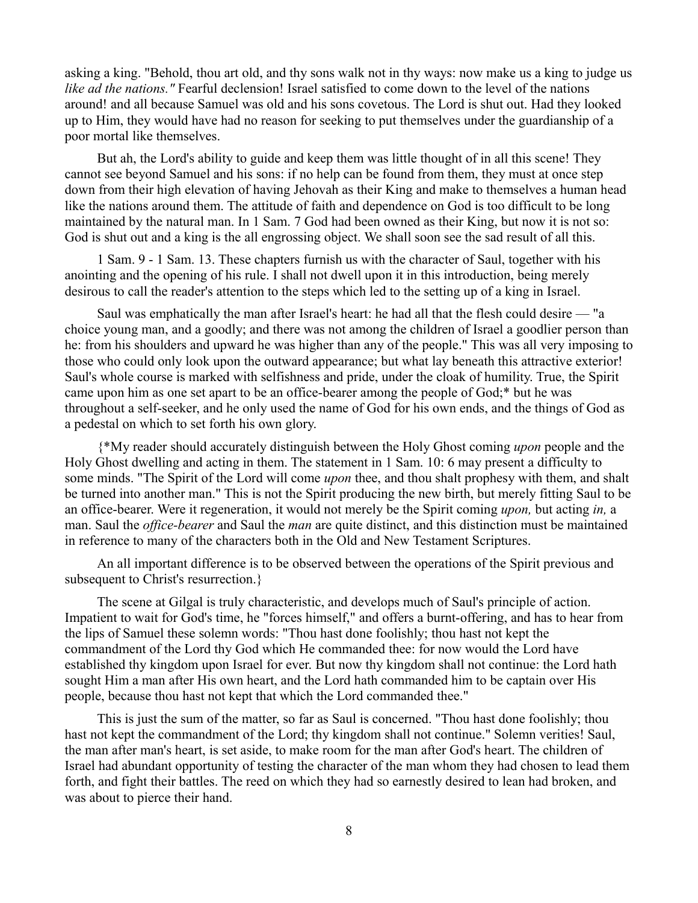asking a king. "Behold, thou art old, and thy sons walk not in thy ways: now make us a king to judge us *like ad the nations."* Fearful declension! Israel satisfied to come down to the level of the nations around! and all because Samuel was old and his sons covetous. The Lord is shut out. Had they looked up to Him, they would have had no reason for seeking to put themselves under the guardianship of a poor mortal like themselves.

But ah, the Lord's ability to guide and keep them was little thought of in all this scene! They cannot see beyond Samuel and his sons: if no help can be found from them, they must at once step down from their high elevation of having Jehovah as their King and make to themselves a human head like the nations around them. The attitude of faith and dependence on God is too difficult to be long maintained by the natural man. In 1 Sam. 7 God had been owned as their King, but now it is not so: God is shut out and a king is the all engrossing object. We shall soon see the sad result of all this.

1 Sam. 9 - 1 Sam. 13. These chapters furnish us with the character of Saul, together with his anointing and the opening of his rule. I shall not dwell upon it in this introduction, being merely desirous to call the reader's attention to the steps which led to the setting up of a king in Israel.

Saul was emphatically the man after Israel's heart: he had all that the flesh could desire — "a choice young man, and a goodly; and there was not among the children of Israel a goodlier person than he: from his shoulders and upward he was higher than any of the people." This was all very imposing to those who could only look upon the outward appearance; but what lay beneath this attractive exterior! Saul's whole course is marked with selfishness and pride, under the cloak of humility. True, the Spirit came upon him as one set apart to be an office-bearer among the people of God;* but he was throughout a self-seeker, and he only used the name of God for his own ends, and the things of God as a pedestal on which to set forth his own glory.

{*My reader should accurately distinguish between the Holy Ghost coming *upon* people and the Holy Ghost dwelling and acting in them. The statement in 1 Sam. 10: 6 may present a difficulty to some minds. "The Spirit of the Lord will come *upon* thee, and thou shalt prophesy with them, and shalt be turned into another man." This is not the Spirit producing the new birth, but merely fitting Saul to be an office-bearer. Were it regeneration, it would not merely be the Spirit coming *upon,* but acting *in,* a man. Saul the *office-bearer* and Saul the *man* are quite distinct, and this distinction must be maintained in reference to many of the characters both in the Old and New Testament Scriptures.

An all important difference is to be observed between the operations of the Spirit previous and subsequent to Christ's resurrection.}

The scene at Gilgal is truly characteristic, and develops much of Saul's principle of action. Impatient to wait for God's time, he "forces himself," and offers a burnt-offering, and has to hear from the lips of Samuel these solemn words: "Thou hast done foolishly; thou hast not kept the commandment of the Lord thy God which He commanded thee: for now would the Lord have established thy kingdom upon Israel for ever. But now thy kingdom shall not continue: the Lord hath sought Him a man after His own heart, and the Lord hath commanded him to be captain over His people, because thou hast not kept that which the Lord commanded thee."

This is just the sum of the matter, so far as Saul is concerned. "Thou hast done foolishly; thou hast not kept the commandment of the Lord; thy kingdom shall not continue." Solemn verities! Saul, the man after man's heart, is set aside, to make room for the man after God's heart. The children of Israel had abundant opportunity of testing the character of the man whom they had chosen to lead them forth, and fight their battles. The reed on which they had so earnestly desired to lean had broken, and was about to pierce their hand.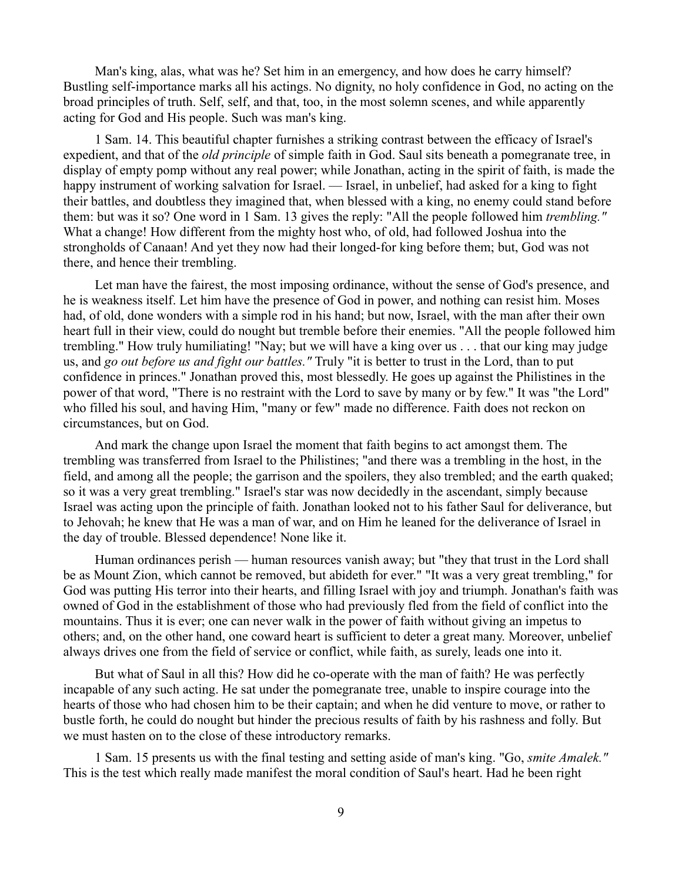Man's king, alas, what was he? Set him in an emergency, and how does he carry himself? Bustling self-importance marks all his actings. No dignity, no holy confidence in God, no acting on the broad principles of truth. Self, self, and that, too, in the most solemn scenes, and while apparently acting for God and His people. Such was man's king.

1 Sam. 14. This beautiful chapter furnishes a striking contrast between the efficacy of Israel's expedient, and that of the *old principle* of simple faith in God. Saul sits beneath a pomegranate tree, in display of empty pomp without any real power; while Jonathan, acting in the spirit of faith, is made the happy instrument of working salvation for Israel. — Israel, in unbelief, had asked for a king to fight their battles, and doubtless they imagined that, when blessed with a king, no enemy could stand before them: but was it so? One word in 1 Sam. 13 gives the reply: "All the people followed him *trembling."* What a change! How different from the mighty host who, of old, had followed Joshua into the strongholds of Canaan! And yet they now had their longed-for king before them; but, God was not there, and hence their trembling.

Let man have the fairest, the most imposing ordinance, without the sense of God's presence, and he is weakness itself. Let him have the presence of God in power, and nothing can resist him. Moses had, of old, done wonders with a simple rod in his hand; but now, Israel, with the man after their own heart full in their view, could do nought but tremble before their enemies. "All the people followed him trembling." How truly humiliating! "Nay; but we will have a king over us . . . that our king may judge us, and *go out before us and fight our battles."* Truly "it is better to trust in the Lord, than to put confidence in princes." Jonathan proved this, most blessedly. He goes up against the Philistines in the power of that word, "There is no restraint with the Lord to save by many or by few." It was "the Lord" who filled his soul, and having Him, "many or few" made no difference. Faith does not reckon on circumstances, but on God.

And mark the change upon Israel the moment that faith begins to act amongst them. The trembling was transferred from Israel to the Philistines; "and there was a trembling in the host, in the field, and among all the people; the garrison and the spoilers, they also trembled; and the earth quaked; so it was a very great trembling." Israel's star was now decidedly in the ascendant, simply because Israel was acting upon the principle of faith. Jonathan looked not to his father Saul for deliverance, but to Jehovah; he knew that He was a man of war, and on Him he leaned for the deliverance of Israel in the day of trouble. Blessed dependence! None like it.

Human ordinances perish — human resources vanish away; but "they that trust in the Lord shall be as Mount Zion, which cannot be removed, but abideth for ever." "It was a very great trembling," for God was putting His terror into their hearts, and filling Israel with joy and triumph. Jonathan's faith was owned of God in the establishment of those who had previously fled from the field of conflict into the mountains. Thus it is ever; one can never walk in the power of faith without giving an impetus to others; and, on the other hand, one coward heart is sufficient to deter a great many. Moreover, unbelief always drives one from the field of service or conflict, while faith, as surely, leads one into it.

But what of Saul in all this? How did he co-operate with the man of faith? He was perfectly incapable of any such acting. He sat under the pomegranate tree, unable to inspire courage into the hearts of those who had chosen him to be their captain; and when he did venture to move, or rather to bustle forth, he could do nought but hinder the precious results of faith by his rashness and folly. But we must hasten on to the close of these introductory remarks.

1 Sam. 15 presents us with the final testing and setting aside of man's king. "Go, *smite Amalek."* This is the test which really made manifest the moral condition of Saul's heart. Had he been right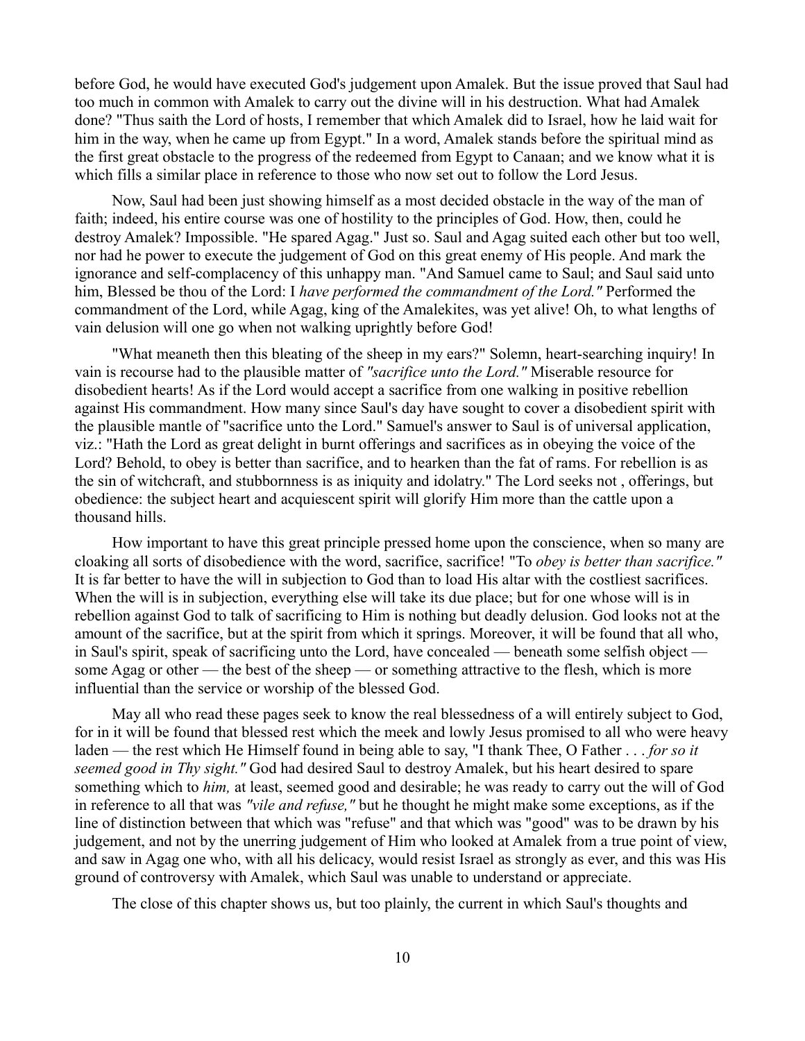before God, he would have executed God's judgement upon Amalek. But the issue proved that Saul had too much in common with Amalek to carry out the divine will in his destruction. What had Amalek done? "Thus saith the Lord of hosts, I remember that which Amalek did to Israel, how he laid wait for him in the way, when he came up from Egypt." In a word, Amalek stands before the spiritual mind as the first great obstacle to the progress of the redeemed from Egypt to Canaan; and we know what it is which fills a similar place in reference to those who now set out to follow the Lord Jesus.

Now, Saul had been just showing himself as a most decided obstacle in the way of the man of faith; indeed, his entire course was one of hostility to the principles of God. How, then, could he destroy Amalek? Impossible. "He spared Agag." Just so. Saul and Agag suited each other but too well, nor had he power to execute the judgement of God on this great enemy of His people. And mark the ignorance and self-complacency of this unhappy man. "And Samuel came to Saul; and Saul said unto him, Blessed be thou of the Lord: I *have performed the commandment of the Lord."* Performed the commandment of the Lord, while Agag, king of the Amalekites, was yet alive! Oh, to what lengths of vain delusion will one go when not walking uprightly before God!

"What meaneth then this bleating of the sheep in my ears?" Solemn, heart-searching inquiry! In vain is recourse had to the plausible matter of *"sacrifice unto the Lord."* Miserable resource for disobedient hearts! As if the Lord would accept a sacrifice from one walking in positive rebellion against His commandment. How many since Saul's day have sought to cover a disobedient spirit with the plausible mantle of "sacrifice unto the Lord." Samuel's answer to Saul is of universal application, viz.: "Hath the Lord as great delight in burnt offerings and sacrifices as in obeying the voice of the Lord? Behold, to obey is better than sacrifice, and to hearken than the fat of rams. For rebellion is as the sin of witchcraft, and stubbornness is as iniquity and idolatry." The Lord seeks not , offerings, but obedience: the subject heart and acquiescent spirit will glorify Him more than the cattle upon a thousand hills.

How important to have this great principle pressed home upon the conscience, when so many are cloaking all sorts of disobedience with the word, sacrifice, sacrifice! "To *obey is better than sacrifice."* It is far better to have the will in subjection to God than to load His altar with the costliest sacrifices. When the will is in subjection, everything else will take its due place; but for one whose will is in rebellion against God to talk of sacrificing to Him is nothing but deadly delusion. God looks not at the amount of the sacrifice, but at the spirit from which it springs. Moreover, it will be found that all who, in Saul's spirit, speak of sacrificing unto the Lord, have concealed — beneath some selfish object — some Agag or other — the best of the sheep — or something attractive to the flesh, which is more influential than the service or worship of the blessed God.

May all who read these pages seek to know the real blessedness of a will entirely subject to God, for in it will be found that blessed rest which the meek and lowly Jesus promised to all who were heavy laden — the rest which He Himself found in being able to say, "I thank Thee, O Father . . . *for so it seemed good in Thy sight."* God had desired Saul to destroy Amalek, but his heart desired to spare something which to *him,* at least, seemed good and desirable; he was ready to carry out the will of God in reference to all that was *"vile and refuse,"* but he thought he might make some exceptions, as if the line of distinction between that which was "refuse" and that which was "good" was to be drawn by his judgement, and not by the unerring judgement of Him who looked at Amalek from a true point of view, and saw in Agag one who, with all his delicacy, would resist Israel as strongly as ever, and this was His ground of controversy with Amalek, which Saul was unable to understand or appreciate.

The close of this chapter shows us, but too plainly, the current in which Saul's thoughts and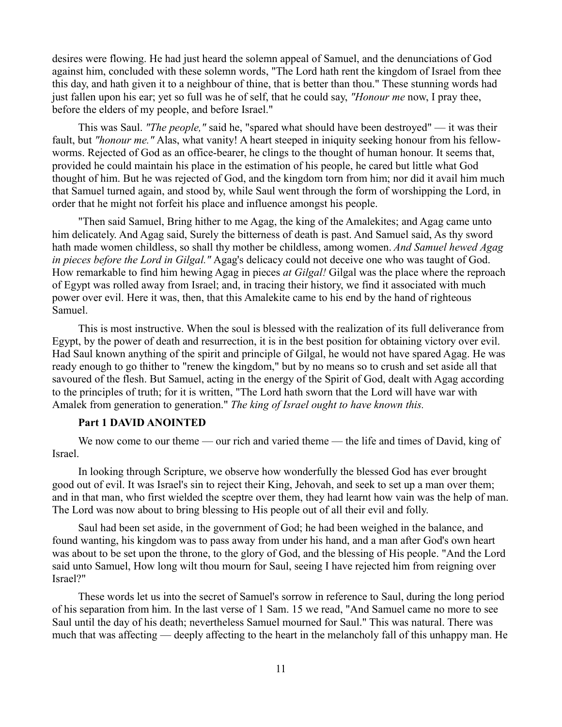desires were flowing. He had just heard the solemn appeal of Samuel, and the denunciations of God against him, concluded with these solemn words, "The Lord hath rent the kingdom of Israel from thee this day, and hath given it to a neighbour of thine, that is better than thou." These stunning words had just fallen upon his ear; yet so full was he of self, that he could say, *"Honour me* now, I pray thee, before the elders of my people, and before Israel."

This was Saul. *"The people,"* said he, "spared what should have been destroyed" — it was their fault, but *"honour me."* Alas, what vanity! A heart steeped in iniquity seeking honour from his fellow-worms. Rejected of God as an office-bearer, he clings to the thought of human honour. It seems that, provided he could maintain his place in the estimation of his people, he cared but little what God thought of him. But he was rejected of God, and the kingdom torn from him; nor did it avail him much that Samuel turned again, and stood by, while Saul went through the form of worshipping the Lord, in order that he might not forfeit his place and influence amongst his people.

"Then said Samuel, Bring hither to me Agag, the king of the Amalekites; and Agag came unto him delicately. And Agag said, Surely the bitterness of death is past. And Samuel said, As thy sword hath made women childless, so shall thy mother be childless, among women. *And Samuel hewed Agag in pieces before the Lord in Gilgal."* Agag's delicacy could not deceive one who was taught of God. How remarkable to find him hewing Agag in pieces *at Gilgal!* Gilgal was the place where the reproach of Egypt was rolled away from Israel; and, in tracing their history, we find it associated with much power over evil. Here it was, then, that this Amalekite came to his end by the hand of righteous Samuel.

This is most instructive. When the soul is blessed with the realization of its full deliverance from Egypt, by the power of death and resurrection, it is in the best position for obtaining victory over evil. Had Saul known anything of the spirit and principle of Gilgal, he would not have spared Agag. He was ready enough to go thither to "renew the kingdom," but by no means so to crush and set aside all that savoured of the flesh. But Samuel, acting in the energy of the Spirit of God, dealt with Agag according to the principles of truth; for it is written, "The Lord hath sworn that the Lord will have war with Amalek from generation to generation." *The king of Israel ought to have known this.*

## Part 1 DAVID ANOINTED

We now come to our theme — our rich and varied theme — the life and times of David, king of Israel.

In looking through Scripture, we observe how wonderfully the blessed God has ever brought good out of evil. It was Israel's sin to reject their King, Jehovah, and seek to set up a man over them; and in that man, who first wielded the sceptre over them, they had learnt how vain was the help of man. The Lord was now about to bring blessing to His people out of all their evil and folly.

Saul had been set aside, in the government of God; he had been weighed in the balance, and found wanting, his kingdom was to pass away from under his hand, and a man after God's own heart was about to be set upon the throne, to the glory of God, and the blessing of His people. "And the Lord said unto Samuel, How long wilt thou mourn for Saul, seeing I have rejected him from reigning over Israel?"

These words let us into the secret of Samuel's sorrow in reference to Saul, during the long period of his separation from him. In the last verse of 1 Sam. 15 we read, "And Samuel came no more to see Saul until the day of his death; nevertheless Samuel mourned for Saul." This was natural. There was much that was affecting — deeply affecting to the heart in the melancholy fall of this unhappy man. He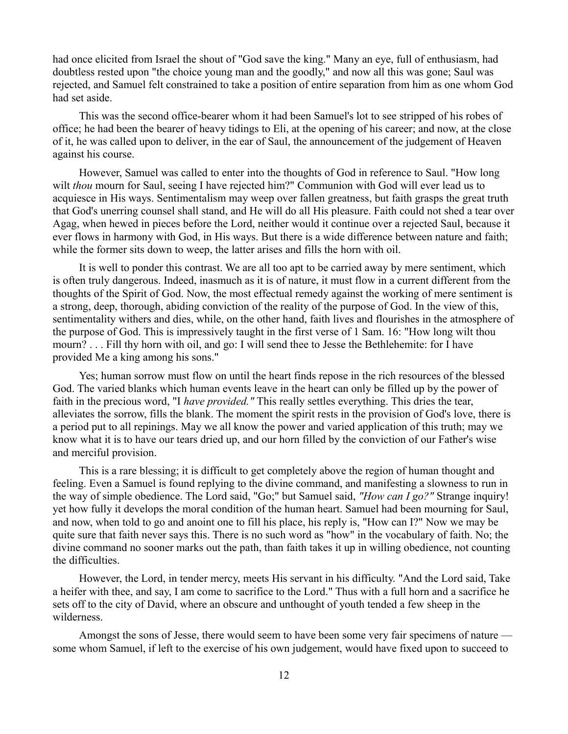had once elicited from Israel the shout of "God save the king." Many an eye, full of enthusiasm, had doubtless rested upon "the choice young man and the goodly," and now all this was gone; Saul was rejected, and Samuel felt constrained to take a position of entire separation from him as one whom God had set aside.

This was the second office-bearer whom it had been Samuel's lot to see stripped of his robes of office; he had been the bearer of heavy tidings to Eli, at the opening of his career; and now, at the close of it, he was called upon to deliver, in the ear of Saul, the announcement of the judgement of Heaven against his course.

However, Samuel was called to enter into the thoughts of God in reference to Saul. "How long wilt *thou* mourn for Saul, seeing I have rejected him?" Communion with God will ever lead us to acquiesce in His ways. Sentimentalism may weep over fallen greatness, but faith grasps the great truth that God's unerring counsel shall stand, and He will do all His pleasure. Faith could not shed a tear over Agag, when hewed in pieces before the Lord, neither would it continue over a rejected Saul, because it ever flows in harmony with God, in His ways. But there is a wide difference between nature and faith; while the former sits down to weep, the latter arises and fills the horn with oil.

It is well to ponder this contrast. We are all too apt to be carried away by mere sentiment, which is often truly dangerous. Indeed, inasmuch as it is of nature, it must flow in a current different from the thoughts of the Spirit of God. Now, the most effectual remedy against the working of mere sentiment is a strong, deep, thorough, abiding conviction of the reality of the purpose of God. In the view of this, sentimentality withers and dies, while, on the other hand, faith lives and flourishes in the atmosphere of the purpose of God. This is impressively taught in the first verse of 1 Sam. 16: "How long wilt thou mourn? . . . Fill thy horn with oil, and go: I will send thee to Jesse the Bethlehemite: for I have provided Me a king among his sons."

Yes; human sorrow must flow on until the heart finds repose in the rich resources of the blessed God. The varied blanks which human events leave in the heart can only be filled up by the power of faith in the precious word, "I *have provided."* This really settles everything. This dries the tear, alleviates the sorrow, fills the blank. The moment the spirit rests in the provision of God's love, there is a period put to all repinings. May we all know the power and varied application of this truth; may we know what it is to have our tears dried up, and our horn filled by the conviction of our Father's wise and merciful provision.

This is a rare blessing; it is difficult to get completely above the region of human thought and feeling. Even a Samuel is found replying to the divine command, and manifesting a slowness to run in the way of simple obedience. The Lord said, "Go;" but Samuel said, *"How can I go?"* Strange inquiry! yet how fully it develops the moral condition of the human heart. Samuel had been mourning for Saul, and now, when told to go and anoint one to fill his place, his reply is, "How can I?" Now we may be quite sure that faith never says this. There is no such word as "how" in the vocabulary of faith. No; the divine command no sooner marks out the path, than faith takes it up in willing obedience, not counting the difficulties.

However, the Lord, in tender mercy, meets His servant in his difficulty. "And the Lord said, Take a heifer with thee, and say, I am come to sacrifice to the Lord." Thus with a full horn and a sacrifice he sets off to the city of David, where an obscure and unthought of youth tended a few sheep in the wilderness.

Amongst the sons of Jesse, there would seem to have been some very fair specimens of nature — some whom Samuel, if left to the exercise of his own judgement, would have fixed upon to succeed to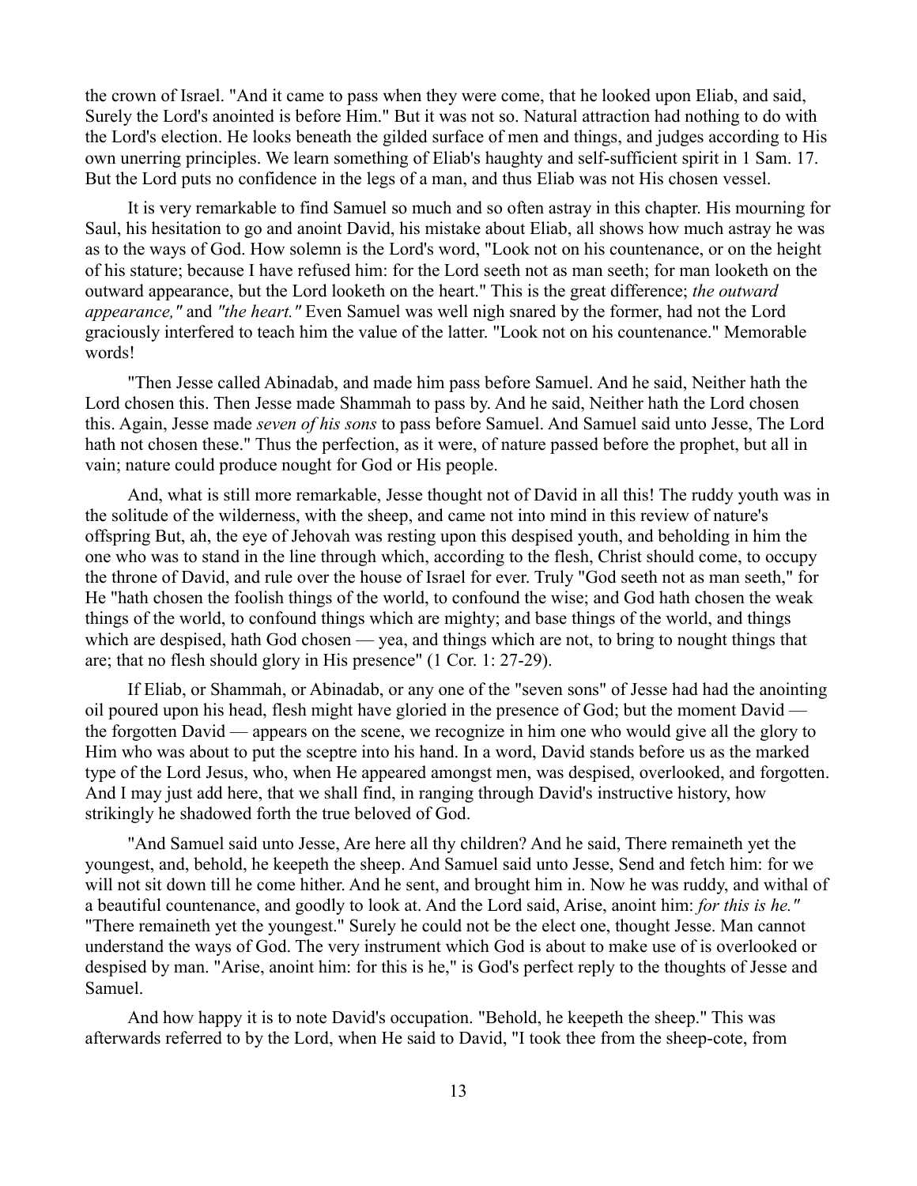the crown of Israel. "And it came to pass when they were come, that he looked upon Eliab, and said, Surely the Lord's anointed is before Him." But it was not so. Natural attraction had nothing to do with the Lord's election. He looks beneath the gilded surface of men and things, and judges according to His own unerring principles. We learn something of Eliab's haughty and self-sufficient spirit in 1 Sam. 17. But the Lord puts no confidence in the legs of a man, and thus Eliab was not His chosen vessel.

It is very remarkable to find Samuel so much and so often astray in this chapter. His mourning for Saul, his hesitation to go and anoint David, his mistake about Eliab, all shows how much astray he was as to the ways of God. How solemn is the Lord's word, "Look not on his countenance, or on the height of his stature; because I have refused him: for the Lord seeth not as man seeth; for man looketh on the outward appearance, but the Lord looketh on the heart." This is the great difference; *the outward appearance,"* and *"the heart."* Even Samuel was well nigh snared by the former, had not the Lord graciously interfered to teach him the value of the latter. "Look not on his countenance." Memorable words!

"Then Jesse called Abinadab, and made him pass before Samuel. And he said, Neither hath the Lord chosen this. Then Jesse made Shammah to pass by. And he said, Neither hath the Lord chosen this. Again, Jesse made *seven of his sons* to pass before Samuel. And Samuel said unto Jesse, The Lord hath not chosen these." Thus the perfection, as it were, of nature passed before the prophet, but all in vain; nature could produce nought for God or His people.

And, what is still more remarkable, Jesse thought not of David in all this! The ruddy youth was in the solitude of the wilderness, with the sheep, and came not into mind in this review of nature's offspring But, ah, the eye of Jehovah was resting upon this despised youth, and beholding in him the one who was to stand in the line through which, according to the flesh, Christ should come, to occupy the throne of David, and rule over the house of Israel for ever. Truly "God seeth not as man seeth," for He "hath chosen the foolish things of the world, to confound the wise; and God hath chosen the weak things of the world, to confound things which are mighty; and base things of the world, and things which are despised, hath God chosen — yea, and things which are not, to bring to nought things that are; that no flesh should glory in His presence" (1 Cor. 1: 27-29).

If Eliab, or Shammah, or Abinadab, or any one of the "seven sons" of Jesse had had the anointing oil poured upon his head, flesh might have gloried in the presence of God; but the moment David — the forgotten David — appears on the scene, we recognize in him one who would give all the glory to Him who was about to put the sceptre into his hand. In a word, David stands before us as the marked type of the Lord Jesus, who, when He appeared amongst men, was despised, overlooked, and forgotten. And I may just add here, that we shall find, in ranging through David's instructive history, how strikingly he shadowed forth the true beloved of God.

"And Samuel said unto Jesse, Are here all thy children? And he said, There remaineth yet the youngest, and, behold, he keepeth the sheep. And Samuel said unto Jesse, Send and fetch him: for we will not sit down till he come hither. And he sent, and brought him in. Now he was ruddy, and withal of a beautiful countenance, and goodly to look at. And the Lord said, Arise, anoint him: *for this is he."* "There remaineth yet the youngest." Surely he could not be the elect one, thought Jesse. Man cannot understand the ways of God. The very instrument which God is about to make use of is overlooked or despised by man. "Arise, anoint him: for this is he," is God's perfect reply to the thoughts of Jesse and Samuel.

And how happy it is to note David's occupation. "Behold, he keepeth the sheep." This was afterwards referred to by the Lord, when He said to David, "I took thee from the sheep-cote, from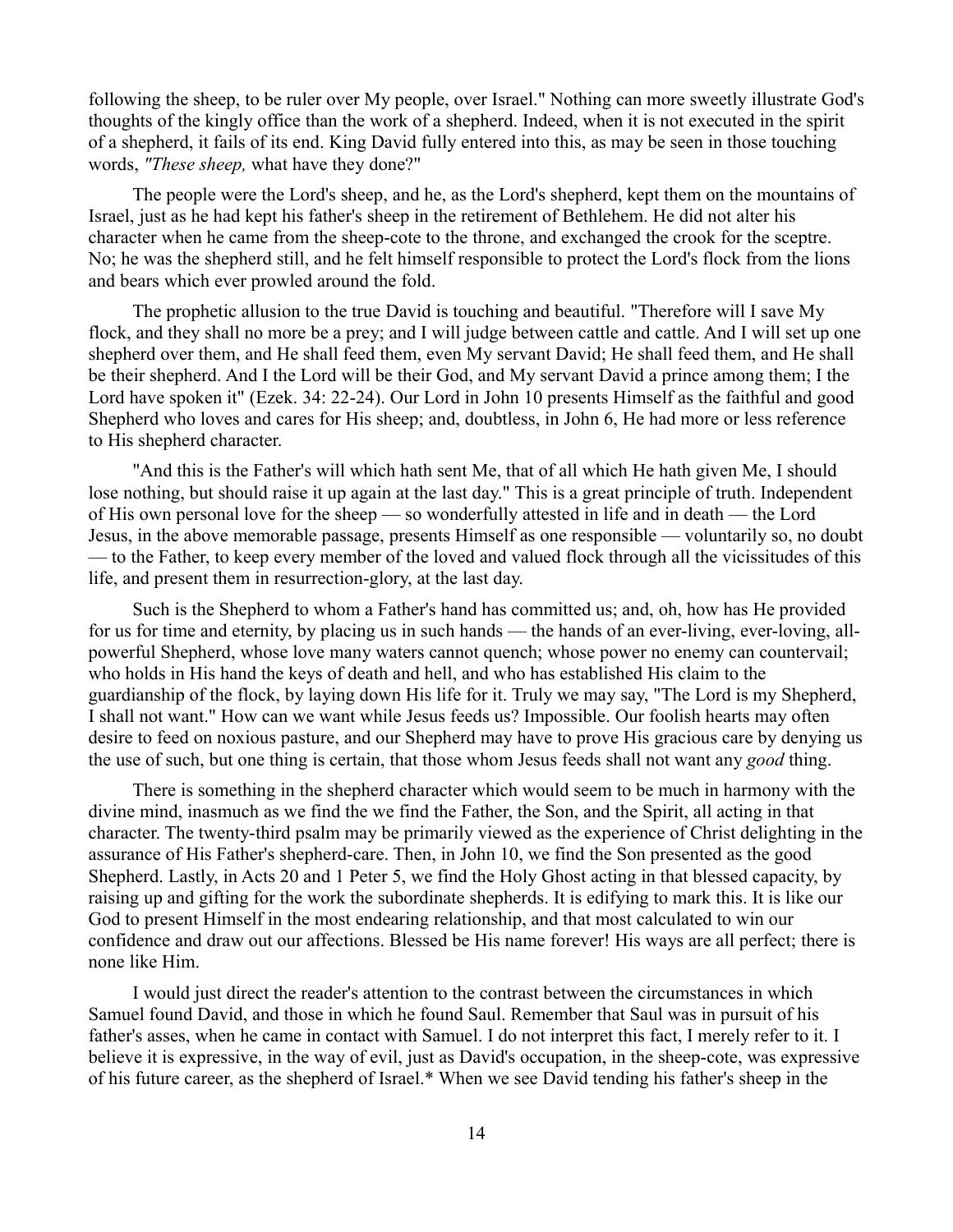following the sheep, to be ruler over My people, over Israel." Nothing can more sweetly illustrate God's thoughts of the kingly office than the work of a shepherd. Indeed, when it is not executed in the spirit of a shepherd, it fails of its end. King David fully entered into this, as may be seen in those touching words, *"These sheep,* what have they done?"

The people were the Lord's sheep, and he, as the Lord's shepherd, kept them on the mountains of Israel, just as he had kept his father's sheep in the retirement of Bethlehem. He did not alter his character when he came from the sheep-cote to the throne, and exchanged the crook for the sceptre. No; he was the shepherd still, and he felt himself responsible to protect the Lord's flock from the lions and bears which ever prowled around the fold.

The prophetic allusion to the true David is touching and beautiful. "Therefore will I save My flock, and they shall no more be a prey; and I will judge between cattle and cattle. And I will set up one shepherd over them, and He shall feed them, even My servant David; He shall feed them, and He shall be their shepherd. And I the Lord will be their God, and My servant David a prince among them; I the Lord have spoken it" (Ezek. 34: 22-24). Our Lord in John 10 presents Himself as the faithful and good Shepherd who loves and cares for His sheep; and, doubtless, in John 6, He had more or less reference to His shepherd character.

"And this is the Father's will which hath sent Me, that of all which He hath given Me, I should lose nothing, but should raise it up again at the last day." This is a great principle of truth. Independent of His own personal love for the sheep — so wonderfully attested in life and in death — the Lord Jesus, in the above memorable passage, presents Himself as one responsible — voluntarily so, no doubt — to the Father, to keep every member of the loved and valued flock through all the vicissitudes of this life, and present them in resurrection-glory, at the last day.

Such is the Shepherd to whom a Father's hand has committed us; and, oh, how has He provided for us for time and eternity, by placing us in such hands — the hands of an ever-living, ever-loving, all-powerful Shepherd, whose love many waters cannot quench; whose power no enemy can countervail; who holds in His hand the keys of death and hell, and who has established His claim to the guardianship of the flock, by laying down His life for it. Truly we may say, "The Lord is my Shepherd, I shall not want." How can we want while Jesus feeds us? Impossible. Our foolish hearts may often desire to feed on noxious pasture, and our Shepherd may have to prove His gracious care by denying us the use of such, but one thing is certain, that those whom Jesus feeds shall not want any *good* thing.

There is something in the shepherd character which would seem to be much in harmony with the divine mind, inasmuch as we find the we find the Father, the Son, and the Spirit, all acting in that character. The twenty-third psalm may be primarily viewed as the experience of Christ delighting in the assurance of His Father's shepherd-care. Then, in John 10, we find the Son presented as the good Shepherd. Lastly, in Acts 20 and 1 Peter 5, we find the Holy Ghost acting in that blessed capacity, by raising up and gifting for the work the subordinate shepherds. It is edifying to mark this. It is like our God to present Himself in the most endearing relationship, and that most calculated to win our confidence and draw out our affections. Blessed be His name forever! His ways are all perfect; there is none like Him.

I would just direct the reader's attention to the contrast between the circumstances in which Samuel found David, and those in which he found Saul. Remember that Saul was in pursuit of his father's asses, when he came in contact with Samuel. I do not interpret this fact, I merely refer to it. I believe it is expressive, in the way of evil, just as David's occupation, in the sheep-cote, was expressive of his future career, as the shepherd of Israel.* When we see David tending his father's sheep in the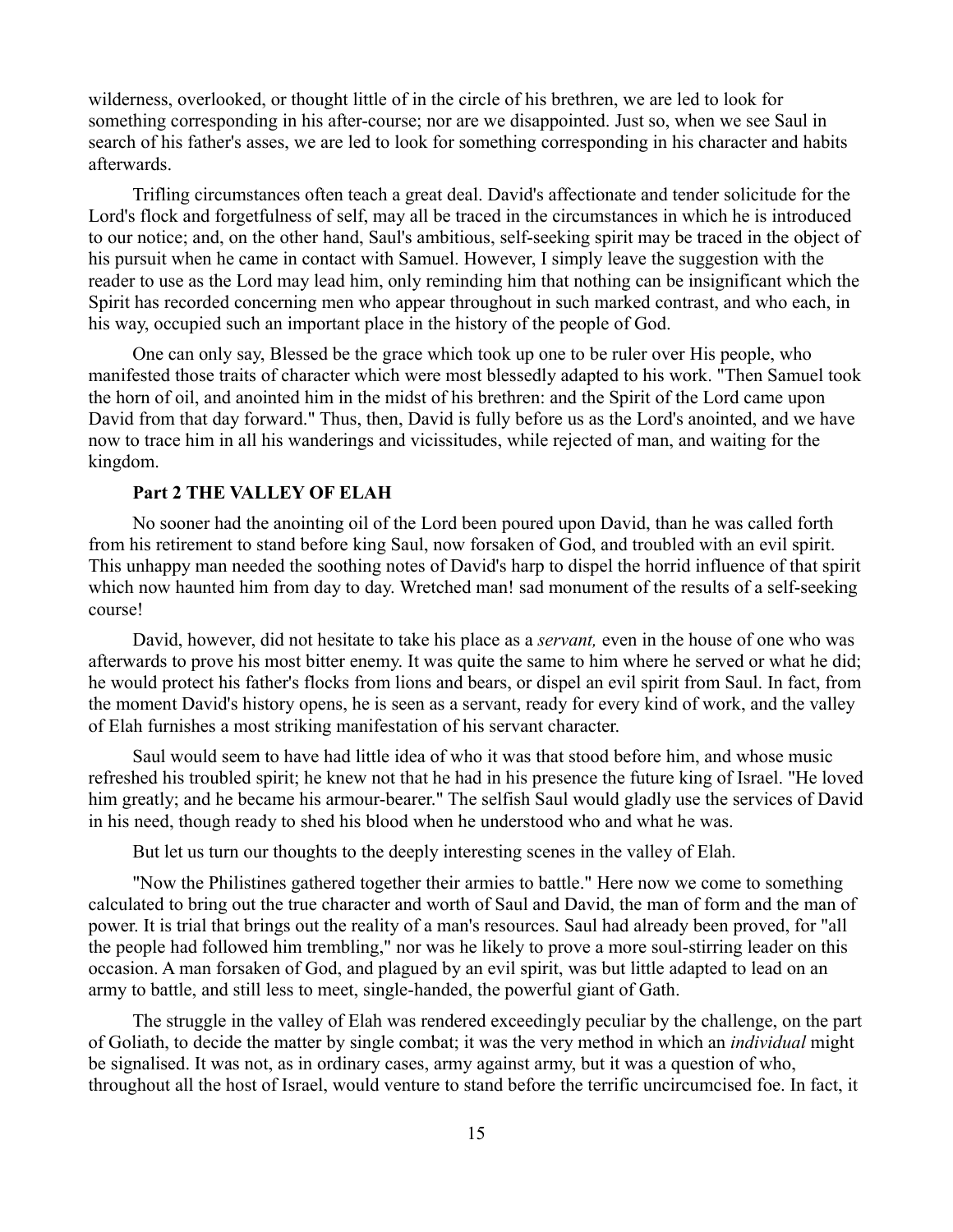wilderness, overlooked, or thought little of in the circle of his brethren, we are led to look for something corresponding in his after-course; nor are we disappointed. Just so, when we see Saul in search of his father's asses, we are led to look for something corresponding in his character and habits afterwards.

Trifling circumstances often teach a great deal. David's affectionate and tender solicitude for the Lord's flock and forgetfulness of self, may all be traced in the circumstances in which he is introduced to our notice; and, on the other hand, Saul's ambitious, self-seeking spirit may be traced in the object of his pursuit when he came in contact with Samuel. However, I simply leave the suggestion with the reader to use as the Lord may lead him, only reminding him that nothing can be insignificant which the Spirit has recorded concerning men who appear throughout in such marked contrast, and who each, in his way, occupied such an important place in the history of the people of God.

One can only say, Blessed be the grace which took up one to be ruler over His people, who manifested those traits of character which were most blessedly adapted to his work. "Then Samuel took the horn of oil, and anointed him in the midst of his brethren: and the Spirit of the Lord came upon David from that day forward." Thus, then, David is fully before us as the Lord's anointed, and we have now to trace him in all his wanderings and vicissitudes, while rejected of man, and waiting for the kingdom.

## Part 2 THE VALLEY OF ELAH

No sooner had the anointing oil of the Lord been poured upon David, than he was called forth from his retirement to stand before king Saul, now forsaken of God, and troubled with an evil spirit. This unhappy man needed the soothing notes of David's harp to dispel the horrid influence of that spirit which now haunted him from day to day. Wretched man! sad monument of the results of a self-seeking course!

David, however, did not hesitate to take his place as a *servant,* even in the house of one who was afterwards to prove his most bitter enemy. It was quite the same to him where he served or what he did; he would protect his father's flocks from lions and bears, or dispel an evil spirit from Saul. In fact, from the moment David's history opens, he is seen as a servant, ready for every kind of work, and the valley of Elah furnishes a most striking manifestation of his servant character.

Saul would seem to have had little idea of who it was that stood before him, and whose music refreshed his troubled spirit; he knew not that he had in his presence the future king of Israel. "He loved him greatly; and he became his armour-bearer." The selfish Saul would gladly use the services of David in his need, though ready to shed his blood when he understood who and what he was.

But let us turn our thoughts to the deeply interesting scenes in the valley of Elah.

"Now the Philistines gathered together their armies to battle." Here now we come to something calculated to bring out the true character and worth of Saul and David, the man of form and the man of power. It is trial that brings out the reality of a man's resources. Saul had already been proved, for "all the people had followed him trembling," nor was he likely to prove a more soul-stirring leader on this occasion. A man forsaken of God, and plagued by an evil spirit, was but little adapted to lead on an army to battle, and still less to meet, single-handed, the powerful giant of Gath.

The struggle in the valley of Elah was rendered exceedingly peculiar by the challenge, on the part of Goliath, to decide the matter by single combat; it was the very method in which an *individual* might be signalised. It was not, as in ordinary cases, army against army, but it was a question of who, throughout all the host of Israel, would venture to stand before the terrific uncircumcised foe. In fact, it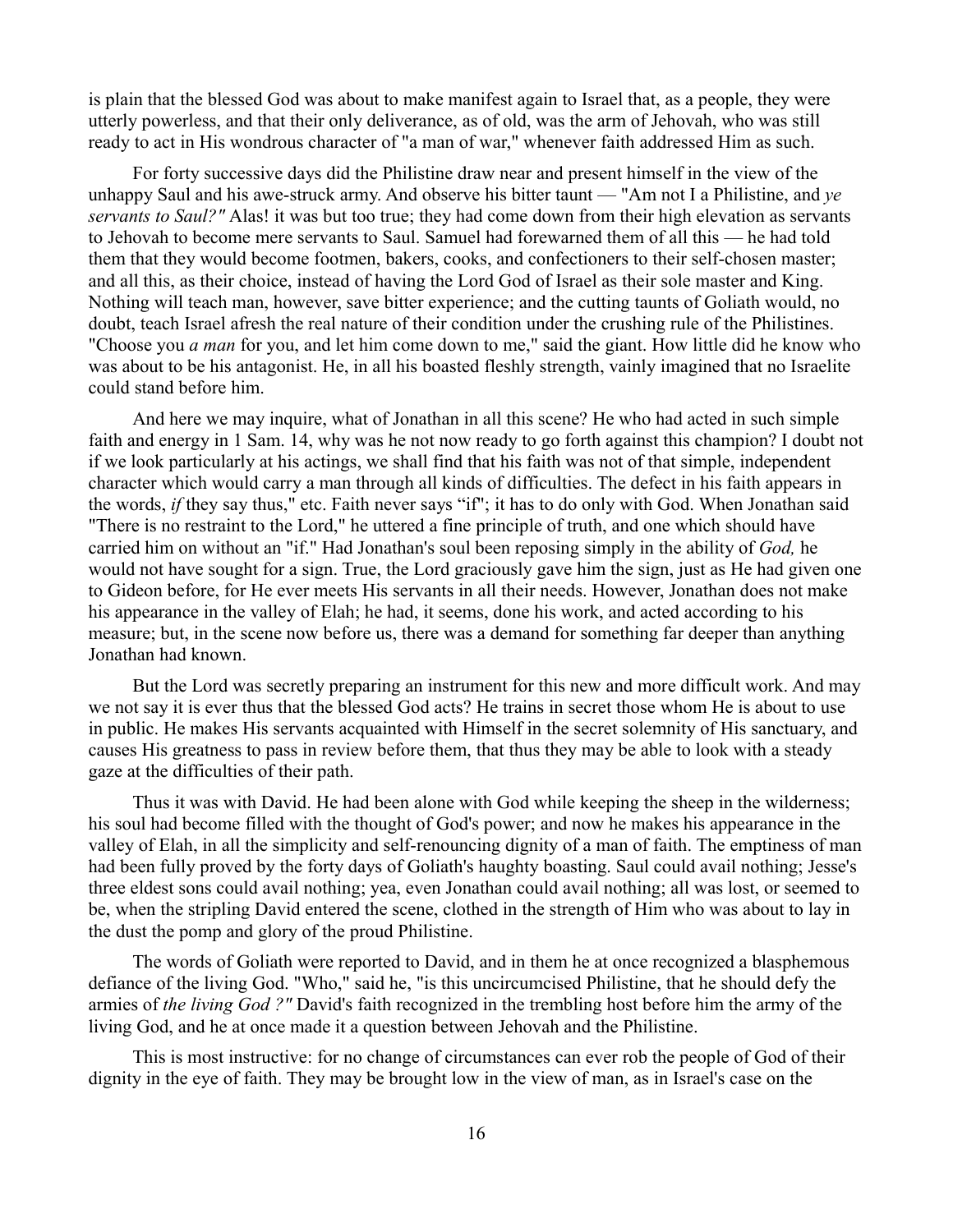is plain that the blessed God was about to make manifest again to Israel that, as a people, they were utterly powerless, and that their only deliverance, as of old, was the arm of Jehovah, who was still ready to act in His wondrous character of "a man of war," whenever faith addressed Him as such.

For forty successive days did the Philistine draw near and present himself in the view of the unhappy Saul and his awe-struck army. And observe his bitter taunt — "Am not I a Philistine, and *ye servants to Saul?"* Alas! it was but too true; they had come down from their high elevation as servants to Jehovah to become mere servants to Saul. Samuel had forewarned them of all this — he had told them that they would become footmen, bakers, cooks, and confectioners to their self-chosen master; and all this, as their choice, instead of having the Lord God of Israel as their sole master and King. Nothing will teach man, however, save bitter experience; and the cutting taunts of Goliath would, no doubt, teach Israel afresh the real nature of their condition under the crushing rule of the Philistines. "Choose you *a man* for you, and let him come down to me," said the giant. How little did he know who was about to be his antagonist. He, in all his boasted fleshly strength, vainly imagined that no Israelite could stand before him.

And here we may inquire, what of Jonathan in all this scene? He who had acted in such simple faith and energy in 1 Sam. 14, why was he not now ready to go forth against this champion? I doubt not if we look particularly at his actings, we shall find that his faith was not of that simple, independent character which would carry a man through all kinds of difficulties. The defect in his faith appears in the words, *if* they say thus," etc. Faith never says "if"; it has to do only with God. When Jonathan said "There is no restraint to the Lord," he uttered a fine principle of truth, and one which should have carried him on without an "if." Had Jonathan's soul been reposing simply in the ability of *God,* he would not have sought for a sign. True, the Lord graciously gave him the sign, just as He had given one to Gideon before, for He ever meets His servants in all their needs. However, Jonathan does not make his appearance in the valley of Elah; he had, it seems, done his work, and acted according to his measure; but, in the scene now before us, there was a demand for something far deeper than anything Jonathan had known.

But the Lord was secretly preparing an instrument for this new and more difficult work. And may we not say it is ever thus that the blessed God acts? He trains in secret those whom He is about to use in public. He makes His servants acquainted with Himself in the secret solemnity of His sanctuary, and causes His greatness to pass in review before them, that thus they may be able to look with a steady gaze at the difficulties of their path.

Thus it was with David. He had been alone with God while keeping the sheep in the wilderness; his soul had become filled with the thought of God's power; and now he makes his appearance in the valley of Elah, in all the simplicity and self-renouncing dignity of a man of faith. The emptiness of man had been fully proved by the forty days of Goliath's haughty boasting. Saul could avail nothing; Jesse's three eldest sons could avail nothing; yea, even Jonathan could avail nothing; all was lost, or seemed to be, when the stripling David entered the scene, clothed in the strength of Him who was about to lay in the dust the pomp and glory of the proud Philistine.

The words of Goliath were reported to David, and in them he at once recognized a blasphemous defiance of the living God. "Who," said he, "is this uncircumcised Philistine, that he should defy the armies of *the living God ?"* David's faith recognized in the trembling host before him the army of the living God, and he at once made it a question between Jehovah and the Philistine.

This is most instructive: for no change of circumstances can ever rob the people of God of their dignity in the eye of faith. They may be brought low in the view of man, as in Israel's case on the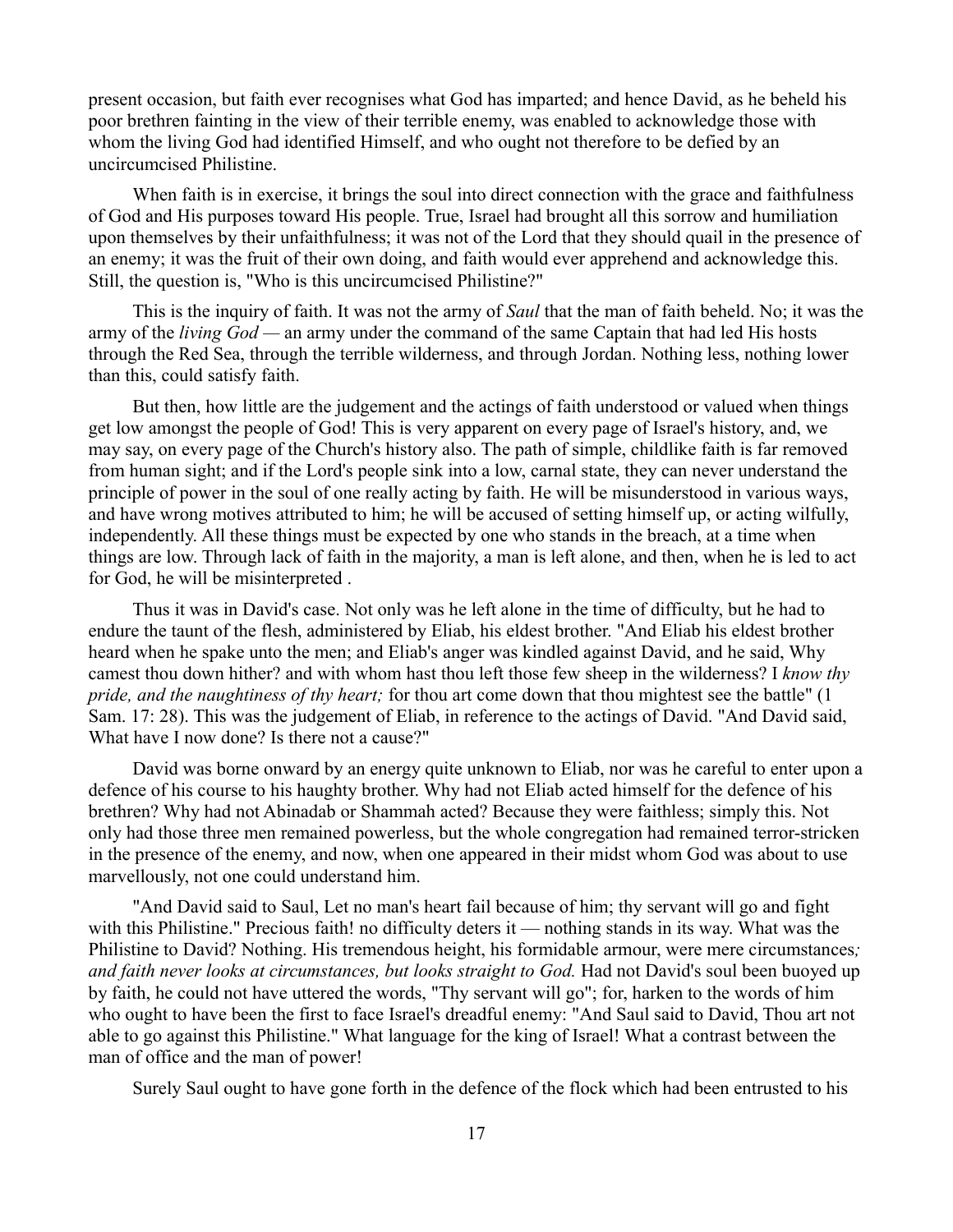present occasion, but faith ever recognises what God has imparted; and hence David, as he beheld his poor brethren fainting in the view of their terrible enemy, was enabled to acknowledge those with whom the living God had identified Himself, and who ought not therefore to be defied by an uncircumcised Philistine.

When faith is in exercise, it brings the soul into direct connection with the grace and faithfulness of God and His purposes toward His people. True, Israel had brought all this sorrow and humiliation upon themselves by their unfaithfulness; it was not of the Lord that they should quail in the presence of an enemy; it was the fruit of their own doing, and faith would ever apprehend and acknowledge this. Still, the question is, "Who is this uncircumcised Philistine?"

This is the inquiry of faith. It was not the army of *Saul* that the man of faith beheld. No; it was the army of the *living God* — an army under the command of the same Captain that had led His hosts through the Red Sea, through the terrible wilderness, and through Jordan. Nothing less, nothing lower than this, could satisfy faith.

But then, how little are the judgement and the actings of faith understood or valued when things get low amongst the people of God! This is very apparent on every page of Israel's history, and, we may say, on every page of the Church's history also. The path of simple, childlike faith is far removed from human sight; and if the Lord's people sink into a low, carnal state, they can never understand the principle of power in the soul of one really acting by faith. He will be misunderstood in various ways, and have wrong motives attributed to him; he will be accused of setting himself up, or acting wilfully, independently. All these things must be expected by one who stands in the breach, at a time when things are low. Through lack of faith in the majority, a man is left alone, and then, when he is led to act for God, he will be misinterpreted .

Thus it was in David's case. Not only was he left alone in the time of difficulty, but he had to endure the taunt of the flesh, administered by Eliab, his eldest brother. "And Eliab his eldest brother heard when he spake unto the men; and Eliab's anger was kindled against David, and he said, Why camest thou down hither? and with whom hast thou left those few sheep in the wilderness? I *know thy pride, and the naughtiness of thy heart;* for thou art come down that thou mightest see the battle" (1 Sam. 17: 28). This was the judgement of Eliab, in reference to the actings of David. "And David said, What have I now done? Is there not a cause?"

David was borne onward by an energy quite unknown to Eliab, nor was he careful to enter upon a defence of his course to his haughty brother. Why had not Eliab acted himself for the defence of his brethren? Why had not Abinadab or Shammah acted? Because they were faithless; simply this. Not only had those three men remained powerless, but the whole congregation had remained terror-stricken in the presence of the enemy, and now, when one appeared in their midst whom God was about to use marvellously, not one could understand him.

"And David said to Saul, Let no man's heart fail because of him; thy servant will go and fight with this Philistine." Precious faith! no difficulty deters it — nothing stands in its way. What was the Philistine to David? Nothing. His tremendous height, his formidable armour, were mere circumstances*; and faith never looks at circumstances, but looks straight to God.* Had not David's soul been buoyed up by faith, he could not have uttered the words, "Thy servant will go"; for, harken to the words of him who ought to have been the first to face Israel's dreadful enemy: "And Saul said to David, Thou art not able to go against this Philistine." What language for the king of Israel! What a contrast between the man of office and the man of power!

Surely Saul ought to have gone forth in the defence of the flock which had been entrusted to his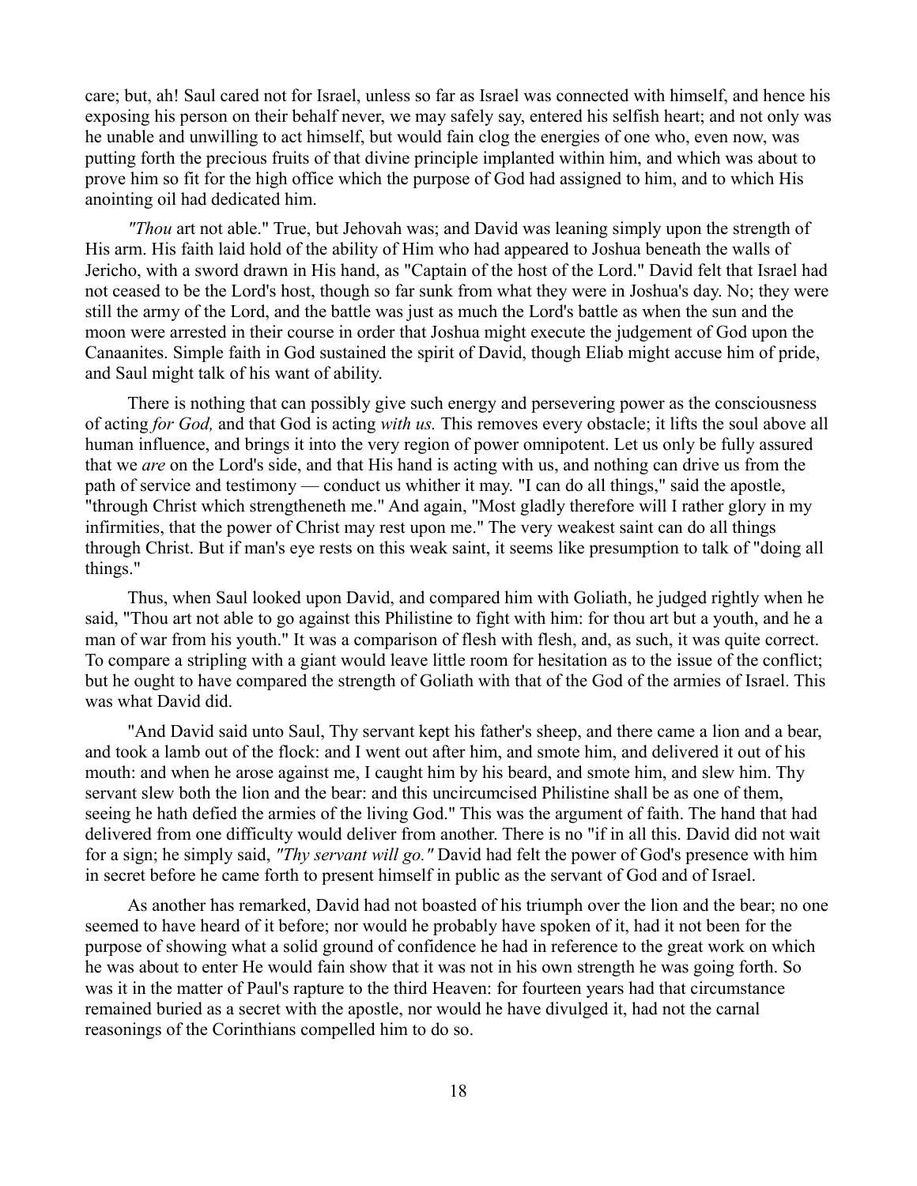care; but, ah! Saul cared not for Israel, unless so far as Israel was connected with himself, and hence his exposing his person on their behalf never, we may safely say, entered his selfish heart; and not only was he unable and unwilling to act himself, but would fain clog the energies of one who, even now, was putting forth the precious fruits of that divine principle implanted within him, and which was about to prove him so fit for the high office which the purpose of God had assigned to him, and to which His anointing oil had dedicated him.

*"Thou* art not able." True, but Jehovah was; and David was leaning simply upon the strength of His arm. His faith laid hold of the ability of Him who had appeared to Joshua beneath the walls of Jericho, with a sword drawn in His hand, as "Captain of the host of the Lord." David felt that Israel had not ceased to be the Lord's host, though so far sunk from what they were in Joshua's day. No; they were still the army of the Lord, and the battle was just as much the Lord's battle as when the sun and the moon were arrested in their course in order that Joshua might execute the judgement of God upon the Canaanites. Simple faith in God sustained the spirit of David, though Eliab might accuse him of pride, and Saul might talk of his want of ability.

There is nothing that can possibly give such energy and persevering power as the consciousness of acting *for God,* and that God is acting *with us.* This removes every obstacle; it lifts the soul above all human influence, and brings it into the very region of power omnipotent. Let us only be fully assured that we *are* on the Lord's side, and that His hand is acting with us, and nothing can drive us from the path of service and testimony — conduct us whither it may. "I can do all things," said the apostle, "through Christ which strengtheneth me." And again, "Most gladly therefore will I rather glory in my infirmities, that the power of Christ may rest upon me." The very weakest saint can do all things through Christ. But if man's eye rests on this weak saint, it seems like presumption to talk of "doing all things."

Thus, when Saul looked upon David, and compared him with Goliath, he judged rightly when he said, "Thou art not able to go against this Philistine to fight with him: for thou art but a youth, and he a man of war from his youth." It was a comparison of flesh with flesh, and, as such, it was quite correct. To compare a stripling with a giant would leave little room for hesitation as to the issue of the conflict; but he ought to have compared the strength of Goliath with that of the God of the armies of Israel. This was what David did.

"And David said unto Saul, Thy servant kept his father's sheep, and there came a lion and a bear, and took a lamb out of the flock: and I went out after him, and smote him, and delivered it out of his mouth: and when he arose against me, I caught him by his beard, and smote him, and slew him. Thy servant slew both the lion and the bear: and this uncircumcised Philistine shall be as one of them, seeing he hath defied the armies of the living God." This was the argument of faith. The hand that had delivered from one difficulty would deliver from another. There is no "if in all this. David did not wait for a sign; he simply said, *"Thy servant will go."* David had felt the power of God's presence with him in secret before he came forth to present himself in public as the servant of God and of Israel.

As another has remarked, David had not boasted of his triumph over the lion and the bear; no one seemed to have heard of it before; nor would he probably have spoken of it, had it not been for the purpose of showing what a solid ground of confidence he had in reference to the great work on which he was about to enter He would fain show that it was not in his own strength he was going forth. So was it in the matter of Paul's rapture to the third Heaven: for fourteen years had that circumstance remained buried as a secret with the apostle, nor would he have divulged it, had not the carnal reasonings of the Corinthians compelled him to do so.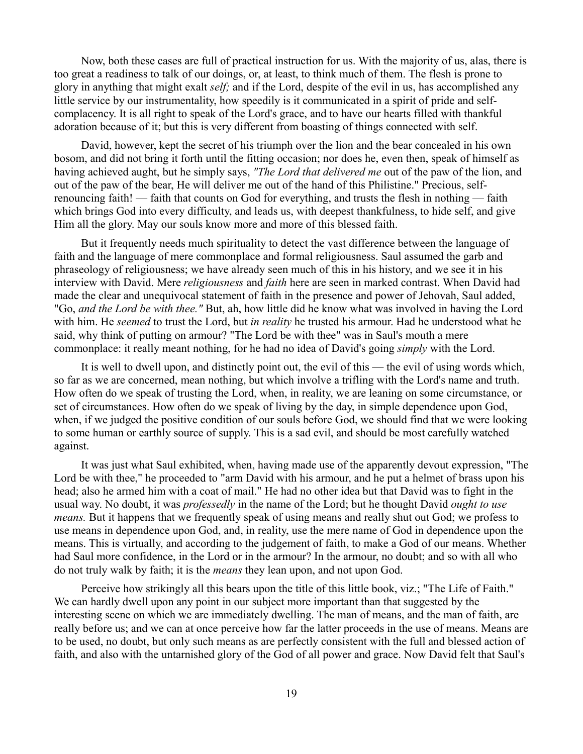Now, both these cases are full of practical instruction for us. With the majority of us, alas, there is too great a readiness to talk of our doings, or, at least, to think much of them. The flesh is prone to glory in anything that might exalt *self;* and if the Lord, despite of the evil in us, has accomplished any little service by our instrumentality, how speedily is it communicated in a spirit of pride and self-complacency. It is all right to speak of the Lord's grace, and to have our hearts filled with thankful adoration because of it; but this is very different from boasting of things connected with self.

David, however, kept the secret of his triumph over the lion and the bear concealed in his own bosom, and did not bring it forth until the fitting occasion; nor does he, even then, speak of himself as having achieved aught, but he simply says, *"The Lord that delivered me* out of the paw of the lion, and out of the paw of the bear, He will deliver me out of the hand of this Philistine." Precious, self-renouncing faith! — faith that counts on God for everything, and trusts the flesh in nothing — faith which brings God into every difficulty, and leads us, with deepest thankfulness, to hide self, and give Him all the glory. May our souls know more and more of this blessed faith.

But it frequently needs much spirituality to detect the vast difference between the language of faith and the language of mere commonplace and formal religiousness. Saul assumed the garb and phraseology of religiousness; we have already seen much of this in his history, and we see it in his interview with David. Mere *religiousness* and *faith* here are seen in marked contrast. When David had made the clear and unequivocal statement of faith in the presence and power of Jehovah, Saul added, "Go, *and the Lord be with thee."* But, ah, how little did he know what was involved in having the Lord with him. He *seemed* to trust the Lord, but *in reality* he trusted his armour. Had he understood what he said, why think of putting on armour? "The Lord be with thee" was in Saul's mouth a mere commonplace: it really meant nothing, for he had no idea of David's going *simply* with the Lord.

It is well to dwell upon, and distinctly point out, the evil of this — the evil of using words which, so far as we are concerned, mean nothing, but which involve a trifling with the Lord's name and truth. How often do we speak of trusting the Lord, when, in reality, we are leaning on some circumstance, or set of circumstances. How often do we speak of living by the day, in simple dependence upon God, when, if we judged the positive condition of our souls before God, we should find that we were looking to some human or earthly source of supply. This is a sad evil, and should be most carefully watched against.

It was just what Saul exhibited, when, having made use of the apparently devout expression, "The Lord be with thee," he proceeded to "arm David with his armour, and he put a helmet of brass upon his head; also he armed him with a coat of mail." He had no other idea but that David was to fight in the usual way. No doubt, it was *professedly* in the name of the Lord; but he thought David *ought to use means.* But it happens that we frequently speak of using means and really shut out God; we profess to use means in dependence upon God, and, in reality, use the mere name of God in dependence upon the means. This is virtually, and according to the judgement of faith, to make a God of our means. Whether had Saul more confidence, in the Lord or in the armour? In the armour, no doubt; and so with all who do not truly walk by faith; it is the *means* they lean upon, and not upon God.

Perceive how strikingly all this bears upon the title of this little book, viz.; "The Life of Faith." We can hardly dwell upon any point in our subject more important than that suggested by the interesting scene on which we are immediately dwelling. The man of means, and the man of faith, are really before us; and we can at once perceive how far the latter proceeds in the use of means. Means are to be used, no doubt, but only such means as are perfectly consistent with the full and blessed action of faith, and also with the untarnished glory of the God of all power and grace. Now David felt that Saul's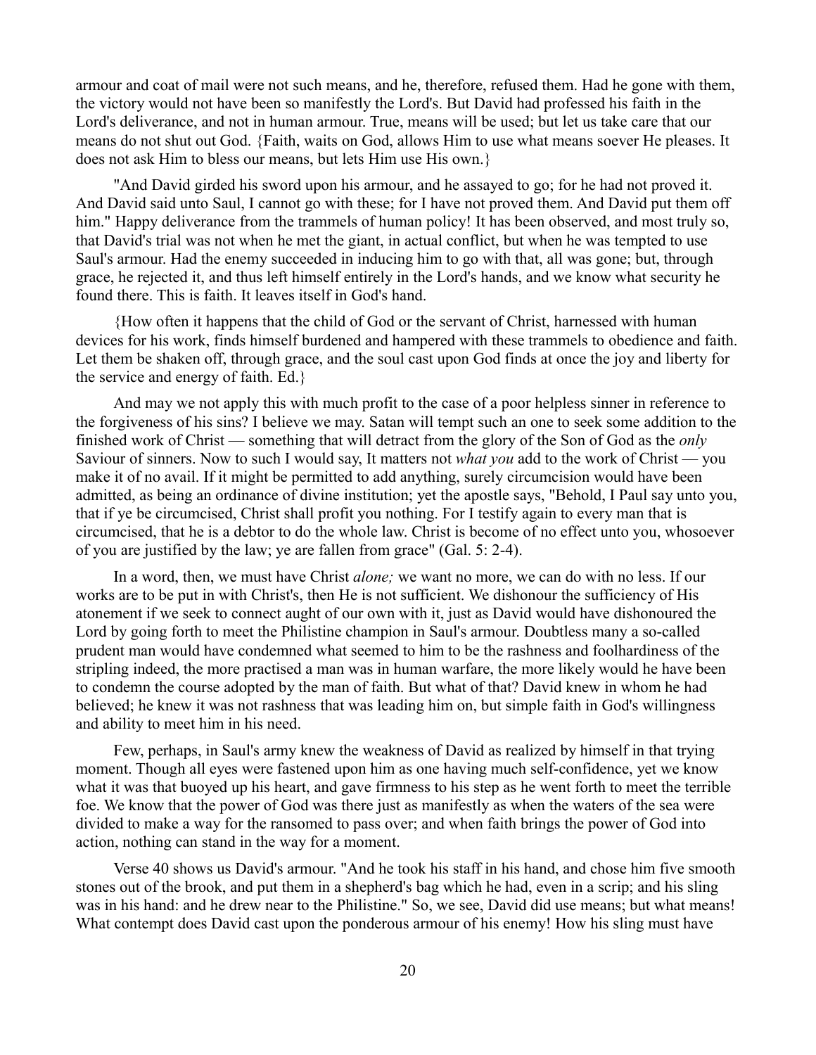armour and coat of mail were not such means, and he, therefore, refused them. Had he gone with them, the victory would not have been so manifestly the Lord's. But David had professed his faith in the Lord's deliverance, and not in human armour. True, means will be used; but let us take care that our means do not shut out God. {Faith, waits on God, allows Him to use what means soever He pleases. It does not ask Him to bless our means, but lets Him use His own.}

"And David girded his sword upon his armour, and he assayed to go; for he had not proved it. And David said unto Saul, I cannot go with these; for I have not proved them. And David put them off him." Happy deliverance from the trammels of human policy! It has been observed, and most truly so, that David's trial was not when he met the giant, in actual conflict, but when he was tempted to use Saul's armour. Had the enemy succeeded in inducing him to go with that, all was gone; but, through grace, he rejected it, and thus left himself entirely in the Lord's hands, and we know what security he found there. This is faith. It leaves itself in God's hand.

{How often it happens that the child of God or the servant of Christ, harnessed with human devices for his work, finds himself burdened and hampered with these trammels to obedience and faith. Let them be shaken off, through grace, and the soul cast upon God finds at once the joy and liberty for the service and energy of faith. Ed.}

And may we not apply this with much profit to the case of a poor helpless sinner in reference to the forgiveness of his sins? I believe we may. Satan will tempt such an one to seek some addition to the finished work of Christ — something that will detract from the glory of the Son of God as the *only* Saviour of sinners. Now to such I would say, It matters not *what you* add to the work of Christ — you make it of no avail. If it might be permitted to add anything, surely circumcision would have been admitted, as being an ordinance of divine institution; yet the apostle says, "Behold, I Paul say unto you, that if ye be circumcised, Christ shall profit you nothing. For I testify again to every man that is circumcised, that he is a debtor to do the whole law. Christ is become of no effect unto you, whosoever of you are justified by the law; ye are fallen from grace" (Gal. 5: 2-4).

In a word, then, we must have Christ *alone;* we want no more, we can do with no less. If our works are to be put in with Christ's, then He is not sufficient. We dishonour the sufficiency of His atonement if we seek to connect aught of our own with it, just as David would have dishonoured the Lord by going forth to meet the Philistine champion in Saul's armour. Doubtless many a so-called prudent man would have condemned what seemed to him to be the rashness and foolhardiness of the stripling indeed, the more practised a man was in human warfare, the more likely would he have been to condemn the course adopted by the man of faith. But what of that? David knew in whom he had believed; he knew it was not rashness that was leading him on, but simple faith in God's willingness and ability to meet him in his need.

Few, perhaps, in Saul's army knew the weakness of David as realized by himself in that trying moment. Though all eyes were fastened upon him as one having much self-confidence, yet we know what it was that buoyed up his heart, and gave firmness to his step as he went forth to meet the terrible foe. We know that the power of God was there just as manifestly as when the waters of the sea were divided to make a way for the ransomed to pass over; and when faith brings the power of God into action, nothing can stand in the way for a moment.

Verse 40 shows us David's armour. "And he took his staff in his hand, and chose him five smooth stones out of the brook, and put them in a shepherd's bag which he had, even in a scrip; and his sling was in his hand: and he drew near to the Philistine." So, we see, David did use means; but what means! What contempt does David cast upon the ponderous armour of his enemy! How his sling must have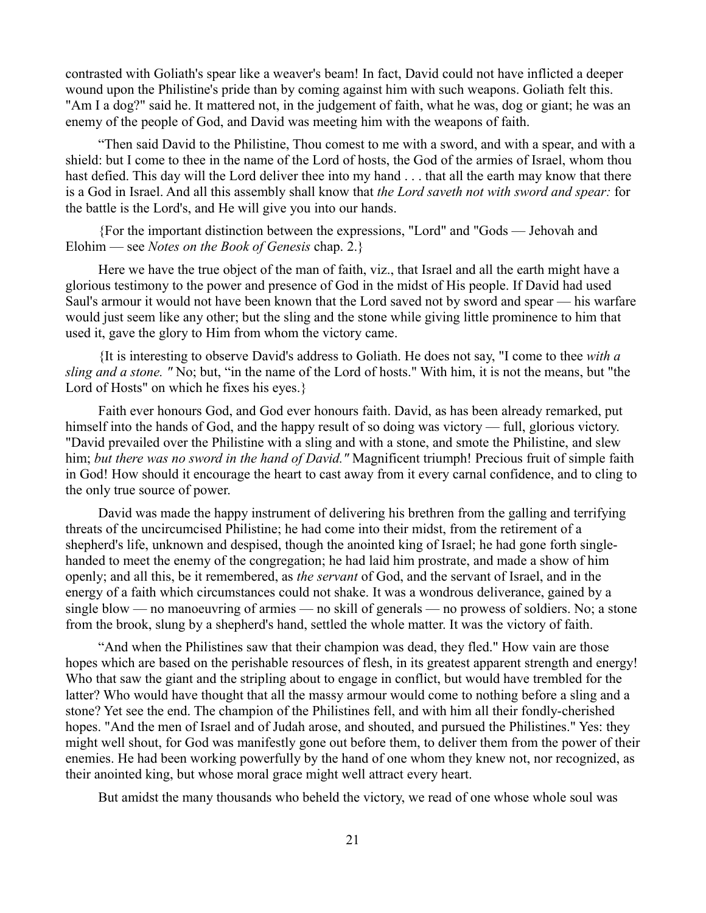contrasted with Goliath's spear like a weaver's beam! In fact, David could not have inflicted a deeper wound upon the Philistine's pride than by coming against him with such weapons. Goliath felt this. "Am I a dog?" said he. It mattered not, in the judgement of faith, what he was, dog or giant; he was an enemy of the people of God, and David was meeting him with the weapons of faith.

"Then said David to the Philistine, Thou comest to me with a sword, and with a spear, and with a shield: but I come to thee in the name of the Lord of hosts, the God of the armies of Israel, whom thou hast defied. This day will the Lord deliver thee into my hand . . . that all the earth may know that there is a God in Israel. And all this assembly shall know that *the Lord saveth not with sword and spear:* for the battle is the Lord's, and He will give you into our hands.

{For the important distinction between the expressions, "Lord" and "Gods — Jehovah and Elohim — see *Notes on the Book of Genesis* chap. 2.}

Here we have the true object of the man of faith, viz., that Israel and all the earth might have a glorious testimony to the power and presence of God in the midst of His people. If David had used Saul's armour it would not have been known that the Lord saved not by sword and spear — his warfare would just seem like any other; but the sling and the stone while giving little prominence to him that used it, gave the glory to Him from whom the victory came.

{It is interesting to observe David's address to Goliath. He does not say, "I come to thee *with a sling and a stone. "* No; but, "in the name of the Lord of hosts." With him, it is not the means, but "the Lord of Hosts" on which he fixes his eyes.}

Faith ever honours God, and God ever honours faith. David, as has been already remarked, put himself into the hands of God, and the happy result of so doing was victory — full, glorious victory. "David prevailed over the Philistine with a sling and with a stone, and smote the Philistine, and slew him; *but there was no sword in the hand of David."* Magnificent triumph! Precious fruit of simple faith in God! How should it encourage the heart to cast away from it every carnal confidence, and to cling to the only true source of power.

David was made the happy instrument of delivering his brethren from the galling and terrifying threats of the uncircumcised Philistine; he had come into their midst, from the retirement of a shepherd's life, unknown and despised, though the anointed king of Israel; he had gone forth single-handed to meet the enemy of the congregation; he had laid him prostrate, and made a show of him openly; and all this, be it remembered, as *the servant* of God, and the servant of Israel, and in the energy of a faith which circumstances could not shake. It was a wondrous deliverance, gained by a single blow — no manoeuvring of armies — no skill of generals — no prowess of soldiers. No; a stone from the brook, slung by a shepherd's hand, settled the whole matter. It was the victory of faith.

"And when the Philistines saw that their champion was dead, they fled." How vain are those hopes which are based on the perishable resources of flesh, in its greatest apparent strength and energy! Who that saw the giant and the stripling about to engage in conflict, but would have trembled for the latter? Who would have thought that all the massy armour would come to nothing before a sling and a stone? Yet see the end. The champion of the Philistines fell, and with him all their fondly-cherished hopes. "And the men of Israel and of Judah arose, and shouted, and pursued the Philistines." Yes: they might well shout, for God was manifestly gone out before them, to deliver them from the power of their enemies. He had been working powerfully by the hand of one whom they knew not, nor recognized, as their anointed king, but whose moral grace might well attract every heart.

But amidst the many thousands who beheld the victory, we read of one whose whole soul was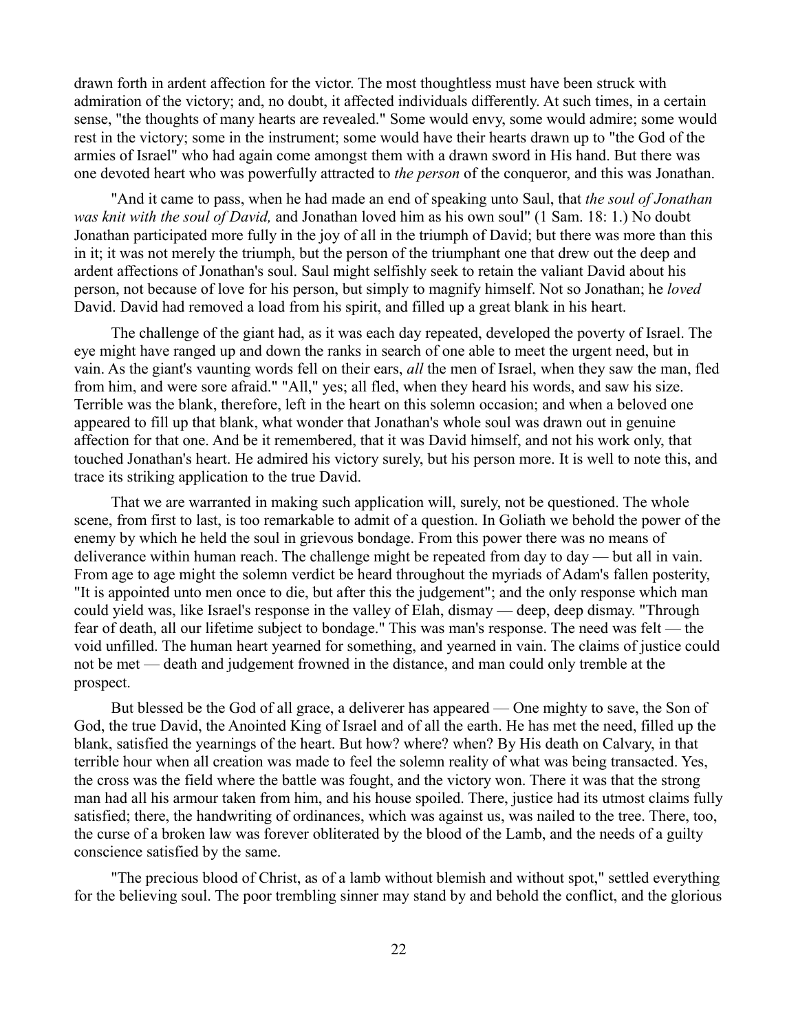drawn forth in ardent affection for the victor. The most thoughtless must have been struck with admiration of the victory; and, no doubt, it affected individuals differently. At such times, in a certain sense, "the thoughts of many hearts are revealed." Some would envy, some would admire; some would rest in the victory; some in the instrument; some would have their hearts drawn up to "the God of the armies of Israel" who had again come amongst them with a drawn sword in His hand. But there was one devoted heart who was powerfully attracted to *the person* of the conqueror, and this was Jonathan.

"And it came to pass, when he had made an end of speaking unto Saul, that *the soul of Jonathan was knit with the soul of David,* and Jonathan loved him as his own soul" (1 Sam. 18: 1.) No doubt Jonathan participated more fully in the joy of all in the triumph of David; but there was more than this in it; it was not merely the triumph, but the person of the triumphant one that drew out the deep and ardent affections of Jonathan's soul. Saul might selfishly seek to retain the valiant David about his person, not because of love for his person, but simply to magnify himself. Not so Jonathan; he *loved* David. David had removed a load from his spirit, and filled up a great blank in his heart.

The challenge of the giant had, as it was each day repeated, developed the poverty of Israel. The eye might have ranged up and down the ranks in search of one able to meet the urgent need, but in vain. As the giant's vaunting words fell on their ears, *all* the men of Israel, when they saw the man, fled from him, and were sore afraid." "All," yes; all fled, when they heard his words, and saw his size. Terrible was the blank, therefore, left in the heart on this solemn occasion; and when a beloved one appeared to fill up that blank, what wonder that Jonathan's whole soul was drawn out in genuine affection for that one. And be it remembered, that it was David himself, and not his work only, that touched Jonathan's heart. He admired his victory surely, but his person more. It is well to note this, and trace its striking application to the true David.

That we are warranted in making such application will, surely, not be questioned. The whole scene, from first to last, is too remarkable to admit of a question. In Goliath we behold the power of the enemy by which he held the soul in grievous bondage. From this power there was no means of deliverance within human reach. The challenge might be repeated from day to day — but all in vain. From age to age might the solemn verdict be heard throughout the myriads of Adam's fallen posterity, "It is appointed unto men once to die, but after this the judgement"; and the only response which man could yield was, like Israel's response in the valley of Elah, dismay — deep, deep dismay. "Through fear of death, all our lifetime subject to bondage." This was man's response. The need was felt — the void unfilled. The human heart yearned for something, and yearned in vain. The claims of justice could not be met — death and judgement frowned in the distance, and man could only tremble at the prospect.

But blessed be the God of all grace, a deliverer has appeared — One mighty to save, the Son of God, the true David, the Anointed King of Israel and of all the earth. He has met the need, filled up the blank, satisfied the yearnings of the heart. But how? where? when? By His death on Calvary, in that terrible hour when all creation was made to feel the solemn reality of what was being transacted. Yes, the cross was the field where the battle was fought, and the victory won. There it was that the strong man had all his armour taken from him, and his house spoiled. There, justice had its utmost claims fully satisfied; there, the handwriting of ordinances, which was against us, was nailed to the tree. There, too, the curse of a broken law was forever obliterated by the blood of the Lamb, and the needs of a guilty conscience satisfied by the same.

"The precious blood of Christ, as of a lamb without blemish and without spot," settled everything for the believing soul. The poor trembling sinner may stand by and behold the conflict, and the glorious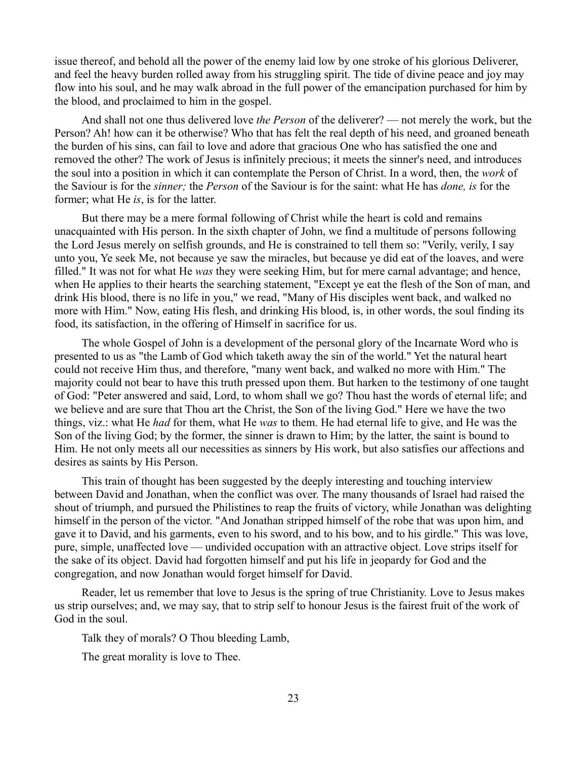issue thereof, and behold all the power of the enemy laid low by one stroke of his glorious Deliverer, and feel the heavy burden rolled away from his struggling spirit. The tide of divine peace and joy may flow into his soul, and he may walk abroad in the full power of the emancipation purchased for him by the blood, and proclaimed to him in the gospel.

And shall not one thus delivered love *the Person* of the deliverer? — not merely the work, but the Person? Ah! how can it be otherwise? Who that has felt the real depth of his need, and groaned beneath the burden of his sins, can fail to love and adore that gracious One who has satisfied the one and removed the other? The work of Jesus is infinitely precious; it meets the sinner's need, and introduces the soul into a position in which it can contemplate the Person of Christ. In a word, then, the *work* of the Saviour is for the *sinner;* the *Person* of the Saviour is for the saint: what He has *done, is* for the former; what He *is*, is for the latter.

But there may be a mere formal following of Christ while the heart is cold and remains unacquainted with His person. In the sixth chapter of John, we find a multitude of persons following the Lord Jesus merely on selfish grounds, and He is constrained to tell them so: "Verily, verily, I say unto you, Ye seek Me, not because ye saw the miracles, but because ye did eat of the loaves, and were filled." It was not for what He *was* they were seeking Him, but for mere carnal advantage; and hence, when He applies to their hearts the searching statement, "Except ye eat the flesh of the Son of man, and drink His blood, there is no life in you," we read, "Many of His disciples went back, and walked no more with Him." Now, eating His flesh, and drinking His blood, is, in other words, the soul finding its food, its satisfaction, in the offering of Himself in sacrifice for us.

The whole Gospel of John is a development of the personal glory of the Incarnate Word who is presented to us as "the Lamb of God which taketh away the sin of the world." Yet the natural heart could not receive Him thus, and therefore, "many went back, and walked no more with Him." The majority could not bear to have this truth pressed upon them. But harken to the testimony of one taught of God: "Peter answered and said, Lord, to whom shall we go? Thou hast the words of eternal life; and we believe and are sure that Thou art the Christ, the Son of the living God." Here we have the two things, viz.: what He *had* for them, what He *was* to them. He had eternal life to give, and He was the Son of the living God; by the former, the sinner is drawn to Him; by the latter, the saint is bound to Him. He not only meets all our necessities as sinners by His work, but also satisfies our affections and desires as saints by His Person.

This train of thought has been suggested by the deeply interesting and touching interview between David and Jonathan, when the conflict was over. The many thousands of Israel had raised the shout of triumph, and pursued the Philistines to reap the fruits of victory, while Jonathan was delighting himself in the person of the victor. "And Jonathan stripped himself of the robe that was upon him, and gave it to David, and his garments, even to his sword, and to his bow, and to his girdle." This was love, pure, simple, unaffected love — undivided occupation with an attractive object. Love strips itself for the sake of its object. David had forgotten himself and put his life in jeopardy for God and the congregation, and now Jonathan would forget himself for David.

Reader, let us remember that love to Jesus is the spring of true Christianity. Love to Jesus makes us strip ourselves; and, we may say, that to strip self to honour Jesus is the fairest fruit of the work of God in the soul.

Talk they of morals? O Thou bleeding Lamb,

The great morality is love to Thee.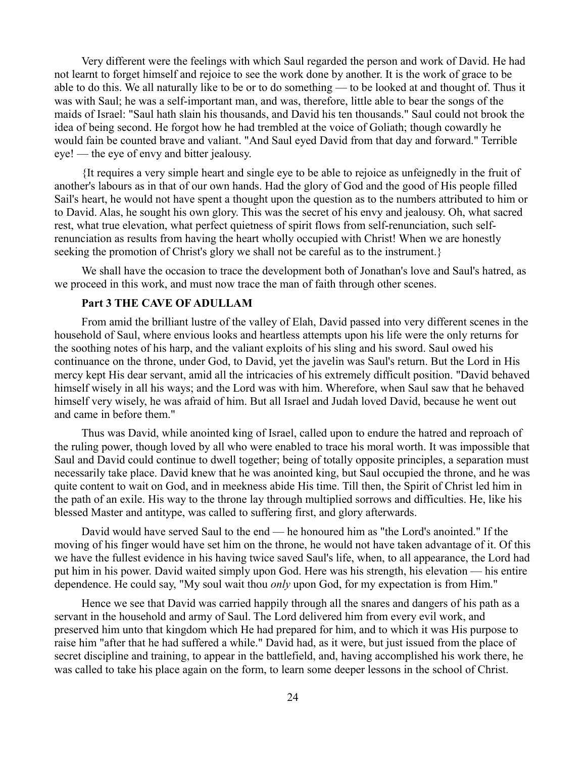Very different were the feelings with which Saul regarded the person and work of David. He had not learnt to forget himself and rejoice to see the work done by another. It is the work of grace to be able to do this. We all naturally like to be or to do something — to be looked at and thought of. Thus it was with Saul; he was a self-important man, and was, therefore, little able to bear the songs of the maids of Israel: "Saul hath slain his thousands, and David his ten thousands." Saul could not brook the idea of being second. He forgot how he had trembled at the voice of Goliath; though cowardly he would fain be counted brave and valiant. "And Saul eyed David from that day and forward." Terrible eye! — the eye of envy and bitter jealousy.

{It requires a very simple heart and single eye to be able to rejoice as unfeignedly in the fruit of another's labours as in that of our own hands. Had the glory of God and the good of His people filled Sail's heart, he would not have spent a thought upon the question as to the numbers attributed to him or to David. Alas, he sought his own glory. This was the secret of his envy and jealousy. Oh, what sacred rest, what true elevation, what perfect quietness of spirit flows from self-renunciation, such self-renunciation as results from having the heart wholly occupied with Christ! When we are honestly seeking the promotion of Christ's glory we shall not be careful as to the instrument.}

We shall have the occasion to trace the development both of Jonathan's love and Saul's hatred, as we proceed in this work, and must now trace the man of faith through other scenes.

## Part 3 THE CAVE OF ADULLAM

From amid the brilliant lustre of the valley of Elah, David passed into very different scenes in the household of Saul, where envious looks and heartless attempts upon his life were the only returns for the soothing notes of his harp, and the valiant exploits of his sling and his sword. Saul owed his continuance on the throne, under God, to David, yet the javelin was Saul's return. But the Lord in His mercy kept His dear servant, amid all the intricacies of his extremely difficult position. "David behaved himself wisely in all his ways; and the Lord was with him. Wherefore, when Saul saw that he behaved himself very wisely, he was afraid of him. But all Israel and Judah loved David, because he went out and came in before them."

Thus was David, while anointed king of Israel, called upon to endure the hatred and reproach of the ruling power, though loved by all who were enabled to trace his moral worth. It was impossible that Saul and David could continue to dwell together; being of totally opposite principles, a separation must necessarily take place. David knew that he was anointed king, but Saul occupied the throne, and he was quite content to wait on God, and in meekness abide His time. Till then, the Spirit of Christ led him in the path of an exile. His way to the throne lay through multiplied sorrows and difficulties. He, like his blessed Master and antitype, was called to suffering first, and glory afterwards.

David would have served Saul to the end — he honoured him as "the Lord's anointed." If the moving of his finger would have set him on the throne, he would not have taken advantage of it. Of this we have the fullest evidence in his having twice saved Saul's life, when, to all appearance, the Lord had put him in his power. David waited simply upon God. Here was his strength, his elevation — his entire dependence. He could say, "My soul wait thou *only* upon God, for my expectation is from Him."

Hence we see that David was carried happily through all the snares and dangers of his path as a servant in the household and army of Saul. The Lord delivered him from every evil work, and preserved him unto that kingdom which He had prepared for him, and to which it was His purpose to raise him "after that he had suffered a while." David had, as it were, but just issued from the place of secret discipline and training, to appear in the battlefield, and, having accomplished his work there, he was called to take his place again on the form, to learn some deeper lessons in the school of Christ.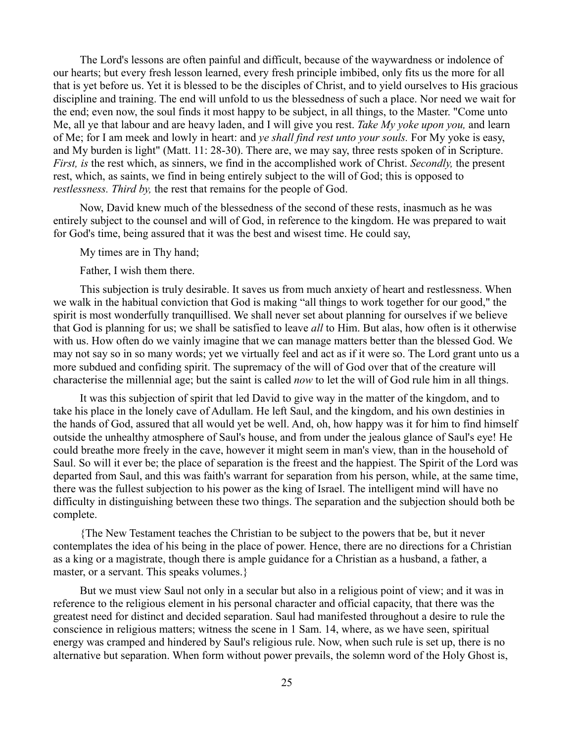The Lord's lessons are often painful and difficult, because of the waywardness or indolence of our hearts; but every fresh lesson learned, every fresh principle imbibed, only fits us the more for all that is yet before us. Yet it is blessed to be the disciples of Christ, and to yield ourselves to His gracious discipline and training. The end will unfold to us the blessedness of such a place. Nor need we wait for the end; even now, the soul finds it most happy to be subject, in all things, to the Master. "Come unto Me, all ye that labour and are heavy laden, and I will give you rest. *Take My yoke upon you,* and learn of Me; for I am meek and lowly in heart: and *ye shall find rest unto your souls.* For My yoke is easy, and My burden is light" (Matt. 11: 28-30). There are, we may say, three rests spoken of in Scripture. *First, is* the rest which, as sinners, we find in the accomplished work of Christ. *Secondly,* the present rest, which, as saints, we find in being entirely subject to the will of God; this is opposed to *restlessness. Third by,* the rest that remains for the people of God.

Now, David knew much of the blessedness of the second of these rests, inasmuch as he was entirely subject to the counsel and will of God, in reference to the kingdom. He was prepared to wait for God's time, being assured that it was the best and wisest time. He could say,

My times are in Thy hand;

Father, I wish them there.

This subjection is truly desirable. It saves us from much anxiety of heart and restlessness. When we walk in the habitual conviction that God is making "all things to work together for our good," the spirit is most wonderfully tranquillised. We shall never set about planning for ourselves if we believe that God is planning for us; we shall be satisfied to leave *all* to Him. But alas, how often is it otherwise with us. How often do we vainly imagine that we can manage matters better than the blessed God. We may not say so in so many words; yet we virtually feel and act as if it were so. The Lord grant unto us a more subdued and confiding spirit. The supremacy of the will of God over that of the creature will characterise the millennial age; but the saint is called *now* to let the will of God rule him in all things.

It was this subjection of spirit that led David to give way in the matter of the kingdom, and to take his place in the lonely cave of Adullam. He left Saul, and the kingdom, and his own destinies in the hands of God, assured that all would yet be well. And, oh, how happy was it for him to find himself outside the unhealthy atmosphere of Saul's house, and from under the jealous glance of Saul's eye! He could breathe more freely in the cave, however it might seem in man's view, than in the household of Saul. So will it ever be; the place of separation is the freest and the happiest. The Spirit of the Lord was departed from Saul, and this was faith's warrant for separation from his person, while, at the same time, there was the fullest subjection to his power as the king of Israel. The intelligent mind will have no difficulty in distinguishing between these two things. The separation and the subjection should both be complete.

{The New Testament teaches the Christian to be subject to the powers that be, but it never contemplates the idea of his being in the place of power. Hence, there are no directions for a Christian as a king or a magistrate, though there is ample guidance for a Christian as a husband, a father, a master, or a servant. This speaks volumes.}

But we must view Saul not only in a secular but also in a religious point of view; and it was in reference to the religious element in his personal character and official capacity, that there was the greatest need for distinct and decided separation. Saul had manifested throughout a desire to rule the conscience in religious matters; witness the scene in 1 Sam. 14, where, as we have seen, spiritual energy was cramped and hindered by Saul's religious rule. Now, when such rule is set up, there is no alternative but separation. When form without power prevails, the solemn word of the Holy Ghost is,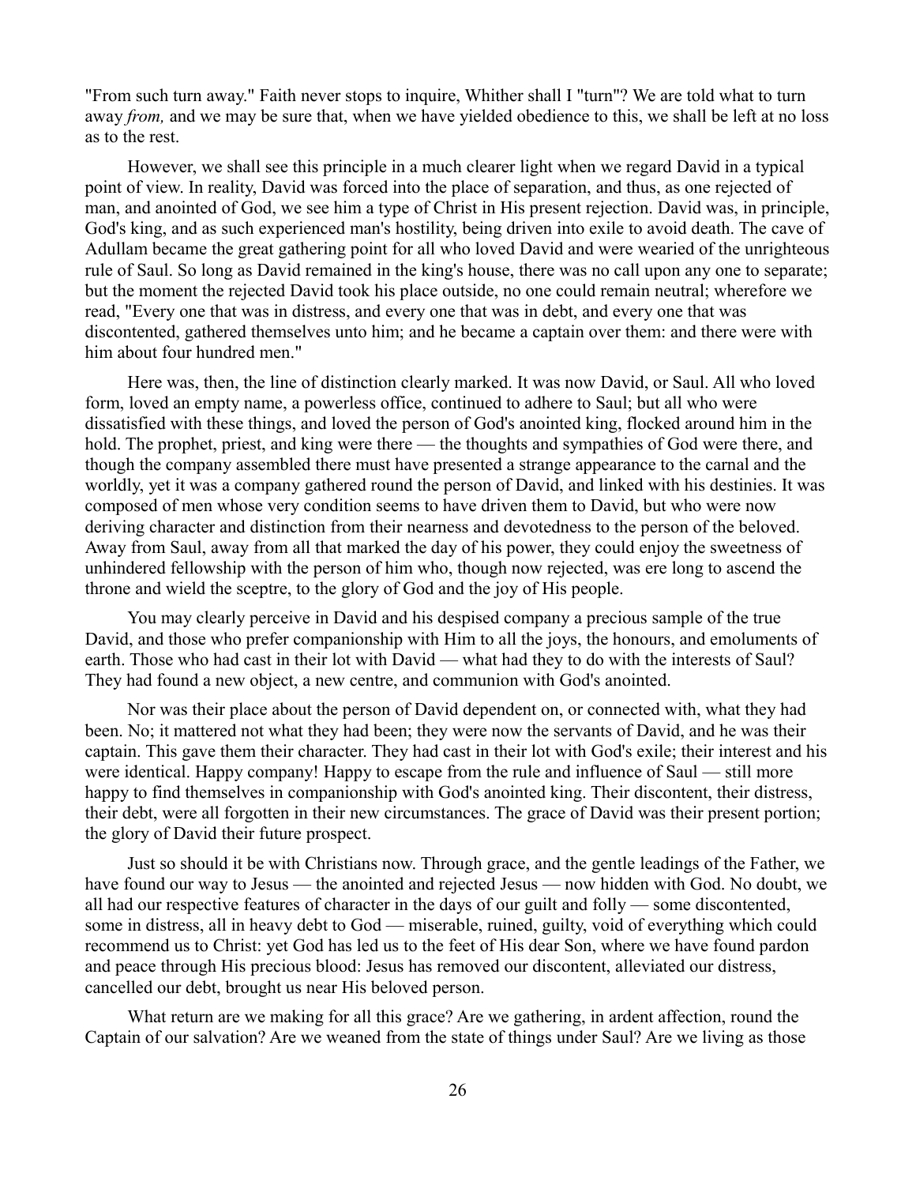"From such turn away." Faith never stops to inquire, Whither shall I "turn"? We are told what to turn away *from,* and we may be sure that, when we have yielded obedience to this, we shall be left at no loss as to the rest.

However, we shall see this principle in a much clearer light when we regard David in a typical point of view. In reality, David was forced into the place of separation, and thus, as one rejected of man, and anointed of God, we see him a type of Christ in His present rejection. David was, in principle, God's king, and as such experienced man's hostility, being driven into exile to avoid death. The cave of Adullam became the great gathering point for all who loved David and were wearied of the unrighteous rule of Saul. So long as David remained in the king's house, there was no call upon any one to separate; but the moment the rejected David took his place outside, no one could remain neutral; wherefore we read, "Every one that was in distress, and every one that was in debt, and every one that was discontented, gathered themselves unto him; and he became a captain over them: and there were with him about four hundred men."

Here was, then, the line of distinction clearly marked. It was now David, or Saul. All who loved form, loved an empty name, a powerless office, continued to adhere to Saul; but all who were dissatisfied with these things, and loved the person of God's anointed king, flocked around him in the hold. The prophet, priest, and king were there — the thoughts and sympathies of God were there, and though the company assembled there must have presented a strange appearance to the carnal and the worldly, yet it was a company gathered round the person of David, and linked with his destinies. It was composed of men whose very condition seems to have driven them to David, but who were now deriving character and distinction from their nearness and devotedness to the person of the beloved. Away from Saul, away from all that marked the day of his power, they could enjoy the sweetness of unhindered fellowship with the person of him who, though now rejected, was ere long to ascend the throne and wield the sceptre, to the glory of God and the joy of His people.

You may clearly perceive in David and his despised company a precious sample of the true David, and those who prefer companionship with Him to all the joys, the honours, and emoluments of earth. Those who had cast in their lot with David — what had they to do with the interests of Saul? They had found a new object, a new centre, and communion with God's anointed.

Nor was their place about the person of David dependent on, or connected with, what they had been. No; it mattered not what they had been; they were now the servants of David, and he was their captain. This gave them their character. They had cast in their lot with God's exile; their interest and his were identical. Happy company! Happy to escape from the rule and influence of Saul — still more happy to find themselves in companionship with God's anointed king. Their discontent, their distress, their debt, were all forgotten in their new circumstances. The grace of David was their present portion; the glory of David their future prospect.

Just so should it be with Christians now. Through grace, and the gentle leadings of the Father, we have found our way to Jesus — the anointed and rejected Jesus — now hidden with God. No doubt, we all had our respective features of character in the days of our guilt and folly — some discontented, some in distress, all in heavy debt to God — miserable, ruined, guilty, void of everything which could recommend us to Christ: yet God has led us to the feet of His dear Son, where we have found pardon and peace through His precious blood: Jesus has removed our discontent, alleviated our distress, cancelled our debt, brought us near His beloved person.

What return are we making for all this grace? Are we gathering, in ardent affection, round the Captain of our salvation? Are we weaned from the state of things under Saul? Are we living as those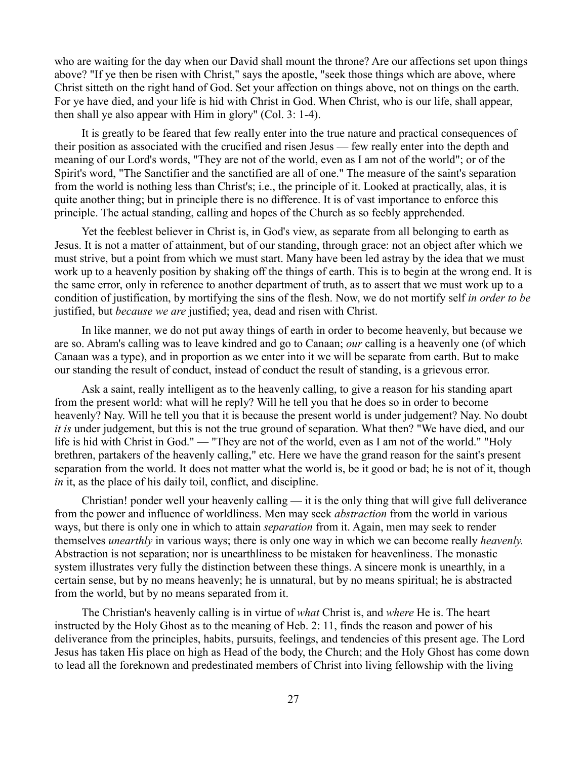who are waiting for the day when our David shall mount the throne? Are our affections set upon things above? "If ye then be risen with Christ," says the apostle, "seek those things which are above, where Christ sitteth on the right hand of God. Set your affection on things above, not on things on the earth. For ye have died, and your life is hid with Christ in God. When Christ, who is our life, shall appear, then shall ye also appear with Him in glory" (Col. 3: 1-4).

It is greatly to be feared that few really enter into the true nature and practical consequences of their position as associated with the crucified and risen Jesus — few really enter into the depth and meaning of our Lord's words, "They are not of the world, even as I am not of the world"; or of the Spirit's word, "The Sanctifier and the sanctified are all of one." The measure of the saint's separation from the world is nothing less than Christ's; i.e., the principle of it. Looked at practically, alas, it is quite another thing; but in principle there is no difference. It is of vast importance to enforce this principle. The actual standing, calling and hopes of the Church as so feebly apprehended.

Yet the feeblest believer in Christ is, in God's view, as separate from all belonging to earth as Jesus. It is not a matter of attainment, but of our standing, through grace: not an object after which we must strive, but a point from which we must start. Many have been led astray by the idea that we must work up to a heavenly position by shaking off the things of earth. This is to begin at the wrong end. It is the same error, only in reference to another department of truth, as to assert that we must work up to a condition of justification, by mortifying the sins of the flesh. Now, we do not mortify self *in order to be* justified, but *because we are* justified; yea, dead and risen with Christ.

In like manner, we do not put away things of earth in order to become heavenly, but because we are so. Abram's calling was to leave kindred and go to Canaan; *our* calling is a heavenly one (of which Canaan was a type), and in proportion as we enter into it we will be separate from earth. But to make our standing the result of conduct, instead of conduct the result of standing, is a grievous error.

Ask a saint, really intelligent as to the heavenly calling, to give a reason for his standing apart from the present world: what will he reply? Will he tell you that he does so in order to become heavenly? Nay. Will he tell you that it is because the present world is under judgement? Nay. No doubt *it is* under judgement, but this is not the true ground of separation. What then? "We have died, and our life is hid with Christ in God." — "They are not of the world, even as I am not of the world." "Holy brethren, partakers of the heavenly calling," etc. Here we have the grand reason for the saint's present separation from the world. It does not matter what the world is, be it good or bad; he is not of it, though *in* it, as the place of his daily toil, conflict, and discipline.

Christian! ponder well your heavenly calling — it is the only thing that will give full deliverance from the power and influence of worldliness. Men may seek *abstraction* from the world in various ways, but there is only one in which to attain *separation* from it. Again, men may seek to render themselves *unearthly* in various ways; there is only one way in which we can become really *heavenly.* Abstraction is not separation; nor is unearthliness to be mistaken for heavenliness. The monastic system illustrates very fully the distinction between these things. A sincere monk is unearthly, in a certain sense, but by no means heavenly; he is unnatural, but by no means spiritual; he is abstracted from the world, but by no means separated from it.

The Christian's heavenly calling is in virtue of *what* Christ is, and *where* He is. The heart instructed by the Holy Ghost as to the meaning of Heb. 2: 11, finds the reason and power of his deliverance from the principles, habits, pursuits, feelings, and tendencies of this present age. The Lord Jesus has taken His place on high as Head of the body, the Church; and the Holy Ghost has come down to lead all the foreknown and predestinated members of Christ into living fellowship with the living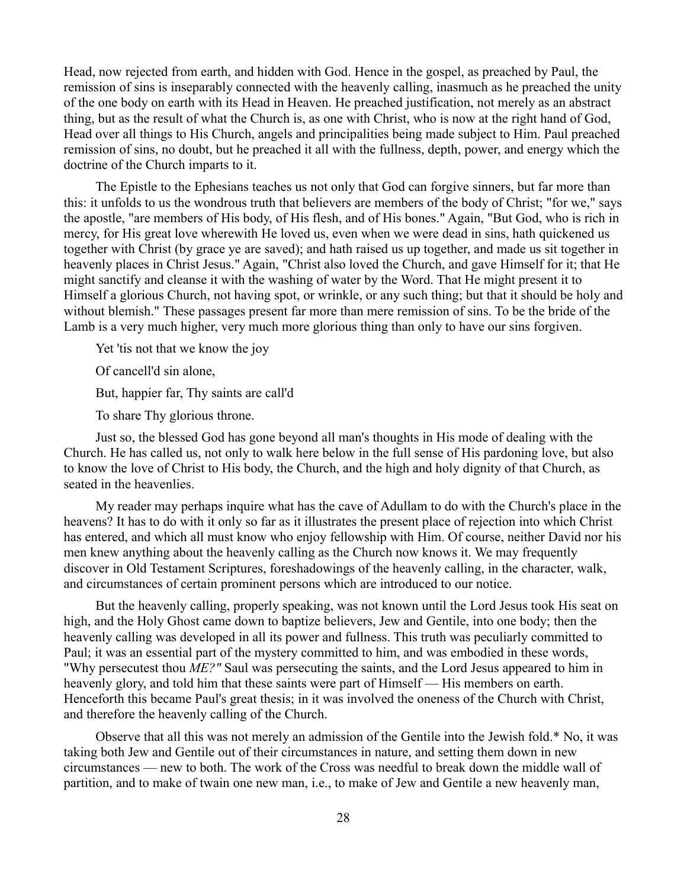Head, now rejected from earth, and hidden with God. Hence in the gospel, as preached by Paul, the remission of sins is inseparably connected with the heavenly calling, inasmuch as he preached the unity of the one body on earth with its Head in Heaven. He preached justification, not merely as an abstract thing, but as the result of what the Church is, as one with Christ, who is now at the right hand of God, Head over all things to His Church, angels and principalities being made subject to Him. Paul preached remission of sins, no doubt, but he preached it all with the fullness, depth, power, and energy which the doctrine of the Church imparts to it.

The Epistle to the Ephesians teaches us not only that God can forgive sinners, but far more than this: it unfolds to us the wondrous truth that believers are members of the body of Christ; "for we," says the apostle, "are members of His body, of His flesh, and of His bones." Again, "But God, who is rich in mercy, for His great love wherewith He loved us, even when we were dead in sins, hath quickened us together with Christ (by grace ye are saved); and hath raised us up together, and made us sit together in heavenly places in Christ Jesus." Again, "Christ also loved the Church, and gave Himself for it; that He might sanctify and cleanse it with the washing of water by the Word. That He might present it to Himself a glorious Church, not having spot, or wrinkle, or any such thing; but that it should be holy and without blemish." These passages present far more than mere remission of sins. To be the bride of the Lamb is a very much higher, very much more glorious thing than only to have our sins forgiven.

Yet 'tis not that we know the joy

Of cancell'd sin alone,

But, happier far, Thy saints are call'd

To share Thy glorious throne.

Just so, the blessed God has gone beyond all man's thoughts in His mode of dealing with the Church. He has called us, not only to walk here below in the full sense of His pardoning love, but also to know the love of Christ to His body, the Church, and the high and holy dignity of that Church, as seated in the heavenlies.

My reader may perhaps inquire what has the cave of Adullam to do with the Church's place in the heavens? It has to do with it only so far as it illustrates the present place of rejection into which Christ has entered, and which all must know who enjoy fellowship with Him. Of course, neither David nor his men knew anything about the heavenly calling as the Church now knows it. We may frequently discover in Old Testament Scriptures, foreshadowings of the heavenly calling, in the character, walk, and circumstances of certain prominent persons which are introduced to our notice.

But the heavenly calling, properly speaking, was not known until the Lord Jesus took His seat on high, and the Holy Ghost came down to baptize believers, Jew and Gentile, into one body; then the heavenly calling was developed in all its power and fullness. This truth was peculiarly committed to Paul; it was an essential part of the mystery committed to him, and was embodied in these words, "Why persecutest thou *ME?"* Saul was persecuting the saints, and the Lord Jesus appeared to him in heavenly glory, and told him that these saints were part of Himself — His members on earth. Henceforth this became Paul's great thesis; in it was involved the oneness of the Church with Christ, and therefore the heavenly calling of the Church.

Observe that all this was not merely an admission of the Gentile into the Jewish fold.* No, it was taking both Jew and Gentile out of their circumstances in nature, and setting them down in new circumstances — new to both. The work of the Cross was needful to break down the middle wall of partition, and to make of twain one new man, i.e., to make of Jew and Gentile a new heavenly man,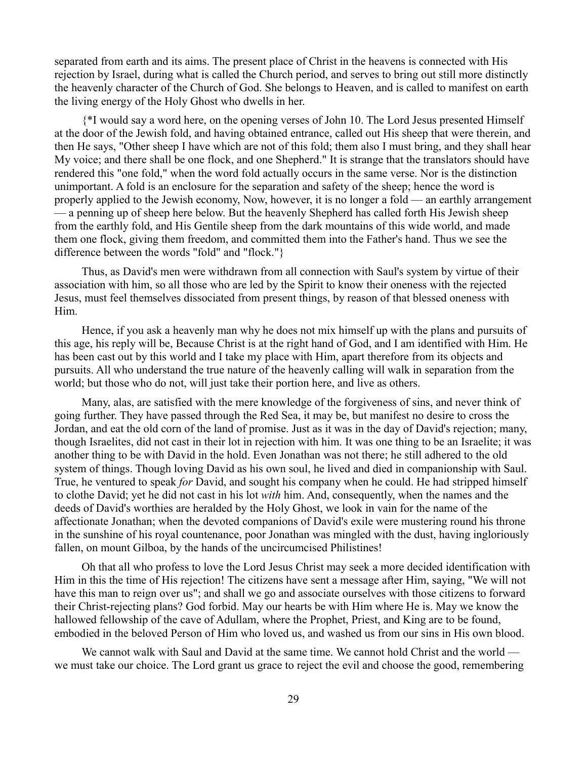separated from earth and its aims. The present place of Christ in the heavens is connected with His rejection by Israel, during what is called the Church period, and serves to bring out still more distinctly the heavenly character of the Church of God. She belongs to Heaven, and is called to manifest on earth the living energy of the Holy Ghost who dwells in her.

{*I would say a word here, on the opening verses of John 10. The Lord Jesus presented Himself at the door of the Jewish fold, and having obtained entrance, called out His sheep that were therein, and then He says, "Other sheep I have which are not of this fold; them also I must bring, and they shall hear My voice; and there shall be one flock, and one Shepherd." It is strange that the translators should have rendered this "one fold," when the word fold actually occurs in the same verse. Nor is the distinction unimportant. A fold is an enclosure for the separation and safety of the sheep; hence the word is properly applied to the Jewish economy, Now, however, it is no longer a fold — an earthly arrangement — a penning up of sheep here below. But the heavenly Shepherd has called forth His Jewish sheep from the earthly fold, and His Gentile sheep from the dark mountains of this wide world, and made them one flock, giving them freedom, and committed them into the Father's hand. Thus we see the difference between the words "fold" and "flock."}

Thus, as David's men were withdrawn from all connection with Saul's system by virtue of their association with him, so all those who are led by the Spirit to know their oneness with the rejected Jesus, must feel themselves dissociated from present things, by reason of that blessed oneness with Him.

Hence, if you ask a heavenly man why he does not mix himself up with the plans and pursuits of this age, his reply will be, Because Christ is at the right hand of God, and I am identified with Him. He has been cast out by this world and I take my place with Him, apart therefore from its objects and pursuits. All who understand the true nature of the heavenly calling will walk in separation from the world; but those who do not, will just take their portion here, and live as others.

Many, alas, are satisfied with the mere knowledge of the forgiveness of sins, and never think of going further. They have passed through the Red Sea, it may be, but manifest no desire to cross the Jordan, and eat the old corn of the land of promise. Just as it was in the day of David's rejection; many, though Israelites, did not cast in their lot in rejection with him. It was one thing to be an Israelite; it was another thing to be with David in the hold. Even Jonathan was not there; he still adhered to the old system of things. Though loving David as his own soul, he lived and died in companionship with Saul. True, he ventured to speak *for* David, and sought his company when he could. He had stripped himself to clothe David; yet he did not cast in his lot *with* him. And, consequently, when the names and the deeds of David's worthies are heralded by the Holy Ghost, we look in vain for the name of the affectionate Jonathan; when the devoted companions of David's exile were mustering round his throne in the sunshine of his royal countenance, poor Jonathan was mingled with the dust, having ingloriously fallen, on mount Gilboa, by the hands of the uncircumcised Philistines!

Oh that all who profess to love the Lord Jesus Christ may seek a more decided identification with Him in this the time of His rejection! The citizens have sent a message after Him, saying, "We will not have this man to reign over us"; and shall we go and associate ourselves with those citizens to forward their Christ-rejecting plans? God forbid. May our hearts be with Him where He is. May we know the hallowed fellowship of the cave of Adullam, where the Prophet, Priest, and King are to be found, embodied in the beloved Person of Him who loved us, and washed us from our sins in His own blood.

We cannot walk with Saul and David at the same time. We cannot hold Christ and the world — we must take our choice. The Lord grant us grace to reject the evil and choose the good, remembering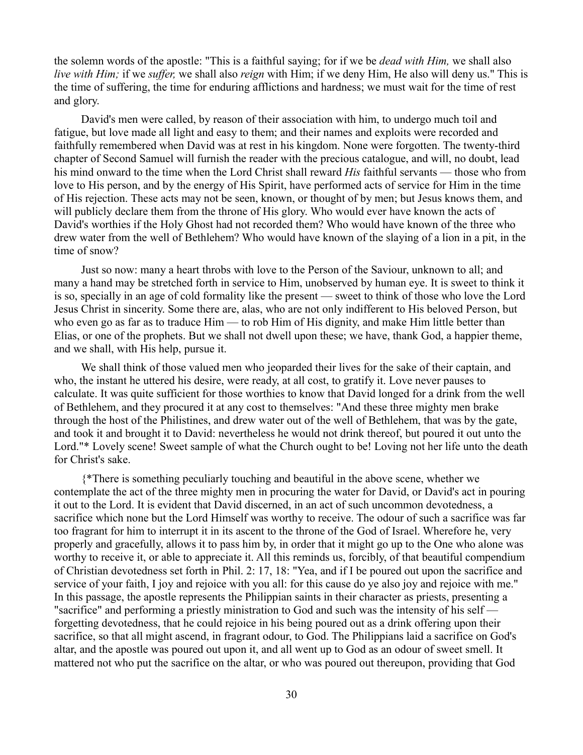the solemn words of the apostle: "This is a faithful saying; for if we be *dead with Him,* we shall also *live with Him;* if we *suffer,* we shall also *reign* with Him; if we deny Him, He also will deny us." This is the time of suffering, the time for enduring afflictions and hardness; we must wait for the time of rest and glory.

David's men were called, by reason of their association with him, to undergo much toil and fatigue, but love made all light and easy to them; and their names and exploits were recorded and faithfully remembered when David was at rest in his kingdom. None were forgotten. The twenty-third chapter of Second Samuel will furnish the reader with the precious catalogue, and will, no doubt, lead his mind onward to the time when the Lord Christ shall reward *His* faithful servants — those who from love to His person, and by the energy of His Spirit, have performed acts of service for Him in the time of His rejection. These acts may not be seen, known, or thought of by men; but Jesus knows them, and will publicly declare them from the throne of His glory. Who would ever have known the acts of David's worthies if the Holy Ghost had not recorded them? Who would have known of the three who drew water from the well of Bethlehem? Who would have known of the slaying of a lion in a pit, in the time of snow?

Just so now: many a heart throbs with love to the Person of the Saviour, unknown to all; and many a hand may be stretched forth in service to Him, unobserved by human eye. It is sweet to think it is so, specially in an age of cold formality like the present — sweet to think of those who love the Lord Jesus Christ in sincerity. Some there are, alas, who are not only indifferent to His beloved Person, but who even go as far as to traduce Him — to rob Him of His dignity, and make Him little better than Elias, or one of the prophets. But we shall not dwell upon these; we have, thank God, a happier theme, and we shall, with His help, pursue it.

We shall think of those valued men who jeoparded their lives for the sake of their captain, and who, the instant he uttered his desire, were ready, at all cost, to gratify it. Love never pauses to calculate. It was quite sufficient for those worthies to know that David longed for a drink from the well of Bethlehem, and they procured it at any cost to themselves: "And these three mighty men brake through the host of the Philistines, and drew water out of the well of Bethlehem, that was by the gate, and took it and brought it to David: nevertheless he would not drink thereof, but poured it out unto the Lord."* Lovely scene! Sweet sample of what the Church ought to be! Loving not her life unto the death for Christ's sake.

{*There is something peculiarly touching and beautiful in the above scene, whether we contemplate the act of the three mighty men in procuring the water for David, or David's act in pouring it out to the Lord. It is evident that David discerned, in an act of such uncommon devotedness, a sacrifice which none but the Lord Himself was worthy to receive. The odour of such a sacrifice was far too fragrant for him to interrupt it in its ascent to the throne of the God of Israel. Wherefore he, very properly and gracefully, allows it to pass him by, in order that it might go up to the One who alone was worthy to receive it, or able to appreciate it. All this reminds us, forcibly, of that beautiful compendium of Christian devotedness set forth in Phil. 2: 17, 18: "Yea, and if I be poured out upon the sacrifice and service of your faith, I joy and rejoice with you all: for this cause do ye also joy and rejoice with me." In this passage, the apostle represents the Philippian saints in their character as priests, presenting a "sacrifice" and performing a priestly ministration to God and such was the intensity of his self — forgetting devotedness, that he could rejoice in his being poured out as a drink offering upon their sacrifice, so that all might ascend, in fragrant odour, to God. The Philippians laid a sacrifice on God's altar, and the apostle was poured out upon it, and all went up to God as an odour of sweet smell. It mattered not who put the sacrifice on the altar, or who was poured out thereupon, providing that God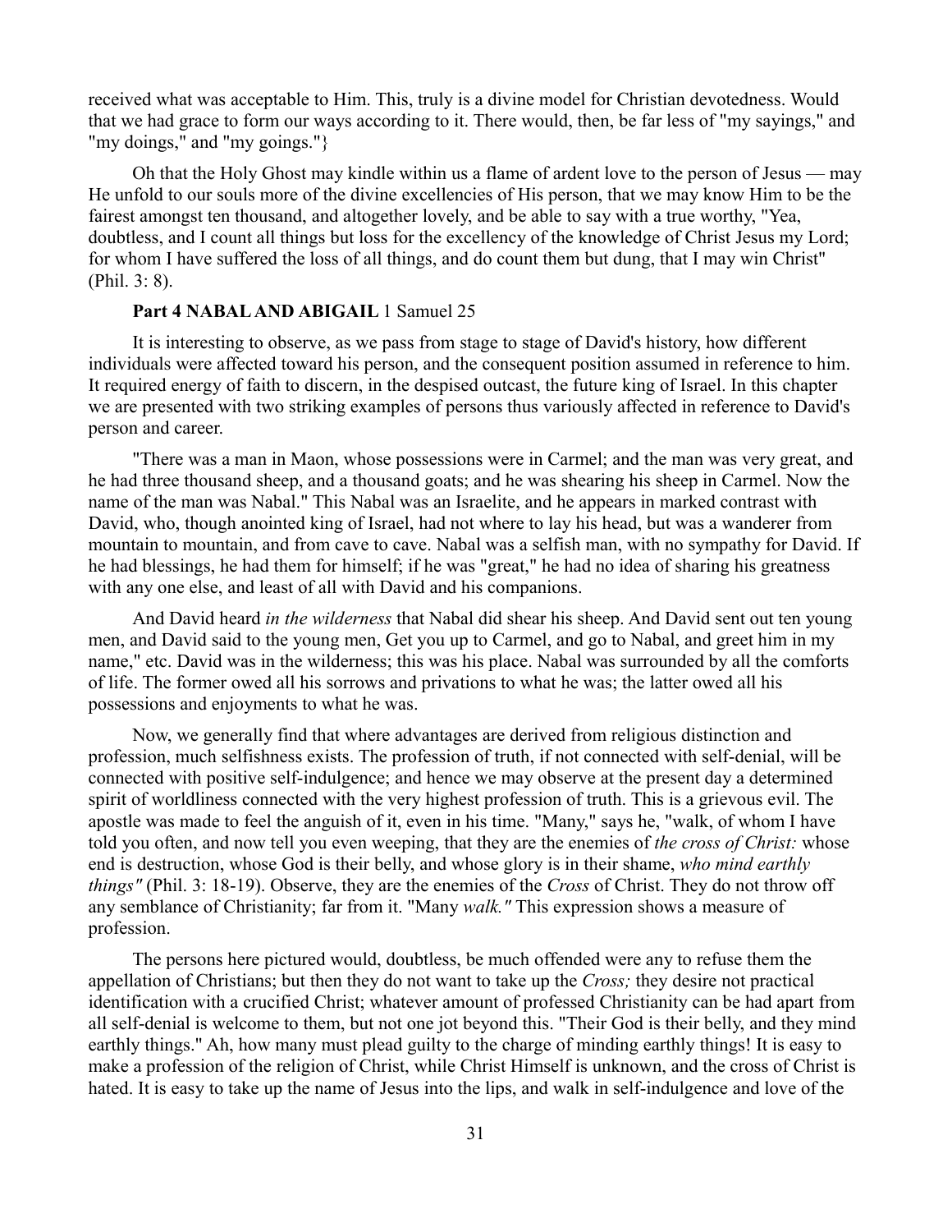received what was acceptable to Him. This, truly is a divine model for Christian devotedness. Would that we had grace to form our ways according to it. There would, then, be far less of "my sayings," and "my doings," and "my goings."}

Oh that the Holy Ghost may kindle within us a flame of ardent love to the person of Jesus — may He unfold to our souls more of the divine excellencies of His person, that we may know Him to be the fairest amongst ten thousand, and altogether lovely, and be able to say with a true worthy, "Yea, doubtless, and I count all things but loss for the excellency of the knowledge of Christ Jesus my Lord; for whom I have suffered the loss of all things, and do count them but dung, that I may win Christ" (Phil. 3: 8).

**Part 4 NABAL AND ABIGAIL** 1 Samuel 25

It is interesting to observe, as we pass from stage to stage of David's history, how different individuals were affected toward his person, and the consequent position assumed in reference to him. It required energy of faith to discern, in the despised outcast, the future king of Israel. In this chapter we are presented with two striking examples of persons thus variously affected in reference to David's person and career.

"There was a man in Maon, whose possessions were in Carmel; and the man was very great, and he had three thousand sheep, and a thousand goats; and he was shearing his sheep in Carmel. Now the name of the man was Nabal." This Nabal was an Israelite, and he appears in marked contrast with David, who, though anointed king of Israel, had not where to lay his head, but was a wanderer from mountain to mountain, and from cave to cave. Nabal was a selfish man, with no sympathy for David. If he had blessings, he had them for himself; if he was "great," he had no idea of sharing his greatness with any one else, and least of all with David and his companions.

And David heard *in the wilderness* that Nabal did shear his sheep. And David sent out ten young men, and David said to the young men, Get you up to Carmel, and go to Nabal, and greet him in my name," etc. David was in the wilderness; this was his place. Nabal was surrounded by all the comforts of life. The former owed all his sorrows and privations to what he was; the latter owed all his possessions and enjoyments to what he was.

Now, we generally find that where advantages are derived from religious distinction and profession, much selfishness exists. The profession of truth, if not connected with self-denial, will be connected with positive self-indulgence; and hence we may observe at the present day a determined spirit of worldliness connected with the very highest profession of truth. This is a grievous evil. The apostle was made to feel the anguish of it, even in his time. "Many," says he, "walk, of whom I have told you often, and now tell you even weeping, that they are the enemies of *the cross of Christ:* whose end is destruction, whose God is their belly, and whose glory is in their shame, *who mind earthly things"* (Phil. 3: 18-19). Observe, they are the enemies of the *Cross* of Christ. They do not throw off any semblance of Christianity; far from it. "Many *walk."* This expression shows a measure of profession.

The persons here pictured would, doubtless, be much offended were any to refuse them the appellation of Christians; but then they do not want to take up the *Cross;* they desire not practical identification with a crucified Christ; whatever amount of professed Christianity can be had apart from all self-denial is welcome to them, but not one jot beyond this. "Their God is their belly, and they mind earthly things." Ah, how many must plead guilty to the charge of minding earthly things! It is easy to make a profession of the religion of Christ, while Christ Himself is unknown, and the cross of Christ is hated. It is easy to take up the name of Jesus into the lips, and walk in self-indulgence and love of the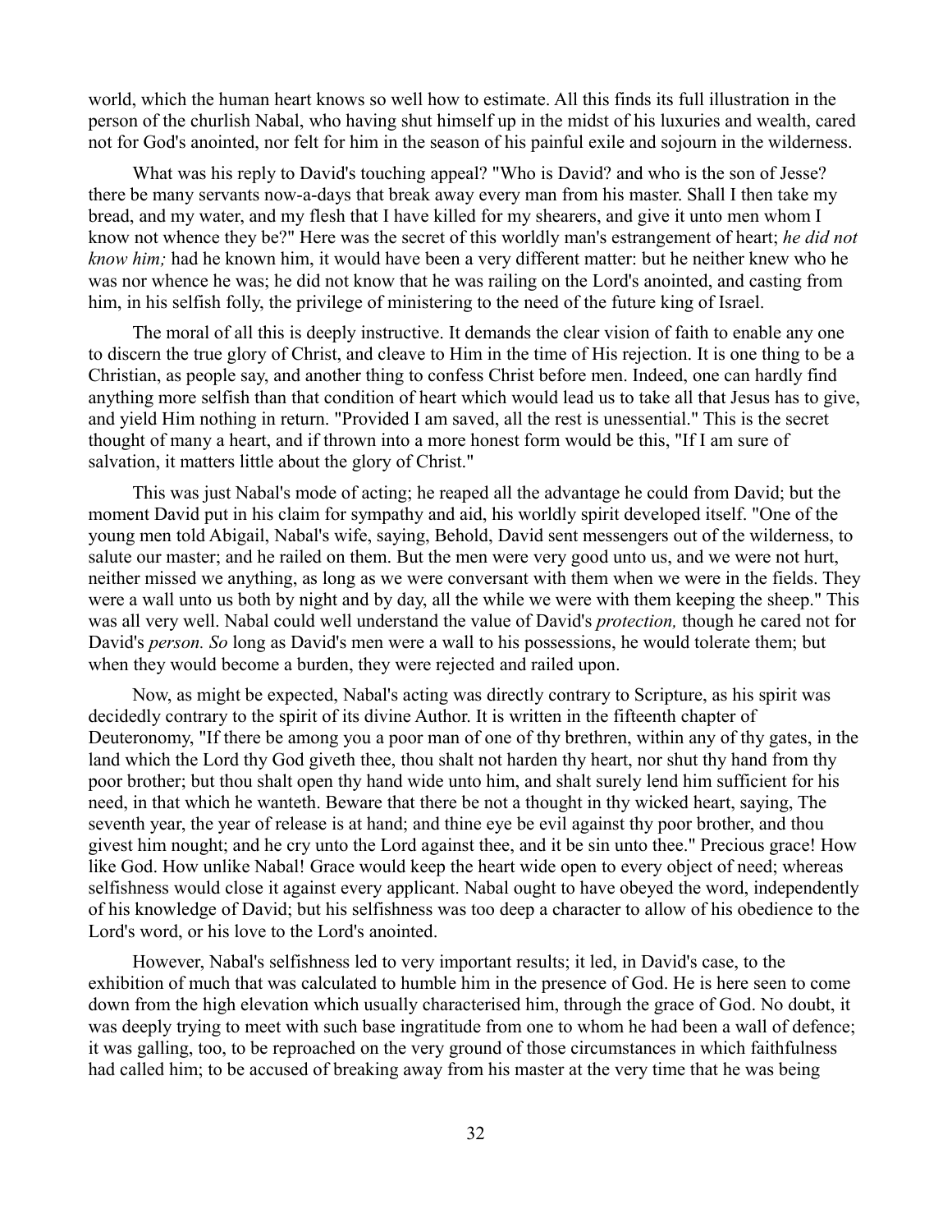world, which the human heart knows so well how to estimate. All this finds its full illustration in the person of the churlish Nabal, who having shut himself up in the midst of his luxuries and wealth, cared not for God's anointed, nor felt for him in the season of his painful exile and sojourn in the wilderness.

What was his reply to David's touching appeal? "Who is David? and who is the son of Jesse? there be many servants now-a-days that break away every man from his master. Shall I then take my bread, and my water, and my flesh that I have killed for my shearers, and give it unto men whom I know not whence they be?" Here was the secret of this worldly man's estrangement of heart; *he did not know him;* had he known him, it would have been a very different matter: but he neither knew who he was nor whence he was; he did not know that he was railing on the Lord's anointed, and casting from him, in his selfish folly, the privilege of ministering to the need of the future king of Israel.

The moral of all this is deeply instructive. It demands the clear vision of faith to enable any one to discern the true glory of Christ, and cleave to Him in the time of His rejection. It is one thing to be a Christian, as people say, and another thing to confess Christ before men. Indeed, one can hardly find anything more selfish than that condition of heart which would lead us to take all that Jesus has to give, and yield Him nothing in return. "Provided I am saved, all the rest is unessential." This is the secret thought of many a heart, and if thrown into a more honest form would be this, "If I am sure of salvation, it matters little about the glory of Christ."

This was just Nabal's mode of acting; he reaped all the advantage he could from David; but the moment David put in his claim for sympathy and aid, his worldly spirit developed itself. "One of the young men told Abigail, Nabal's wife, saying, Behold, David sent messengers out of the wilderness, to salute our master; and he railed on them. But the men were very good unto us, and we were not hurt, neither missed we anything, as long as we were conversant with them when we were in the fields. They were a wall unto us both by night and by day, all the while we were with them keeping the sheep." This was all very well. Nabal could well understand the value of David's *protection,* though he cared not for David's *person. So* long as David's men were a wall to his possessions, he would tolerate them; but when they would become a burden, they were rejected and railed upon.

Now, as might be expected, Nabal's acting was directly contrary to Scripture, as his spirit was decidedly contrary to the spirit of its divine Author. It is written in the fifteenth chapter of Deuteronomy, "If there be among you a poor man of one of thy brethren, within any of thy gates, in the land which the Lord thy God giveth thee, thou shalt not harden thy heart, nor shut thy hand from thy poor brother; but thou shalt open thy hand wide unto him, and shalt surely lend him sufficient for his need, in that which he wanteth. Beware that there be not a thought in thy wicked heart, saying, The seventh year, the year of release is at hand; and thine eye be evil against thy poor brother, and thou givest him nought; and he cry unto the Lord against thee, and it be sin unto thee." Precious grace! How like God. How unlike Nabal! Grace would keep the heart wide open to every object of need; whereas selfishness would close it against every applicant. Nabal ought to have obeyed the word, independently of his knowledge of David; but his selfishness was too deep a character to allow of his obedience to the Lord's word, or his love to the Lord's anointed.

However, Nabal's selfishness led to very important results; it led, in David's case, to the exhibition of much that was calculated to humble him in the presence of God. He is here seen to come down from the high elevation which usually characterised him, through the grace of God. No doubt, it was deeply trying to meet with such base ingratitude from one to whom he had been a wall of defence; it was galling, too, to be reproached on the very ground of those circumstances in which faithfulness had called him; to be accused of breaking away from his master at the very time that he was being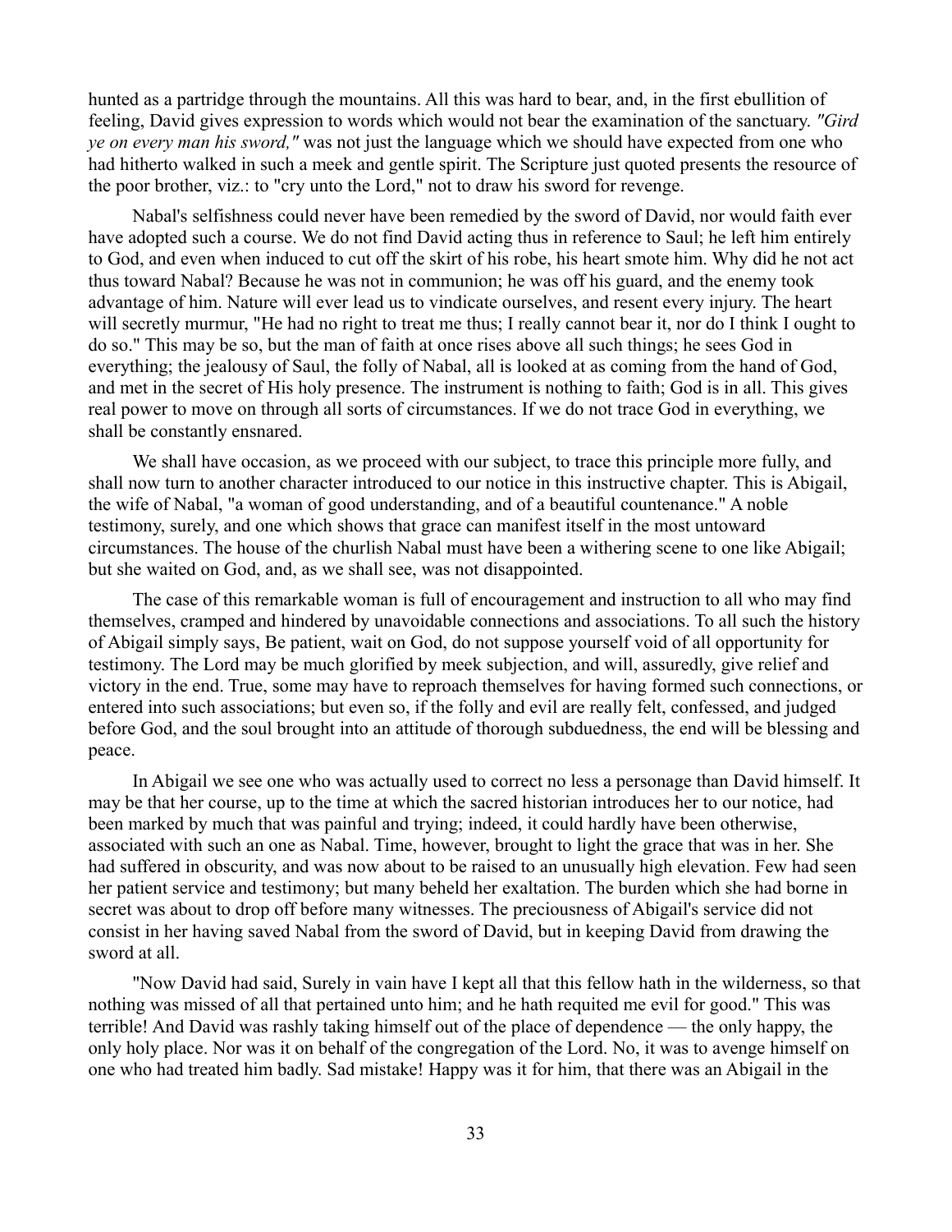hunted as a partridge through the mountains. All this was hard to bear, and, in the first ebullition of feeling, David gives expression to words which would not bear the examination of the sanctuary. *"Gird ye on every man his sword,"* was not just the language which we should have expected from one who had hitherto walked in such a meek and gentle spirit. The Scripture just quoted presents the resource of the poor brother, viz.: to "cry unto the Lord," not to draw his sword for revenge.

Nabal's selfishness could never have been remedied by the sword of David, nor would faith ever have adopted such a course. We do not find David acting thus in reference to Saul; he left him entirely to God, and even when induced to cut off the skirt of his robe, his heart smote him. Why did he not act thus toward Nabal? Because he was not in communion; he was off his guard, and the enemy took advantage of him. Nature will ever lead us to vindicate ourselves, and resent every injury. The heart will secretly murmur, "He had no right to treat me thus; I really cannot bear it, nor do I think I ought to do so." This may be so, but the man of faith at once rises above all such things; he sees God in everything; the jealousy of Saul, the folly of Nabal, all is looked at as coming from the hand of God, and met in the secret of His holy presence. The instrument is nothing to faith; God is in all. This gives real power to move on through all sorts of circumstances. If we do not trace God in everything, we shall be constantly ensnared.

We shall have occasion, as we proceed with our subject, to trace this principle more fully, and shall now turn to another character introduced to our notice in this instructive chapter. This is Abigail, the wife of Nabal, "a woman of good understanding, and of a beautiful countenance." A noble testimony, surely, and one which shows that grace can manifest itself in the most untoward circumstances. The house of the churlish Nabal must have been a withering scene to one like Abigail; but she waited on God, and, as we shall see, was not disappointed.

The case of this remarkable woman is full of encouragement and instruction to all who may find themselves, cramped and hindered by unavoidable connections and associations. To all such the history of Abigail simply says, Be patient, wait on God, do not suppose yourself void of all opportunity for testimony. The Lord may be much glorified by meek subjection, and will, assuredly, give relief and victory in the end. True, some may have to reproach themselves for having formed such connections, or entered into such associations; but even so, if the folly and evil are really felt, confessed, and judged before God, and the soul brought into an attitude of thorough subduedness, the end will be blessing and peace.

In Abigail we see one who was actually used to correct no less a personage than David himself. It may be that her course, up to the time at which the sacred historian introduces her to our notice, had been marked by much that was painful and trying; indeed, it could hardly have been otherwise, associated with such an one as Nabal. Time, however, brought to light the grace that was in her. She had suffered in obscurity, and was now about to be raised to an unusually high elevation. Few had seen her patient service and testimony; but many beheld her exaltation. The burden which she had borne in secret was about to drop off before many witnesses. The preciousness of Abigail's service did not consist in her having saved Nabal from the sword of David, but in keeping David from drawing the sword at all.

"Now David had said, Surely in vain have I kept all that this fellow hath in the wilderness, so that nothing was missed of all that pertained unto him; and he hath requited me evil for good." This was terrible! And David was rashly taking himself out of the place of dependence — the only happy, the only holy place. Nor was it on behalf of the congregation of the Lord. No, it was to avenge himself on one who had treated him badly. Sad mistake! Happy was it for him, that there was an Abigail in the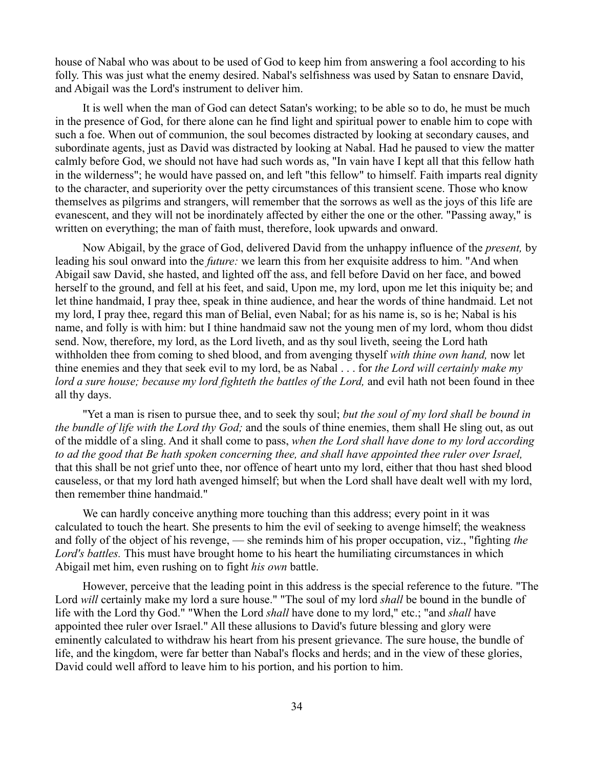house of Nabal who was about to be used of God to keep him from answering a fool according to his folly. This was just what the enemy desired. Nabal's selfishness was used by Satan to ensnare David, and Abigail was the Lord's instrument to deliver him.

It is well when the man of God can detect Satan's working; to be able so to do, he must be much in the presence of God, for there alone can he find light and spiritual power to enable him to cope with such a foe. When out of communion, the soul becomes distracted by looking at secondary causes, and subordinate agents, just as David was distracted by looking at Nabal. Had he paused to view the matter calmly before God, we should not have had such words as, "In vain have I kept all that this fellow hath in the wilderness"; he would have passed on, and left "this fellow" to himself. Faith imparts real dignity to the character, and superiority over the petty circumstances of this transient scene. Those who know themselves as pilgrims and strangers, will remember that the sorrows as well as the joys of this life are evanescent, and they will not be inordinately affected by either the one or the other. "Passing away," is written on everything; the man of faith must, therefore, look upwards and onward.

Now Abigail, by the grace of God, delivered David from the unhappy influence of the *present,* by leading his soul onward into the *future:* we learn this from her exquisite address to him. "And when Abigail saw David, she hasted, and lighted off the ass, and fell before David on her face, and bowed herself to the ground, and fell at his feet, and said, Upon me, my lord, upon me let this iniquity be; and let thine handmaid, I pray thee, speak in thine audience, and hear the words of thine handmaid. Let not my lord, I pray thee, regard this man of Belial, even Nabal; for as his name is, so is he; Nabal is his name, and folly is with him: but I thine handmaid saw not the young men of my lord, whom thou didst send. Now, therefore, my lord, as the Lord liveth, and as thy soul liveth, seeing the Lord hath withholden thee from coming to shed blood, and from avenging thyself *with thine own hand,* now let thine enemies and they that seek evil to my lord, be as Nabal . . . for *the Lord will certainly make my lord a sure house; because my lord fighteth the battles of the Lord,* and evil hath not been found in thee all thy days.

"Yet a man is risen to pursue thee, and to seek thy soul; *but the soul of my lord shall be bound in the bundle of life with the Lord thy God;* and the souls of thine enemies, them shall He sling out, as out of the middle of a sling. And it shall come to pass, *when the Lord shall have done to my lord according to ad the good that Be hath spoken concerning thee, and shall have appointed thee ruler over Israel,* that this shall be not grief unto thee, nor offence of heart unto my lord, either that thou hast shed blood causeless, or that my lord hath avenged himself; but when the Lord shall have dealt well with my lord, then remember thine handmaid."

We can hardly conceive anything more touching than this address; every point in it was calculated to touch the heart. She presents to him the evil of seeking to avenge himself; the weakness and folly of the object of his revenge, — she reminds him of his proper occupation, viz., "fighting *the Lord's battles.* This must have brought home to his heart the humiliating circumstances in which Abigail met him, even rushing on to fight *his own* battle.

However, perceive that the leading point in this address is the special reference to the future. "The Lord *will* certainly make my lord a sure house." "The soul of my lord *shall* be bound in the bundle of life with the Lord thy God." "When the Lord *shall* have done to my lord," etc.; "and *shall* have appointed thee ruler over Israel." All these allusions to David's future blessing and glory were eminently calculated to withdraw his heart from his present grievance. The sure house, the bundle of life, and the kingdom, were far better than Nabal's flocks and herds; and in the view of these glories, David could well afford to leave him to his portion, and his portion to him.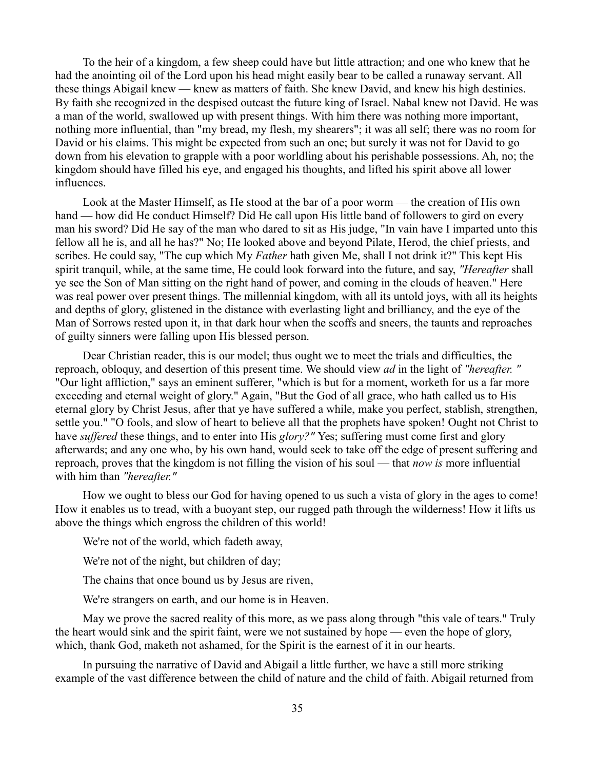To the heir of a kingdom, a few sheep could have but little attraction; and one who knew that he had the anointing oil of the Lord upon his head might easily bear to be called a runaway servant. All these things Abigail knew — knew as matters of faith. She knew David, and knew his high destinies. By faith she recognized in the despised outcast the future king of Israel. Nabal knew not David. He was a man of the world, swallowed up with present things. With him there was nothing more important, nothing more influential, than "my bread, my flesh, my shearers"; it was all self; there was no room for David or his claims. This might be expected from such an one; but surely it was not for David to go down from his elevation to grapple with a poor worldling about his perishable possessions. Ah, no; the kingdom should have filled his eye, and engaged his thoughts, and lifted his spirit above all lower influences.

Look at the Master Himself, as He stood at the bar of a poor worm — the creation of His own hand — how did He conduct Himself? Did He call upon His little band of followers to gird on every man his sword? Did He say of the man who dared to sit as His judge, "In vain have I imparted unto this fellow all he is, and all he has?" No; He looked above and beyond Pilate, Herod, the chief priests, and scribes. He could say, "The cup which My *Father* hath given Me, shall I not drink it?" This kept His spirit tranquil, while, at the same time, He could look forward into the future, and say, *"Hereafter* shall ye see the Son of Man sitting on the right hand of power, and coming in the clouds of heaven." Here was real power over present things. The millennial kingdom, with all its untold joys, with all its heights and depths of glory, glistened in the distance with everlasting light and brilliancy, and the eye of the Man of Sorrows rested upon it, in that dark hour when the scoffs and sneers, the taunts and reproaches of guilty sinners were falling upon His blessed person.

Dear Christian reader, this is our model; thus ought we to meet the trials and difficulties, the reproach, obloquy, and desertion of this present time. We should view *ad* in the light of *"hereafter. "* "Our light affliction," says an eminent sufferer, "which is but for a moment, worketh for us a far more exceeding and eternal weight of glory." Again, "But the God of all grace, who hath called us to His eternal glory by Christ Jesus, after that ye have suffered a while, make you perfect, stablish, strengthen, settle you." "O fools, and slow of heart to believe all that the prophets have spoken! Ought not Christ to have *suffered* these things, and to enter into His *glory?"* Yes; suffering must come first and glory afterwards; and any one who, by his own hand, would seek to take off the edge of present suffering and reproach, proves that the kingdom is not filling the vision of his soul — that *now is* more influential with him than *"hereafter."*

How we ought to bless our God for having opened to us such a vista of glory in the ages to come! How it enables us to tread, with a buoyant step, our rugged path through the wilderness! How it lifts us above the things which engross the children of this world!

We're not of the world, which fadeth away,

We're not of the night, but children of day;

The chains that once bound us by Jesus are riven,

We're strangers on earth, and our home is in Heaven.

May we prove the sacred reality of this more, as we pass along through "this vale of tears." Truly the heart would sink and the spirit faint, were we not sustained by hope — even the hope of glory, which, thank God, maketh not ashamed, for the Spirit is the earnest of it in our hearts.

In pursuing the narrative of David and Abigail a little further, we have a still more striking example of the vast difference between the child of nature and the child of faith. Abigail returned from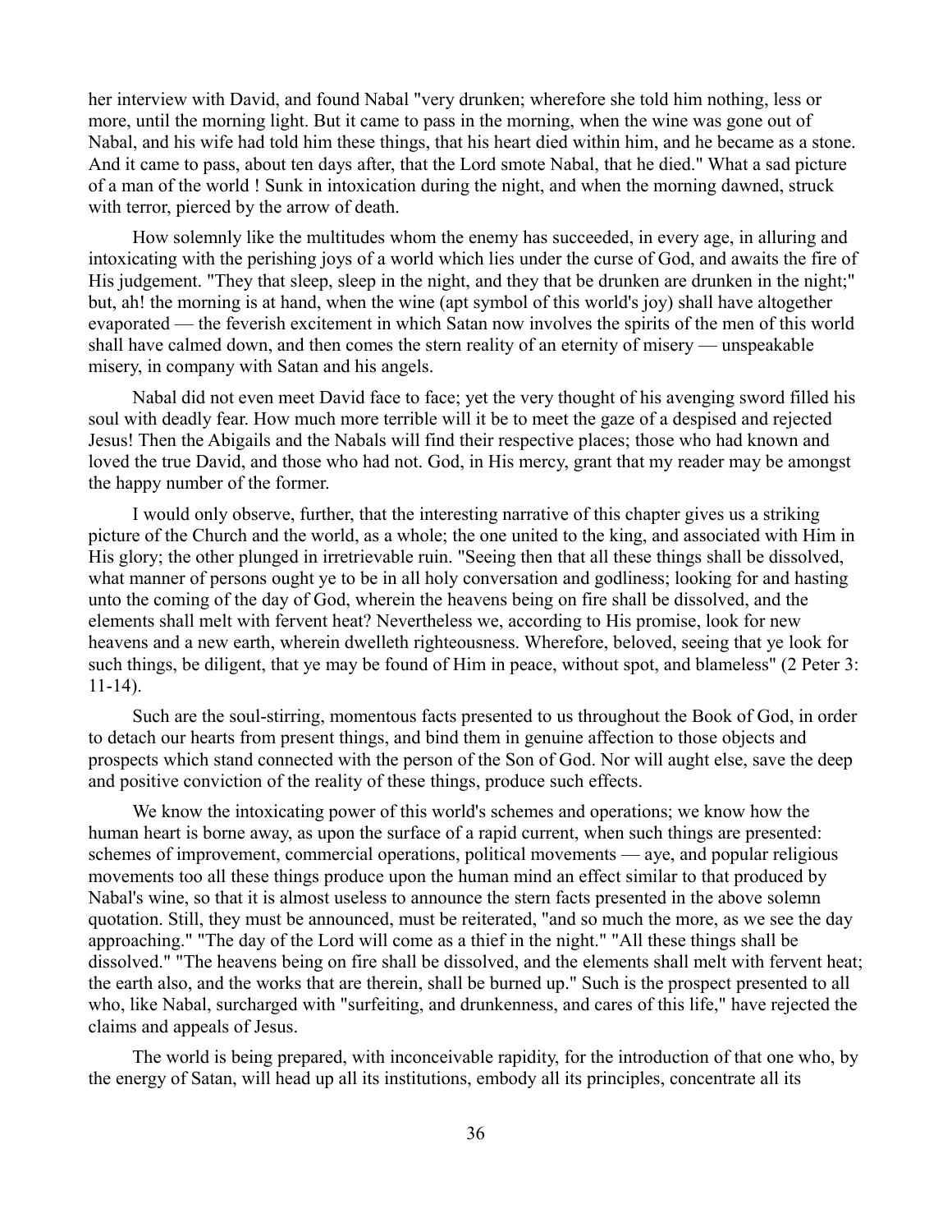her interview with David, and found Nabal "very drunken; wherefore she told him nothing, less or more, until the morning light. But it came to pass in the morning, when the wine was gone out of Nabal, and his wife had told him these things, that his heart died within him, and he became as a stone. And it came to pass, about ten days after, that the Lord smote Nabal, that he died." What a sad picture of a man of the world ! Sunk in intoxication during the night, and when the morning dawned, struck with terror, pierced by the arrow of death.

How solemnly like the multitudes whom the enemy has succeeded, in every age, in alluring and intoxicating with the perishing joys of a world which lies under the curse of God, and awaits the fire of His judgement. "They that sleep, sleep in the night, and they that be drunken are drunken in the night;" but, ah! the morning is at hand, when the wine (apt symbol of this world's joy) shall have altogether evaporated — the feverish excitement in which Satan now involves the spirits of the men of this world shall have calmed down, and then comes the stern reality of an eternity of misery — unspeakable misery, in company with Satan and his angels.

Nabal did not even meet David face to face; yet the very thought of his avenging sword filled his soul with deadly fear. How much more terrible will it be to meet the gaze of a despised and rejected Jesus! Then the Abigails and the Nabals will find their respective places; those who had known and loved the true David, and those who had not. God, in His mercy, grant that my reader may be amongst the happy number of the former.

I would only observe, further, that the interesting narrative of this chapter gives us a striking picture of the Church and the world, as a whole; the one united to the king, and associated with Him in His glory; the other plunged in irretrievable ruin. "Seeing then that all these things shall be dissolved, what manner of persons ought ye to be in all holy conversation and godliness; looking for and hasting unto the coming of the day of God, wherein the heavens being on fire shall be dissolved, and the elements shall melt with fervent heat? Nevertheless we, according to His promise, look for new heavens and a new earth, wherein dwelleth righteousness. Wherefore, beloved, seeing that ye look for such things, be diligent, that ye may be found of Him in peace, without spot, and blameless" (2 Peter 3: 11-14).

Such are the soul-stirring, momentous facts presented to us throughout the Book of God, in order to detach our hearts from present things, and bind them in genuine affection to those objects and prospects which stand connected with the person of the Son of God. Nor will aught else, save the deep and positive conviction of the reality of these things, produce such effects.

We know the intoxicating power of this world's schemes and operations; we know how the human heart is borne away, as upon the surface of a rapid current, when such things are presented: schemes of improvement, commercial operations, political movements — aye, and popular religious movements too all these things produce upon the human mind an effect similar to that produced by Nabal's wine, so that it is almost useless to announce the stern facts presented in the above solemn quotation. Still, they must be announced, must be reiterated, "and so much the more, as we see the day approaching." "The day of the Lord will come as a thief in the night." "All these things shall be dissolved." "The heavens being on fire shall be dissolved, and the elements shall melt with fervent heat; the earth also, and the works that are therein, shall be burned up." Such is the prospect presented to all who, like Nabal, surcharged with "surfeiting, and drunkenness, and cares of this life," have rejected the claims and appeals of Jesus.

The world is being prepared, with inconceivable rapidity, for the introduction of that one who, by the energy of Satan, will head up all its institutions, embody all its principles, concentrate all its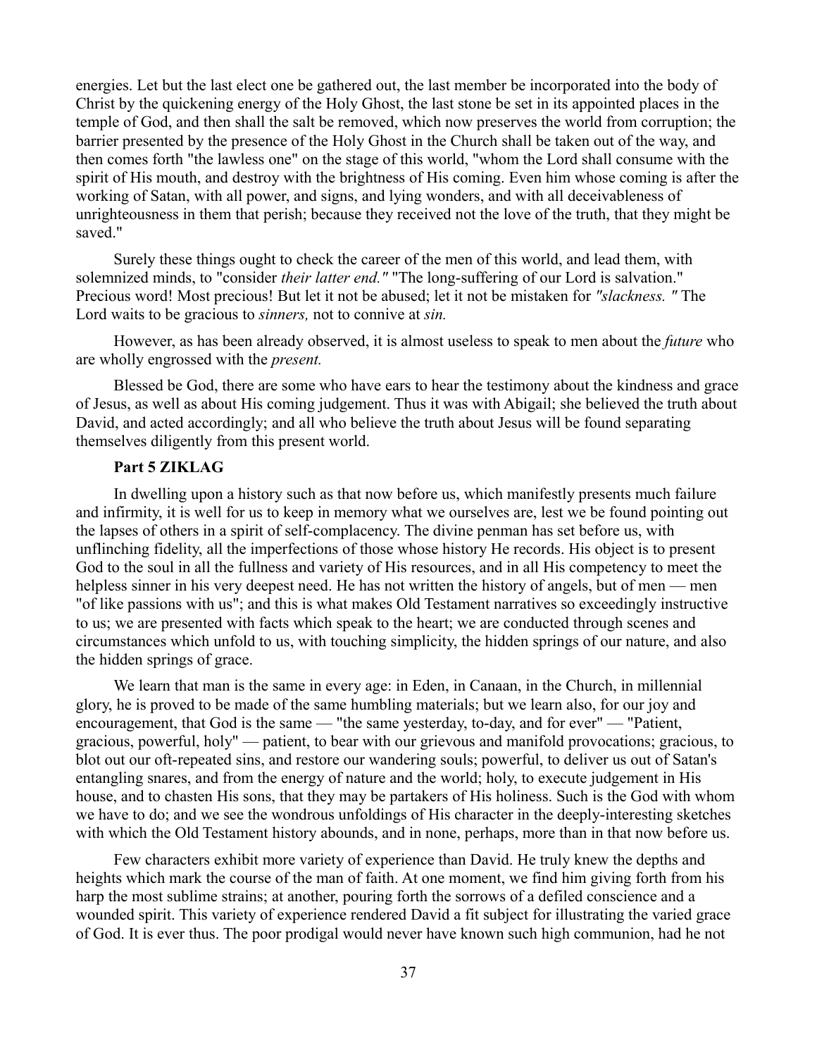energies. Let but the last elect one be gathered out, the last member be incorporated into the body of Christ by the quickening energy of the Holy Ghost, the last stone be set in its appointed places in the temple of God, and then shall the salt be removed, which now preserves the world from corruption; the barrier presented by the presence of the Holy Ghost in the Church shall be taken out of the way, and then comes forth "the lawless one" on the stage of this world, "whom the Lord shall consume with the spirit of His mouth, and destroy with the brightness of His coming. Even him whose coming is after the working of Satan, with all power, and signs, and lying wonders, and with all deceivableness of unrighteousness in them that perish; because they received not the love of the truth, that they might be saved."

Surely these things ought to check the career of the men of this world, and lead them, with solemnized minds, to "consider *their latter end."* "The long-suffering of our Lord is salvation." Precious word! Most precious! But let it not be abused; let it not be mistaken for *"slackness. "* The Lord waits to be gracious to *sinners,* not to connive at *sin.*

However, as has been already observed, it is almost useless to speak to men about the *future* who are wholly engrossed with the *present.*

Blessed be God, there are some who have ears to hear the testimony about the kindness and grace of Jesus, as well as about His coming judgement. Thus it was with Abigail; she believed the truth about David, and acted accordingly; and all who believe the truth about Jesus will be found separating themselves diligently from this present world.

## Part 5 ZIKLAG

In dwelling upon a history such as that now before us, which manifestly presents much failure and infirmity, it is well for us to keep in memory what we ourselves are, lest we be found pointing out the lapses of others in a spirit of self-complacency. The divine penman has set before us, with unflinching fidelity, all the imperfections of those whose history He records. His object is to present God to the soul in all the fullness and variety of His resources, and in all His competency to meet the helpless sinner in his very deepest need. He has not written the history of angels, but of men — men "of like passions with us"; and this is what makes Old Testament narratives so exceedingly instructive to us; we are presented with facts which speak to the heart; we are conducted through scenes and circumstances which unfold to us, with touching simplicity, the hidden springs of our nature, and also the hidden springs of grace.

We learn that man is the same in every age: in Eden, in Canaan, in the Church, in millennial glory, he is proved to be made of the same humbling materials; but we learn also, for our joy and encouragement, that God is the same — "the same yesterday, to-day, and for ever" — "Patient, gracious, powerful, holy" — patient, to bear with our grievous and manifold provocations; gracious, to blot out our oft-repeated sins, and restore our wandering souls; powerful, to deliver us out of Satan's entangling snares, and from the energy of nature and the world; holy, to execute judgement in His house, and to chasten His sons, that they may be partakers of His holiness. Such is the God with whom we have to do; and we see the wondrous unfoldings of His character in the deeply-interesting sketches with which the Old Testament history abounds, and in none, perhaps, more than in that now before us.

Few characters exhibit more variety of experience than David. He truly knew the depths and heights which mark the course of the man of faith. At one moment, we find him giving forth from his harp the most sublime strains; at another, pouring forth the sorrows of a defiled conscience and a wounded spirit. This variety of experience rendered David a fit subject for illustrating the varied grace of God. It is ever thus. The poor prodigal would never have known such high communion, had he not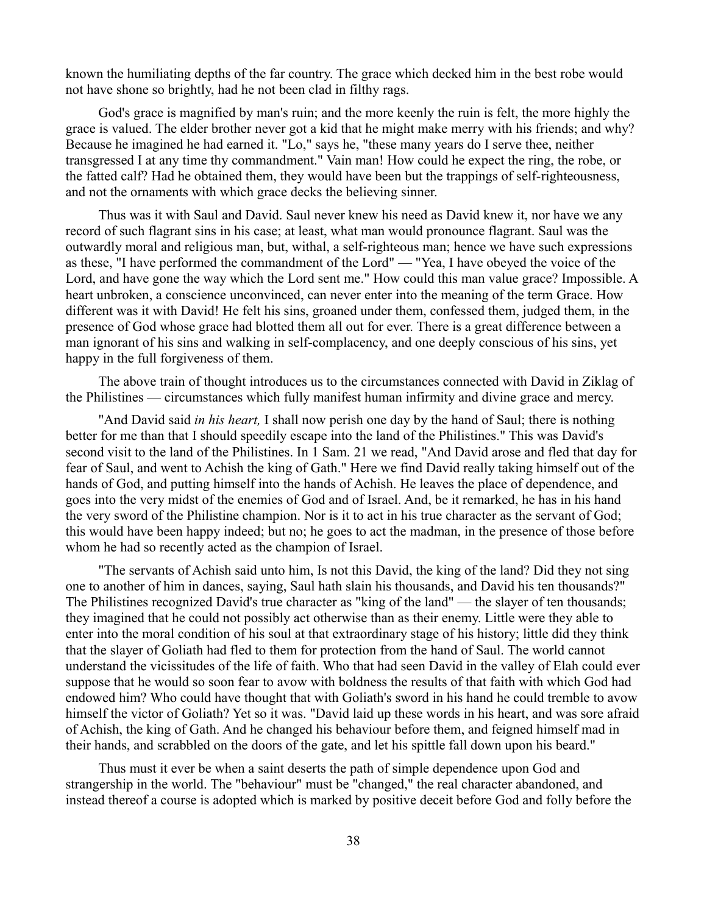known the humiliating depths of the far country. The grace which decked him in the best robe would not have shone so brightly, had he not been clad in filthy rags.

God's grace is magnified by man's ruin; and the more keenly the ruin is felt, the more highly the grace is valued. The elder brother never got a kid that he might make merry with his friends; and why? Because he imagined he had earned it. "Lo," says he, "these many years do I serve thee, neither transgressed I at any time thy commandment." Vain man! How could he expect the ring, the robe, or the fatted calf? Had he obtained them, they would have been but the trappings of self-righteousness, and not the ornaments with which grace decks the believing sinner.

Thus was it with Saul and David. Saul never knew his need as David knew it, nor have we any record of such flagrant sins in his case; at least, what man would pronounce flagrant. Saul was the outwardly moral and religious man, but, withal, a self-righteous man; hence we have such expressions as these, "I have performed the commandment of the Lord" — "Yea, I have obeyed the voice of the Lord, and have gone the way which the Lord sent me." How could this man value grace? Impossible. A heart unbroken, a conscience unconvinced, can never enter into the meaning of the term Grace. How different was it with David! He felt his sins, groaned under them, confessed them, judged them, in the presence of God whose grace had blotted them all out for ever. There is a great difference between a man ignorant of his sins and walking in self-complacency, and one deeply conscious of his sins, yet happy in the full forgiveness of them.

The above train of thought introduces us to the circumstances connected with David in Ziklag of the Philistines — circumstances which fully manifest human infirmity and divine grace and mercy.

"And David said *in his heart,* I shall now perish one day by the hand of Saul; there is nothing better for me than that I should speedily escape into the land of the Philistines." This was David's second visit to the land of the Philistines. In 1 Sam. 21 we read, "And David arose and fled that day for fear of Saul, and went to Achish the king of Gath." Here we find David really taking himself out of the hands of God, and putting himself into the hands of Achish. He leaves the place of dependence, and goes into the very midst of the enemies of God and of Israel. And, be it remarked, he has in his hand the very sword of the Philistine champion. Nor is it to act in his true character as the servant of God; this would have been happy indeed; but no; he goes to act the madman, in the presence of those before whom he had so recently acted as the champion of Israel.

"The servants of Achish said unto him, Is not this David, the king of the land? Did they not sing one to another of him in dances, saying, Saul hath slain his thousands, and David his ten thousands?" The Philistines recognized David's true character as "king of the land" — the slayer of ten thousands; they imagined that he could not possibly act otherwise than as their enemy. Little were they able to enter into the moral condition of his soul at that extraordinary stage of his history; little did they think that the slayer of Goliath had fled to them for protection from the hand of Saul. The world cannot understand the vicissitudes of the life of faith. Who that had seen David in the valley of Elah could ever suppose that he would so soon fear to avow with boldness the results of that faith with which God had endowed him? Who could have thought that with Goliath's sword in his hand he could tremble to avow himself the victor of Goliath? Yet so it was. "David laid up these words in his heart, and was sore afraid of Achish, the king of Gath. And he changed his behaviour before them, and feigned himself mad in their hands, and scrabbled on the doors of the gate, and let his spittle fall down upon his beard."

Thus must it ever be when a saint deserts the path of simple dependence upon God and strangership in the world. The "behaviour" must be "changed," the real character abandoned, and instead thereof a course is adopted which is marked by positive deceit before God and folly before the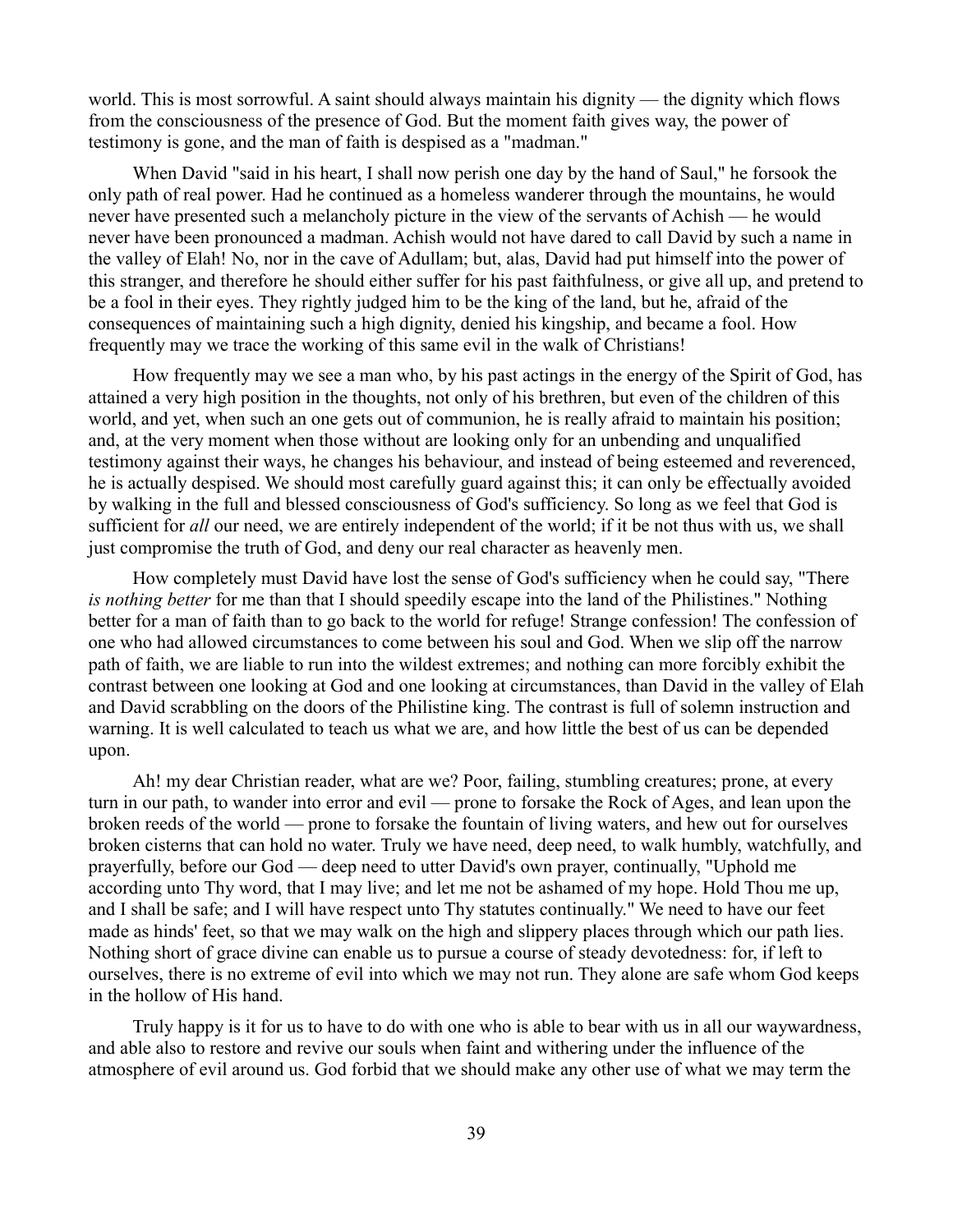world. This is most sorrowful. A saint should always maintain his dignity — the dignity which flows from the consciousness of the presence of God. But the moment faith gives way, the power of testimony is gone, and the man of faith is despised as a "madman."

When David "said in his heart, I shall now perish one day by the hand of Saul," he forsook the only path of real power. Had he continued as a homeless wanderer through the mountains, he would never have presented such a melancholy picture in the view of the servants of Achish — he would never have been pronounced a madman. Achish would not have dared to call David by such a name in the valley of Elah! No, nor in the cave of Adullam; but, alas, David had put himself into the power of this stranger, and therefore he should either suffer for his past faithfulness, or give all up, and pretend to be a fool in their eyes. They rightly judged him to be the king of the land, but he, afraid of the consequences of maintaining such a high dignity, denied his kingship, and became a fool. How frequently may we trace the working of this same evil in the walk of Christians!

How frequently may we see a man who, by his past actings in the energy of the Spirit of God, has attained a very high position in the thoughts, not only of his brethren, but even of the children of this world, and yet, when such an one gets out of communion, he is really afraid to maintain his position; and, at the very moment when those without are looking only for an unbending and unqualified testimony against their ways, he changes his behaviour, and instead of being esteemed and reverenced, he is actually despised. We should most carefully guard against this; it can only be effectually avoided by walking in the full and blessed consciousness of God's sufficiency. So long as we feel that God is sufficient for *all* our need, we are entirely independent of the world; if it be not thus with us, we shall just compromise the truth of God, and deny our real character as heavenly men.

How completely must David have lost the sense of God's sufficiency when he could say, "There *is nothing better* for me than that I should speedily escape into the land of the Philistines." Nothing better for a man of faith than to go back to the world for refuge! Strange confession! The confession of one who had allowed circumstances to come between his soul and God. When we slip off the narrow path of faith, we are liable to run into the wildest extremes; and nothing can more forcibly exhibit the contrast between one looking at God and one looking at circumstances, than David in the valley of Elah and David scrabbling on the doors of the Philistine king. The contrast is full of solemn instruction and warning. It is well calculated to teach us what we are, and how little the best of us can be depended upon.

Ah! my dear Christian reader, what are we? Poor, failing, stumbling creatures; prone, at every turn in our path, to wander into error and evil — prone to forsake the Rock of Ages, and lean upon the broken reeds of the world — prone to forsake the fountain of living waters, and hew out for ourselves broken cisterns that can hold no water. Truly we have need, deep need, to walk humbly, watchfully, and prayerfully, before our God — deep need to utter David's own prayer, continually, "Uphold me according unto Thy word, that I may live; and let me not be ashamed of my hope. Hold Thou me up, and I shall be safe; and I will have respect unto Thy statutes continually." We need to have our feet made as hinds' feet, so that we may walk on the high and slippery places through which our path lies. Nothing short of grace divine can enable us to pursue a course of steady devotedness: for, if left to ourselves, there is no extreme of evil into which we may not run. They alone are safe whom God keeps in the hollow of His hand.

Truly happy is it for us to have to do with one who is able to bear with us in all our waywardness, and able also to restore and revive our souls when faint and withering under the influence of the atmosphere of evil around us. God forbid that we should make any other use of what we may term the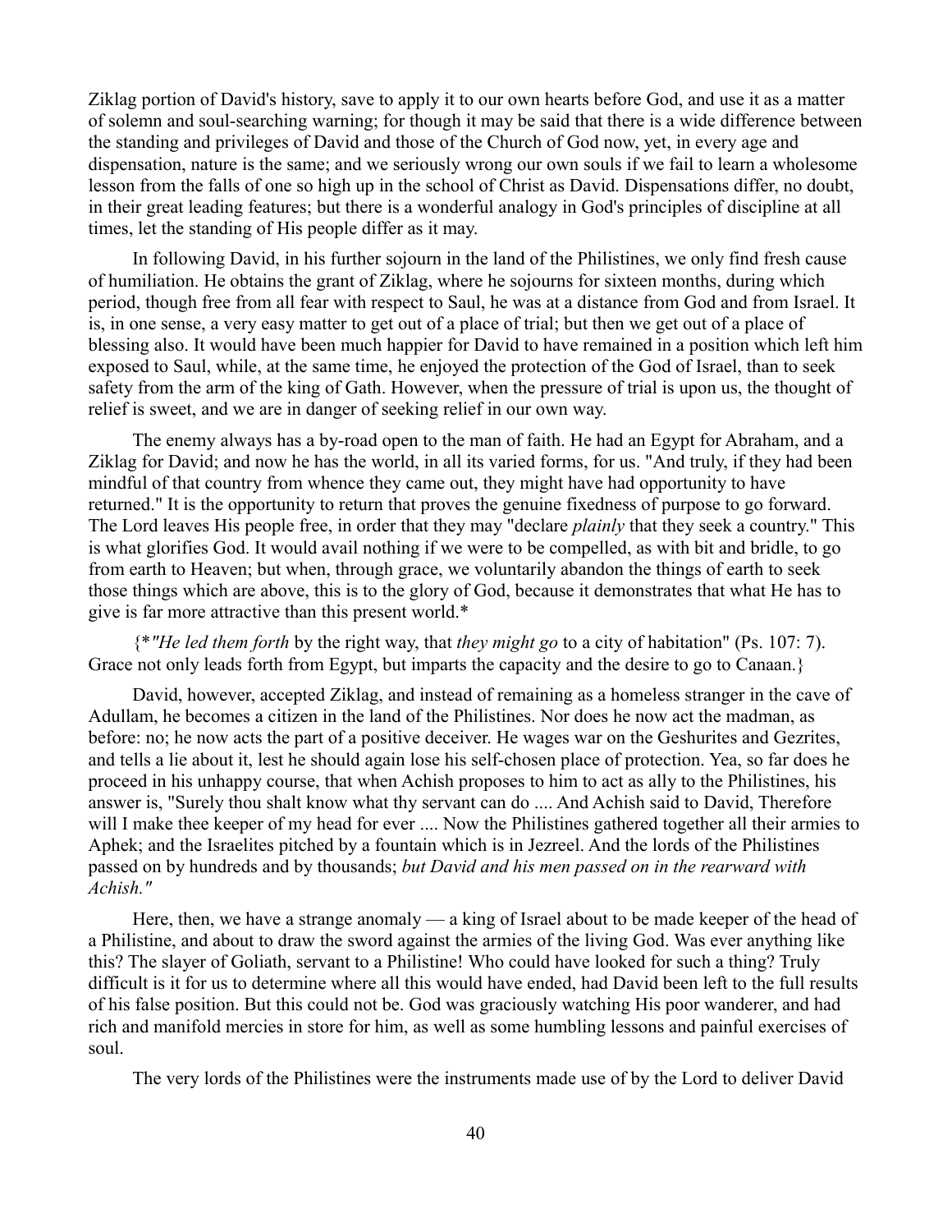Ziklag portion of David's history, save to apply it to our own hearts before God, and use it as a matter of solemn and soul-searching warning; for though it may be said that there is a wide difference between the standing and privileges of David and those of the Church of God now, yet, in every age and dispensation, nature is the same; and we seriously wrong our own souls if we fail to learn a wholesome lesson from the falls of one so high up in the school of Christ as David. Dispensations differ, no doubt, in their great leading features; but there is a wonderful analogy in God's principles of discipline at all times, let the standing of His people differ as it may.

In following David, in his further sojourn in the land of the Philistines, we only find fresh cause of humiliation. He obtains the grant of Ziklag, where he sojourns for sixteen months, during which period, though free from all fear with respect to Saul, he was at a distance from God and from Israel. It is, in one sense, a very easy matter to get out of a place of trial; but then we get out of a place of blessing also. It would have been much happier for David to have remained in a position which left him exposed to Saul, while, at the same time, he enjoyed the protection of the God of Israel, than to seek safety from the arm of the king of Gath. However, when the pressure of trial is upon us, the thought of relief is sweet, and we are in danger of seeking relief in our own way.

The enemy always has a by-road open to the man of faith. He had an Egypt for Abraham, and a Ziklag for David; and now he has the world, in all its varied forms, for us. "And truly, if they had been mindful of that country from whence they came out, they might have had opportunity to have returned." It is the opportunity to return that proves the genuine fixedness of purpose to go forward. The Lord leaves His people free, in order that they may "declare *plainly* that they seek a country." This is what glorifies God. It would avail nothing if we were to be compelled, as with bit and bridle, to go from earth to Heaven; but when, through grace, we voluntarily abandon the things of earth to seek those things which are above, this is to the glory of God, because it demonstrates that what He has to give is far more attractive than this present world.*

{**"He led them forth* by the right way, that *they might go* to a city of habitation" (Ps. 107: 7). Grace not only leads forth from Egypt, but imparts the capacity and the desire to go to Canaan.}

David, however, accepted Ziklag, and instead of remaining as a homeless stranger in the cave of Adullam, he becomes a citizen in the land of the Philistines. Nor does he now act the madman, as before: no; he now acts the part of a positive deceiver. He wages war on the Geshurites and Gezrites, and tells a lie about it, lest he should again lose his self-chosen place of protection. Yea, so far does he proceed in his unhappy course, that when Achish proposes to him to act as ally to the Philistines, his answer is, "Surely thou shalt know what thy servant can do .... And Achish said to David, Therefore will I make thee keeper of my head for ever .... Now the Philistines gathered together all their armies to Aphek; and the Israelites pitched by a fountain which is in Jezreel. And the lords of the Philistines passed on by hundreds and by thousands; *but David and his men passed on in the rearward with Achish."*

Here, then, we have a strange anomaly — a king of Israel about to be made keeper of the head of a Philistine, and about to draw the sword against the armies of the living God. Was ever anything like this? The slayer of Goliath, servant to a Philistine! Who could have looked for such a thing? Truly difficult is it for us to determine where all this would have ended, had David been left to the full results of his false position. But this could not be. God was graciously watching His poor wanderer, and had rich and manifold mercies in store for him, as well as some humbling lessons and painful exercises of soul.

The very lords of the Philistines were the instruments made use of by the Lord to deliver David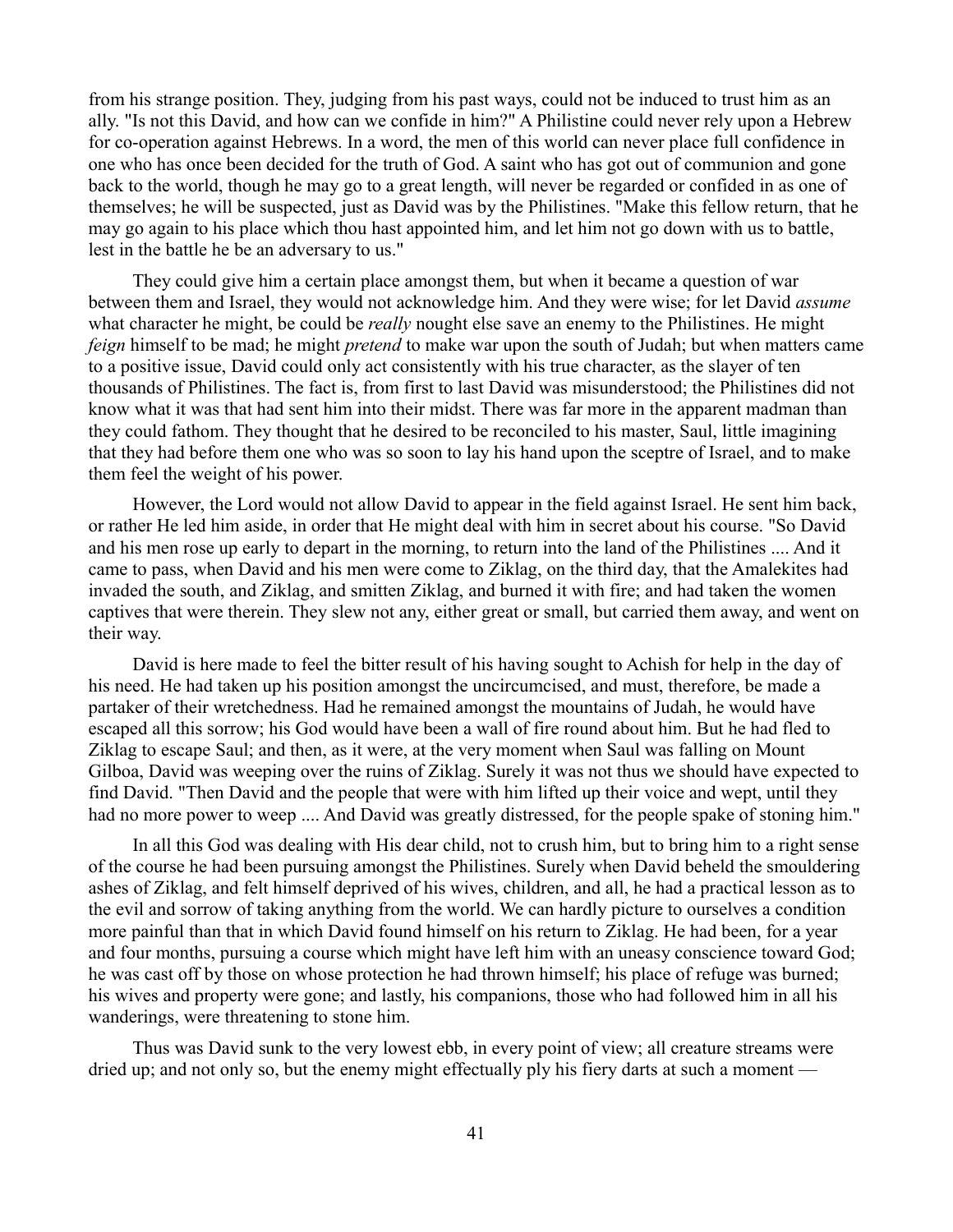from his strange position. They, judging from his past ways, could not be induced to trust him as an ally. "Is not this David, and how can we confide in him?" A Philistine could never rely upon a Hebrew for co-operation against Hebrews. In a word, the men of this world can never place full confidence in one who has once been decided for the truth of God. A saint who has got out of communion and gone back to the world, though he may go to a great length, will never be regarded or confided in as one of themselves; he will be suspected, just as David was by the Philistines. "Make this fellow return, that he may go again to his place which thou hast appointed him, and let him not go down with us to battle, lest in the battle he be an adversary to us."

They could give him a certain place amongst them, but when it became a question of war between them and Israel, they would not acknowledge him. And they were wise; for let David *assume* what character he might, be could be *really* nought else save an enemy to the Philistines. He might *feign* himself to be mad; he might *pretend* to make war upon the south of Judah; but when matters came to a positive issue, David could only act consistently with his true character, as the slayer of ten thousands of Philistines. The fact is, from first to last David was misunderstood; the Philistines did not know what it was that had sent him into their midst. There was far more in the apparent madman than they could fathom. They thought that he desired to be reconciled to his master, Saul, little imagining that they had before them one who was so soon to lay his hand upon the sceptre of Israel, and to make them feel the weight of his power.

However, the Lord would not allow David to appear in the field against Israel. He sent him back, or rather He led him aside, in order that He might deal with him in secret about his course. "So David and his men rose up early to depart in the morning, to return into the land of the Philistines .... And it came to pass, when David and his men were come to Ziklag, on the third day, that the Amalekites had invaded the south, and Ziklag, and smitten Ziklag, and burned it with fire; and had taken the women captives that were therein. They slew not any, either great or small, but carried them away, and went on their way.

David is here made to feel the bitter result of his having sought to Achish for help in the day of his need. He had taken up his position amongst the uncircumcised, and must, therefore, be made a partaker of their wretchedness. Had he remained amongst the mountains of Judah, he would have escaped all this sorrow; his God would have been a wall of fire round about him. But he had fled to Ziklag to escape Saul; and then, as it were, at the very moment when Saul was falling on Mount Gilboa, David was weeping over the ruins of Ziklag. Surely it was not thus we should have expected to find David. "Then David and the people that were with him lifted up their voice and wept, until they had no more power to weep .... And David was greatly distressed, for the people spake of stoning him."

In all this God was dealing with His dear child, not to crush him, but to bring him to a right sense of the course he had been pursuing amongst the Philistines. Surely when David beheld the smouldering ashes of Ziklag, and felt himself deprived of his wives, children, and all, he had a practical lesson as to the evil and sorrow of taking anything from the world. We can hardly picture to ourselves a condition more painful than that in which David found himself on his return to Ziklag. He had been, for a year and four months, pursuing a course which might have left him with an uneasy conscience toward God; he was cast off by those on whose protection he had thrown himself; his place of refuge was burned; his wives and property were gone; and lastly, his companions, those who had followed him in all his wanderings, were threatening to stone him.

Thus was David sunk to the very lowest ebb, in every point of view; all creature streams were dried up; and not only so, but the enemy might effectually ply his fiery darts at such a moment —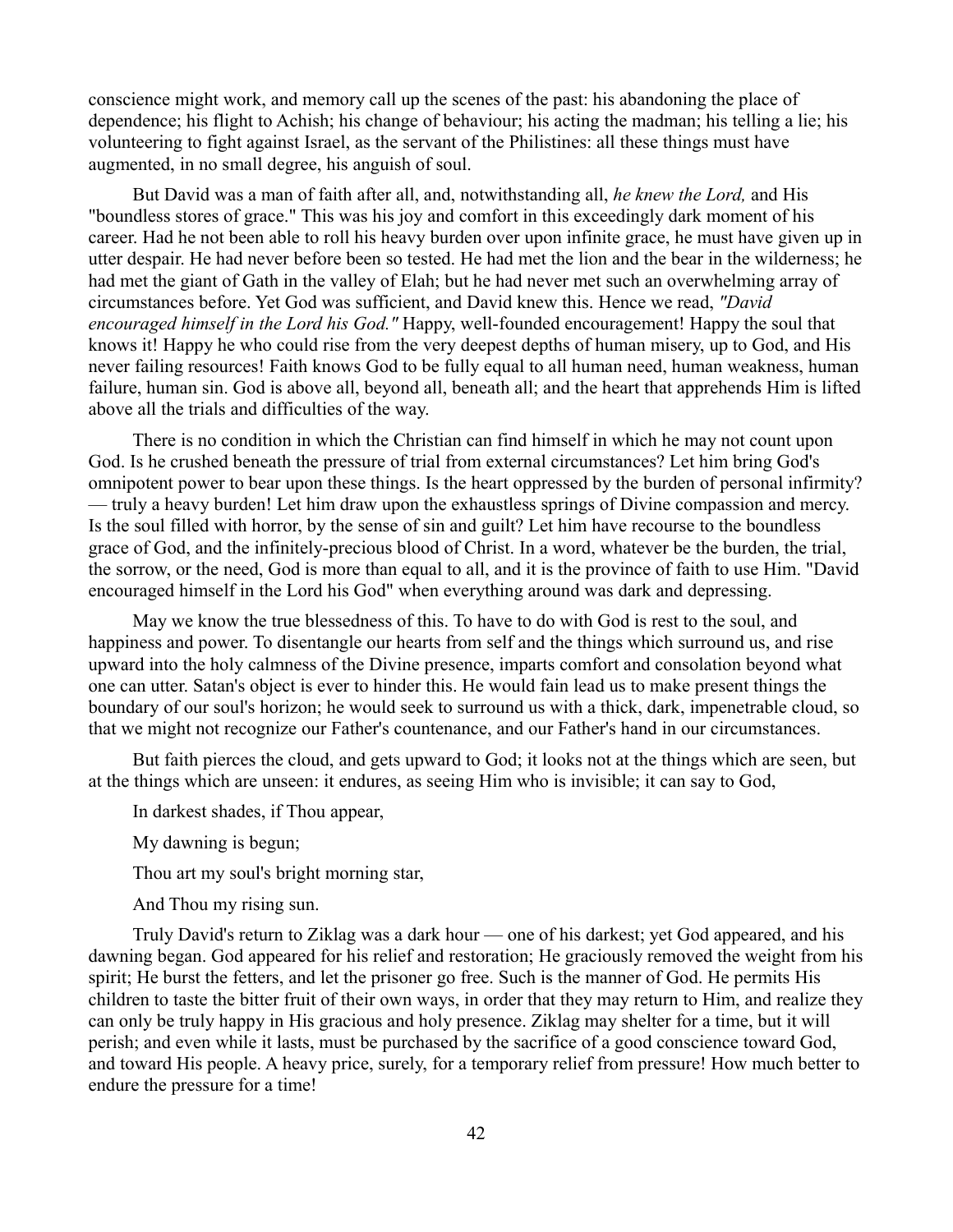conscience might work, and memory call up the scenes of the past: his abandoning the place of dependence; his flight to Achish; his change of behaviour; his acting the madman; his telling a lie; his volunteering to fight against Israel, as the servant of the Philistines: all these things must have augmented, in no small degree, his anguish of soul.

But David was a man of faith after all, and, notwithstanding all, *he knew the Lord,* and His "boundless stores of grace." This was his joy and comfort in this exceedingly dark moment of his career. Had he not been able to roll his heavy burden over upon infinite grace, he must have given up in utter despair. He had never before been so tested. He had met the lion and the bear in the wilderness; he had met the giant of Gath in the valley of Elah; but he had never met such an overwhelming array of circumstances before. Yet God was sufficient, and David knew this. Hence we read, *"David encouraged himself in the Lord his God."* Happy, well-founded encouragement! Happy the soul that knows it! Happy he who could rise from the very deepest depths of human misery, up to God, and His never failing resources! Faith knows God to be fully equal to all human need, human weakness, human failure, human sin. God is above all, beyond all, beneath all; and the heart that apprehends Him is lifted above all the trials and difficulties of the way.

There is no condition in which the Christian can find himself in which he may not count upon God. Is he crushed beneath the pressure of trial from external circumstances? Let him bring God's omnipotent power to bear upon these things. Is the heart oppressed by the burden of personal infirmity? — truly a heavy burden! Let him draw upon the exhaustless springs of Divine compassion and mercy. Is the soul filled with horror, by the sense of sin and guilt? Let him have recourse to the boundless grace of God, and the infinitely-precious blood of Christ. In a word, whatever be the burden, the trial, the sorrow, or the need, God is more than equal to all, and it is the province of faith to use Him. "David encouraged himself in the Lord his God" when everything around was dark and depressing.

May we know the true blessedness of this. To have to do with God is rest to the soul, and happiness and power. To disentangle our hearts from self and the things which surround us, and rise upward into the holy calmness of the Divine presence, imparts comfort and consolation beyond what one can utter. Satan's object is ever to hinder this. He would fain lead us to make present things the boundary of our soul's horizon; he would seek to surround us with a thick, dark, impenetrable cloud, so that we might not recognize our Father's countenance, and our Father's hand in our circumstances.

But faith pierces the cloud, and gets upward to God; it looks not at the things which are seen, but at the things which are unseen: it endures, as seeing Him who is invisible; it can say to God,

In darkest shades, if Thou appear,

My dawning is begun;

Thou art my soul's bright morning star,

And Thou my rising sun.

Truly David's return to Ziklag was a dark hour — one of his darkest; yet God appeared, and his dawning began. God appeared for his relief and restoration; He graciously removed the weight from his spirit; He burst the fetters, and let the prisoner go free. Such is the manner of God. He permits His children to taste the bitter fruit of their own ways, in order that they may return to Him, and realize they can only be truly happy in His gracious and holy presence. Ziklag may shelter for a time, but it will perish; and even while it lasts, must be purchased by the sacrifice of a good conscience toward God, and toward His people. A heavy price, surely, for a temporary relief from pressure! How much better to endure the pressure for a time!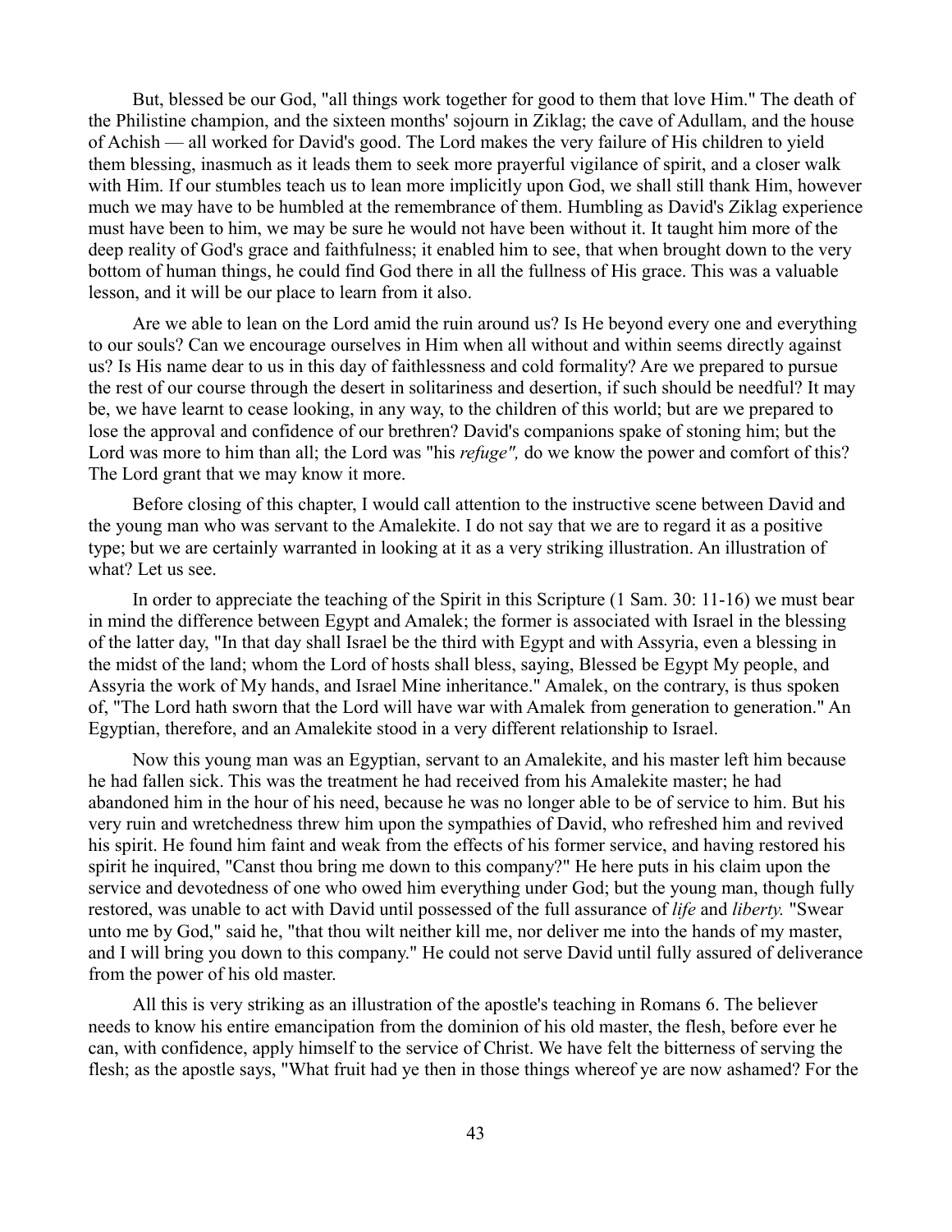But, blessed be our God, "all things work together for good to them that love Him." The death of the Philistine champion, and the sixteen months' sojourn in Ziklag; the cave of Adullam, and the house of Achish — all worked for David's good. The Lord makes the very failure of His children to yield them blessing, inasmuch as it leads them to seek more prayerful vigilance of spirit, and a closer walk with Him. If our stumbles teach us to lean more implicitly upon God, we shall still thank Him, however much we may have to be humbled at the remembrance of them. Humbling as David's Ziklag experience must have been to him, we may be sure he would not have been without it. It taught him more of the deep reality of God's grace and faithfulness; it enabled him to see, that when brought down to the very bottom of human things, he could find God there in all the fullness of His grace. This was a valuable lesson, and it will be our place to learn from it also.

Are we able to lean on the Lord amid the ruin around us? Is He beyond every one and everything to our souls? Can we encourage ourselves in Him when all without and within seems directly against us? Is His name dear to us in this day of faithlessness and cold formality? Are we prepared to pursue the rest of our course through the desert in solitariness and desertion, if such should be needful? It may be, we have learnt to cease looking, in any way, to the children of this world; but are we prepared to lose the approval and confidence of our brethren? David's companions spake of stoning him; but the Lord was more to him than all; the Lord was "his *refuge",* do we know the power and comfort of this? The Lord grant that we may know it more.

Before closing of this chapter, I would call attention to the instructive scene between David and the young man who was servant to the Amalekite. I do not say that we are to regard it as a positive type; but we are certainly warranted in looking at it as a very striking illustration. An illustration of what? Let us see.

In order to appreciate the teaching of the Spirit in this Scripture (1 Sam. 30: 11-16) we must bear in mind the difference between Egypt and Amalek; the former is associated with Israel in the blessing of the latter day, "In that day shall Israel be the third with Egypt and with Assyria, even a blessing in the midst of the land; whom the Lord of hosts shall bless, saying, Blessed be Egypt My people, and Assyria the work of My hands, and Israel Mine inheritance." Amalek, on the contrary, is thus spoken of, "The Lord hath sworn that the Lord will have war with Amalek from generation to generation." An Egyptian, therefore, and an Amalekite stood in a very different relationship to Israel.

Now this young man was an Egyptian, servant to an Amalekite, and his master left him because he had fallen sick. This was the treatment he had received from his Amalekite master; he had abandoned him in the hour of his need, because he was no longer able to be of service to him. But his very ruin and wretchedness threw him upon the sympathies of David, who refreshed him and revived his spirit. He found him faint and weak from the effects of his former service, and having restored his spirit he inquired, "Canst thou bring me down to this company?" He here puts in his claim upon the service and devotedness of one who owed him everything under God; but the young man, though fully restored, was unable to act with David until possessed of the full assurance of *life* and *liberty.* "Swear unto me by God," said he, "that thou wilt neither kill me, nor deliver me into the hands of my master, and I will bring you down to this company." He could not serve David until fully assured of deliverance from the power of his old master.

All this is very striking as an illustration of the apostle's teaching in Romans 6. The believer needs to know his entire emancipation from the dominion of his old master, the flesh, before ever he can, with confidence, apply himself to the service of Christ. We have felt the bitterness of serving the flesh; as the apostle says, "What fruit had ye then in those things whereof ye are now ashamed? For the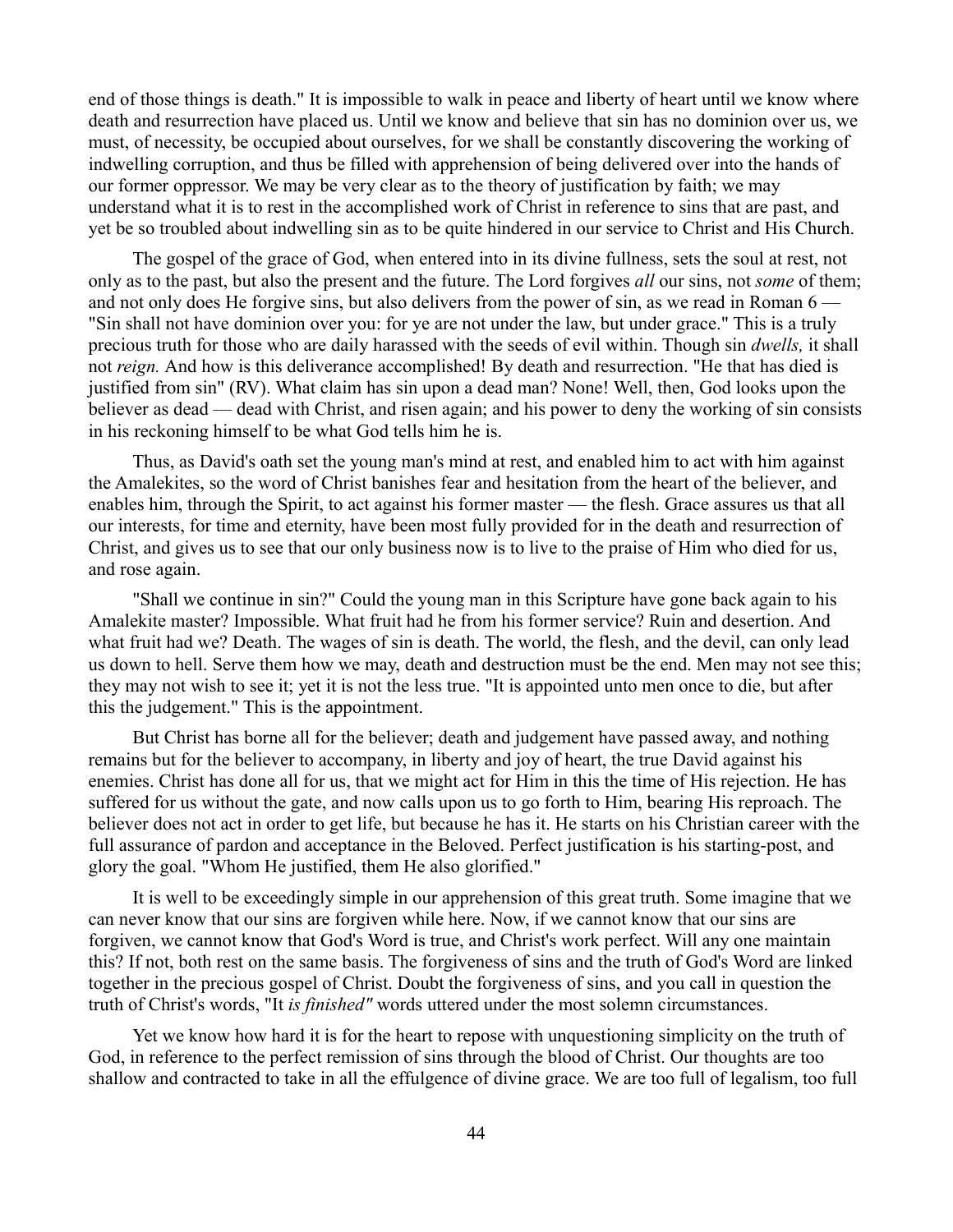end of those things is death." It is impossible to walk in peace and liberty of heart until we know where death and resurrection have placed us. Until we know and believe that sin has no dominion over us, we must, of necessity, be occupied about ourselves, for we shall be constantly discovering the working of indwelling corruption, and thus be filled with apprehension of being delivered over into the hands of our former oppressor. We may be very clear as to the theory of justification by faith; we may understand what it is to rest in the accomplished work of Christ in reference to sins that are past, and yet be so troubled about indwelling sin as to be quite hindered in our service to Christ and His Church.

The gospel of the grace of God, when entered into in its divine fullness, sets the soul at rest, not only as to the past, but also the present and the future. The Lord forgives *all* our sins, not *some* of them; and not only does He forgive sins, but also delivers from the power of sin, as we read in Roman 6 — "Sin shall not have dominion over you: for ye are not under the law, but under grace." This is a truly precious truth for those who are daily harassed with the seeds of evil within. Though sin *dwells,* it shall not *reign.* And how is this deliverance accomplished! By death and resurrection. "He that has died is justified from sin" (RV). What claim has sin upon a dead man? None! Well, then, God looks upon the believer as dead — dead with Christ, and risen again; and his power to deny the working of sin consists in his reckoning himself to be what God tells him he is.

Thus, as David's oath set the young man's mind at rest, and enabled him to act with him against the Amalekites, so the word of Christ banishes fear and hesitation from the heart of the believer, and enables him, through the Spirit, to act against his former master — the flesh. Grace assures us that all our interests, for time and eternity, have been most fully provided for in the death and resurrection of Christ, and gives us to see that our only business now is to live to the praise of Him who died for us, and rose again.

"Shall we continue in sin?" Could the young man in this Scripture have gone back again to his Amalekite master? Impossible. What fruit had he from his former service? Ruin and desertion. And what fruit had we? Death. The wages of sin is death. The world, the flesh, and the devil, can only lead us down to hell. Serve them how we may, death and destruction must be the end. Men may not see this; they may not wish to see it; yet it is not the less true. "It is appointed unto men once to die, but after this the judgement." This is the appointment.

But Christ has borne all for the believer; death and judgement have passed away, and nothing remains but for the believer to accompany, in liberty and joy of heart, the true David against his enemies. Christ has done all for us, that we might act for Him in this the time of His rejection. He has suffered for us without the gate, and now calls upon us to go forth to Him, bearing His reproach. The believer does not act in order to get life, but because he has it. He starts on his Christian career with the full assurance of pardon and acceptance in the Beloved. Perfect justification is his starting-post, and glory the goal. "Whom He justified, them He also glorified."

It is well to be exceedingly simple in our apprehension of this great truth. Some imagine that we can never know that our sins are forgiven while here. Now, if we cannot know that our sins are forgiven, we cannot know that God's Word is true, and Christ's work perfect. Will any one maintain this? If not, both rest on the same basis. The forgiveness of sins and the truth of God's Word are linked together in the precious gospel of Christ. Doubt the forgiveness of sins, and you call in question the truth of Christ's words, "It *is finished"* words uttered under the most solemn circumstances.

Yet we know how hard it is for the heart to repose with unquestioning simplicity on the truth of God, in reference to the perfect remission of sins through the blood of Christ. Our thoughts are too shallow and contracted to take in all the effulgence of divine grace. We are too full of legalism, too full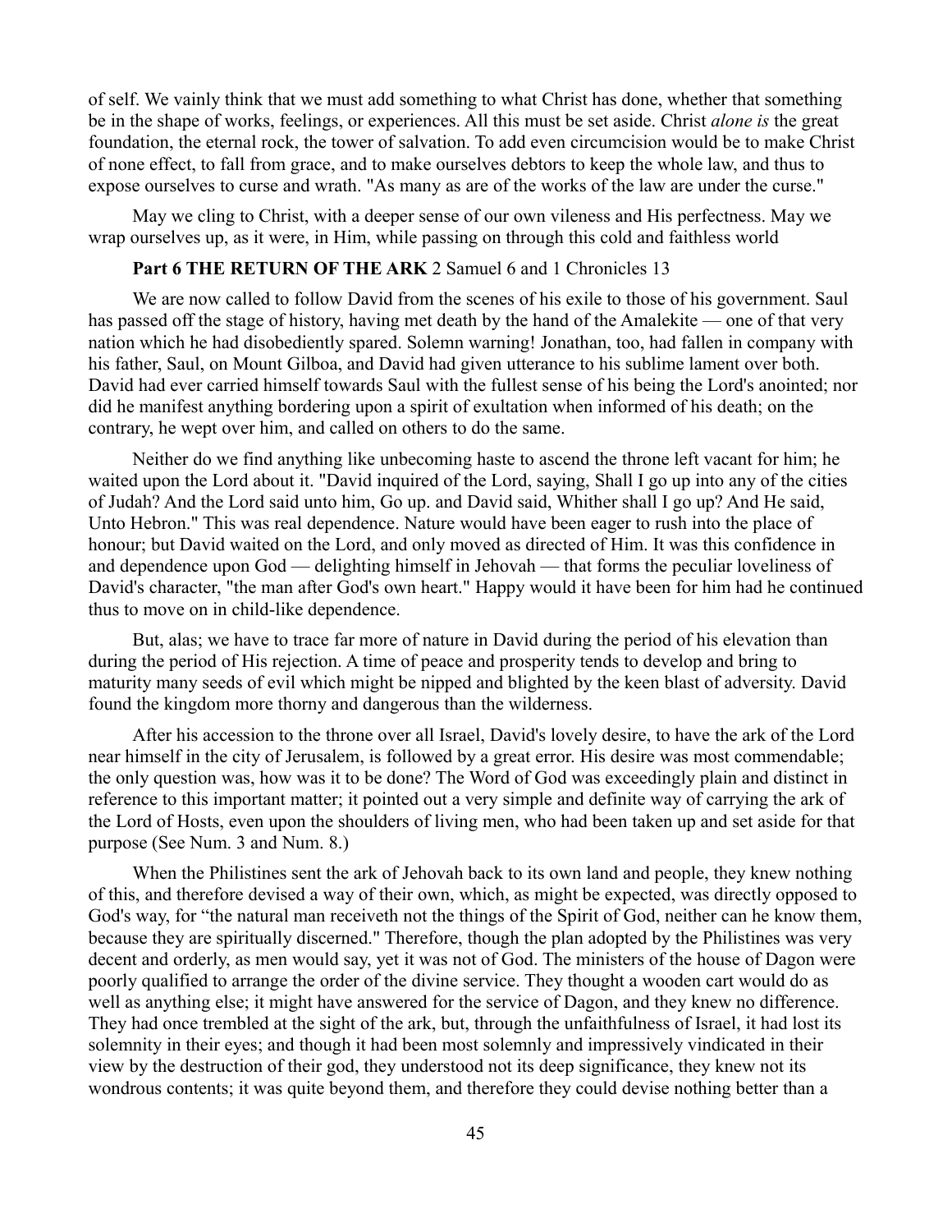of self. We vainly think that we must add something to what Christ has done, whether that something be in the shape of works, feelings, or experiences. All this must be set aside. Christ *alone is* the great foundation, the eternal rock, the tower of salvation. To add even circumcision would be to make Christ of none effect, to fall from grace, and to make ourselves debtors to keep the whole law, and thus to expose ourselves to curse and wrath. "As many as are of the works of the law are under the curse."

May we cling to Christ, with a deeper sense of our own vileness and His perfectness. May we wrap ourselves up, as it were, in Him, while passing on through this cold and faithless world

**Part 6 THE RETURN OF THE ARK** 2 Samuel 6 and 1 Chronicles 13

We are now called to follow David from the scenes of his exile to those of his government. Saul has passed off the stage of history, having met death by the hand of the Amalekite — one of that very nation which he had disobediently spared. Solemn warning! Jonathan, too, had fallen in company with his father, Saul, on Mount Gilboa, and David had given utterance to his sublime lament over both. David had ever carried himself towards Saul with the fullest sense of his being the Lord's anointed; nor did he manifest anything bordering upon a spirit of exultation when informed of his death; on the contrary, he wept over him, and called on others to do the same.

Neither do we find anything like unbecoming haste to ascend the throne left vacant for him; he waited upon the Lord about it. "David inquired of the Lord, saying, Shall I go up into any of the cities of Judah? And the Lord said unto him, Go up. and David said, Whither shall I go up? And He said, Unto Hebron." This was real dependence. Nature would have been eager to rush into the place of honour; but David waited on the Lord, and only moved as directed of Him. It was this confidence in and dependence upon God — delighting himself in Jehovah — that forms the peculiar loveliness of David's character, "the man after God's own heart." Happy would it have been for him had he continued thus to move on in child-like dependence.

But, alas; we have to trace far more of nature in David during the period of his elevation than during the period of His rejection. A time of peace and prosperity tends to develop and bring to maturity many seeds of evil which might be nipped and blighted by the keen blast of adversity. David found the kingdom more thorny and dangerous than the wilderness.

After his accession to the throne over all Israel, David's lovely desire, to have the ark of the Lord near himself in the city of Jerusalem, is followed by a great error. His desire was most commendable; the only question was, how was it to be done? The Word of God was exceedingly plain and distinct in reference to this important matter; it pointed out a very simple and definite way of carrying the ark of the Lord of Hosts, even upon the shoulders of living men, who had been taken up and set aside for that purpose (See Num. 3 and Num. 8.)

When the Philistines sent the ark of Jehovah back to its own land and people, they knew nothing of this, and therefore devised a way of their own, which, as might be expected, was directly opposed to God's way, for "the natural man receiveth not the things of the Spirit of God, neither can he know them, because they are spiritually discerned." Therefore, though the plan adopted by the Philistines was very decent and orderly, as men would say, yet it was not of God. The ministers of the house of Dagon were poorly qualified to arrange the order of the divine service. They thought a wooden cart would do as well as anything else; it might have answered for the service of Dagon, and they knew no difference. They had once trembled at the sight of the ark, but, through the unfaithfulness of Israel, it had lost its solemnity in their eyes; and though it had been most solemnly and impressively vindicated in their view by the destruction of their god, they understood not its deep significance, they knew not its wondrous contents; it was quite beyond them, and therefore they could devise nothing better than a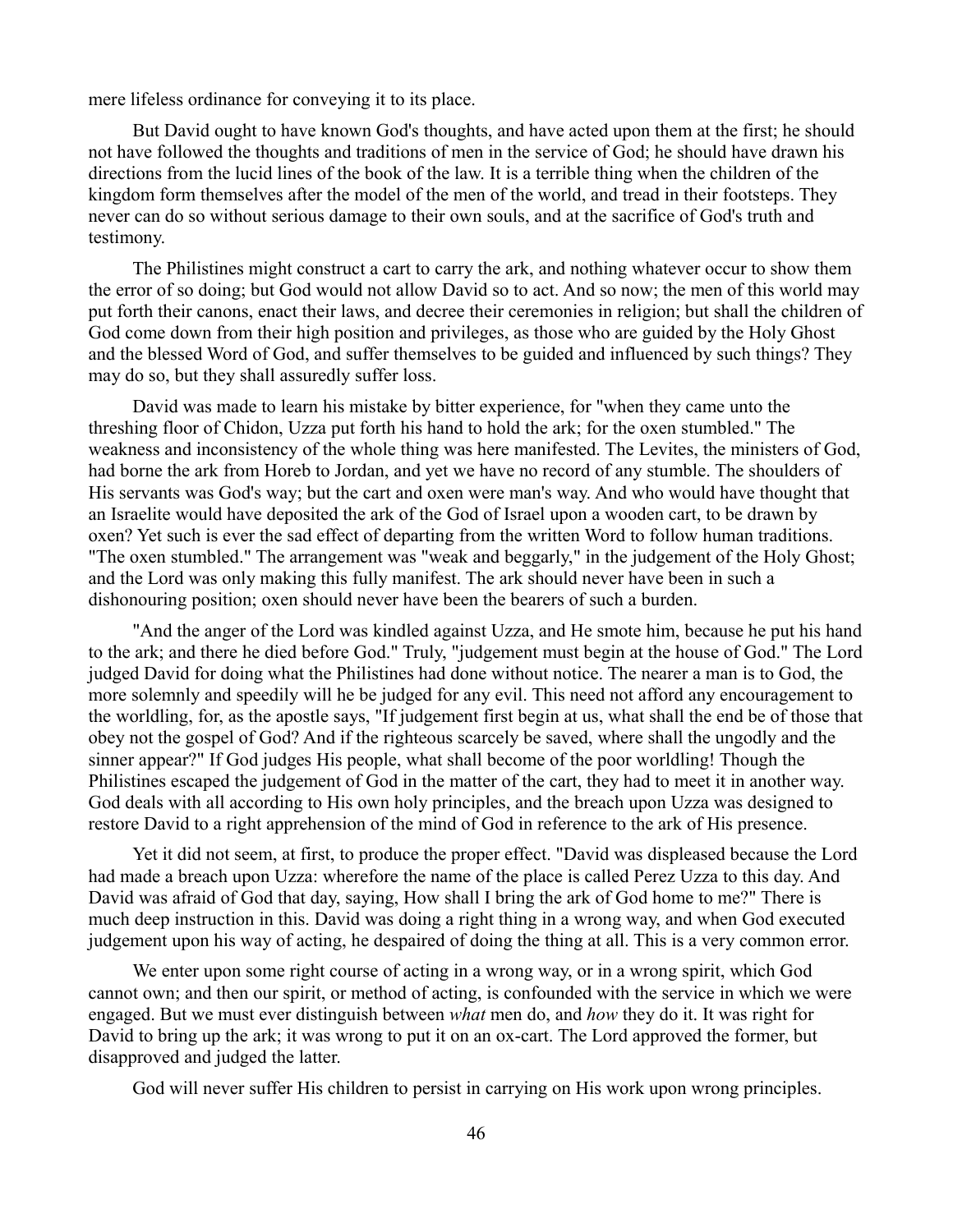mere lifeless ordinance for conveying it to its place.

But David ought to have known God's thoughts, and have acted upon them at the first; he should not have followed the thoughts and traditions of men in the service of God; he should have drawn his directions from the lucid lines of the book of the law. It is a terrible thing when the children of the kingdom form themselves after the model of the men of the world, and tread in their footsteps. They never can do so without serious damage to their own souls, and at the sacrifice of God's truth and testimony.

The Philistines might construct a cart to carry the ark, and nothing whatever occur to show them the error of so doing; but God would not allow David so to act. And so now; the men of this world may put forth their canons, enact their laws, and decree their ceremonies in religion; but shall the children of God come down from their high position and privileges, as those who are guided by the Holy Ghost and the blessed Word of God, and suffer themselves to be guided and influenced by such things? They may do so, but they shall assuredly suffer loss.

David was made to learn his mistake by bitter experience, for "when they came unto the threshing floor of Chidon, Uzza put forth his hand to hold the ark; for the oxen stumbled." The weakness and inconsistency of the whole thing was here manifested. The Levites, the ministers of God, had borne the ark from Horeb to Jordan, and yet we have no record of any stumble. The shoulders of His servants was God's way; but the cart and oxen were man's way. And who would have thought that an Israelite would have deposited the ark of the God of Israel upon a wooden cart, to be drawn by oxen? Yet such is ever the sad effect of departing from the written Word to follow human traditions. "The oxen stumbled." The arrangement was "weak and beggarly," in the judgement of the Holy Ghost; and the Lord was only making this fully manifest. The ark should never have been in such a dishonouring position; oxen should never have been the bearers of such a burden.

"And the anger of the Lord was kindled against Uzza, and He smote him, because he put his hand to the ark; and there he died before God." Truly, "judgement must begin at the house of God." The Lord judged David for doing what the Philistines had done without notice. The nearer a man is to God, the more solemnly and speedily will he be judged for any evil. This need not afford any encouragement to the worldling, for, as the apostle says, "If judgement first begin at us, what shall the end be of those that obey not the gospel of God? And if the righteous scarcely be saved, where shall the ungodly and the sinner appear?" If God judges His people, what shall become of the poor worldling! Though the Philistines escaped the judgement of God in the matter of the cart, they had to meet it in another way. God deals with all according to His own holy principles, and the breach upon Uzza was designed to restore David to a right apprehension of the mind of God in reference to the ark of His presence.

Yet it did not seem, at first, to produce the proper effect. "David was displeased because the Lord had made a breach upon Uzza: wherefore the name of the place is called Perez Uzza to this day. And David was afraid of God that day, saying, How shall I bring the ark of God home to me?" There is much deep instruction in this. David was doing a right thing in a wrong way, and when God executed judgement upon his way of acting, he despaired of doing the thing at all. This is a very common error.

We enter upon some right course of acting in a wrong way, or in a wrong spirit, which God cannot own; and then our spirit, or method of acting, is confounded with the service in which we were engaged. But we must ever distinguish between *what* men do, and *how* they do it. It was right for David to bring up the ark; it was wrong to put it on an ox-cart. The Lord approved the former, but disapproved and judged the latter.

God will never suffer His children to persist in carrying on His work upon wrong principles.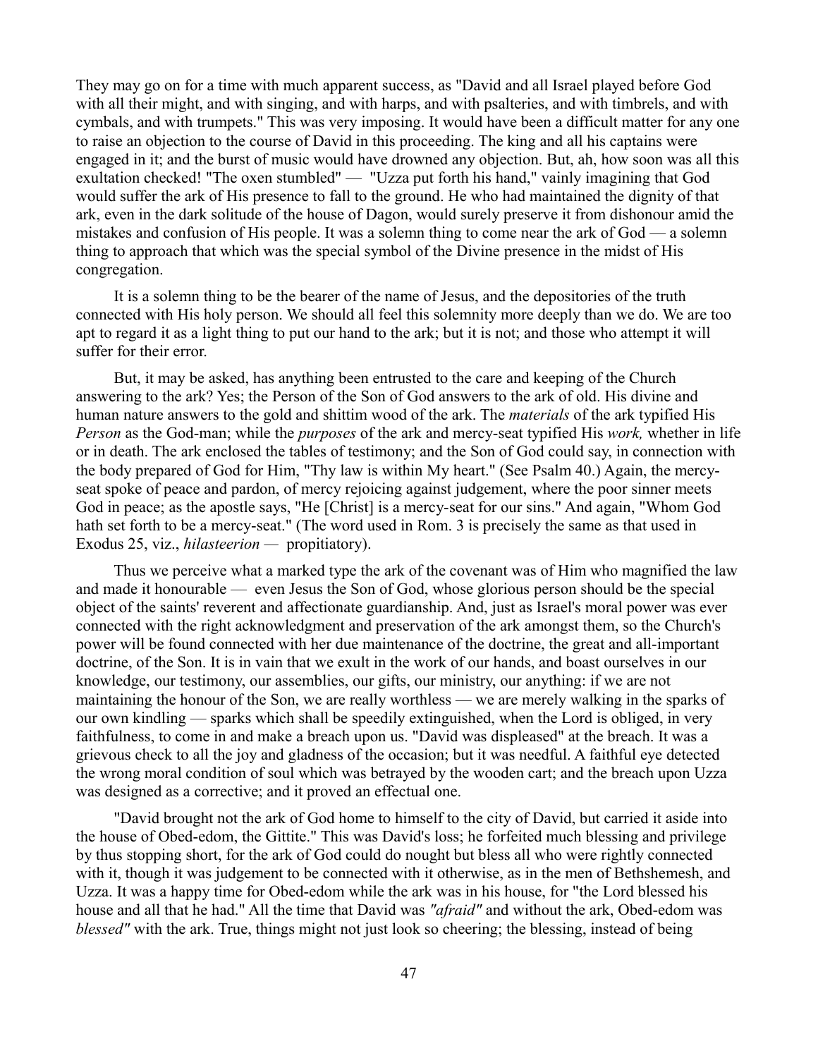They may go on for a time with much apparent success, as "David and all Israel played before God with all their might, and with singing, and with harps, and with psalteries, and with timbrels, and with cymbals, and with trumpets." This was very imposing. It would have been a difficult matter for any one to raise an objection to the course of David in this proceeding. The king and all his captains were engaged in it; and the burst of music would have drowned any objection. But, ah, how soon was all this exultation checked! "The oxen stumbled" — "Uzza put forth his hand," vainly imagining that God would suffer the ark of His presence to fall to the ground. He who had maintained the dignity of that ark, even in the dark solitude of the house of Dagon, would surely preserve it from dishonour amid the mistakes and confusion of His people. It was a solemn thing to come near the ark of God — a solemn thing to approach that which was the special symbol of the Divine presence in the midst of His congregation.

It is a solemn thing to be the bearer of the name of Jesus, and the depositories of the truth connected with His holy person. We should all feel this solemnity more deeply than we do. We are too apt to regard it as a light thing to put our hand to the ark; but it is not; and those who attempt it will suffer for their error.

But, it may be asked, has anything been entrusted to the care and keeping of the Church answering to the ark? Yes; the Person of the Son of God answers to the ark of old. His divine and human nature answers to the gold and shittim wood of the ark. The *materials* of the ark typified His *Person* as the God-man; while the *purposes* of the ark and mercy-seat typified His *work,* whether in life or in death. The ark enclosed the tables of testimony; and the Son of God could say, in connection with the body prepared of God for Him, "Thy law is within My heart." (See Psalm 40.) Again, the mercy-seat spoke of peace and pardon, of mercy rejoicing against judgement, where the poor sinner meets God in peace; as the apostle says, "He [Christ] is a mercy-seat for our sins." And again, "Whom God hath set forth to be a mercy-seat." (The word used in Rom. 3 is precisely the same as that used in Exodus 25, viz., *hilasteerion* — propitiatory).

Thus we perceive what a marked type the ark of the covenant was of Him who magnified the law and made it honourable — even Jesus the Son of God, whose glorious person should be the special object of the saints' reverent and affectionate guardianship. And, just as Israel's moral power was ever connected with the right acknowledgment and preservation of the ark amongst them, so the Church's power will be found connected with her due maintenance of the doctrine, the great and all-important doctrine, of the Son. It is in vain that we exult in the work of our hands, and boast ourselves in our knowledge, our testimony, our assemblies, our gifts, our ministry, our anything: if we are not maintaining the honour of the Son, we are really worthless — we are merely walking in the sparks of our own kindling — sparks which shall be speedily extinguished, when the Lord is obliged, in very faithfulness, to come in and make a breach upon us. "David was displeased" at the breach. It was a grievous check to all the joy and gladness of the occasion; but it was needful. A faithful eye detected the wrong moral condition of soul which was betrayed by the wooden cart; and the breach upon Uzza was designed as a corrective; and it proved an effectual one.

"David brought not the ark of God home to himself to the city of David, but carried it aside into the house of Obed-edom, the Gittite." This was David's loss; he forfeited much blessing and privilege by thus stopping short, for the ark of God could do nought but bless all who were rightly connected with it, though it was judgement to be connected with it otherwise, as in the men of Bethshemesh, and Uzza. It was a happy time for Obed-edom while the ark was in his house, for "the Lord blessed his house and all that he had." All the time that David was *"afraid"* and without the ark, Obed-edom was *blessed"* with the ark. True, things might not just look so cheering; the blessing, instead of being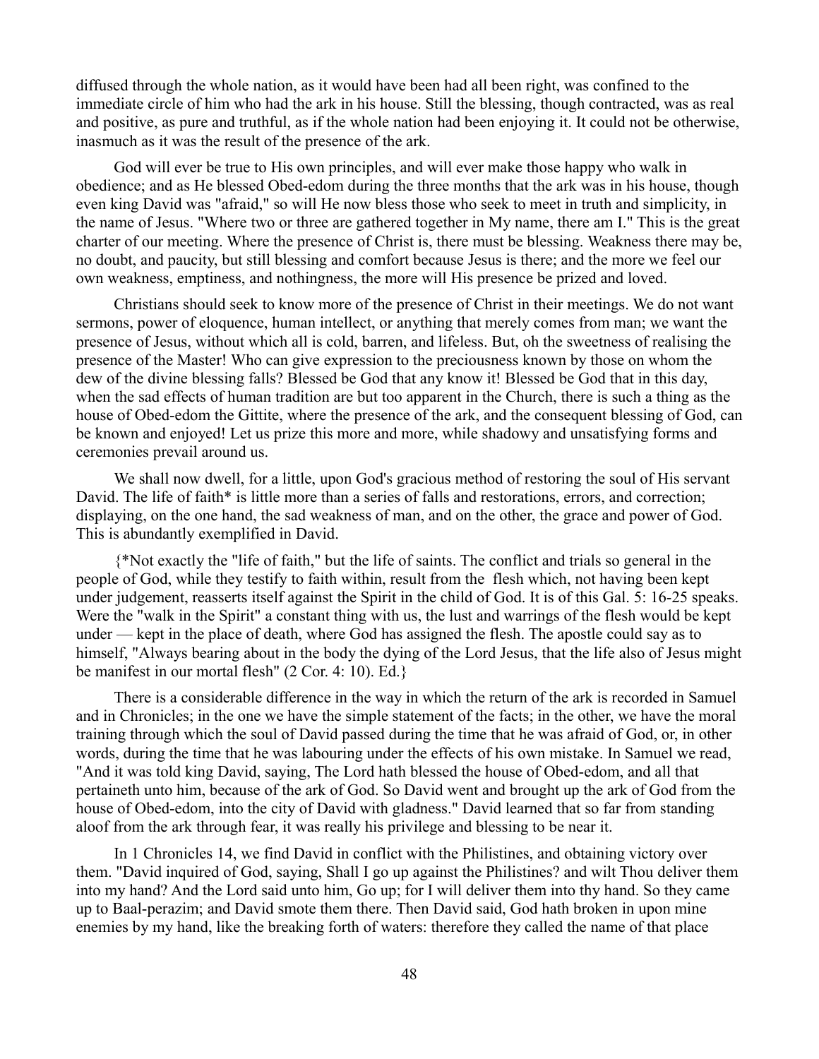diffused through the whole nation, as it would have been had all been right, was confined to the immediate circle of him who had the ark in his house. Still the blessing, though contracted, was as real and positive, as pure and truthful, as if the whole nation had been enjoying it. It could not be otherwise, inasmuch as it was the result of the presence of the ark.

God will ever be true to His own principles, and will ever make those happy who walk in obedience; and as He blessed Obed-edom during the three months that the ark was in his house, though even king David was "afraid," so will He now bless those who seek to meet in truth and simplicity, in the name of Jesus. "Where two or three are gathered together in My name, there am I." This is the great charter of our meeting. Where the presence of Christ is, there must be blessing. Weakness there may be, no doubt, and paucity, but still blessing and comfort because Jesus is there; and the more we feel our own weakness, emptiness, and nothingness, the more will His presence be prized and loved.

Christians should seek to know more of the presence of Christ in their meetings. We do not want sermons, power of eloquence, human intellect, or anything that merely comes from man; we want the presence of Jesus, without which all is cold, barren, and lifeless. But, oh the sweetness of realising the presence of the Master! Who can give expression to the preciousness known by those on whom the dew of the divine blessing falls? Blessed be God that any know it! Blessed be God that in this day, when the sad effects of human tradition are but too apparent in the Church, there is such a thing as the house of Obed-edom the Gittite, where the presence of the ark, and the consequent blessing of God, can be known and enjoyed! Let us prize this more and more, while shadowy and unsatisfying forms and ceremonies prevail around us.

We shall now dwell, for a little, upon God's gracious method of restoring the soul of His servant David. The life of faith* is little more than a series of falls and restorations, errors, and correction; displaying, on the one hand, the sad weakness of man, and on the other, the grace and power of God. This is abundantly exemplified in David.

{*Not exactly the "life of faith," but the life of saints. The conflict and trials so general in the people of God, while they testify to faith within, result from the flesh which, not having been kept under judgement, reasserts itself against the Spirit in the child of God. It is of this Gal. 5: 16-25 speaks. Were the "walk in the Spirit" a constant thing with us, the lust and warrings of the flesh would be kept under — kept in the place of death, where God has assigned the flesh. The apostle could say as to himself, "Always bearing about in the body the dying of the Lord Jesus, that the life also of Jesus might be manifest in our mortal flesh" (2 Cor. 4: 10). Ed.}

There is a considerable difference in the way in which the return of the ark is recorded in Samuel and in Chronicles; in the one we have the simple statement of the facts; in the other, we have the moral training through which the soul of David passed during the time that he was afraid of God, or, in other words, during the time that he was labouring under the effects of his own mistake. In Samuel we read, "And it was told king David, saying, The Lord hath blessed the house of Obed-edom, and all that pertaineth unto him, because of the ark of God. So David went and brought up the ark of God from the house of Obed-edom, into the city of David with gladness." David learned that so far from standing aloof from the ark through fear, it was really his privilege and blessing to be near it.

In 1 Chronicles 14, we find David in conflict with the Philistines, and obtaining victory over them. "David inquired of God, saying, Shall I go up against the Philistines? and wilt Thou deliver them into my hand? And the Lord said unto him, Go up; for I will deliver them into thy hand. So they came up to Baal-perazim; and David smote them there. Then David said, God hath broken in upon mine enemies by my hand, like the breaking forth of waters: therefore they called the name of that place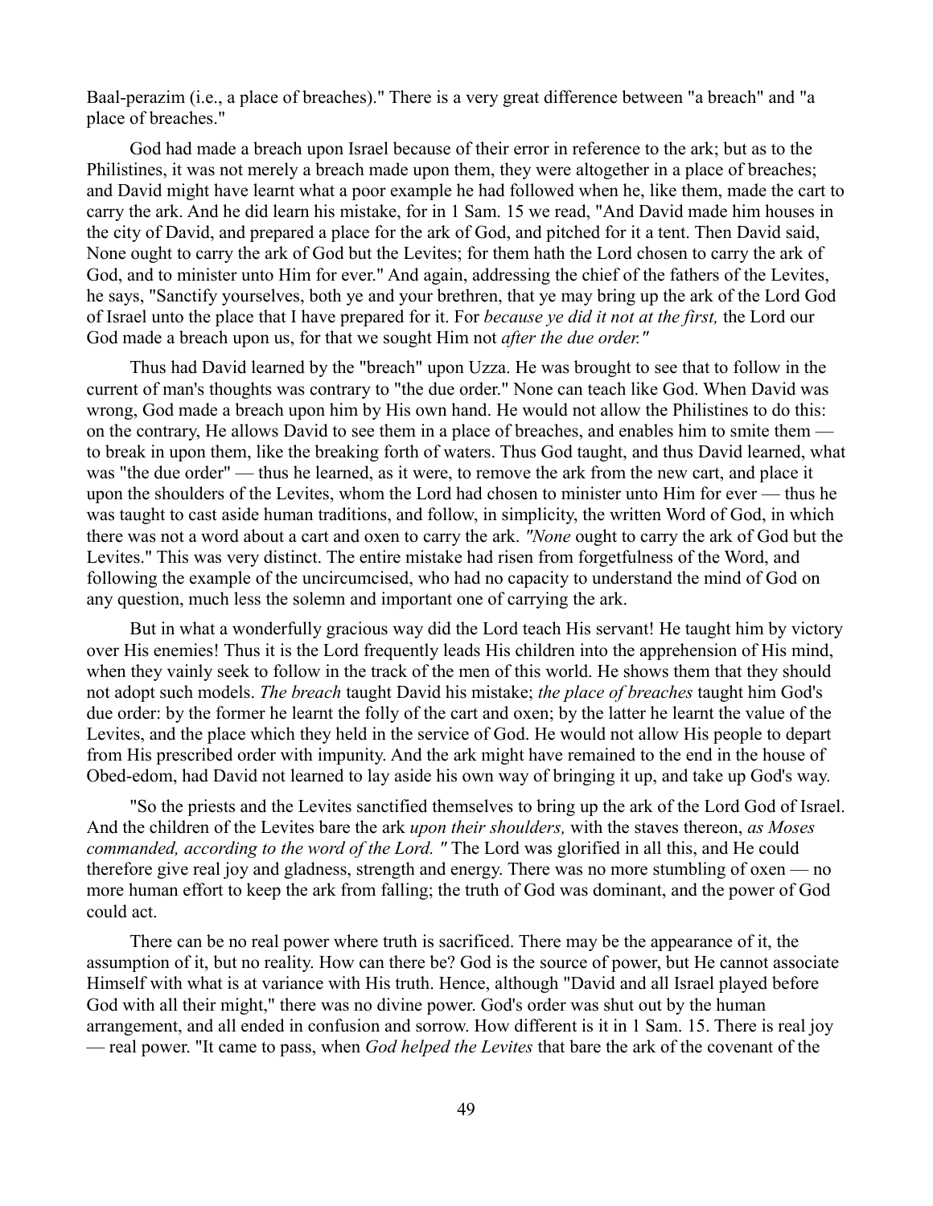Baal-perazim (i.e., a place of breaches)." There is a very great difference between "a breach" and "a place of breaches."

God had made a breach upon Israel because of their error in reference to the ark; but as to the Philistines, it was not merely a breach made upon them, they were altogether in a place of breaches; and David might have learnt what a poor example he had followed when he, like them, made the cart to carry the ark. And he did learn his mistake, for in 1 Sam. 15 we read, "And David made him houses in the city of David, and prepared a place for the ark of God, and pitched for it a tent. Then David said, None ought to carry the ark of God but the Levites; for them hath the Lord chosen to carry the ark of God, and to minister unto Him for ever." And again, addressing the chief of the fathers of the Levites, he says, "Sanctify yourselves, both ye and your brethren, that ye may bring up the ark of the Lord God of Israel unto the place that I have prepared for it. For *because ye did it not at the first,* the Lord our God made a breach upon us, for that we sought Him not *after the due order."*

Thus had David learned by the "breach" upon Uzza. He was brought to see that to follow in the current of man's thoughts was contrary to "the due order." None can teach like God. When David was wrong, God made a breach upon him by His own hand. He would not allow the Philistines to do this: on the contrary, He allows David to see them in a place of breaches, and enables him to smite them — to break in upon them, like the breaking forth of waters. Thus God taught, and thus David learned, what was "the due order" — thus he learned, as it were, to remove the ark from the new cart, and place it upon the shoulders of the Levites, whom the Lord had chosen to minister unto Him for ever — thus he was taught to cast aside human traditions, and follow, in simplicity, the written Word of God, in which there was not a word about a cart and oxen to carry the ark. *"None* ought to carry the ark of God but the Levites." This was very distinct. The entire mistake had risen from forgetfulness of the Word, and following the example of the uncircumcised, who had no capacity to understand the mind of God on any question, much less the solemn and important one of carrying the ark.

But in what a wonderfully gracious way did the Lord teach His servant! He taught him by victory over His enemies! Thus it is the Lord frequently leads His children into the apprehension of His mind, when they vainly seek to follow in the track of the men of this world. He shows them that they should not adopt such models. *The breach* taught David his mistake; *the place of breaches* taught him God's due order: by the former he learnt the folly of the cart and oxen; by the latter he learnt the value of the Levites, and the place which they held in the service of God. He would not allow His people to depart from His prescribed order with impunity. And the ark might have remained to the end in the house of Obed-edom, had David not learned to lay aside his own way of bringing it up, and take up God's way.

"So the priests and the Levites sanctified themselves to bring up the ark of the Lord God of Israel. And the children of the Levites bare the ark *upon their shoulders,* with the staves thereon, *as Moses commanded, according to the word of the Lord. "* The Lord was glorified in all this, and He could therefore give real joy and gladness, strength and energy. There was no more stumbling of oxen — no more human effort to keep the ark from falling; the truth of God was dominant, and the power of God could act.

There can be no real power where truth is sacrificed. There may be the appearance of it, the assumption of it, but no reality. How can there be? God is the source of power, but He cannot associate Himself with what is at variance with His truth. Hence, although "David and all Israel played before God with all their might," there was no divine power. God's order was shut out by the human arrangement, and all ended in confusion and sorrow. How different is it in 1 Sam. 15. There is real joy — real power. "It came to pass, when *God helped the Levites* that bare the ark of the covenant of the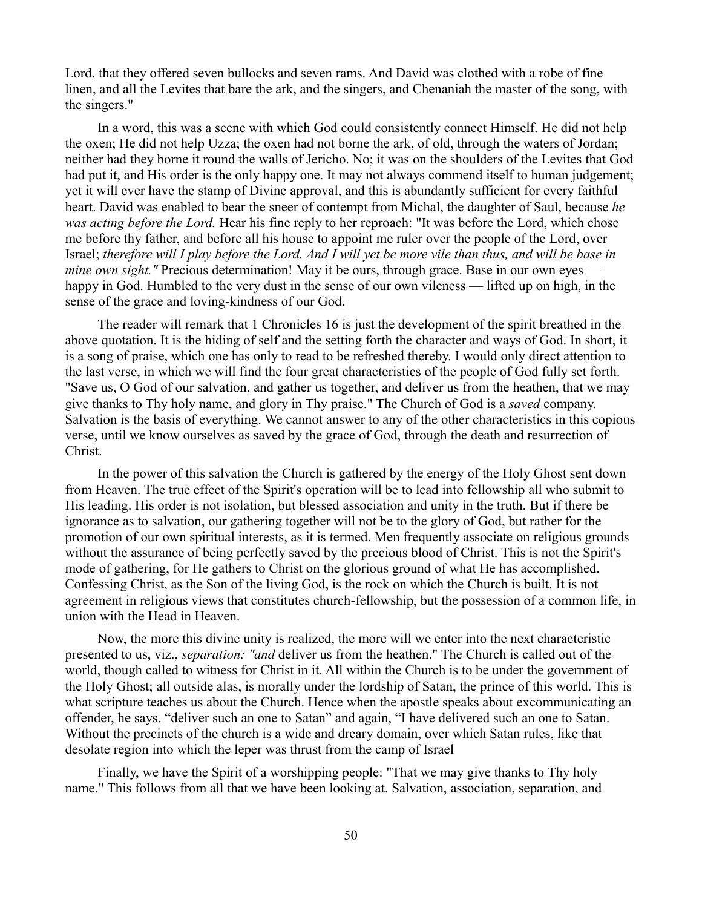Lord, that they offered seven bullocks and seven rams. And David was clothed with a robe of fine linen, and all the Levites that bare the ark, and the singers, and Chenaniah the master of the song, with the singers."

In a word, this was a scene with which God could consistently connect Himself. He did not help the oxen; He did not help Uzza; the oxen had not borne the ark, of old, through the waters of Jordan; neither had they borne it round the walls of Jericho. No; it was on the shoulders of the Levites that God had put it, and His order is the only happy one. It may not always commend itself to human judgement; yet it will ever have the stamp of Divine approval, and this is abundantly sufficient for every faithful heart. David was enabled to bear the sneer of contempt from Michal, the daughter of Saul, because *he was acting before the Lord.* Hear his fine reply to her reproach: "It was before the Lord, which chose me before thy father, and before all his house to appoint me ruler over the people of the Lord, over Israel; *therefore will I play before the Lord. And I will yet be more vile than thus, and will be base in mine own sight."* Precious determination! May it be ours, through grace. Base in our own eyes — happy in God. Humbled to the very dust in the sense of our own vileness — lifted up on high, in the sense of the grace and loving-kindness of our God.

The reader will remark that 1 Chronicles 16 is just the development of the spirit breathed in the above quotation. It is the hiding of self and the setting forth the character and ways of God. In short, it is a song of praise, which one has only to read to be refreshed thereby. I would only direct attention to the last verse, in which we will find the four great characteristics of the people of God fully set forth. "Save us, O God of our salvation, and gather us together, and deliver us from the heathen, that we may give thanks to Thy holy name, and glory in Thy praise." The Church of God is a *saved* company. Salvation is the basis of everything. We cannot answer to any of the other characteristics in this copious verse, until we know ourselves as saved by the grace of God, through the death and resurrection of Christ.

In the power of this salvation the Church is gathered by the energy of the Holy Ghost sent down from Heaven. The true effect of the Spirit's operation will be to lead into fellowship all who submit to His leading. His order is not isolation, but blessed association and unity in the truth. But if there be ignorance as to salvation, our gathering together will not be to the glory of God, but rather for the promotion of our own spiritual interests, as it is termed. Men frequently associate on religious grounds without the assurance of being perfectly saved by the precious blood of Christ. This is not the Spirit's mode of gathering, for He gathers to Christ on the glorious ground of what He has accomplished. Confessing Christ, as the Son of the living God, is the rock on which the Church is built. It is not agreement in religious views that constitutes church-fellowship, but the possession of a common life, in union with the Head in Heaven.

Now, the more this divine unity is realized, the more will we enter into the next characteristic presented to us, viz., *separation: "and* deliver us from the heathen." The Church is called out of the world, though called to witness for Christ in it. All within the Church is to be under the government of the Holy Ghost; all outside alas, is morally under the lordship of Satan, the prince of this world. This is what scripture teaches us about the Church. Hence when the apostle speaks about excommunicating an offender, he says. "deliver such an one to Satan" and again, "I have delivered such an one to Satan. Without the precincts of the church is a wide and dreary domain, over which Satan rules, like that desolate region into which the leper was thrust from the camp of Israel

Finally, we have the Spirit of a worshipping people: "That we may give thanks to Thy holy name." This follows from all that we have been looking at. Salvation, association, separation, and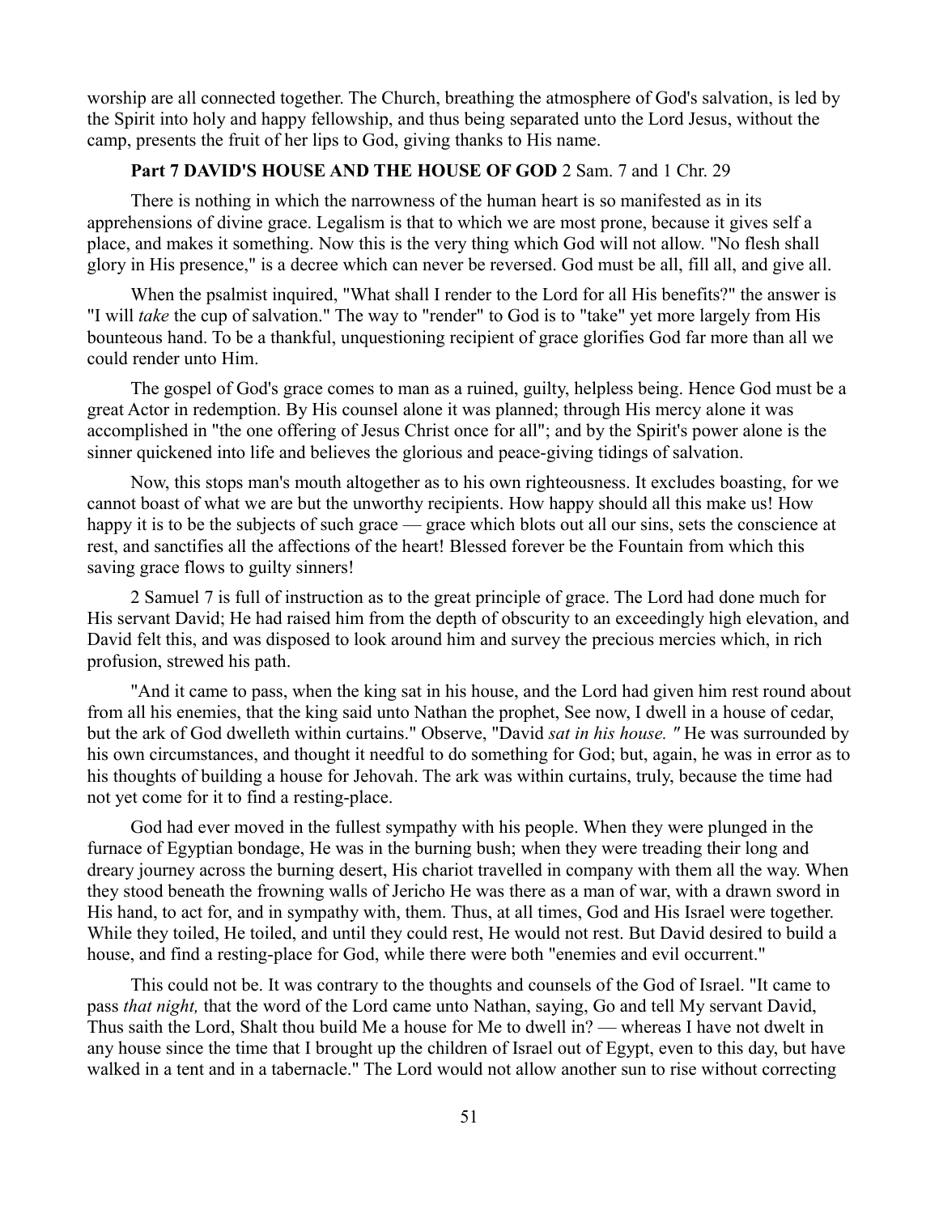worship are all connected together. The Church, breathing the atmosphere of God's salvation, is led by the Spirit into holy and happy fellowship, and thus being separated unto the Lord Jesus, without the camp, presents the fruit of her lips to God, giving thanks to His name.

## Part 7 DAVID'S HOUSE AND THE HOUSE OF GOD 2 Sam. 7 and 1 Chr. 29

There is nothing in which the narrowness of the human heart is so manifested as in its apprehensions of divine grace. Legalism is that to which we are most prone, because it gives self a place, and makes it something. Now this is the very thing which God will not allow. "No flesh shall glory in His presence," is a decree which can never be reversed. God must be all, fill all, and give all.

When the psalmist inquired, "What shall I render to the Lord for all His benefits?" the answer is "I will *take* the cup of salvation." The way to "render" to God is to "take" yet more largely from His bounteous hand. To be a thankful, unquestioning recipient of grace glorifies God far more than all we could render unto Him.

The gospel of God's grace comes to man as a ruined, guilty, helpless being. Hence God must be a great Actor in redemption. By His counsel alone it was planned; through His mercy alone it was accomplished in "the one offering of Jesus Christ once for all"; and by the Spirit's power alone is the sinner quickened into life and believes the glorious and peace-giving tidings of salvation.

Now, this stops man's mouth altogether as to his own righteousness. It excludes boasting, for we cannot boast of what we are but the unworthy recipients. How happy should all this make us! How happy it is to be the subjects of such grace — grace which blots out all our sins, sets the conscience at rest, and sanctifies all the affections of the heart! Blessed forever be the Fountain from which this saving grace flows to guilty sinners!

2 Samuel 7 is full of instruction as to the great principle of grace. The Lord had done much for His servant David; He had raised him from the depth of obscurity to an exceedingly high elevation, and David felt this, and was disposed to look around him and survey the precious mercies which, in rich profusion, strewed his path.

"And it came to pass, when the king sat in his house, and the Lord had given him rest round about from all his enemies, that the king said unto Nathan the prophet, See now, I dwell in a house of cedar, but the ark of God dwelleth within curtains." Observe, "David *sat in his house.* " He was surrounded by his own circumstances, and thought it needful to do something for God; but, again, he was in error as to his thoughts of building a house for Jehovah. The ark was within curtains, truly, because the time had not yet come for it to find a resting-place.

God had ever moved in the fullest sympathy with his people. When they were plunged in the furnace of Egyptian bondage, He was in the burning bush; when they were treading their long and dreary journey across the burning desert, His chariot travelled in company with them all the way. When they stood beneath the frowning walls of Jericho He was there as a man of war, with a drawn sword in His hand, to act for, and in sympathy with, them. Thus, at all times, God and His Israel were together. While they toiled, He toiled, and until they could rest, He would not rest. But David desired to build a house, and find a resting-place for God, while there were both "enemies and evil occurrent."

This could not be. It was contrary to the thoughts and counsels of the God of Israel. "It came to pass *that night,* that the word of the Lord came unto Nathan, saying, Go and tell My servant David, Thus saith the Lord, Shalt thou build Me a house for Me to dwell in? — whereas I have not dwelt in any house since the time that I brought up the children of Israel out of Egypt, even to this day, but have walked in a tent and in a tabernacle." The Lord would not allow another sun to rise without correcting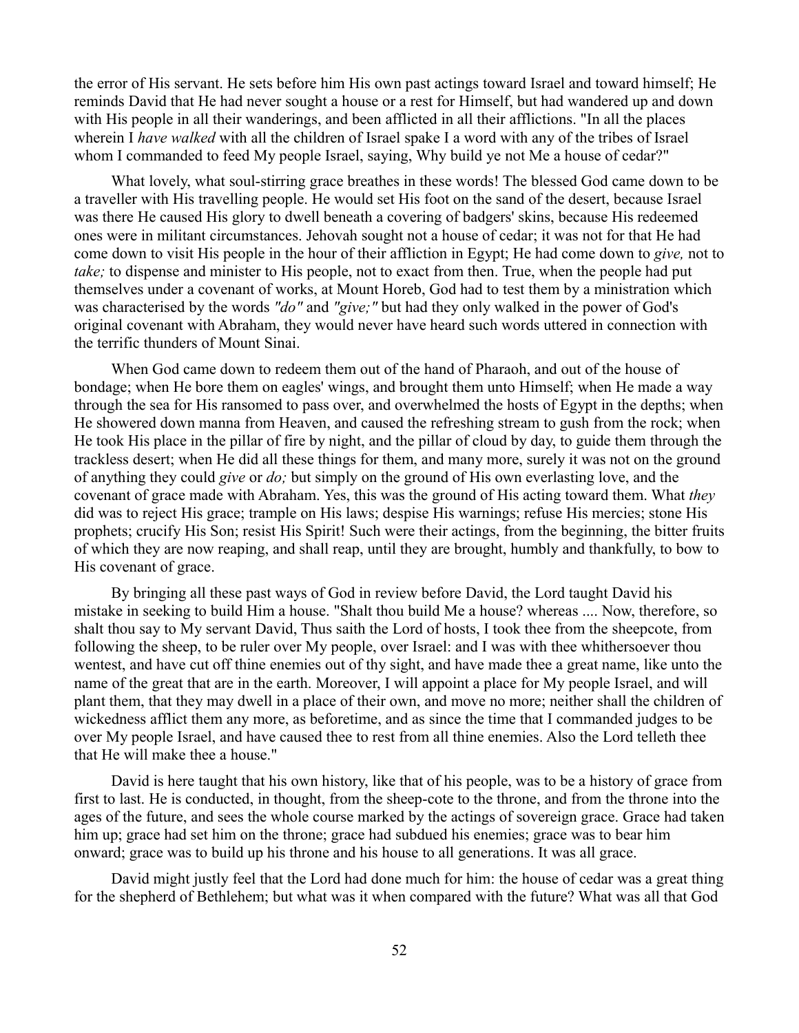the error of His servant. He sets before him His own past actings toward Israel and toward himself; He reminds David that He had never sought a house or a rest for Himself, but had wandered up and down with His people in all their wanderings, and been afflicted in all their afflictions. "In all the places wherein I *have walked* with all the children of Israel spake I a word with any of the tribes of Israel whom I commanded to feed My people Israel, saying, Why build ye not Me a house of cedar?"

What lovely, what soul-stirring grace breathes in these words! The blessed God came down to be a traveller with His travelling people. He would set His foot on the sand of the desert, because Israel was there He caused His glory to dwell beneath a covering of badgers' skins, because His redeemed ones were in militant circumstances. Jehovah sought not a house of cedar; it was not for that He had come down to visit His people in the hour of their affliction in Egypt; He had come down to *give,* not to *take;* to dispense and minister to His people, not to exact from then. True, when the people had put themselves under a covenant of works, at Mount Horeb, God had to test them by a ministration which was characterised by the words *"do"* and *"give;"* but had they only walked in the power of God's original covenant with Abraham, they would never have heard such words uttered in connection with the terrific thunders of Mount Sinai.

When God came down to redeem them out of the hand of Pharaoh, and out of the house of bondage; when He bore them on eagles' wings, and brought them unto Himself; when He made a way through the sea for His ransomed to pass over, and overwhelmed the hosts of Egypt in the depths; when He showered down manna from Heaven, and caused the refreshing stream to gush from the rock; when He took His place in the pillar of fire by night, and the pillar of cloud by day, to guide them through the trackless desert; when He did all these things for them, and many more, surely it was not on the ground of anything they could *give* or *do;* but simply on the ground of His own everlasting love, and the covenant of grace made with Abraham. Yes, this was the ground of His acting toward them. What *they* did was to reject His grace; trample on His laws; despise His warnings; refuse His mercies; stone His prophets; crucify His Son; resist His Spirit! Such were their actings, from the beginning, the bitter fruits of which they are now reaping, and shall reap, until they are brought, humbly and thankfully, to bow to His covenant of grace.

By bringing all these past ways of God in review before David, the Lord taught David his mistake in seeking to build Him a house. "Shalt thou build Me a house? whereas .... Now, therefore, so shalt thou say to My servant David, Thus saith the Lord of hosts, I took thee from the sheepcote, from following the sheep, to be ruler over My people, over Israel: and I was with thee whithersoever thou wentest, and have cut off thine enemies out of thy sight, and have made thee a great name, like unto the name of the great that are in the earth. Moreover, I will appoint a place for My people Israel, and will plant them, that they may dwell in a place of their own, and move no more; neither shall the children of wickedness afflict them any more, as beforetime, and as since the time that I commanded judges to be over My people Israel, and have caused thee to rest from all thine enemies. Also the Lord telleth thee that He will make thee a house."

David is here taught that his own history, like that of his people, was to be a history of grace from first to last. He is conducted, in thought, from the sheep-cote to the throne, and from the throne into the ages of the future, and sees the whole course marked by the actings of sovereign grace. Grace had taken him up; grace had set him on the throne; grace had subdued his enemies; grace was to bear him onward; grace was to build up his throne and his house to all generations. It was all grace.

David might justly feel that the Lord had done much for him: the house of cedar was a great thing for the shepherd of Bethlehem; but what was it when compared with the future? What was all that God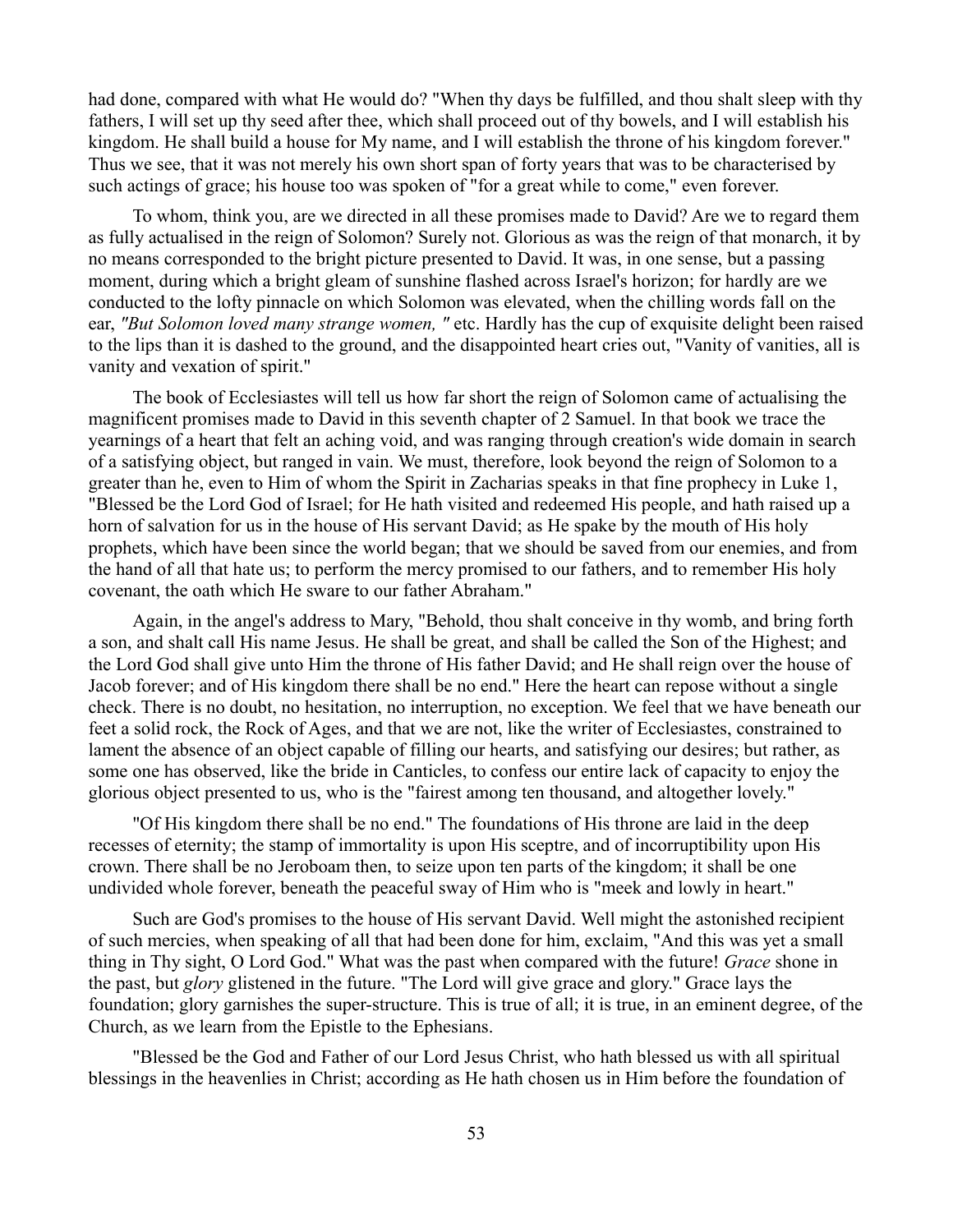had done, compared with what He would do? "When thy days be fulfilled, and thou shalt sleep with thy fathers, I will set up thy seed after thee, which shall proceed out of thy bowels, and I will establish his kingdom. He shall build a house for My name, and I will establish the throne of his kingdom forever." Thus we see, that it was not merely his own short span of forty years that was to be characterised by such actings of grace; his house too was spoken of "for a great while to come," even forever.

To whom, think you, are we directed in all these promises made to David? Are we to regard them as fully actualised in the reign of Solomon? Surely not. Glorious as was the reign of that monarch, it by no means corresponded to the bright picture presented to David. It was, in one sense, but a passing moment, during which a bright gleam of sunshine flashed across Israel's horizon; for hardly are we conducted to the lofty pinnacle on which Solomon was elevated, when the chilling words fall on the ear, *"But Solomon loved many strange women, "* etc. Hardly has the cup of exquisite delight been raised to the lips than it is dashed to the ground, and the disappointed heart cries out, "Vanity of vanities, all is vanity and vexation of spirit."

The book of Ecclesiastes will tell us how far short the reign of Solomon came of actualising the magnificent promises made to David in this seventh chapter of 2 Samuel. In that book we trace the yearnings of a heart that felt an aching void, and was ranging through creation's wide domain in search of a satisfying object, but ranged in vain. We must, therefore, look beyond the reign of Solomon to a greater than he, even to Him of whom the Spirit in Zacharias speaks in that fine prophecy in Luke 1, "Blessed be the Lord God of Israel; for He hath visited and redeemed His people, and hath raised up a horn of salvation for us in the house of His servant David; as He spake by the mouth of His holy prophets, which have been since the world began; that we should be saved from our enemies, and from the hand of all that hate us; to perform the mercy promised to our fathers, and to remember His holy covenant, the oath which He sware to our father Abraham."

Again, in the angel's address to Mary, "Behold, thou shalt conceive in thy womb, and bring forth a son, and shalt call His name Jesus. He shall be great, and shall be called the Son of the Highest; and the Lord God shall give unto Him the throne of His father David; and He shall reign over the house of Jacob forever; and of His kingdom there shall be no end." Here the heart can repose without a single check. There is no doubt, no hesitation, no interruption, no exception. We feel that we have beneath our feet a solid rock, the Rock of Ages, and that we are not, like the writer of Ecclesiastes, constrained to lament the absence of an object capable of filling our hearts, and satisfying our desires; but rather, as some one has observed, like the bride in Canticles, to confess our entire lack of capacity to enjoy the glorious object presented to us, who is the "fairest among ten thousand, and altogether lovely."

"Of His kingdom there shall be no end." The foundations of His throne are laid in the deep recesses of eternity; the stamp of immortality is upon His sceptre, and of incorruptibility upon His crown. There shall be no Jeroboam then, to seize upon ten parts of the kingdom; it shall be one undivided whole forever, beneath the peaceful sway of Him who is "meek and lowly in heart."

Such are God's promises to the house of His servant David. Well might the astonished recipient of such mercies, when speaking of all that had been done for him, exclaim, "And this was yet a small thing in Thy sight, O Lord God." What was the past when compared with the future! *Grace* shone in the past, but *glory* glistened in the future. "The Lord will give grace and glory." Grace lays the foundation; glory garnishes the super-structure. This is true of all; it is true, in an eminent degree, of the Church, as we learn from the Epistle to the Ephesians.

"Blessed be the God and Father of our Lord Jesus Christ, who hath blessed us with all spiritual blessings in the heavenlies in Christ; according as He hath chosen us in Him before the foundation of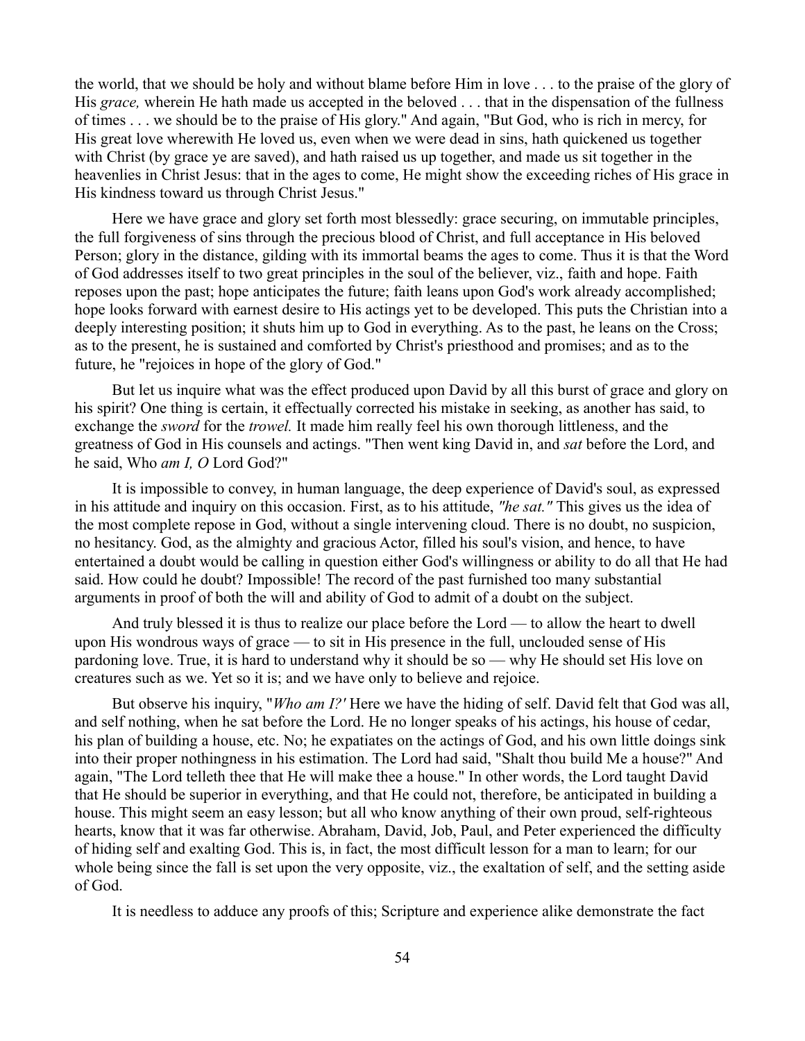the world, that we should be holy and without blame before Him in love . . . to the praise of the glory of His *grace,* wherein He hath made us accepted in the beloved . . . that in the dispensation of the fullness of times . . . we should be to the praise of His glory." And again, "But God, who is rich in mercy, for His great love wherewith He loved us, even when we were dead in sins, hath quickened us together with Christ (by grace ye are saved), and hath raised us up together, and made us sit together in the heavenlies in Christ Jesus: that in the ages to come, He might show the exceeding riches of His grace in His kindness toward us through Christ Jesus."

Here we have grace and glory set forth most blessedly: grace securing, on immutable principles, the full forgiveness of sins through the precious blood of Christ, and full acceptance in His beloved Person; glory in the distance, gilding with its immortal beams the ages to come. Thus it is that the Word of God addresses itself to two great principles in the soul of the believer, viz., faith and hope. Faith reposes upon the past; hope anticipates the future; faith leans upon God's work already accomplished; hope looks forward with earnest desire to His actings yet to be developed. This puts the Christian into a deeply interesting position; it shuts him up to God in everything. As to the past, he leans on the Cross; as to the present, he is sustained and comforted by Christ's priesthood and promises; and as to the future, he "rejoices in hope of the glory of God."

But let us inquire what was the effect produced upon David by all this burst of grace and glory on his spirit? One thing is certain, it effectually corrected his mistake in seeking, as another has said, to exchange the *sword* for the *trowel.* It made him really feel his own thorough littleness, and the greatness of God in His counsels and actings. "Then went king David in, and *sat* before the Lord, and he said, Who *am I, O* Lord God?"

It is impossible to convey, in human language, the deep experience of David's soul, as expressed in his attitude and inquiry on this occasion. First, as to his attitude, *"he sat."* This gives us the idea of the most complete repose in God, without a single intervening cloud. There is no doubt, no suspicion, no hesitancy. God, as the almighty and gracious Actor, filled his soul's vision, and hence, to have entertained a doubt would be calling in question either God's willingness or ability to do all that He had said. How could he doubt? Impossible! The record of the past furnished too many substantial arguments in proof of both the will and ability of God to admit of a doubt on the subject.

And truly blessed it is thus to realize our place before the Lord — to allow the heart to dwell upon His wondrous ways of grace — to sit in His presence in the full, unclouded sense of His pardoning love. True, it is hard to understand why it should be so — why He should set His love on creatures such as we. Yet so it is; and we have only to believe and rejoice.

But observe his inquiry, "*Who am I?'* Here we have the hiding of self. David felt that God was all, and self nothing, when he sat before the Lord. He no longer speaks of his actings, his house of cedar, his plan of building a house, etc. No; he expatiates on the actings of God, and his own little doings sink into their proper nothingness in his estimation. The Lord had said, "Shalt thou build Me a house?" And again, "The Lord telleth thee that He will make thee a house." In other words, the Lord taught David that He should be superior in everything, and that He could not, therefore, be anticipated in building a house. This might seem an easy lesson; but all who know anything of their own proud, self-righteous hearts, know that it was far otherwise. Abraham, David, Job, Paul, and Peter experienced the difficulty of hiding self and exalting God. This is, in fact, the most difficult lesson for a man to learn; for our whole being since the fall is set upon the very opposite, viz., the exaltation of self, and the setting aside of God.

It is needless to adduce any proofs of this; Scripture and experience alike demonstrate the fact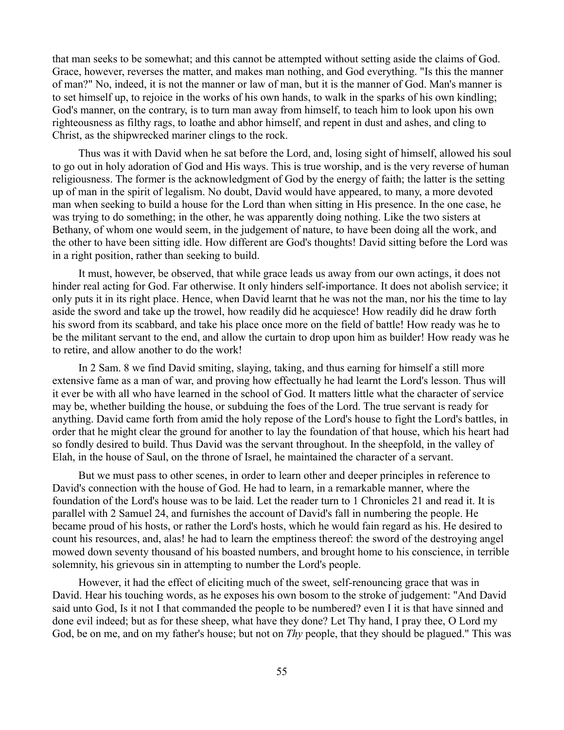that man seeks to be somewhat; and this cannot be attempted without setting aside the claims of God. Grace, however, reverses the matter, and makes man nothing, and God everything. "Is this the manner of man?" No, indeed, it is not the manner or law of man, but it is the manner of God. Man's manner is to set himself up, to rejoice in the works of his own hands, to walk in the sparks of his own kindling; God's manner, on the contrary, is to turn man away from himself, to teach him to look upon his own righteousness as filthy rags, to loathe and abhor himself, and repent in dust and ashes, and cling to Christ, as the shipwrecked mariner clings to the rock.

Thus was it with David when he sat before the Lord, and, losing sight of himself, allowed his soul to go out in holy adoration of God and His ways. This is true worship, and is the very reverse of human religiousness. The former is the acknowledgment of God by the energy of faith; the latter is the setting up of man in the spirit of legalism. No doubt, David would have appeared, to many, a more devoted man when seeking to build a house for the Lord than when sitting in His presence. In the one case, he was trying to do something; in the other, he was apparently doing nothing. Like the two sisters at Bethany, of whom one would seem, in the judgement of nature, to have been doing all the work, and the other to have been sitting idle. How different are God's thoughts! David sitting before the Lord was in a right position, rather than seeking to build.

It must, however, be observed, that while grace leads us away from our own actings, it does not hinder real acting for God. Far otherwise. It only hinders self-importance. It does not abolish service; it only puts it in its right place. Hence, when David learnt that he was not the man, nor his the time to lay aside the sword and take up the trowel, how readily did he acquiesce! How readily did he draw forth his sword from its scabbard, and take his place once more on the field of battle! How ready was he to be the militant servant to the end, and allow the curtain to drop upon him as builder! How ready was he to retire, and allow another to do the work!

In 2 Sam. 8 we find David smiting, slaying, taking, and thus earning for himself a still more extensive fame as a man of war, and proving how effectually he had learnt the Lord's lesson. Thus will it ever be with all who have learned in the school of God. It matters little what the character of service may be, whether building the house, or subduing the foes of the Lord. The true servant is ready for anything. David came forth from amid the holy repose of the Lord's house to fight the Lord's battles, in order that he might clear the ground for another to lay the foundation of that house, which his heart had so fondly desired to build. Thus David was the servant throughout. In the sheepfold, in the valley of Elah, in the house of Saul, on the throne of Israel, he maintained the character of a servant.

But we must pass to other scenes, in order to learn other and deeper principles in reference to David's connection with the house of God. He had to learn, in a remarkable manner, where the foundation of the Lord's house was to be laid. Let the reader turn to 1 Chronicles 21 and read it. It is parallel with 2 Samuel 24, and furnishes the account of David's fall in numbering the people. He became proud of his hosts, or rather the Lord's hosts, which he would fain regard as his. He desired to count his resources, and, alas! he had to learn the emptiness thereof: the sword of the destroying angel mowed down seventy thousand of his boasted numbers, and brought home to his conscience, in terrible solemnity, his grievous sin in attempting to number the Lord's people.

However, it had the effect of eliciting much of the sweet, self-renouncing grace that was in David. Hear his touching words, as he exposes his own bosom to the stroke of judgement: "And David said unto God, Is it not I that commanded the people to be numbered? even I it is that have sinned and done evil indeed; but as for these sheep, what have they done? Let Thy hand, I pray thee, O Lord my God, be on me, and on my father's house; but not on *Thy* people, that they should be plagued." This was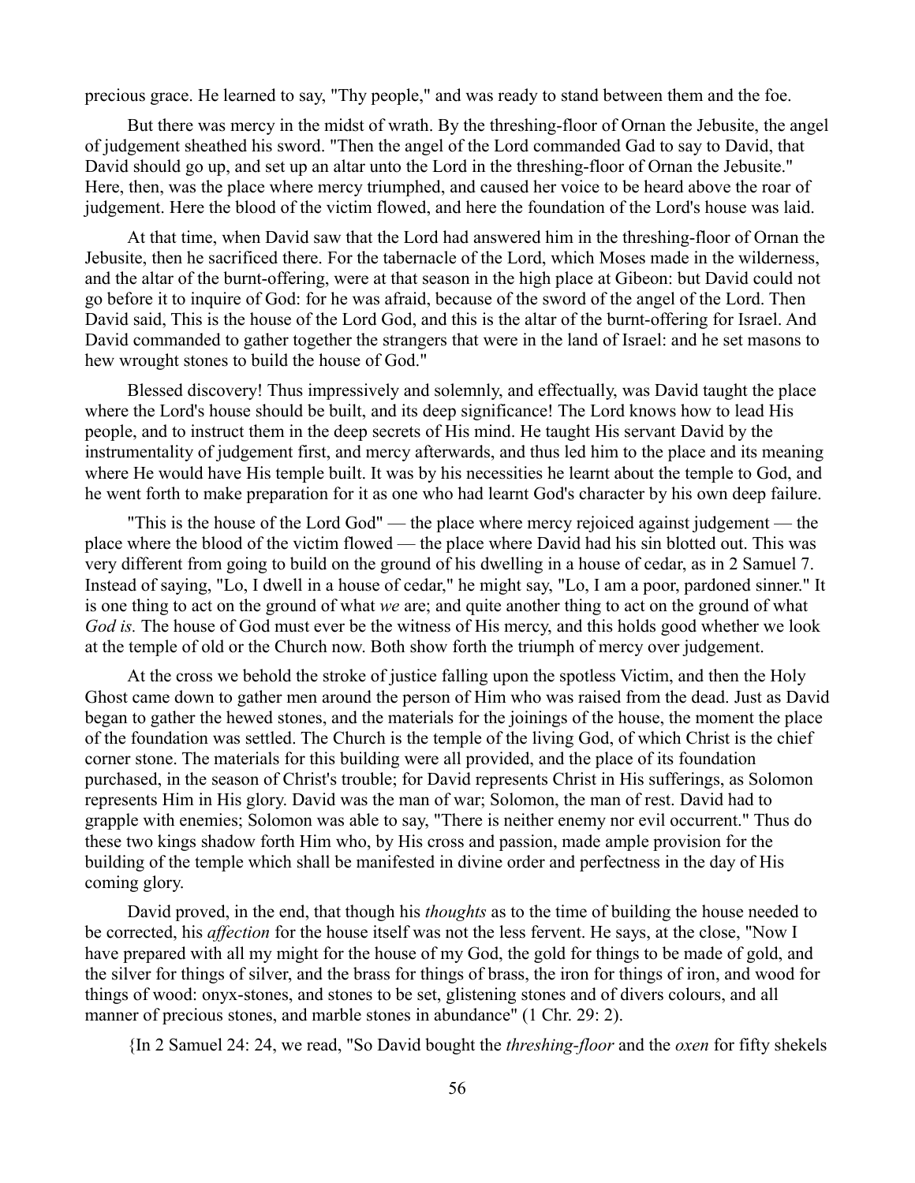precious grace. He learned to say, "Thy people," and was ready to stand between them and the foe.

But there was mercy in the midst of wrath. By the threshing-floor of Ornan the Jebusite, the angel of judgement sheathed his sword. "Then the angel of the Lord commanded Gad to say to David, that David should go up, and set up an altar unto the Lord in the threshing-floor of Ornan the Jebusite." Here, then, was the place where mercy triumphed, and caused her voice to be heard above the roar of judgement. Here the blood of the victim flowed, and here the foundation of the Lord's house was laid.

At that time, when David saw that the Lord had answered him in the threshing-floor of Ornan the Jebusite, then he sacrificed there. For the tabernacle of the Lord, which Moses made in the wilderness, and the altar of the burnt-offering, were at that season in the high place at Gibeon: but David could not go before it to inquire of God: for he was afraid, because of the sword of the angel of the Lord. Then David said, This is the house of the Lord God, and this is the altar of the burnt-offering for Israel. And David commanded to gather together the strangers that were in the land of Israel: and he set masons to hew wrought stones to build the house of God."

Blessed discovery! Thus impressively and solemnly, and effectually, was David taught the place where the Lord's house should be built, and its deep significance! The Lord knows how to lead His people, and to instruct them in the deep secrets of His mind. He taught His servant David by the instrumentality of judgement first, and mercy afterwards, and thus led him to the place and its meaning where He would have His temple built. It was by his necessities he learnt about the temple to God, and he went forth to make preparation for it as one who had learnt God's character by his own deep failure.

"This is the house of the Lord God" — the place where mercy rejoiced against judgement — the place where the blood of the victim flowed — the place where David had his sin blotted out. This was very different from going to build on the ground of his dwelling in a house of cedar, as in 2 Samuel 7. Instead of saying, "Lo, I dwell in a house of cedar," he might say, "Lo, I am a poor, pardoned sinner." It is one thing to act on the ground of what *we* are; and quite another thing to act on the ground of what *God is.* The house of God must ever be the witness of His mercy, and this holds good whether we look at the temple of old or the Church now. Both show forth the triumph of mercy over judgement.

At the cross we behold the stroke of justice falling upon the spotless Victim, and then the Holy Ghost came down to gather men around the person of Him who was raised from the dead. Just as David began to gather the hewed stones, and the materials for the joinings of the house, the moment the place of the foundation was settled. The Church is the temple of the living God, of which Christ is the chief corner stone. The materials for this building were all provided, and the place of its foundation purchased, in the season of Christ's trouble; for David represents Christ in His sufferings, as Solomon represents Him in His glory. David was the man of war; Solomon, the man of rest. David had to grapple with enemies; Solomon was able to say, "There is neither enemy nor evil occurrent." Thus do these two kings shadow forth Him who, by His cross and passion, made ample provision for the building of the temple which shall be manifested in divine order and perfectness in the day of His coming glory.

David proved, in the end, that though his *thoughts* as to the time of building the house needed to be corrected, his *affection* for the house itself was not the less fervent. He says, at the close, "Now I have prepared with all my might for the house of my God, the gold for things to be made of gold, and the silver for things of silver, and the brass for things of brass, the iron for things of iron, and wood for things of wood: onyx-stones, and stones to be set, glistening stones and of divers colours, and all manner of precious stones, and marble stones in abundance" (1 Chr. 29: 2).

{In 2 Samuel 24: 24, we read, "So David bought the *threshing-floor* and the *oxen* for fifty shekels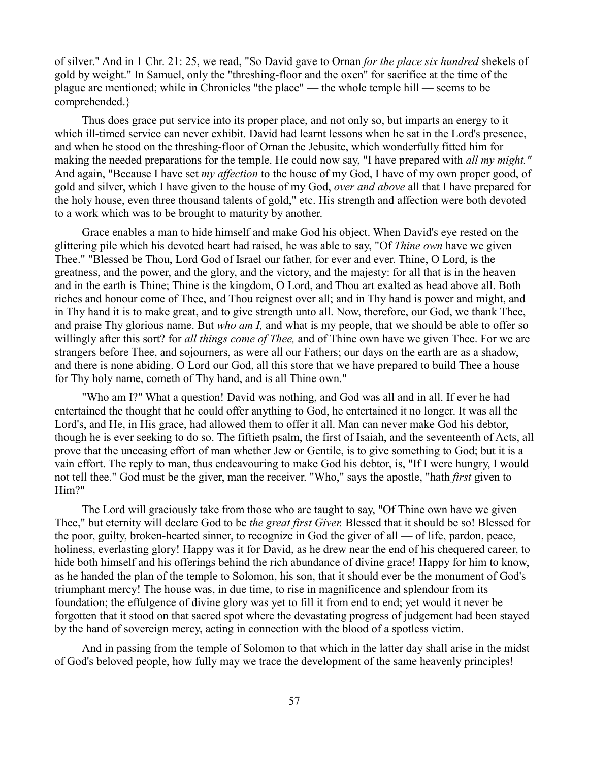of silver." And in 1 Chr. 21: 25, we read, "So David gave to Ornan *for the place six hundred* shekels of gold by weight." In Samuel, only the "threshing-floor and the oxen" for sacrifice at the time of the plague are mentioned; while in Chronicles "the place" — the whole temple hill — seems to be comprehended.}

Thus does grace put service into its proper place, and not only so, but imparts an energy to it which ill-timed service can never exhibit. David had learnt lessons when he sat in the Lord's presence, and when he stood on the threshing-floor of Ornan the Jebusite, which wonderfully fitted him for making the needed preparations for the temple. He could now say, "I have prepared with *all my might."* And again, "Because I have set *my affection* to the house of my God, I have of my own proper good, of gold and silver, which I have given to the house of my God, *over and above* all that I have prepared for the holy house, even three thousand talents of gold," etc. His strength and affection were both devoted to a work which was to be brought to maturity by another.

Grace enables a man to hide himself and make God his object. When David's eye rested on the glittering pile which his devoted heart had raised, he was able to say, "Of *Thine own* have we given Thee." "Blessed be Thou, Lord God of Israel our father, for ever and ever. Thine, O Lord, is the greatness, and the power, and the glory, and the victory, and the majesty: for all that is in the heaven and in the earth is Thine; Thine is the kingdom, O Lord, and Thou art exalted as head above all. Both riches and honour come of Thee, and Thou reignest over all; and in Thy hand is power and might, and in Thy hand it is to make great, and to give strength unto all. Now, therefore, our God, we thank Thee, and praise Thy glorious name. But *who am I,* and what is my people, that we should be able to offer so willingly after this sort? for *all things come of Thee,* and of Thine own have we given Thee. For we are strangers before Thee, and sojourners, as were all our Fathers; our days on the earth are as a shadow, and there is none abiding. O Lord our God, all this store that we have prepared to build Thee a house for Thy holy name, cometh of Thy hand, and is all Thine own."

"Who am I?" What a question! David was nothing, and God was all and in all. If ever he had entertained the thought that he could offer anything to God, he entertained it no longer. It was all the Lord's, and He, in His grace, had allowed them to offer it all. Man can never make God his debtor, though he is ever seeking to do so. The fiftieth psalm, the first of Isaiah, and the seventeenth of Acts, all prove that the unceasing effort of man whether Jew or Gentile, is to give something to God; but it is a vain effort. The reply to man, thus endeavouring to make God his debtor, is, "If I were hungry, I would not tell thee." God must be the giver, man the receiver. "Who," says the apostle, "hath *first* given to Him?"

The Lord will graciously take from those who are taught to say, "Of Thine own have we given Thee," but eternity will declare God to be *the great first Giver.* Blessed that it should be so! Blessed for the poor, guilty, broken-hearted sinner, to recognize in God the giver of all — of life, pardon, peace, holiness, everlasting glory! Happy was it for David, as he drew near the end of his chequered career, to hide both himself and his offerings behind the rich abundance of divine grace! Happy for him to know, as he handed the plan of the temple to Solomon, his son, that it should ever be the monument of God's triumphant mercy! The house was, in due time, to rise in magnificence and splendour from its foundation; the effulgence of divine glory was yet to fill it from end to end; yet would it never be forgotten that it stood on that sacred spot where the devastating progress of judgement had been stayed by the hand of sovereign mercy, acting in connection with the blood of a spotless victim.

And in passing from the temple of Solomon to that which in the latter day shall arise in the midst of God's beloved people, how fully may we trace the development of the same heavenly principles!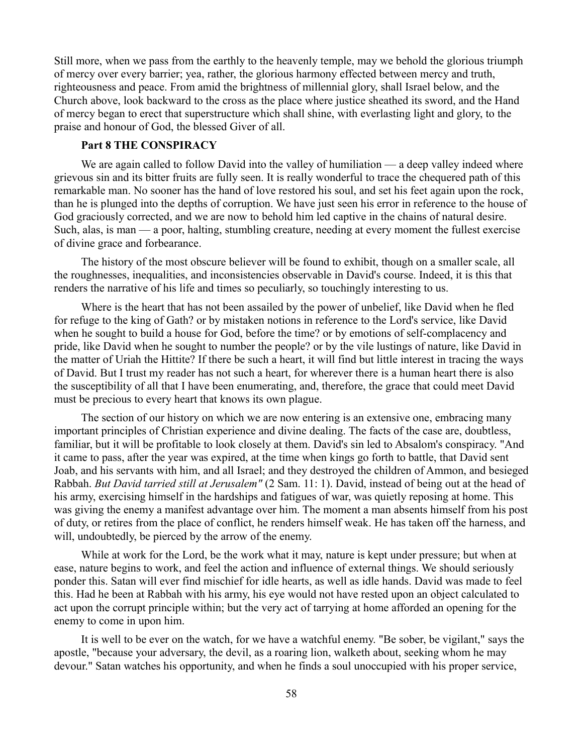Still more, when we pass from the earthly to the heavenly temple, may we behold the glorious triumph of mercy over every barrier; yea, rather, the glorious harmony effected between mercy and truth, righteousness and peace. From amid the brightness of millennial glory, shall Israel below, and the Church above, look backward to the cross as the place where justice sheathed its sword, and the Hand of mercy began to erect that superstructure which shall shine, with everlasting light and glory, to the praise and honour of God, the blessed Giver of all.

## Part 8 THE CONSPIRACY

We are again called to follow David into the valley of humiliation — a deep valley indeed where grievous sin and its bitter fruits are fully seen. It is really wonderful to trace the chequered path of this remarkable man. No sooner has the hand of love restored his soul, and set his feet again upon the rock, than he is plunged into the depths of corruption. We have just seen his error in reference to the house of God graciously corrected, and we are now to behold him led captive in the chains of natural desire. Such, alas, is man — a poor, halting, stumbling creature, needing at every moment the fullest exercise of divine grace and forbearance.

The history of the most obscure believer will be found to exhibit, though on a smaller scale, all the roughnesses, inequalities, and inconsistencies observable in David's course. Indeed, it is this that renders the narrative of his life and times so peculiarly, so touchingly interesting to us.

Where is the heart that has not been assailed by the power of unbelief, like David when he fled for refuge to the king of Gath? or by mistaken notions in reference to the Lord's service, like David when he sought to build a house for God, before the time? or by emotions of self-complacency and pride, like David when he sought to number the people? or by the vile lustings of nature, like David in the matter of Uriah the Hittite? If there be such a heart, it will find but little interest in tracing the ways of David. But I trust my reader has not such a heart, for wherever there is a human heart there is also the susceptibility of all that I have been enumerating, and, therefore, the grace that could meet David must be precious to every heart that knows its own plague.

The section of our history on which we are now entering is an extensive one, embracing many important principles of Christian experience and divine dealing. The facts of the case are, doubtless, familiar, but it will be profitable to look closely at them. David's sin led to Absalom's conspiracy. "And it came to pass, after the year was expired, at the time when kings go forth to battle, that David sent Joab, and his servants with him, and all Israel; and they destroyed the children of Ammon, and besieged Rabbah. *But David tarried still at Jerusalem"* (2 Sam. 11: 1). David, instead of being out at the head of his army, exercising himself in the hardships and fatigues of war, was quietly reposing at home. This was giving the enemy a manifest advantage over him. The moment a man absents himself from his post of duty, or retires from the place of conflict, he renders himself weak. He has taken off the harness, and will, undoubtedly, be pierced by the arrow of the enemy.

While at work for the Lord, be the work what it may, nature is kept under pressure; but when at ease, nature begins to work, and feel the action and influence of external things. We should seriously ponder this. Satan will ever find mischief for idle hearts, as well as idle hands. David was made to feel this. Had he been at Rabbah with his army, his eye would not have rested upon an object calculated to act upon the corrupt principle within; but the very act of tarrying at home afforded an opening for the enemy to come in upon him.

It is well to be ever on the watch, for we have a watchful enemy. "Be sober, be vigilant," says the apostle, "because your adversary, the devil, as a roaring lion, walketh about, seeking whom he may devour." Satan watches his opportunity, and when he finds a soul unoccupied with his proper service,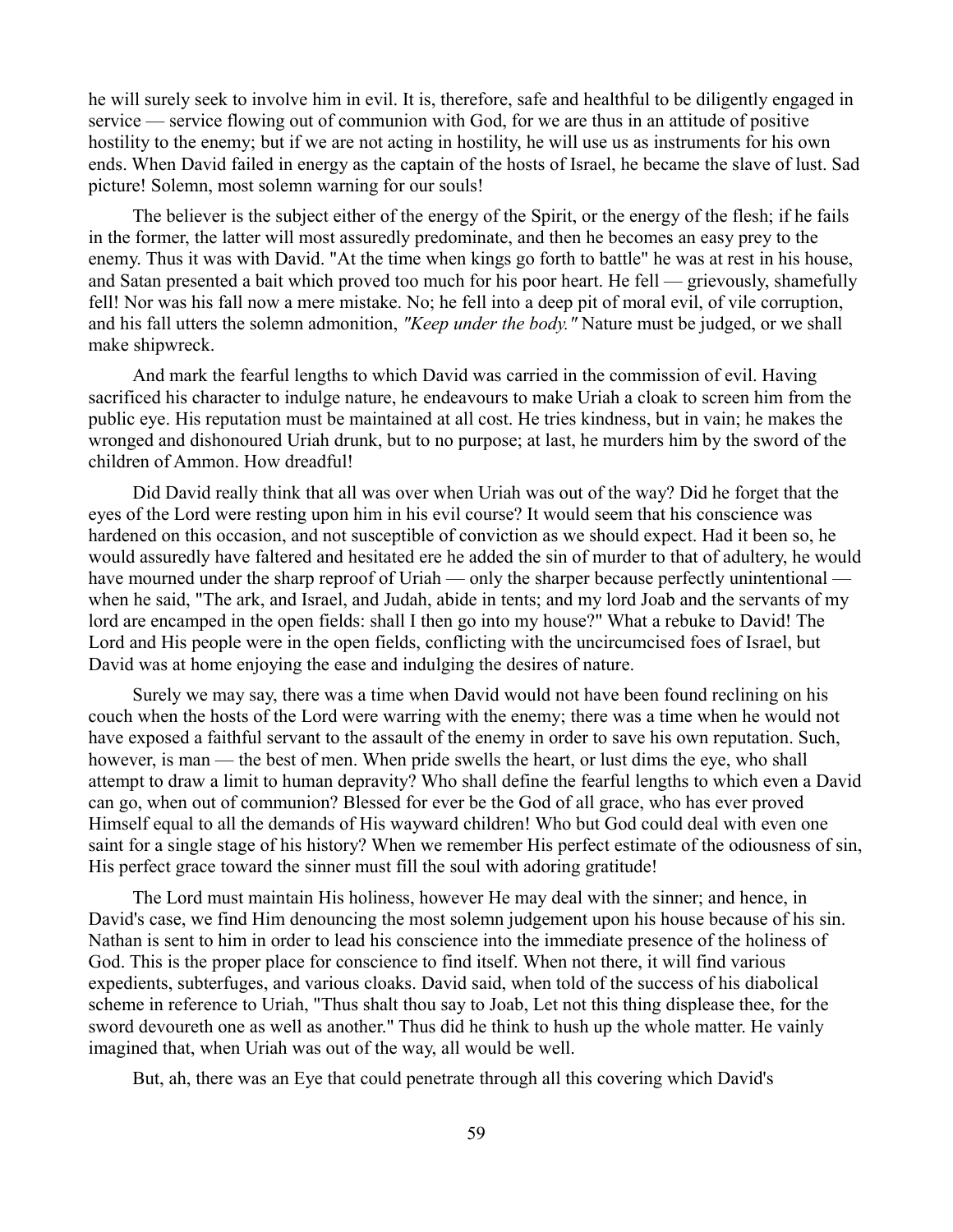he will surely seek to involve him in evil. It is, therefore, safe and healthful to be diligently engaged in service — service flowing out of communion with God, for we are thus in an attitude of positive hostility to the enemy; but if we are not acting in hostility, he will use us as instruments for his own ends. When David failed in energy as the captain of the hosts of Israel, he became the slave of lust. Sad picture! Solemn, most solemn warning for our souls!

The believer is the subject either of the energy of the Spirit, or the energy of the flesh; if he fails in the former, the latter will most assuredly predominate, and then he becomes an easy prey to the enemy. Thus it was with David. "At the time when kings go forth to battle" he was at rest in his house, and Satan presented a bait which proved too much for his poor heart. He fell — grievously, shamefully fell! Nor was his fall now a mere mistake. No; he fell into a deep pit of moral evil, of vile corruption, and his fall utters the solemn admonition, *"Keep under the body."* Nature must be judged, or we shall make shipwreck.

And mark the fearful lengths to which David was carried in the commission of evil. Having sacrificed his character to indulge nature, he endeavours to make Uriah a cloak to screen him from the public eye. His reputation must be maintained at all cost. He tries kindness, but in vain; he makes the wronged and dishonoured Uriah drunk, but to no purpose; at last, he murders him by the sword of the children of Ammon. How dreadful!

Did David really think that all was over when Uriah was out of the way? Did he forget that the eyes of the Lord were resting upon him in his evil course? It would seem that his conscience was hardened on this occasion, and not susceptible of conviction as we should expect. Had it been so, he would assuredly have faltered and hesitated ere he added the sin of murder to that of adultery, he would have mourned under the sharp reproof of Uriah — only the sharper because perfectly unintentional — when he said, "The ark, and Israel, and Judah, abide in tents; and my lord Joab and the servants of my lord are encamped in the open fields: shall I then go into my house?" What a rebuke to David! The Lord and His people were in the open fields, conflicting with the uncircumcised foes of Israel, but David was at home enjoying the ease and indulging the desires of nature.

Surely we may say, there was a time when David would not have been found reclining on his couch when the hosts of the Lord were warring with the enemy; there was a time when he would not have exposed a faithful servant to the assault of the enemy in order to save his own reputation. Such, however, is man — the best of men. When pride swells the heart, or lust dims the eye, who shall attempt to draw a limit to human depravity? Who shall define the fearful lengths to which even a David can go, when out of communion? Blessed for ever be the God of all grace, who has ever proved Himself equal to all the demands of His wayward children! Who but God could deal with even one saint for a single stage of his history? When we remember His perfect estimate of the odiousness of sin, His perfect grace toward the sinner must fill the soul with adoring gratitude!

The Lord must maintain His holiness, however He may deal with the sinner; and hence, in David's case, we find Him denouncing the most solemn judgement upon his house because of his sin. Nathan is sent to him in order to lead his conscience into the immediate presence of the holiness of God. This is the proper place for conscience to find itself. When not there, it will find various expedients, subterfuges, and various cloaks. David said, when told of the success of his diabolical scheme in reference to Uriah, "Thus shalt thou say to Joab, Let not this thing displease thee, for the sword devoureth one as well as another." Thus did he think to hush up the whole matter. He vainly imagined that, when Uriah was out of the way, all would be well.

But, ah, there was an Eye that could penetrate through all this covering which David's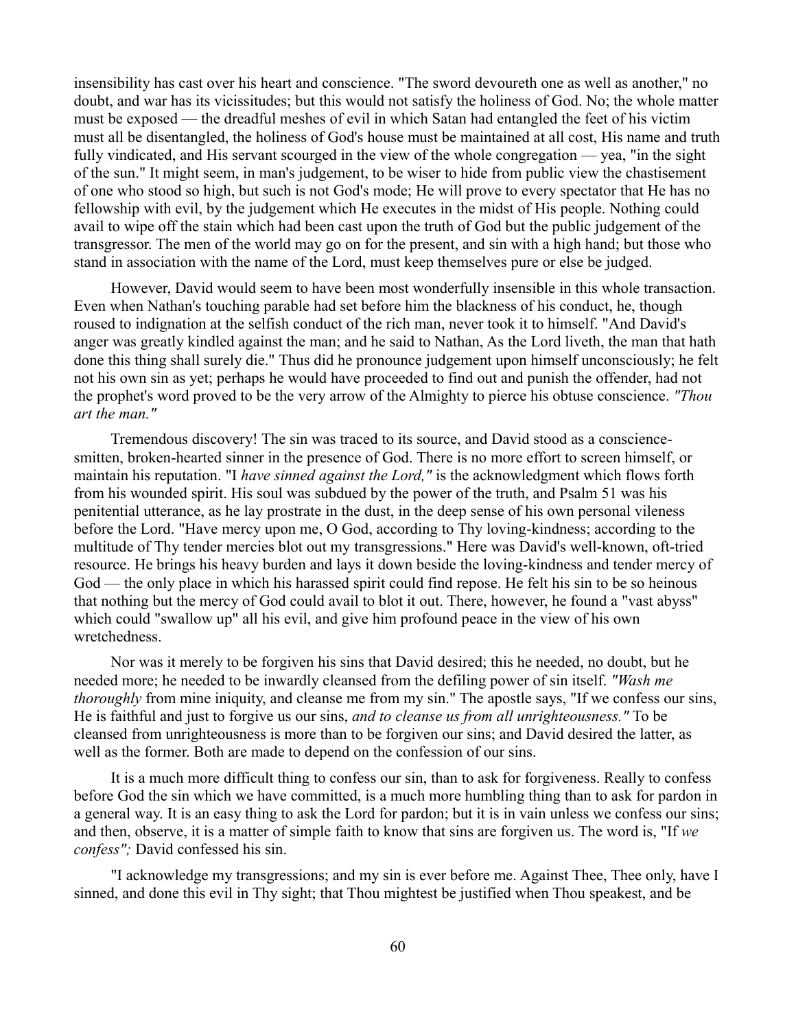insensibility has cast over his heart and conscience. "The sword devoureth one as well as another," no doubt, and war has its vicissitudes; but this would not satisfy the holiness of God. No; the whole matter must be exposed — the dreadful meshes of evil in which Satan had entangled the feet of his victim must all be disentangled, the holiness of God's house must be maintained at all cost, His name and truth fully vindicated, and His servant scourged in the view of the whole congregation — yea, "in the sight of the sun." It might seem, in man's judgement, to be wiser to hide from public view the chastisement of one who stood so high, but such is not God's mode; He will prove to every spectator that He has no fellowship with evil, by the judgement which He executes in the midst of His people. Nothing could avail to wipe off the stain which had been cast upon the truth of God but the public judgement of the transgressor. The men of the world may go on for the present, and sin with a high hand; but those who stand in association with the name of the Lord, must keep themselves pure or else be judged.

However, David would seem to have been most wonderfully insensible in this whole transaction. Even when Nathan's touching parable had set before him the blackness of his conduct, he, though roused to indignation at the selfish conduct of the rich man, never took it to himself. "And David's anger was greatly kindled against the man; and he said to Nathan, As the Lord liveth, the man that hath done this thing shall surely die." Thus did he pronounce judgement upon himself unconsciously; he felt not his own sin as yet; perhaps he would have proceeded to find out and punish the offender, had not the prophet's word proved to be the very arrow of the Almighty to pierce his obtuse conscience. *"Thou art the man."*

Tremendous discovery! The sin was traced to its source, and David stood as a conscience-smitten, broken-hearted sinner in the presence of God. There is no more effort to screen himself, or maintain his reputation. "I *have sinned against the Lord,"* is the acknowledgment which flows forth from his wounded spirit. His soul was subdued by the power of the truth, and Psalm 51 was his penitential utterance, as he lay prostrate in the dust, in the deep sense of his own personal vileness before the Lord. "Have mercy upon me, O God, according to Thy loving-kindness; according to the multitude of Thy tender mercies blot out my transgressions." Here was David's well-known, oft-tried resource. He brings his heavy burden and lays it down beside the loving-kindness and tender mercy of God — the only place in which his harassed spirit could find repose. He felt his sin to be so heinous that nothing but the mercy of God could avail to blot it out. There, however, he found a "vast abyss" which could "swallow up" all his evil, and give him profound peace in the view of his own wretchedness.

Nor was it merely to be forgiven his sins that David desired; this he needed, no doubt, but he needed more; he needed to be inwardly cleansed from the defiling power of sin itself. *"Wash me thoroughly* from mine iniquity, and cleanse me from my sin." The apostle says, "If we confess our sins, He is faithful and just to forgive us our sins, *and to cleanse us from all unrighteousness."* To be cleansed from unrighteousness is more than to be forgiven our sins; and David desired the latter, as well as the former. Both are made to depend on the confession of our sins.

It is a much more difficult thing to confess our sin, than to ask for forgiveness. Really to confess before God the sin which we have committed, is a much more humbling thing than to ask for pardon in a general way. It is an easy thing to ask the Lord for pardon; but it is in vain unless we confess our sins; and then, observe, it is a matter of simple faith to know that sins are forgiven us. The word is, "If *we confess";* David confessed his sin.

"I acknowledge my transgressions; and my sin is ever before me. Against Thee, Thee only, have I sinned, and done this evil in Thy sight; that Thou mightest be justified when Thou speakest, and be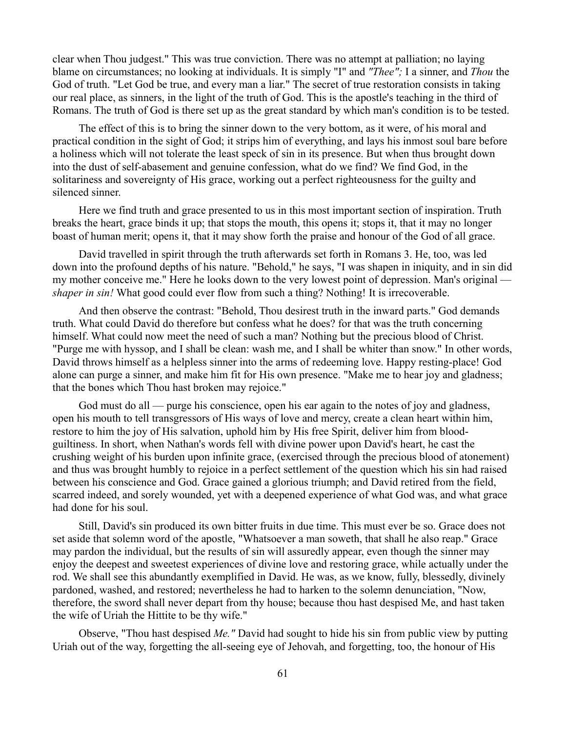clear when Thou judgest." This was true conviction. There was no attempt at palliation; no laying blame on circumstances; no looking at individuals. It is simply "I" and *"Thee";* I a sinner, and *Thou* the God of truth. "Let God be true, and every man a liar." The secret of true restoration consists in taking our real place, as sinners, in the light of the truth of God. This is the apostle's teaching in the third of Romans. The truth of God is there set up as the great standard by which man's condition is to be tested.

The effect of this is to bring the sinner down to the very bottom, as it were, of his moral and practical condition in the sight of God; it strips him of everything, and lays his inmost soul bare before a holiness which will not tolerate the least speck of sin in its presence. But when thus brought down into the dust of self-abasement and genuine confession, what do we find? We find God, in the solitariness and sovereignty of His grace, working out a perfect righteousness for the guilty and silenced sinner.

Here we find truth and grace presented to us in this most important section of inspiration. Truth breaks the heart, grace binds it up; that stops the mouth, this opens it; stops it, that it may no longer boast of human merit; opens it, that it may show forth the praise and honour of the God of all grace.

David travelled in spirit through the truth afterwards set forth in Romans 3. He, too, was led down into the profound depths of his nature. "Behold," he says, "I was shapen in iniquity, and in sin did my mother conceive me." Here he looks down to the very lowest point of depression. Man's original — *shaper in sin!* What good could ever flow from such a thing? Nothing! It is irrecoverable.

And then observe the contrast: "Behold, Thou desirest truth in the inward parts." God demands truth. What could David do therefore but confess what he does? for that was the truth concerning himself. What could now meet the need of such a man? Nothing but the precious blood of Christ. "Purge me with hyssop, and I shall be clean: wash me, and I shall be whiter than snow." In other words, David throws himself as a helpless sinner into the arms of redeeming love. Happy resting-place! God alone can purge a sinner, and make him fit for His own presence. "Make me to hear joy and gladness; that the bones which Thou hast broken may rejoice."

God must do all — purge his conscience, open his ear again to the notes of joy and gladness, open his mouth to tell transgressors of His ways of love and mercy, create a clean heart within him, restore to him the joy of His salvation, uphold him by His free Spirit, deliver him from blood-guiltiness. In short, when Nathan's words fell with divine power upon David's heart, he cast the crushing weight of his burden upon infinite grace, (exercised through the precious blood of atonement) and thus was brought humbly to rejoice in a perfect settlement of the question which his sin had raised between his conscience and God. Grace gained a glorious triumph; and David retired from the field, scarred indeed, and sorely wounded, yet with a deepened experience of what God was, and what grace had done for his soul.

Still, David's sin produced its own bitter fruits in due time. This must ever be so. Grace does not set aside that solemn word of the apostle, "Whatsoever a man soweth, that shall he also reap." Grace may pardon the individual, but the results of sin will assuredly appear, even though the sinner may enjoy the deepest and sweetest experiences of divine love and restoring grace, while actually under the rod. We shall see this abundantly exemplified in David. He was, as we know, fully, blessedly, divinely pardoned, washed, and restored; nevertheless he had to harken to the solemn denunciation, "Now, therefore, the sword shall never depart from thy house; because thou hast despised Me, and hast taken the wife of Uriah the Hittite to be thy wife."

Observe, "Thou hast despised *Me."* David had sought to hide his sin from public view by putting Uriah out of the way, forgetting the all-seeing eye of Jehovah, and forgetting, too, the honour of His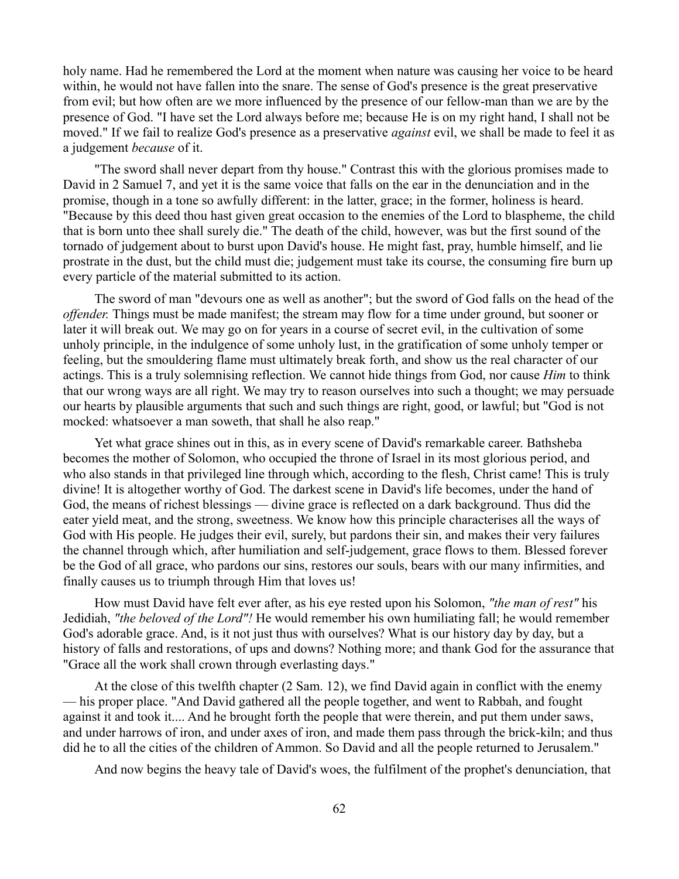holy name. Had he remembered the Lord at the moment when nature was causing her voice to be heard within, he would not have fallen into the snare. The sense of God's presence is the great preservative from evil; but how often are we more influenced by the presence of our fellow-man than we are by the presence of God. "I have set the Lord always before me; because He is on my right hand, I shall not be moved." If we fail to realize God's presence as a preservative *against* evil, we shall be made to feel it as a judgement *because* of it.

"The sword shall never depart from thy house." Contrast this with the glorious promises made to David in 2 Samuel 7, and yet it is the same voice that falls on the ear in the denunciation and in the promise, though in a tone so awfully different: in the latter, grace; in the former, holiness is heard. "Because by this deed thou hast given great occasion to the enemies of the Lord to blaspheme, the child that is born unto thee shall surely die." The death of the child, however, was but the first sound of the tornado of judgement about to burst upon David's house. He might fast, pray, humble himself, and lie prostrate in the dust, but the child must die; judgement must take its course, the consuming fire burn up every particle of the material submitted to its action.

The sword of man "devours one as well as another"; but the sword of God falls on the head of the *offender.* Things must be made manifest; the stream may flow for a time under ground, but sooner or later it will break out. We may go on for years in a course of secret evil, in the cultivation of some unholy principle, in the indulgence of some unholy lust, in the gratification of some unholy temper or feeling, but the smouldering flame must ultimately break forth, and show us the real character of our actings. This is a truly solemnising reflection. We cannot hide things from God, nor cause *Him* to think that our wrong ways are all right. We may try to reason ourselves into such a thought; we may persuade our hearts by plausible arguments that such and such things are right, good, or lawful; but "God is not mocked: whatsoever a man soweth, that shall he also reap."

Yet what grace shines out in this, as in every scene of David's remarkable career. Bathsheba becomes the mother of Solomon, who occupied the throne of Israel in its most glorious period, and who also stands in that privileged line through which, according to the flesh, Christ came! This is truly divine! It is altogether worthy of God. The darkest scene in David's life becomes, under the hand of God, the means of richest blessings — divine grace is reflected on a dark background. Thus did the eater yield meat, and the strong, sweetness. We know how this principle characterises all the ways of God with His people. He judges their evil, surely, but pardons their sin, and makes their very failures the channel through which, after humiliation and self-judgement, grace flows to them. Blessed forever be the God of all grace, who pardons our sins, restores our souls, bears with our many infirmities, and finally causes us to triumph through Him that loves us!

How must David have felt ever after, as his eye rested upon his Solomon, *"the man of rest"* his Jedidiah, *"the beloved of the Lord"!* He would remember his own humiliating fall; he would remember God's adorable grace. And, is it not just thus with ourselves? What is our history day by day, but a history of falls and restorations, of ups and downs? Nothing more; and thank God for the assurance that "Grace all the work shall crown through everlasting days."

At the close of this twelfth chapter (2 Sam. 12), we find David again in conflict with the enemy — his proper place. "And David gathered all the people together, and went to Rabbah, and fought against it and took it.... And he brought forth the people that were therein, and put them under saws, and under harrows of iron, and under axes of iron, and made them pass through the brick-kiln; and thus did he to all the cities of the children of Ammon. So David and all the people returned to Jerusalem."

And now begins the heavy tale of David's woes, the fulfilment of the prophet's denunciation, that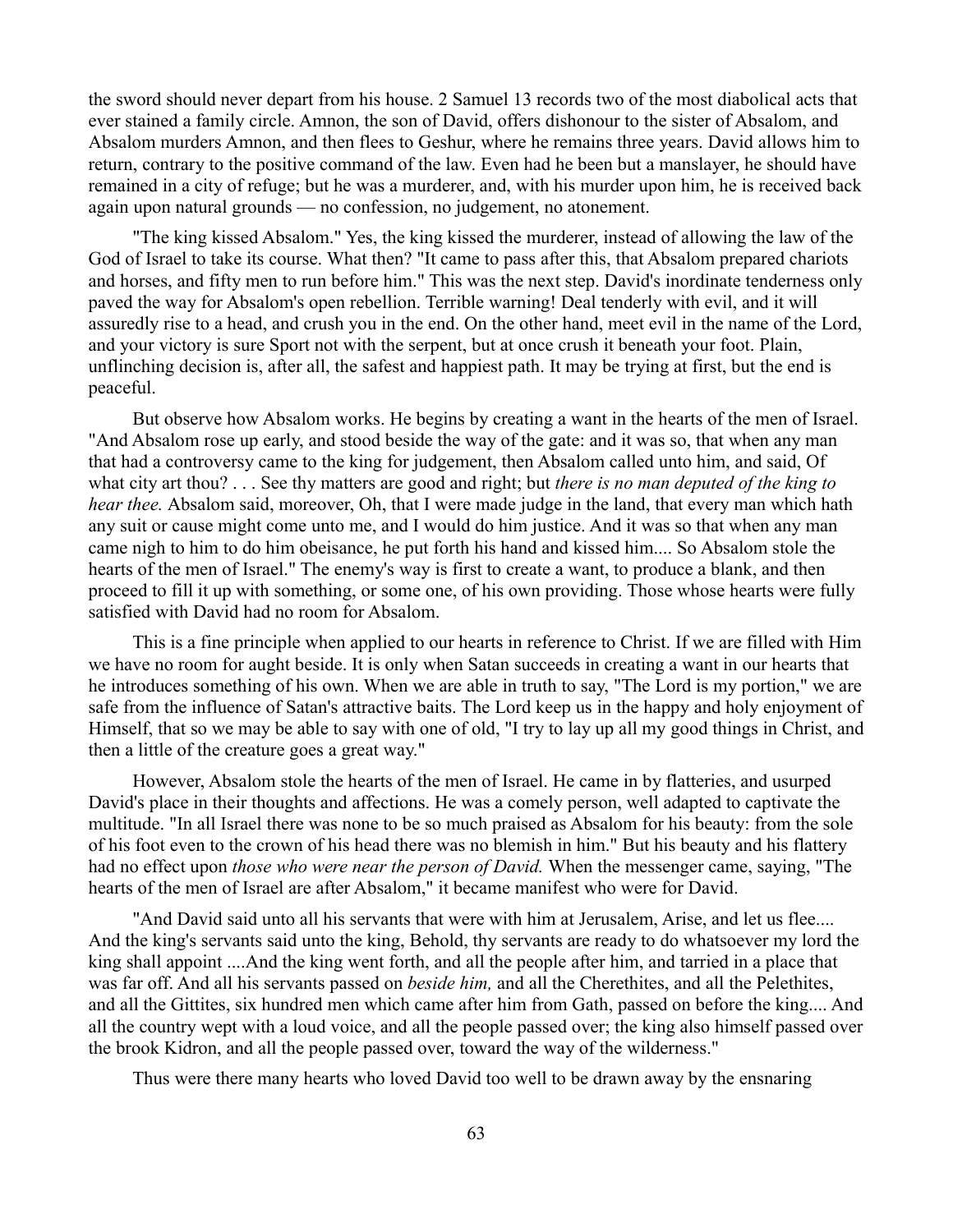the sword should never depart from his house. 2 Samuel 13 records two of the most diabolical acts that ever stained a family circle. Amnon, the son of David, offers dishonour to the sister of Absalom, and Absalom murders Amnon, and then flees to Geshur, where he remains three years. David allows him to return, contrary to the positive command of the law. Even had he been but a manslayer, he should have remained in a city of refuge; but he was a murderer, and, with his murder upon him, he is received back again upon natural grounds — no confession, no judgement, no atonement.

"The king kissed Absalom." Yes, the king kissed the murderer, instead of allowing the law of the God of Israel to take its course. What then? "It came to pass after this, that Absalom prepared chariots and horses, and fifty men to run before him." This was the next step. David's inordinate tenderness only paved the way for Absalom's open rebellion. Terrible warning! Deal tenderly with evil, and it will assuredly rise to a head, and crush you in the end. On the other hand, meet evil in the name of the Lord, and your victory is sure Sport not with the serpent, but at once crush it beneath your foot. Plain, unflinching decision is, after all, the safest and happiest path. It may be trying at first, but the end is peaceful.

But observe how Absalom works. He begins by creating a want in the hearts of the men of Israel. "And Absalom rose up early, and stood beside the way of the gate: and it was so, that when any man that had a controversy came to the king for judgement, then Absalom called unto him, and said, Of what city art thou? . . . See thy matters are good and right; but *there is no man deputed of the king to hear thee.* Absalom said, moreover, Oh, that I were made judge in the land, that every man which hath any suit or cause might come unto me, and I would do him justice. And it was so that when any man came nigh to him to do him obeisance, he put forth his hand and kissed him.... So Absalom stole the hearts of the men of Israel." The enemy's way is first to create a want, to produce a blank, and then proceed to fill it up with something, or some one, of his own providing. Those whose hearts were fully satisfied with David had no room for Absalom.

This is a fine principle when applied to our hearts in reference to Christ. If we are filled with Him we have no room for aught beside. It is only when Satan succeeds in creating a want in our hearts that he introduces something of his own. When we are able in truth to say, "The Lord is my portion," we are safe from the influence of Satan's attractive baits. The Lord keep us in the happy and holy enjoyment of Himself, that so we may be able to say with one of old, "I try to lay up all my good things in Christ, and then a little of the creature goes a great way."

However, Absalom stole the hearts of the men of Israel. He came in by flatteries, and usurped David's place in their thoughts and affections. He was a comely person, well adapted to captivate the multitude. "In all Israel there was none to be so much praised as Absalom for his beauty: from the sole of his foot even to the crown of his head there was no blemish in him." But his beauty and his flattery had no effect upon *those who were near the person of David.* When the messenger came, saying, "The hearts of the men of Israel are after Absalom," it became manifest who were for David.

"And David said unto all his servants that were with him at Jerusalem, Arise, and let us flee.... And the king's servants said unto the king, Behold, thy servants are ready to do whatsoever my lord the king shall appoint ....And the king went forth, and all the people after him, and tarried in a place that was far off. And all his servants passed on *beside him,* and all the Cherethites, and all the Pelethites, and all the Gittites, six hundred men which came after him from Gath, passed on before the king.... And all the country wept with a loud voice, and all the people passed over; the king also himself passed over the brook Kidron, and all the people passed over, toward the way of the wilderness."

Thus were there many hearts who loved David too well to be drawn away by the ensnaring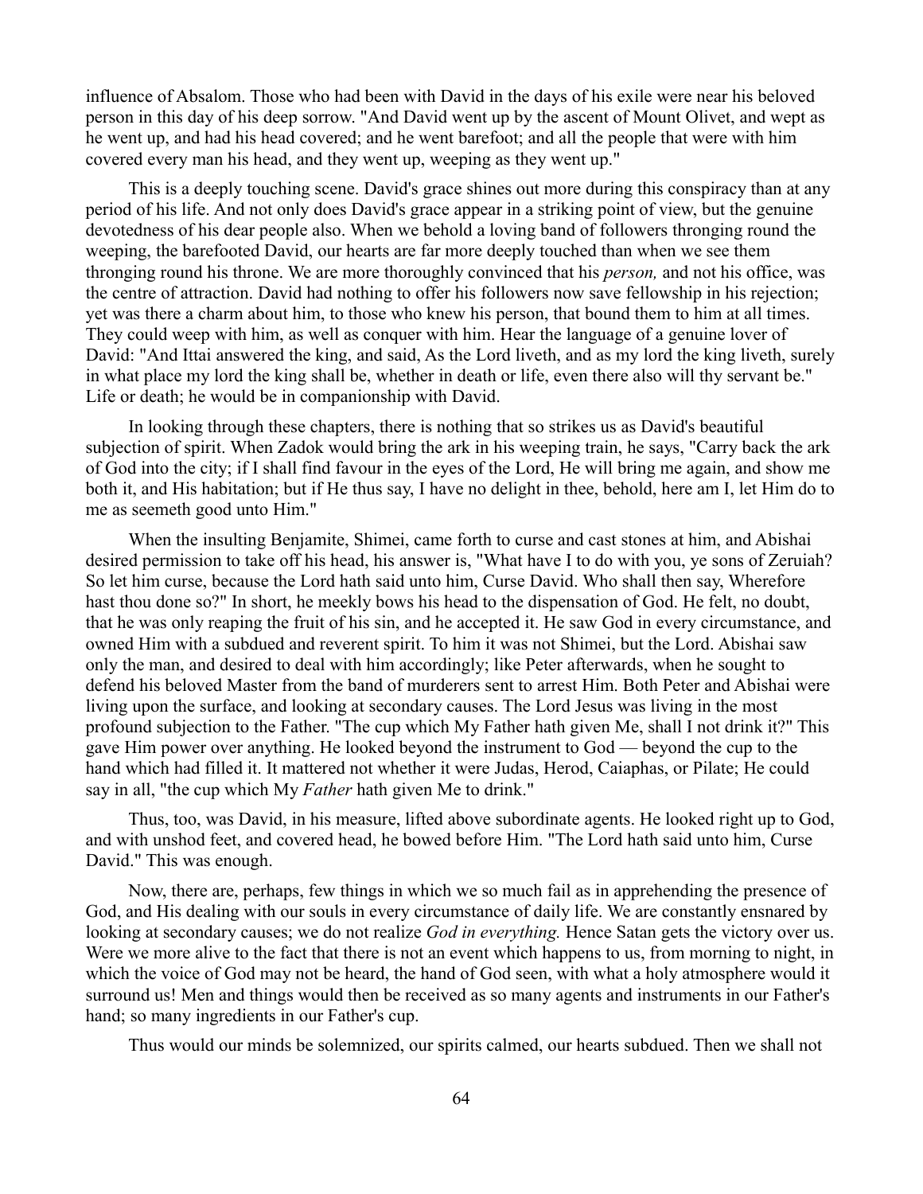influence of Absalom. Those who had been with David in the days of his exile were near his beloved person in this day of his deep sorrow. "And David went up by the ascent of Mount Olivet, and wept as he went up, and had his head covered; and he went barefoot; and all the people that were with him covered every man his head, and they went up, weeping as they went up."

This is a deeply touching scene. David's grace shines out more during this conspiracy than at any period of his life. And not only does David's grace appear in a striking point of view, but the genuine devotedness of his dear people also. When we behold a loving band of followers thronging round the weeping, the barefooted David, our hearts are far more deeply touched than when we see them thronging round his throne. We are more thoroughly convinced that his *person,* and not his office, was the centre of attraction. David had nothing to offer his followers now save fellowship in his rejection; yet was there a charm about him, to those who knew his person, that bound them to him at all times. They could weep with him, as well as conquer with him. Hear the language of a genuine lover of David: "And Ittai answered the king, and said, As the Lord liveth, and as my lord the king liveth, surely in what place my lord the king shall be, whether in death or life, even there also will thy servant be." Life or death; he would be in companionship with David.

In looking through these chapters, there is nothing that so strikes us as David's beautiful subjection of spirit. When Zadok would bring the ark in his weeping train, he says, "Carry back the ark of God into the city; if I shall find favour in the eyes of the Lord, He will bring me again, and show me both it, and His habitation; but if He thus say, I have no delight in thee, behold, here am I, let Him do to me as seemeth good unto Him."

When the insulting Benjamite, Shimei, came forth to curse and cast stones at him, and Abishai desired permission to take off his head, his answer is, "What have I to do with you, ye sons of Zeruiah? So let him curse, because the Lord hath said unto him, Curse David. Who shall then say, Wherefore hast thou done so?" In short, he meekly bows his head to the dispensation of God. He felt, no doubt, that he was only reaping the fruit of his sin, and he accepted it. He saw God in every circumstance, and owned Him with a subdued and reverent spirit. To him it was not Shimei, but the Lord. Abishai saw only the man, and desired to deal with him accordingly; like Peter afterwards, when he sought to defend his beloved Master from the band of murderers sent to arrest Him. Both Peter and Abishai were living upon the surface, and looking at secondary causes. The Lord Jesus was living in the most profound subjection to the Father. "The cup which My Father hath given Me, shall I not drink it?" This gave Him power over anything. He looked beyond the instrument to God — beyond the cup to the hand which had filled it. It mattered not whether it were Judas, Herod, Caiaphas, or Pilate; He could say in all, "the cup which My *Father* hath given Me to drink."

Thus, too, was David, in his measure, lifted above subordinate agents. He looked right up to God, and with unshod feet, and covered head, he bowed before Him. "The Lord hath said unto him, Curse David." This was enough.

Now, there are, perhaps, few things in which we so much fail as in apprehending the presence of God, and His dealing with our souls in every circumstance of daily life. We are constantly ensnared by looking at secondary causes; we do not realize *God in everything.* Hence Satan gets the victory over us. Were we more alive to the fact that there is not an event which happens to us, from morning to night, in which the voice of God may not be heard, the hand of God seen, with what a holy atmosphere would it surround us! Men and things would then be received as so many agents and instruments in our Father's hand; so many ingredients in our Father's cup.

Thus would our minds be solemnized, our spirits calmed, our hearts subdued. Then we shall not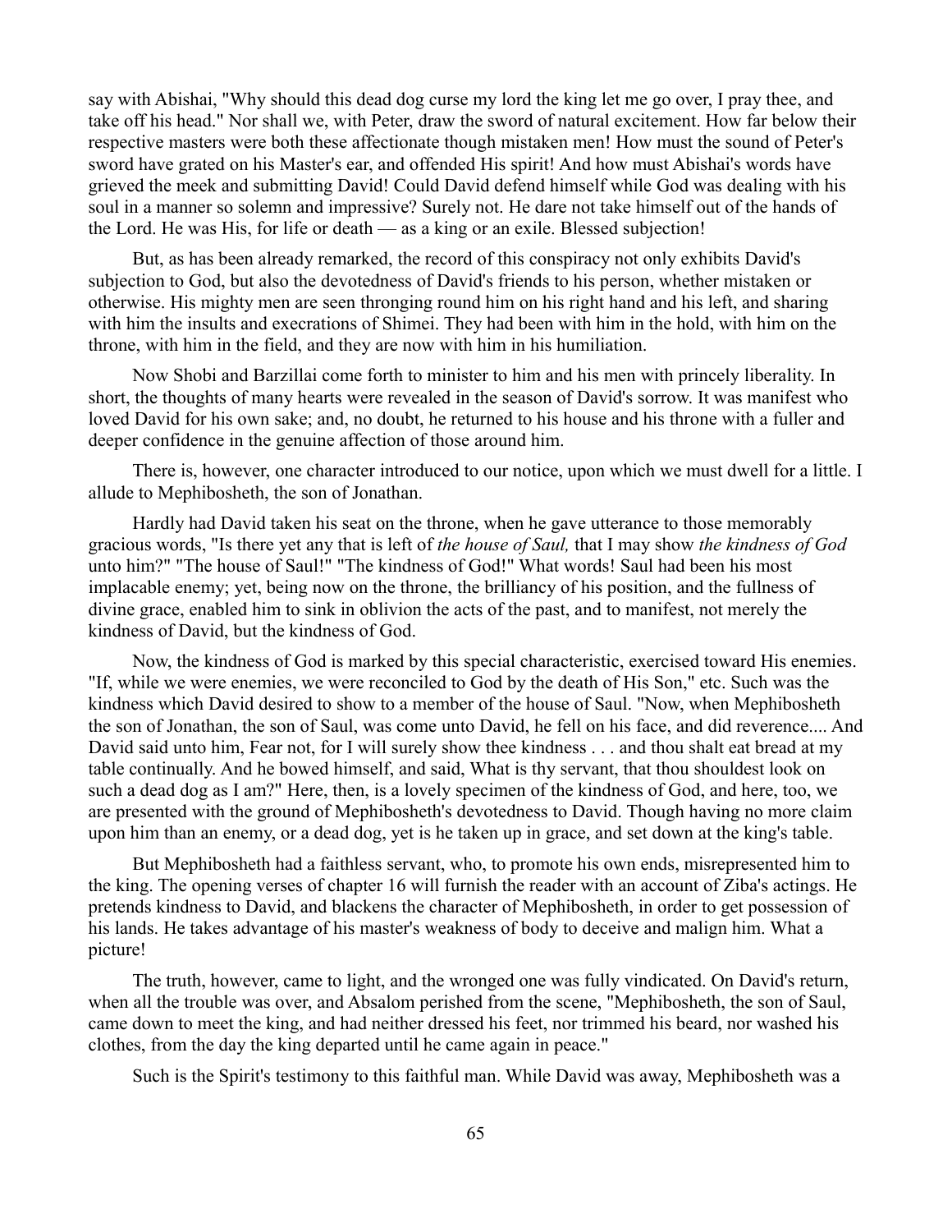say with Abishai, "Why should this dead dog curse my lord the king let me go over, I pray thee, and take off his head." Nor shall we, with Peter, draw the sword of natural excitement. How far below their respective masters were both these affectionate though mistaken men! How must the sound of Peter's sword have grated on his Master's ear, and offended His spirit! And how must Abishai's words have grieved the meek and submitting David! Could David defend himself while God was dealing with his soul in a manner so solemn and impressive? Surely not. He dare not take himself out of the hands of the Lord. He was His, for life or death — as a king or an exile. Blessed subjection!

But, as has been already remarked, the record of this conspiracy not only exhibits David's subjection to God, but also the devotedness of David's friends to his person, whether mistaken or otherwise. His mighty men are seen thronging round him on his right hand and his left, and sharing with him the insults and execrations of Shimei. They had been with him in the hold, with him on the throne, with him in the field, and they are now with him in his humiliation.

Now Shobi and Barzillai come forth to minister to him and his men with princely liberality. In short, the thoughts of many hearts were revealed in the season of David's sorrow. It was manifest who loved David for his own sake; and, no doubt, he returned to his house and his throne with a fuller and deeper confidence in the genuine affection of those around him.

There is, however, one character introduced to our notice, upon which we must dwell for a little. I allude to Mephibosheth, the son of Jonathan.

Hardly had David taken his seat on the throne, when he gave utterance to those memorably gracious words, "Is there yet any that is left of *the house of Saul,* that I may show *the kindness of God* unto him?" "The house of Saul!" "The kindness of God!" What words! Saul had been his most implacable enemy; yet, being now on the throne, the brilliancy of his position, and the fullness of divine grace, enabled him to sink in oblivion the acts of the past, and to manifest, not merely the kindness of David, but the kindness of God.

Now, the kindness of God is marked by this special characteristic, exercised toward His enemies. "If, while we were enemies, we were reconciled to God by the death of His Son," etc. Such was the kindness which David desired to show to a member of the house of Saul. "Now, when Mephibosheth the son of Jonathan, the son of Saul, was come unto David, he fell on his face, and did reverence.... And David said unto him, Fear not, for I will surely show thee kindness . . . and thou shalt eat bread at my table continually. And he bowed himself, and said, What is thy servant, that thou shouldest look on such a dead dog as I am?" Here, then, is a lovely specimen of the kindness of God, and here, too, we are presented with the ground of Mephibosheth's devotedness to David. Though having no more claim upon him than an enemy, or a dead dog, yet is he taken up in grace, and set down at the king's table.

But Mephibosheth had a faithless servant, who, to promote his own ends, misrepresented him to the king. The opening verses of chapter 16 will furnish the reader with an account of Ziba's actings. He pretends kindness to David, and blackens the character of Mephibosheth, in order to get possession of his lands. He takes advantage of his master's weakness of body to deceive and malign him. What a picture!

The truth, however, came to light, and the wronged one was fully vindicated. On David's return, when all the trouble was over, and Absalom perished from the scene, "Mephibosheth, the son of Saul, came down to meet the king, and had neither dressed his feet, nor trimmed his beard, nor washed his clothes, from the day the king departed until he came again in peace."

Such is the Spirit's testimony to this faithful man. While David was away, Mephibosheth was a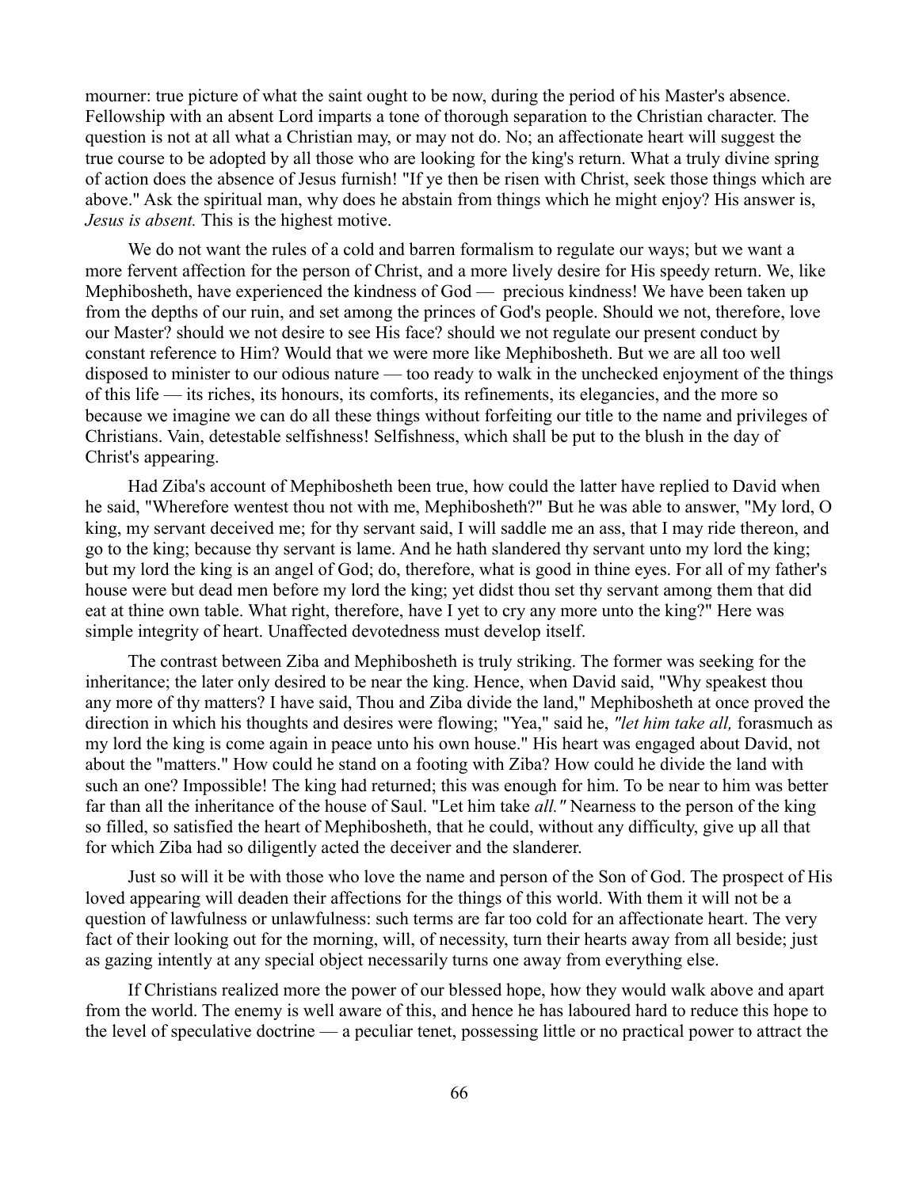mourner: true picture of what the saint ought to be now, during the period of his Master's absence. Fellowship with an absent Lord imparts a tone of thorough separation to the Christian character. The question is not at all what a Christian may, or may not do. No; an affectionate heart will suggest the true course to be adopted by all those who are looking for the king's return. What a truly divine spring of action does the absence of Jesus furnish! "If ye then be risen with Christ, seek those things which are above." Ask the spiritual man, why does he abstain from things which he might enjoy? His answer is, *Jesus is absent.* This is the highest motive.

We do not want the rules of a cold and barren formalism to regulate our ways; but we want a more fervent affection for the person of Christ, and a more lively desire for His speedy return. We, like Mephibosheth, have experienced the kindness of God — precious kindness! We have been taken up from the depths of our ruin, and set among the princes of God's people. Should we not, therefore, love our Master? should we not desire to see His face? should we not regulate our present conduct by constant reference to Him? Would that we were more like Mephibosheth. But we are all too well disposed to minister to our odious nature — too ready to walk in the unchecked enjoyment of the things of this life — its riches, its honours, its comforts, its refinements, its elegancies, and the more so because we imagine we can do all these things without forfeiting our title to the name and privileges of Christians. Vain, detestable selfishness! Selfishness, which shall be put to the blush in the day of Christ's appearing.

Had Ziba's account of Mephibosheth been true, how could the latter have replied to David when he said, "Wherefore wentest thou not with me, Mephibosheth?" But he was able to answer, "My lord, O king, my servant deceived me; for thy servant said, I will saddle me an ass, that I may ride thereon, and go to the king; because thy servant is lame. And he hath slandered thy servant unto my lord the king; but my lord the king is an angel of God; do, therefore, what is good in thine eyes. For all of my father's house were but dead men before my lord the king; yet didst thou set thy servant among them that did eat at thine own table. What right, therefore, have I yet to cry any more unto the king?" Here was simple integrity of heart. Unaffected devotedness must develop itself.

The contrast between Ziba and Mephibosheth is truly striking. The former was seeking for the inheritance; the later only desired to be near the king. Hence, when David said, "Why speakest thou any more of thy matters? I have said, Thou and Ziba divide the land," Mephibosheth at once proved the direction in which his thoughts and desires were flowing; "Yea," said he, *"let him take all,* forasmuch as my lord the king is come again in peace unto his own house." His heart was engaged about David, not about the "matters." How could he stand on a footing with Ziba? How could he divide the land with such an one? Impossible! The king had returned; this was enough for him. To be near to him was better far than all the inheritance of the house of Saul. "Let him take *all."* Nearness to the person of the king so filled, so satisfied the heart of Mephibosheth, that he could, without any difficulty, give up all that for which Ziba had so diligently acted the deceiver and the slanderer.

Just so will it be with those who love the name and person of the Son of God. The prospect of His loved appearing will deaden their affections for the things of this world. With them it will not be a question of lawfulness or unlawfulness: such terms are far too cold for an affectionate heart. The very fact of their looking out for the morning, will, of necessity, turn their hearts away from all beside; just as gazing intently at any special object necessarily turns one away from everything else.

If Christians realized more the power of our blessed hope, how they would walk above and apart from the world. The enemy is well aware of this, and hence he has laboured hard to reduce this hope to the level of speculative doctrine — a peculiar tenet, possessing little or no practical power to attract the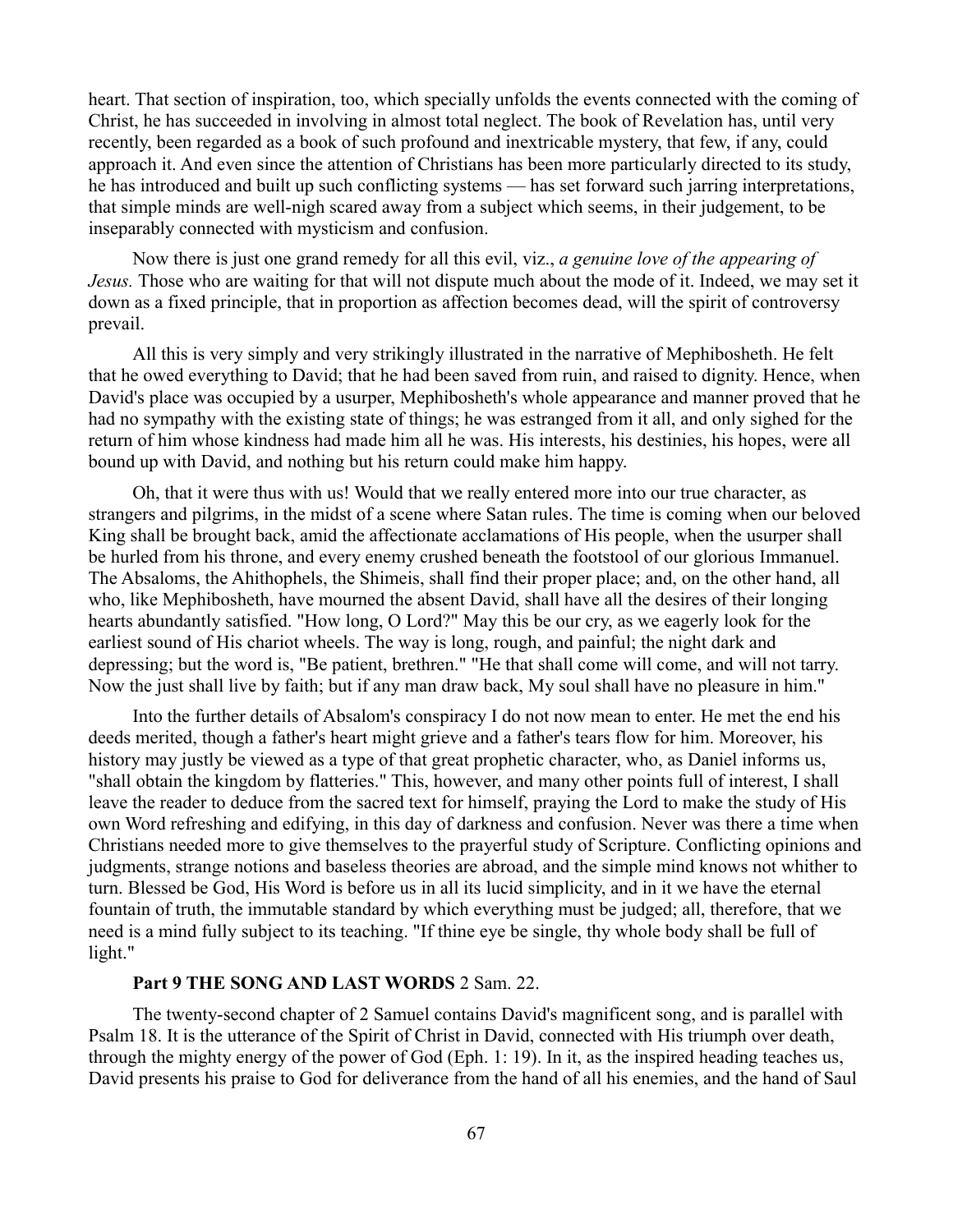heart. That section of inspiration, too, which specially unfolds the events connected with the coming of Christ, he has succeeded in involving in almost total neglect. The book of Revelation has, until very recently, been regarded as a book of such profound and inextricable mystery, that few, if any, could approach it. And even since the attention of Christians has been more particularly directed to its study, he has introduced and built up such conflicting systems — has set forward such jarring interpretations, that simple minds are well-nigh scared away from a subject which seems, in their judgement, to be inseparably connected with mysticism and confusion.

Now there is just one grand remedy for all this evil, viz., *a genuine love of the appearing of Jesus.* Those who are waiting for that will not dispute much about the mode of it. Indeed, we may set it down as a fixed principle, that in proportion as affection becomes dead, will the spirit of controversy prevail.

All this is very simply and very strikingly illustrated in the narrative of Mephibosheth. He felt that he owed everything to David; that he had been saved from ruin, and raised to dignity. Hence, when David's place was occupied by a usurper, Mephibosheth's whole appearance and manner proved that he had no sympathy with the existing state of things; he was estranged from it all, and only sighed for the return of him whose kindness had made him all he was. His interests, his destinies, his hopes, were all bound up with David, and nothing but his return could make him happy.

Oh, that it were thus with us! Would that we really entered more into our true character, as strangers and pilgrims, in the midst of a scene where Satan rules. The time is coming when our beloved King shall be brought back, amid the affectionate acclamations of His people, when the usurper shall be hurled from his throne, and every enemy crushed beneath the footstool of our glorious Immanuel. The Absaloms, the Ahithophels, the Shimeis, shall find their proper place; and, on the other hand, all who, like Mephibosheth, have mourned the absent David, shall have all the desires of their longing hearts abundantly satisfied. "How long, O Lord?" May this be our cry, as we eagerly look for the earliest sound of His chariot wheels. The way is long, rough, and painful; the night dark and depressing; but the word is, "Be patient, brethren." "He that shall come will come, and will not tarry. Now the just shall live by faith; but if any man draw back, My soul shall have no pleasure in him."

Into the further details of Absalom's conspiracy I do not now mean to enter. He met the end his deeds merited, though a father's heart might grieve and a father's tears flow for him. Moreover, his history may justly be viewed as a type of that great prophetic character, who, as Daniel informs us, "shall obtain the kingdom by flatteries." This, however, and many other points full of interest, I shall leave the reader to deduce from the sacred text for himself, praying the Lord to make the study of His own Word refreshing and edifying, in this day of darkness and confusion. Never was there a time when Christians needed more to give themselves to the prayerful study of Scripture. Conflicting opinions and judgments, strange notions and baseless theories are abroad, and the simple mind knows not whither to turn. Blessed be God, His Word is before us in all its lucid simplicity, and in it we have the eternal fountain of truth, the immutable standard by which everything must be judged; all, therefore, that we need is a mind fully subject to its teaching. "If thine eye be single, thy whole body shall be full of light."

## Part 9 THE SONG AND LAST WORDS 2 Sam. 22.

The twenty-second chapter of 2 Samuel contains David's magnificent song, and is parallel with Psalm 18. It is the utterance of the Spirit of Christ in David, connected with His triumph over death, through the mighty energy of the power of God (Eph. 1: 19). In it, as the inspired heading teaches us, David presents his praise to God for deliverance from the hand of all his enemies, and the hand of Saul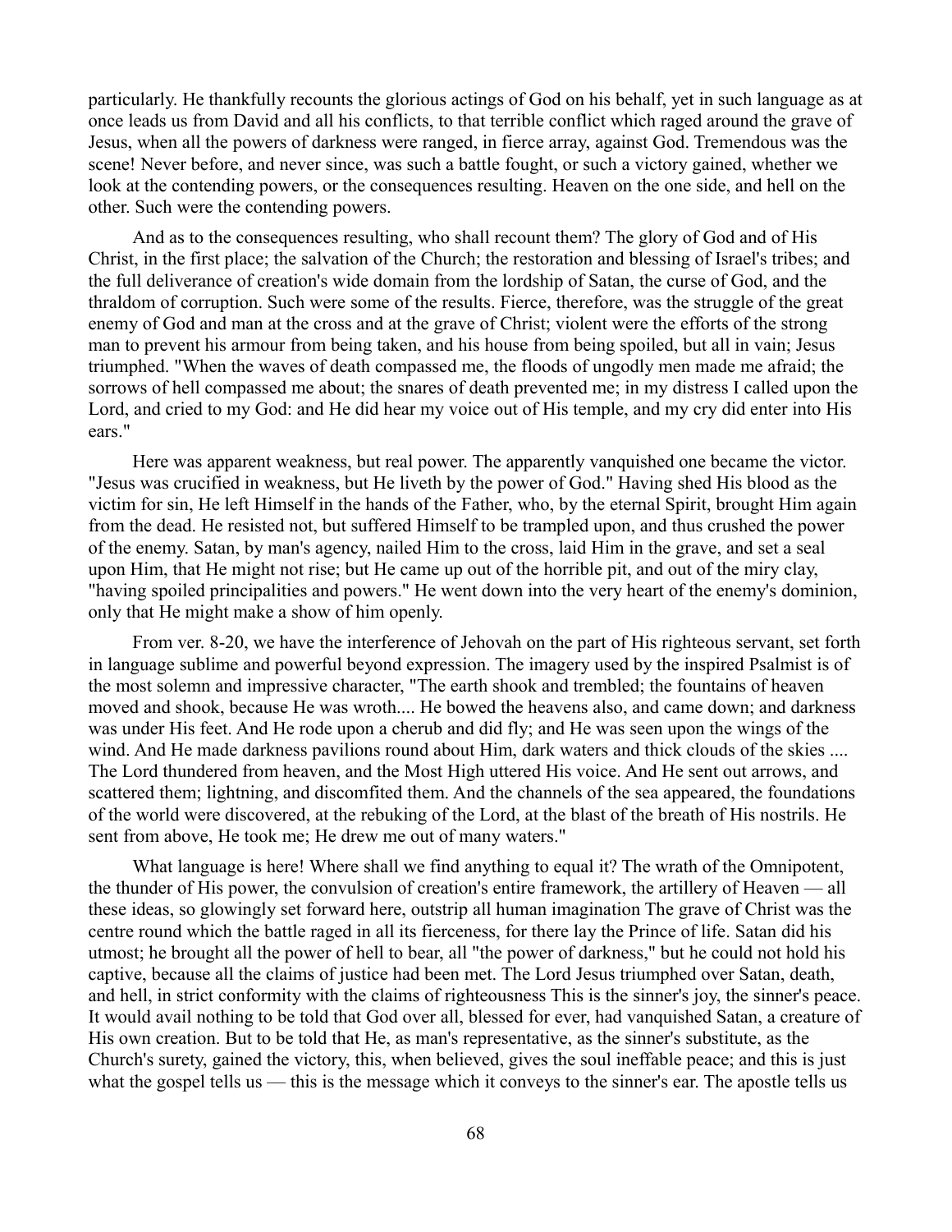particularly. He thankfully recounts the glorious actings of God on his behalf, yet in such language as at once leads us from David and all his conflicts, to that terrible conflict which raged around the grave of Jesus, when all the powers of darkness were ranged, in fierce array, against God. Tremendous was the scene! Never before, and never since, was such a battle fought, or such a victory gained, whether we look at the contending powers, or the consequences resulting. Heaven on the one side, and hell on the other. Such were the contending powers.

And as to the consequences resulting, who shall recount them? The glory of God and of His Christ, in the first place; the salvation of the Church; the restoration and blessing of Israel's tribes; and the full deliverance of creation's wide domain from the lordship of Satan, the curse of God, and the thraldom of corruption. Such were some of the results. Fierce, therefore, was the struggle of the great enemy of God and man at the cross and at the grave of Christ; violent were the efforts of the strong man to prevent his armour from being taken, and his house from being spoiled, but all in vain; Jesus triumphed. "When the waves of death compassed me, the floods of ungodly men made me afraid; the sorrows of hell compassed me about; the snares of death prevented me; in my distress I called upon the Lord, and cried to my God: and He did hear my voice out of His temple, and my cry did enter into His ears."

Here was apparent weakness, but real power. The apparently vanquished one became the victor. "Jesus was crucified in weakness, but He liveth by the power of God." Having shed His blood as the victim for sin, He left Himself in the hands of the Father, who, by the eternal Spirit, brought Him again from the dead. He resisted not, but suffered Himself to be trampled upon, and thus crushed the power of the enemy. Satan, by man's agency, nailed Him to the cross, laid Him in the grave, and set a seal upon Him, that He might not rise; but He came up out of the horrible pit, and out of the miry clay, "having spoiled principalities and powers." He went down into the very heart of the enemy's dominion, only that He might make a show of him openly.

From ver. 8-20, we have the interference of Jehovah on the part of His righteous servant, set forth in language sublime and powerful beyond expression. The imagery used by the inspired Psalmist is of the most solemn and impressive character, "The earth shook and trembled; the fountains of heaven moved and shook, because He was wroth.... He bowed the heavens also, and came down; and darkness was under His feet. And He rode upon a cherub and did fly; and He was seen upon the wings of the wind. And He made darkness pavilions round about Him, dark waters and thick clouds of the skies .... The Lord thundered from heaven, and the Most High uttered His voice. And He sent out arrows, and scattered them; lightning, and discomfited them. And the channels of the sea appeared, the foundations of the world were discovered, at the rebuking of the Lord, at the blast of the breath of His nostrils. He sent from above, He took me; He drew me out of many waters."

What language is here! Where shall we find anything to equal it? The wrath of the Omnipotent, the thunder of His power, the convulsion of creation's entire framework, the artillery of Heaven — all these ideas, so glowingly set forward here, outstrip all human imagination The grave of Christ was the centre round which the battle raged in all its fierceness, for there lay the Prince of life. Satan did his utmost; he brought all the power of hell to bear, all "the power of darkness," but he could not hold his captive, because all the claims of justice had been met. The Lord Jesus triumphed over Satan, death, and hell, in strict conformity with the claims of righteousness This is the sinner's joy, the sinner's peace. It would avail nothing to be told that God over all, blessed for ever, had vanquished Satan, a creature of His own creation. But to be told that He, as man's representative, as the sinner's substitute, as the Church's surety, gained the victory, this, when believed, gives the soul ineffable peace; and this is just what the gospel tells us — this is the message which it conveys to the sinner's ear. The apostle tells us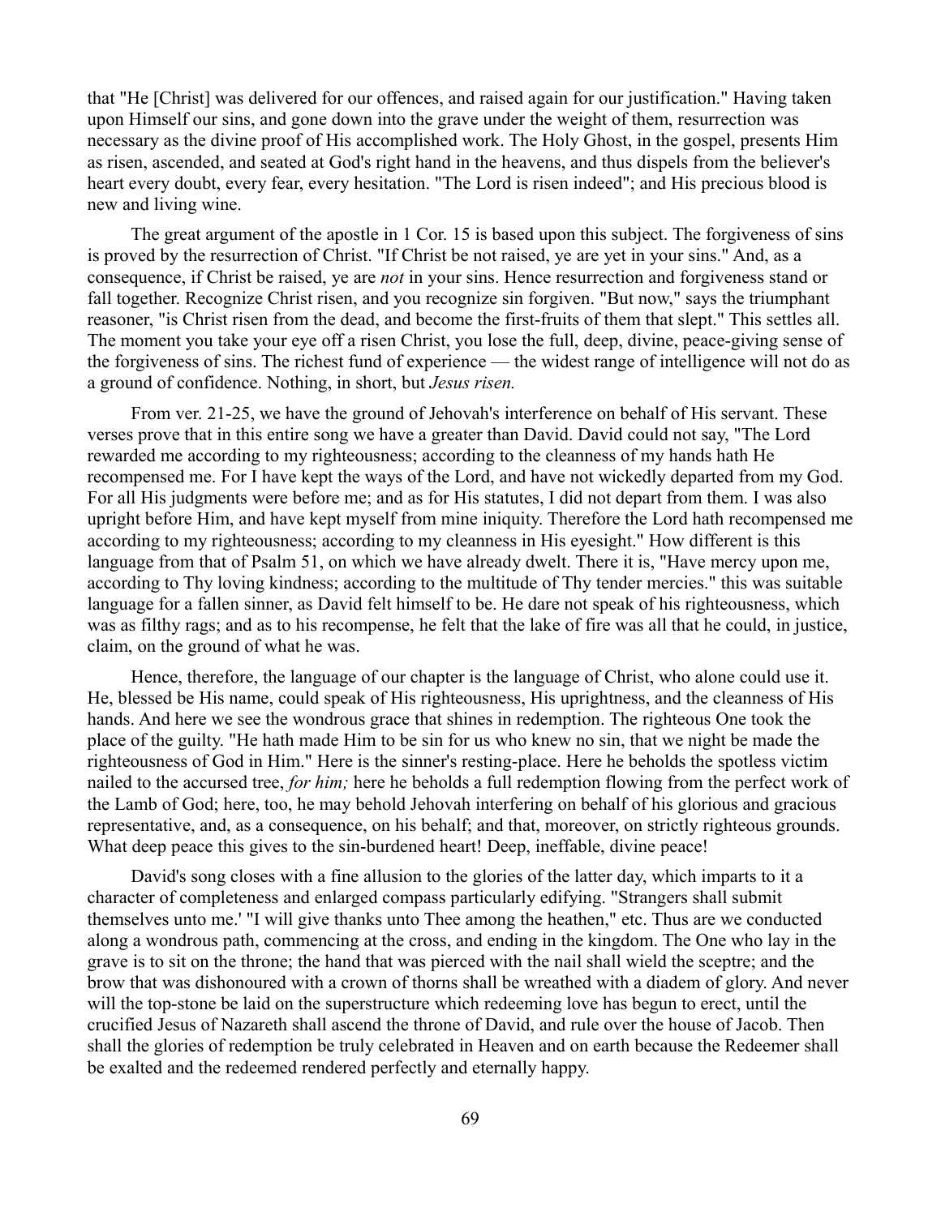that "He [Christ] was delivered for our offences, and raised again for our justification." Having taken upon Himself our sins, and gone down into the grave under the weight of them, resurrection was necessary as the divine proof of His accomplished work. The Holy Ghost, in the gospel, presents Him as risen, ascended, and seated at God's right hand in the heavens, and thus dispels from the believer's heart every doubt, every fear, every hesitation. "The Lord is risen indeed"; and His precious blood is new and living wine.

The great argument of the apostle in 1 Cor. 15 is based upon this subject. The forgiveness of sins is proved by the resurrection of Christ. "If Christ be not raised, ye are yet in your sins." And, as a consequence, if Christ be raised, ye are *not* in your sins. Hence resurrection and forgiveness stand or fall together. Recognize Christ risen, and you recognize sin forgiven. "But now," says the triumphant reasoner, "is Christ risen from the dead, and become the first-fruits of them that slept." This settles all. The moment you take your eye off a risen Christ, you lose the full, deep, divine, peace-giving sense of the forgiveness of sins. The richest fund of experience — the widest range of intelligence will not do as a ground of confidence. Nothing, in short, but *Jesus risen.*

From ver. 21-25, we have the ground of Jehovah's interference on behalf of His servant. These verses prove that in this entire song we have a greater than David. David could not say, "The Lord rewarded me according to my righteousness; according to the cleanness of my hands hath He recompensed me. For I have kept the ways of the Lord, and have not wickedly departed from my God. For all His judgments were before me; and as for His statutes, I did not depart from them. I was also upright before Him, and have kept myself from mine iniquity. Therefore the Lord hath recompensed me according to my righteousness; according to my cleanness in His eyesight." How different is this language from that of Psalm 51, on which we have already dwelt. There it is, "Have mercy upon me, according to Thy loving kindness; according to the multitude of Thy tender mercies." this was suitable language for a fallen sinner, as David felt himself to be. He dare not speak of his righteousness, which was as filthy rags; and as to his recompense, he felt that the lake of fire was all that he could, in justice, claim, on the ground of what he was.

Hence, therefore, the language of our chapter is the language of Christ, who alone could use it. He, blessed be His name, could speak of His righteousness, His uprightness, and the cleanness of His hands. And here we see the wondrous grace that shines in redemption. The righteous One took the place of the guilty. "He hath made Him to be sin for us who knew no sin, that we night be made the righteousness of God in Him." Here is the sinner's resting-place. Here he beholds the spotless victim nailed to the accursed tree, *for him;* here he beholds a full redemption flowing from the perfect work of the Lamb of God; here, too, he may behold Jehovah interfering on behalf of his glorious and gracious representative, and, as a consequence, on his behalf; and that, moreover, on strictly righteous grounds. What deep peace this gives to the sin-burdened heart! Deep, ineffable, divine peace!

David's song closes with a fine allusion to the glories of the latter day, which imparts to it a character of completeness and enlarged compass particularly edifying. "Strangers shall submit themselves unto me.' "I will give thanks unto Thee among the heathen," etc. Thus are we conducted along a wondrous path, commencing at the cross, and ending in the kingdom. The One who lay in the grave is to sit on the throne; the hand that was pierced with the nail shall wield the sceptre; and the brow that was dishonoured with a crown of thorns shall be wreathed with a diadem of glory. And never will the top-stone be laid on the superstructure which redeeming love has begun to erect, until the crucified Jesus of Nazareth shall ascend the throne of David, and rule over the house of Jacob. Then shall the glories of redemption be truly celebrated in Heaven and on earth because the Redeemer shall be exalted and the redeemed rendered perfectly and eternally happy.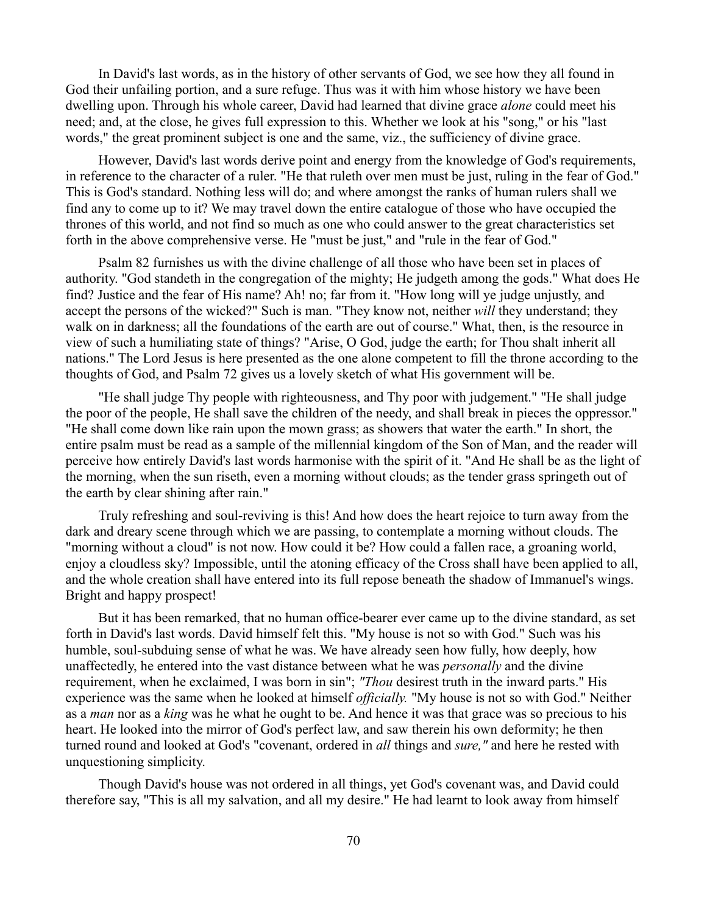In David's last words, as in the history of other servants of God, we see how they all found in God their unfailing portion, and a sure refuge. Thus was it with him whose history we have been dwelling upon. Through his whole career, David had learned that divine grace *alone* could meet his need; and, at the close, he gives full expression to this. Whether we look at his "song," or his "last words," the great prominent subject is one and the same, viz., the sufficiency of divine grace.

However, David's last words derive point and energy from the knowledge of God's requirements, in reference to the character of a ruler. "He that ruleth over men must be just, ruling in the fear of God." This is God's standard. Nothing less will do; and where amongst the ranks of human rulers shall we find any to come up to it? We may travel down the entire catalogue of those who have occupied the thrones of this world, and not find so much as one who could answer to the great characteristics set forth in the above comprehensive verse. He "must be just," and "rule in the fear of God."

Psalm 82 furnishes us with the divine challenge of all those who have been set in places of authority. "God standeth in the congregation of the mighty; He judgeth among the gods." What does He find? Justice and the fear of His name? Ah! no; far from it. "How long will ye judge unjustly, and accept the persons of the wicked?" Such is man. "They know not, neither *will* they understand; they walk on in darkness; all the foundations of the earth are out of course." What, then, is the resource in view of such a humiliating state of things? "Arise, O God, judge the earth; for Thou shalt inherit all nations." The Lord Jesus is here presented as the one alone competent to fill the throne according to the thoughts of God, and Psalm 72 gives us a lovely sketch of what His government will be.

"He shall judge Thy people with righteousness, and Thy poor with judgement." "He shall judge the poor of the people, He shall save the children of the needy, and shall break in pieces the oppressor." "He shall come down like rain upon the mown grass; as showers that water the earth." In short, the entire psalm must be read as a sample of the millennial kingdom of the Son of Man, and the reader will perceive how entirely David's last words harmonise with the spirit of it. "And He shall be as the light of the morning, when the sun riseth, even a morning without clouds; as the tender grass springeth out of the earth by clear shining after rain."

Truly refreshing and soul-reviving is this! And how does the heart rejoice to turn away from the dark and dreary scene through which we are passing, to contemplate a morning without clouds. The "morning without a cloud" is not now. How could it be? How could a fallen race, a groaning world, enjoy a cloudless sky? Impossible, until the atoning efficacy of the Cross shall have been applied to all, and the whole creation shall have entered into its full repose beneath the shadow of Immanuel's wings. Bright and happy prospect!

But it has been remarked, that no human office-bearer ever came up to the divine standard, as set forth in David's last words. David himself felt this. "My house is not so with God." Such was his humble, soul-subduing sense of what he was. We have already seen how fully, how deeply, how unaffectedly, he entered into the vast distance between what he was *personally* and the divine requirement, when he exclaimed, I was born in sin"; *"Thou* desirest truth in the inward parts." His experience was the same when he looked at himself *officially.* "My house is not so with God." Neither as a *man* nor as a *king* was he what he ought to be. And hence it was that grace was so precious to his heart. He looked into the mirror of God's perfect law, and saw therein his own deformity; he then turned round and looked at God's "covenant, ordered in *all* things and *sure,"* and here he rested with unquestioning simplicity.

Though David's house was not ordered in all things, yet God's covenant was, and David could therefore say, "This is all my salvation, and all my desire." He had learnt to look away from himself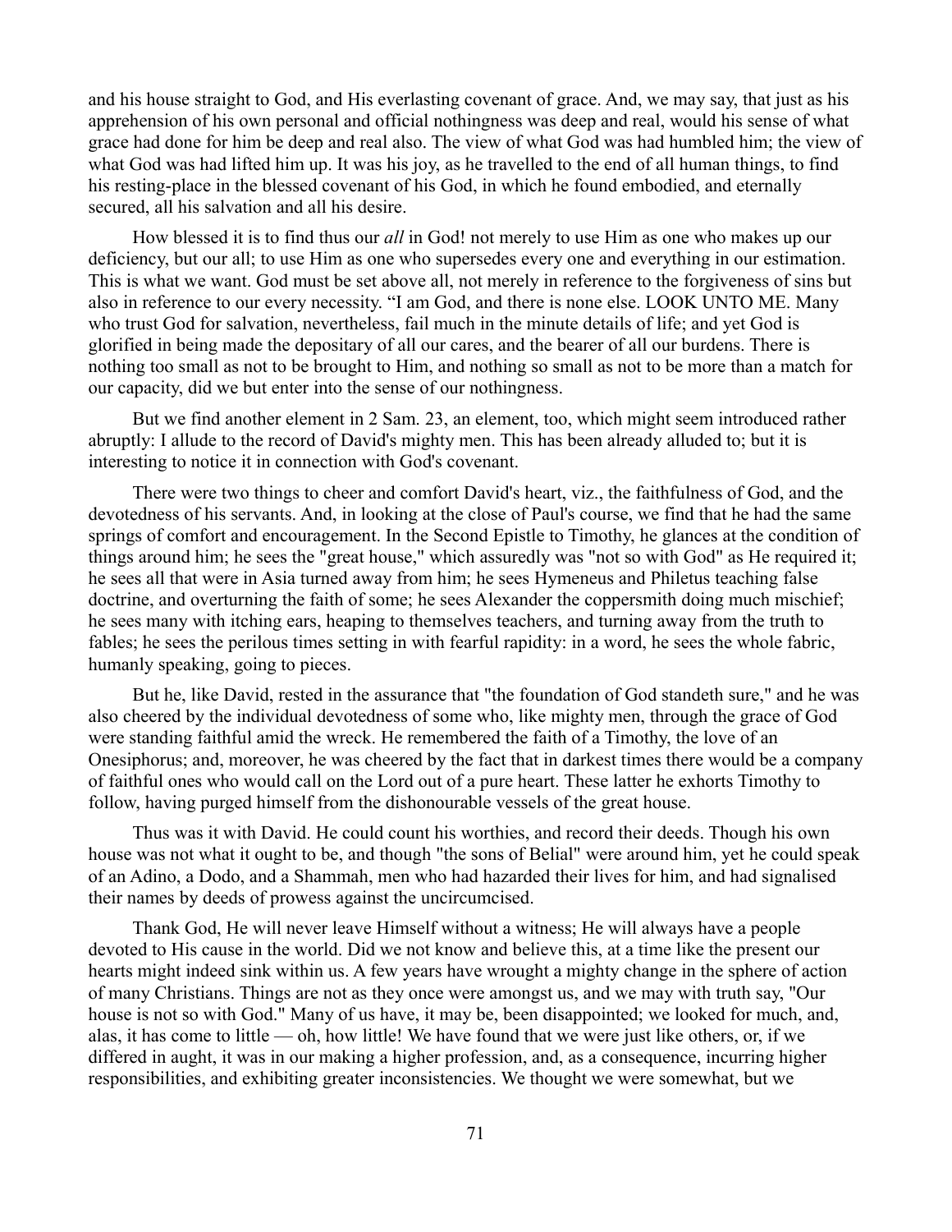and his house straight to God, and His everlasting covenant of grace. And, we may say, that just as his apprehension of his own personal and official nothingness was deep and real, would his sense of what grace had done for him be deep and real also. The view of what God was had humbled him; the view of what God was had lifted him up. It was his joy, as he travelled to the end of all human things, to find his resting-place in the blessed covenant of his God, in which he found embodied, and eternally secured, all his salvation and all his desire.

How blessed it is to find thus our *all* in God! not merely to use Him as one who makes up our deficiency, but our all; to use Him as one who supersedes every one and everything in our estimation. This is what we want. God must be set above all, not merely in reference to the forgiveness of sins but also in reference to our every necessity. "I am God, and there is none else. LOOK UNTO ME. Many who trust God for salvation, nevertheless, fail much in the minute details of life; and yet God is glorified in being made the depositary of all our cares, and the bearer of all our burdens. There is nothing too small as not to be brought to Him, and nothing so small as not to be more than a match for our capacity, did we but enter into the sense of our nothingness.

But we find another element in 2 Sam. 23, an element, too, which might seem introduced rather abruptly: I allude to the record of David's mighty men. This has been already alluded to; but it is interesting to notice it in connection with God's covenant.

There were two things to cheer and comfort David's heart, viz., the faithfulness of God, and the devotedness of his servants. And, in looking at the close of Paul's course, we find that he had the same springs of comfort and encouragement. In the Second Epistle to Timothy, he glances at the condition of things around him; he sees the "great house," which assuredly was "not so with God" as He required it; he sees all that were in Asia turned away from him; he sees Hymeneus and Philetus teaching false doctrine, and overturning the faith of some; he sees Alexander the coppersmith doing much mischief; he sees many with itching ears, heaping to themselves teachers, and turning away from the truth to fables; he sees the perilous times setting in with fearful rapidity: in a word, he sees the whole fabric, humanly speaking, going to pieces.

But he, like David, rested in the assurance that "the foundation of God standeth sure," and he was also cheered by the individual devotedness of some who, like mighty men, through the grace of God were standing faithful amid the wreck. He remembered the faith of a Timothy, the love of an Onesiphorus; and, moreover, he was cheered by the fact that in darkest times there would be a company of faithful ones who would call on the Lord out of a pure heart. These latter he exhorts Timothy to follow, having purged himself from the dishonourable vessels of the great house.

Thus was it with David. He could count his worthies, and record their deeds. Though his own house was not what it ought to be, and though "the sons of Belial" were around him, yet he could speak of an Adino, a Dodo, and a Shammah, men who had hazarded their lives for him, and had signalised their names by deeds of prowess against the uncircumcised.

Thank God, He will never leave Himself without a witness; He will always have a people devoted to His cause in the world. Did we not know and believe this, at a time like the present our hearts might indeed sink within us. A few years have wrought a mighty change in the sphere of action of many Christians. Things are not as they once were amongst us, and we may with truth say, "Our house is not so with God." Many of us have, it may be, been disappointed; we looked for much, and, alas, it has come to little — oh, how little! We have found that we were just like others, or, if we differed in aught, it was in our making a higher profession, and, as a consequence, incurring higher responsibilities, and exhibiting greater inconsistencies. We thought we were somewhat, but we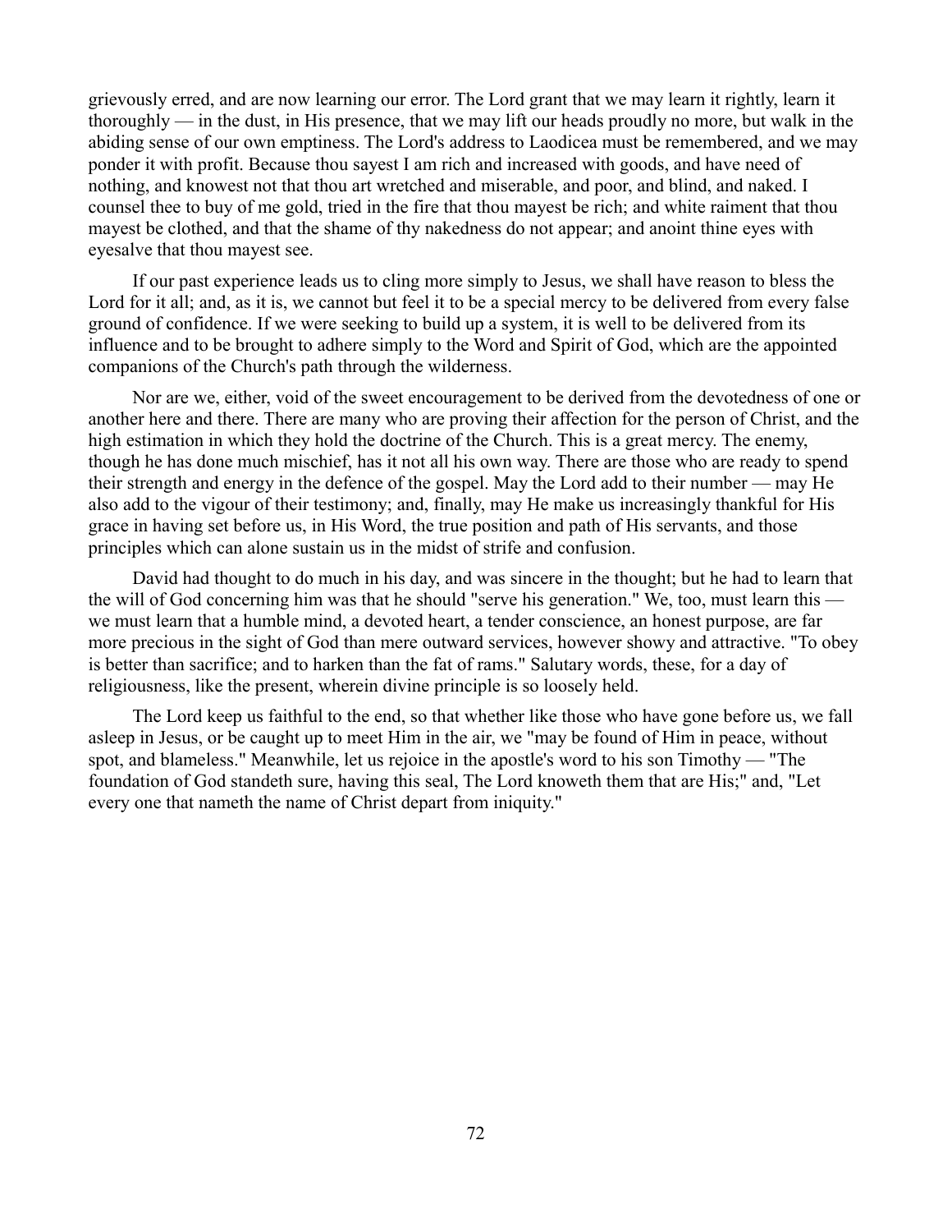grievously erred, and are now learning our error. The Lord grant that we may learn it rightly, learn it thoroughly — in the dust, in His presence, that we may lift our heads proudly no more, but walk in the abiding sense of our own emptiness. The Lord's address to Laodicea must be remembered, and we may ponder it with profit. Because thou sayest I am rich and increased with goods, and have need of nothing, and knowest not that thou art wretched and miserable, and poor, and blind, and naked. I counsel thee to buy of me gold, tried in the fire that thou mayest be rich; and white raiment that thou mayest be clothed, and that the shame of thy nakedness do not appear; and anoint thine eyes with eyesalve that thou mayest see.

If our past experience leads us to cling more simply to Jesus, we shall have reason to bless the Lord for it all; and, as it is, we cannot but feel it to be a special mercy to be delivered from every false ground of confidence. If we were seeking to build up a system, it is well to be delivered from its influence and to be brought to adhere simply to the Word and Spirit of God, which are the appointed companions of the Church's path through the wilderness.

Nor are we, either, void of the sweet encouragement to be derived from the devotedness of one or another here and there. There are many who are proving their affection for the person of Christ, and the high estimation in which they hold the doctrine of the Church. This is a great mercy. The enemy, though he has done much mischief, has it not all his own way. There are those who are ready to spend their strength and energy in the defence of the gospel. May the Lord add to their number — may He also add to the vigour of their testimony; and, finally, may He make us increasingly thankful for His grace in having set before us, in His Word, the true position and path of His servants, and those principles which can alone sustain us in the midst of strife and confusion.

David had thought to do much in his day, and was sincere in the thought; but he had to learn that the will of God concerning him was that he should "serve his generation." We, too, must learn this — we must learn that a humble mind, a devoted heart, a tender conscience, an honest purpose, are far more precious in the sight of God than mere outward services, however showy and attractive. "To obey is better than sacrifice; and to harken than the fat of rams." Salutary words, these, for a day of religiousness, like the present, wherein divine principle is so loosely held.

The Lord keep us faithful to the end, so that whether like those who have gone before us, we fall asleep in Jesus, or be caught up to meet Him in the air, we "may be found of Him in peace, without spot, and blameless." Meanwhile, let us rejoice in the apostle's word to his son Timothy — "The foundation of God standeth sure, having this seal, The Lord knoweth them that are His;" and, "Let every one that nameth the name of Christ depart from iniquity."